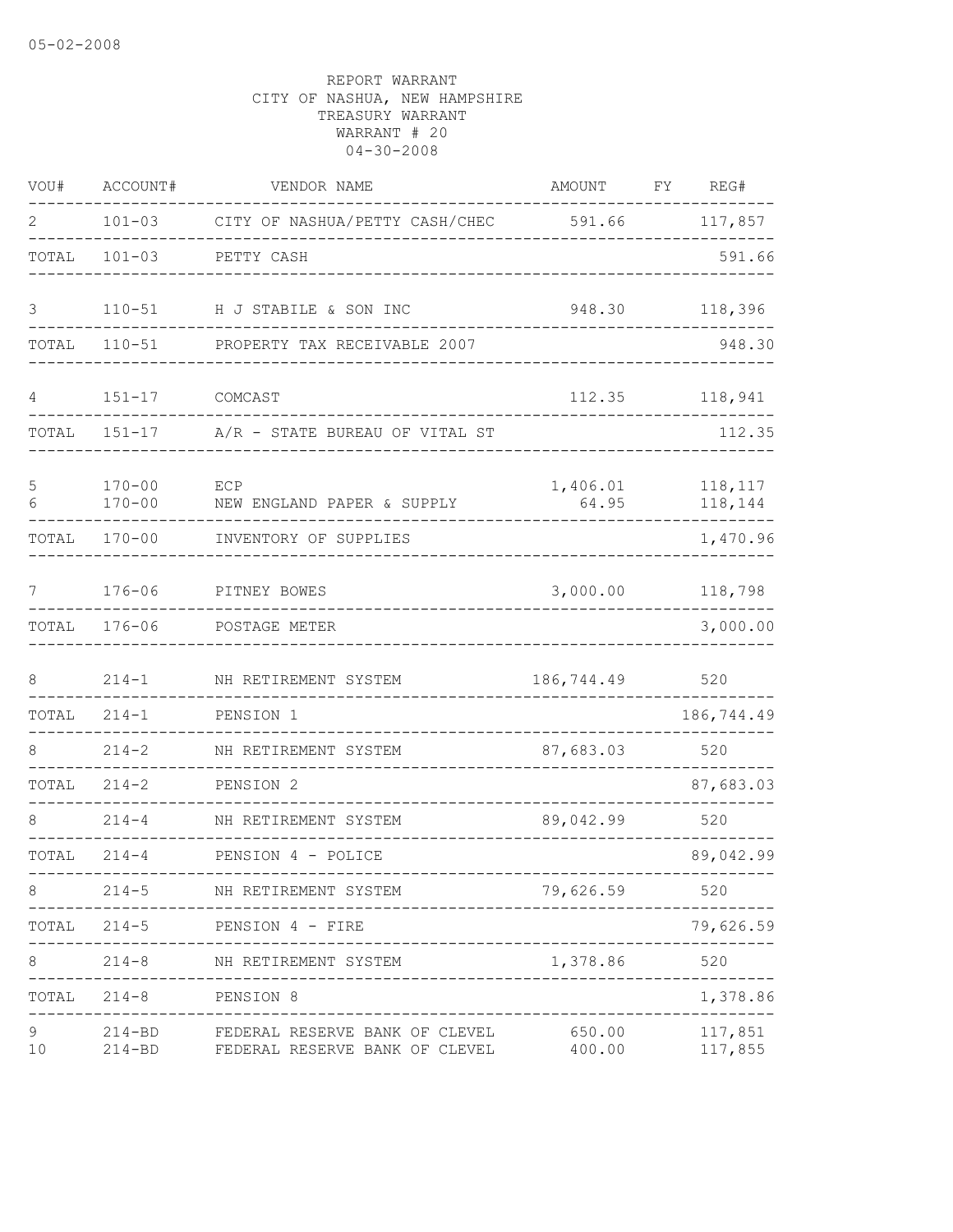05-02-2008

REPORT WARRANT
CITY OF NASHUA, NEW HAMPSHIRE
TREASURY WARRANT
WARRANT # 20
04-30-2008

| VOU# | ACCOUNT# | VENDOR NAME | AMOUNT | FY | REG# |
|---|---|---|---|---|---|
| 2 | 101-03 | CITY OF NASHUA/PETTY CASH/CHEC | 591.66 | | 117,857 |
| TOTAL | 101-03 | PETTY CASH | | | 591.66 |
| 3 | 110-51 | H J STABILE & SON INC | 948.30 | | 118,396 |
| TOTAL | 110-51 | PROPERTY TAX RECEIVABLE 2007 | | | 948.30 |
| 4 | 151-17 | COMCAST | 112.35 | | 118,941 |
| TOTAL | 151-17 | A/R - STATE BUREAU OF VITAL ST | | | 112.35 |
| 5 | 170-00 | ECP | 1,406.01 | | 118,117 |
| 6 | 170-00 | NEW ENGLAND PAPER & SUPPLY | 64.95 | | 118,144 |
| TOTAL | 170-00 | INVENTORY OF SUPPLIES | | | 1,470.96 |
| 7 | 176-06 | PITNEY BOWES | 3,000.00 | | 118,798 |
| TOTAL | 176-06 | POSTAGE METER | | | 3,000.00 |
| 8 | 214-1 | NH RETIREMENT SYSTEM | 186,744.49 | | 520 |
| TOTAL | 214-1 | PENSION 1 | | | 186,744.49 |
| 8 | 214-2 | NH RETIREMENT SYSTEM | 87,683.03 | | 520 |
| TOTAL | 214-2 | PENSION 2 | | | 87,683.03 |
| 8 | 214-4 | NH RETIREMENT SYSTEM | 89,042.99 | | 520 |
| TOTAL | 214-4 | PENSION 4 - POLICE | | | 89,042.99 |
| 8 | 214-5 | NH RETIREMENT SYSTEM | 79,626.59 | | 520 |
| TOTAL | 214-5 | PENSION 4 - FIRE | | | 79,626.59 |
| 8 | 214-8 | NH RETIREMENT SYSTEM | 1,378.86 | | 520 |
| TOTAL | 214-8 | PENSION 8 | | | 1,378.86 |
| 9 | 214-BD | FEDERAL RESERVE BANK OF CLEVEL | 650.00 | | 117,851 |
| 10 | 214-BD | FEDERAL RESERVE BANK OF CLEVEL | 400.00 | | 117,855 |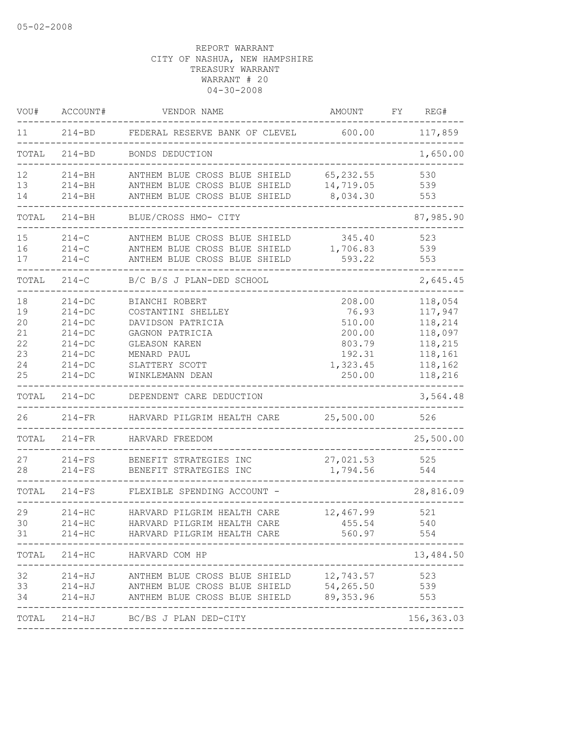REPORT WARRANT
CITY OF NASHUA, NEW HAMPSHIRE
TREASURY WARRANT
WARRANT # 20
04-30-2008

| VOU# | ACCOUNT# | VENDOR NAME | AMOUNT | FY | REG# |
|---|---|---|---|---|---|
| 11 | 214-BD | FEDERAL RESERVE BANK OF CLEVEL | 600.00 | | 117,859 |
| TOTAL | 214-BD | BONDS DEDUCTION | | | 1,650.00 |
| 12 | 214-BH | ANTHEM BLUE CROSS BLUE SHIELD | 65,232.55 | | 530 |
| 13 | 214-BH | ANTHEM BLUE CROSS BLUE SHIELD | 14,719.05 | | 539 |
| 14 | 214-BH | ANTHEM BLUE CROSS BLUE SHIELD | 8,034.30 | | 553 |
| TOTAL | 214-BH | BLUE/CROSS HMO- CITY | | | 87,985.90 |
| 15 | 214-C | ANTHEM BLUE CROSS BLUE SHIELD | 345.40 | | 523 |
| 16 | 214-C | ANTHEM BLUE CROSS BLUE SHIELD | 1,706.83 | | 539 |
| 17 | 214-C | ANTHEM BLUE CROSS BLUE SHIELD | 593.22 | | 553 |
| TOTAL | 214-C | B/C B/S J PLAN-DED SCHOOL | | | 2,645.45 |
| 18 | 214-DC | BIANCHI ROBERT | 208.00 | | 118,054 |
| 19 | 214-DC | COSTANTINI SHELLEY | 76.93 | | 117,947 |
| 20 | 214-DC | DAVIDSON PATRICIA | 510.00 | | 118,214 |
| 21 | 214-DC | GAGNON PATRICIA | 200.00 | | 118,097 |
| 22 | 214-DC | GLEASON KAREN | 803.79 | | 118,215 |
| 23 | 214-DC | MENARD PAUL | 192.31 | | 118,161 |
| 24 | 214-DC | SLATTERY SCOTT | 1,323.45 | | 118,162 |
| 25 | 214-DC | WINKLEMANN DEAN | 250.00 | | 118,216 |
| TOTAL | 214-DC | DEPENDENT CARE DEDUCTION | | | 3,564.48 |
| 26 | 214-FR | HARVARD PILGRIM HEALTH CARE | 25,500.00 | | 526 |
| TOTAL | 214-FR | HARVARD FREEDOM | | | 25,500.00 |
| 27 | 214-FS | BENEFIT STRATEGIES INC | 27,021.53 | | 525 |
| 28 | 214-FS | BENEFIT STRATEGIES INC | 1,794.56 | | 544 |
| TOTAL | 214-FS | FLEXIBLE SPENDING ACCOUNT - | | | 28,816.09 |
| 29 | 214-HC | HARVARD PILGRIM HEALTH CARE | 12,467.99 | | 521 |
| 30 | 214-HC | HARVARD PILGRIM HEALTH CARE | 455.54 | | 540 |
| 31 | 214-HC | HARVARD PILGRIM HEALTH CARE | 560.97 | | 554 |
| TOTAL | 214-HC | HARVARD COM HP | | | 13,484.50 |
| 32 | 214-HJ | ANTHEM BLUE CROSS BLUE SHIELD | 12,743.57 | | 523 |
| 33 | 214-HJ | ANTHEM BLUE CROSS BLUE SHIELD | 54,265.50 | | 539 |
| 34 | 214-HJ | ANTHEM BLUE CROSS BLUE SHIELD | 89,353.96 | | 553 |
| TOTAL | 214-HJ | BC/BS J PLAN DED-CITY | | | 156,363.03 |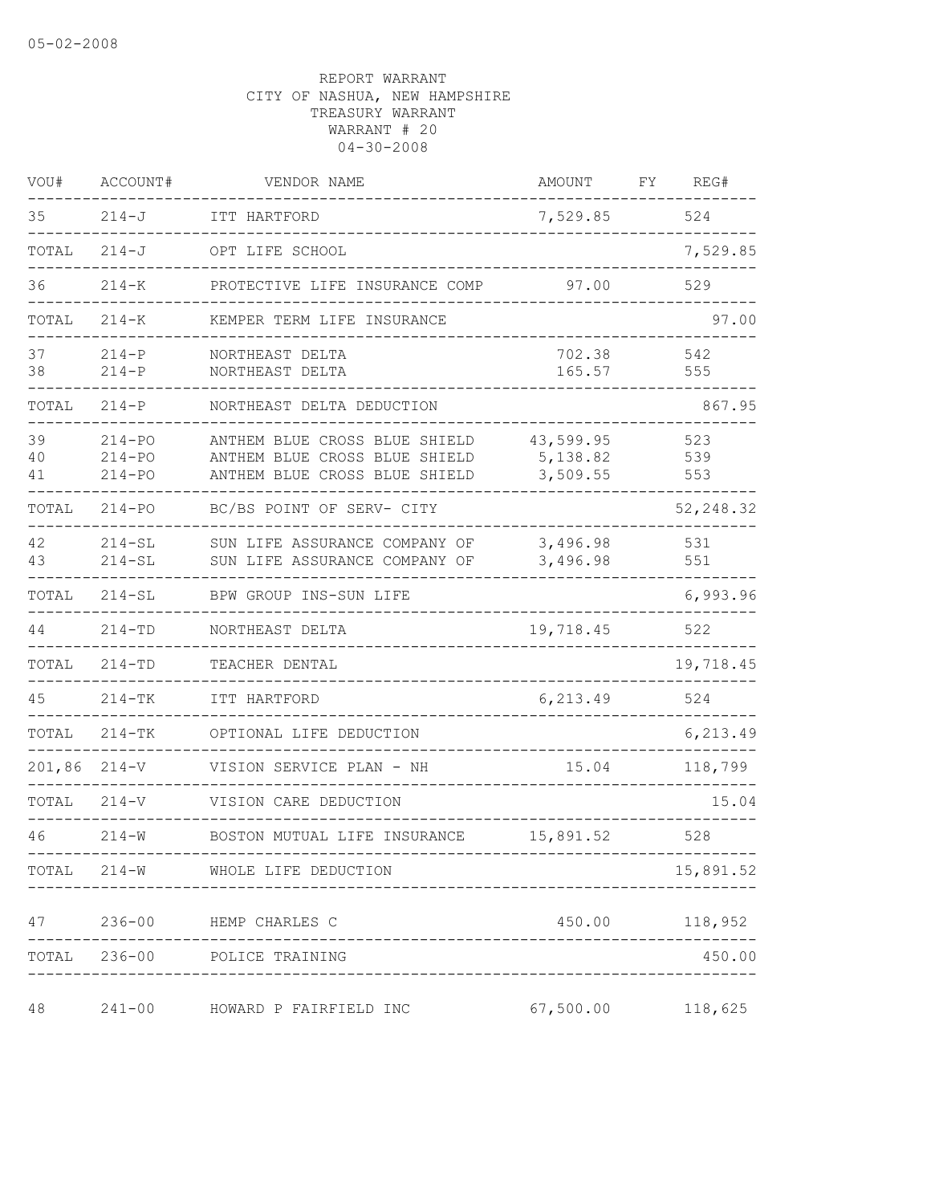REPORT WARRANT
CITY OF NASHUA, NEW HAMPSHIRE
TREASURY WARRANT
WARRANT # 20
04-30-2008

| VOU# | ACCOUNT# | VENDOR NAME | AMOUNT | FY | REG# |
|---|---|---|---|---|---|
| 35 | 214-J | ITT HARTFORD | 7,529.85 | | 524 |
| TOTAL | 214-J | OPT LIFE SCHOOL | | | 7,529.85 |
| 36 | 214-K | PROTECTIVE LIFE INSURANCE COMP | 97.00 | | 529 |
| TOTAL | 214-K | KEMPER TERM LIFE INSURANCE | | | 97.00 |
| 37 | 214-P | NORTHEAST DELTA | 702.38 | | 542 |
| 38 | 214-P | NORTHEAST DELTA | 165.57 | | 555 |
| TOTAL | 214-P | NORTHEAST DELTA DEDUCTION | | | 867.95 |
| 39 | 214-PO | ANTHEM BLUE CROSS BLUE SHIELD | 43,599.95 | | 523 |
| 40 | 214-PO | ANTHEM BLUE CROSS BLUE SHIELD | 5,138.82 | | 539 |
| 41 | 214-PO | ANTHEM BLUE CROSS BLUE SHIELD | 3,509.55 | | 553 |
| TOTAL | 214-PO | BC/BS POINT OF SERV- CITY | | | 52,248.32 |
| 42 | 214-SL | SUN LIFE ASSURANCE COMPANY OF | 3,496.98 | | 531 |
| 43 | 214-SL | SUN LIFE ASSURANCE COMPANY OF | 3,496.98 | | 551 |
| TOTAL | 214-SL | BPW GROUP INS-SUN LIFE | | | 6,993.96 |
| 44 | 214-TD | NORTHEAST DELTA | 19,718.45 | | 522 |
| TOTAL | 214-TD | TEACHER DENTAL | | | 19,718.45 |
| 45 | 214-TK | ITT HARTFORD | 6,213.49 | | 524 |
| TOTAL | 214-TK | OPTIONAL LIFE DEDUCTION | | | 6,213.49 |
| 201,86 | 214-V | VISION SERVICE PLAN - NH | 15.04 | | 118,799 |
| TOTAL | 214-V | VISION CARE DEDUCTION | | | 15.04 |
| 46 | 214-W | BOSTON MUTUAL LIFE INSURANCE | 15,891.52 | | 528 |
| TOTAL | 214-W | WHOLE LIFE DEDUCTION | | | 15,891.52 |
| 47 | 236-00 | HEMP CHARLES C | 450.00 | | 118,952 |
| TOTAL | 236-00 | POLICE TRAINING | | | 450.00 |
| 48 | 241-00 | HOWARD P FAIRFIELD INC | 67,500.00 | | 118,625 |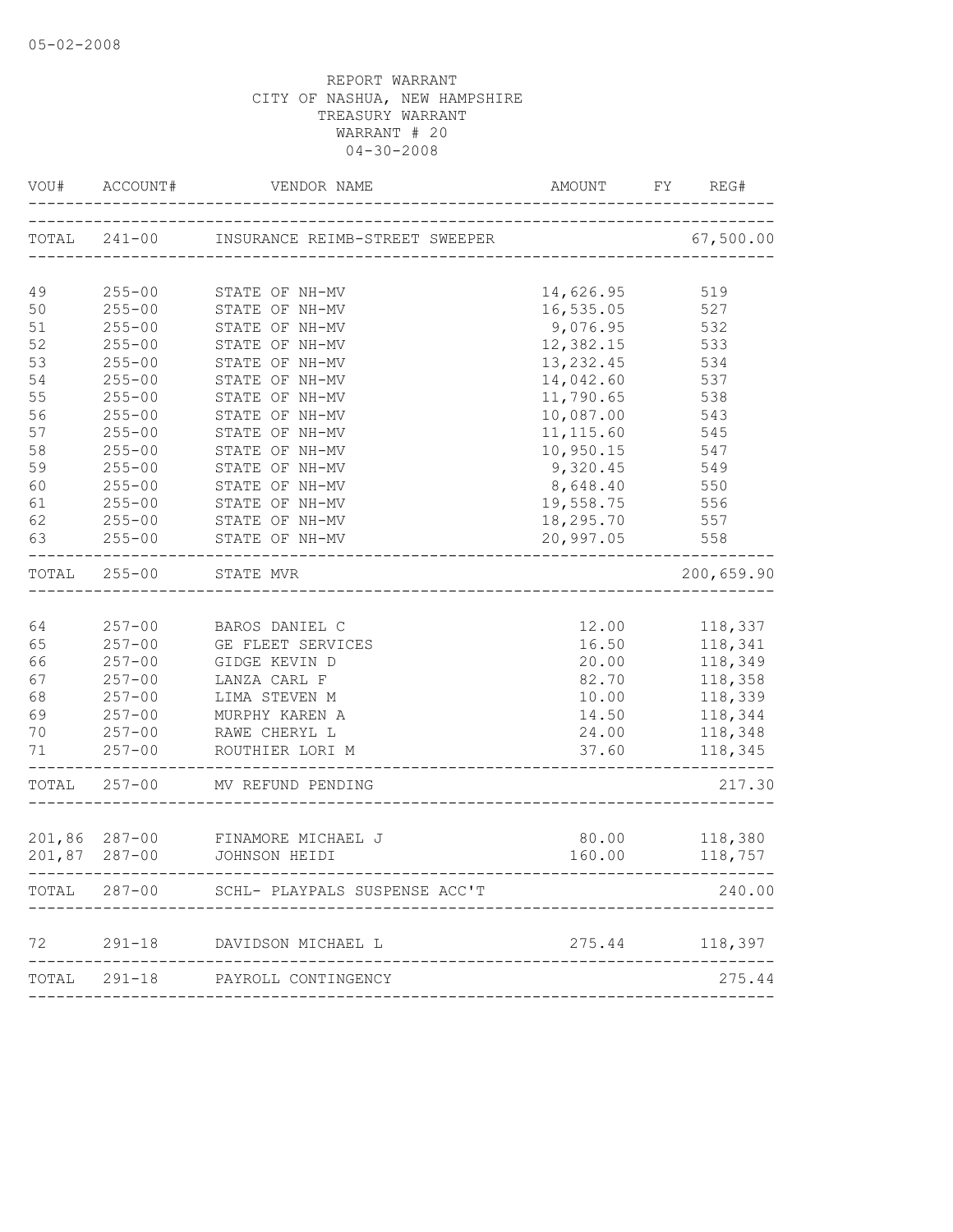05-02-2008

REPORT WARRANT
CITY OF NASHUA, NEW HAMPSHIRE
TREASURY WARRANT
WARRANT # 20
04-30-2008

| VOU# | ACCOUNT# | VENDOR NAME | AMOUNT | FY | REG# |
|---|---|---|---|---|---|
| TOTAL | 241-00 | INSURANCE REIMB-STREET SWEEPER | | | 67,500.00 |
| 49 | 255-00 | STATE OF NH-MV | 14,626.95 | | 519 |
| 50 | 255-00 | STATE OF NH-MV | 16,535.05 | | 527 |
| 51 | 255-00 | STATE OF NH-MV | 9,076.95 | | 532 |
| 52 | 255-00 | STATE OF NH-MV | 12,382.15 | | 533 |
| 53 | 255-00 | STATE OF NH-MV | 13,232.45 | | 534 |
| 54 | 255-00 | STATE OF NH-MV | 14,042.60 | | 537 |
| 55 | 255-00 | STATE OF NH-MV | 11,790.65 | | 538 |
| 56 | 255-00 | STATE OF NH-MV | 10,087.00 | | 543 |
| 57 | 255-00 | STATE OF NH-MV | 11,115.60 | | 545 |
| 58 | 255-00 | STATE OF NH-MV | 10,950.15 | | 547 |
| 59 | 255-00 | STATE OF NH-MV | 9,320.45 | | 549 |
| 60 | 255-00 | STATE OF NH-MV | 8,648.40 | | 550 |
| 61 | 255-00 | STATE OF NH-MV | 19,558.75 | | 556 |
| 62 | 255-00 | STATE OF NH-MV | 18,295.70 | | 557 |
| 63 | 255-00 | STATE OF NH-MV | 20,997.05 | | 558 |
| TOTAL | 255-00 | STATE MVR | | | 200,659.90 |
| 64 | 257-00 | BAROS DANIEL C | 12.00 | | 118,337 |
| 65 | 257-00 | GE FLEET SERVICES | 16.50 | | 118,341 |
| 66 | 257-00 | GIDGE KEVIN D | 20.00 | | 118,349 |
| 67 | 257-00 | LANZA CARL F | 82.70 | | 118,358 |
| 68 | 257-00 | LIMA STEVEN M | 10.00 | | 118,339 |
| 69 | 257-00 | MURPHY KAREN A | 14.50 | | 118,344 |
| 70 | 257-00 | RAWE CHERYL L | 24.00 | | 118,348 |
| 71 | 257-00 | ROUTHIER LORI M | 37.60 | | 118,345 |
| TOTAL | 257-00 | MV REFUND PENDING | | | 217.30 |
| 201,86 | 287-00 | FINAMORE MICHAEL J | 80.00 | | 118,380 |
| 201,87 | 287-00 | JOHNSON HEIDI | 160.00 | | 118,757 |
| TOTAL | 287-00 | SCHL- PLAYPALS SUSPENSE ACC'T | | | 240.00 |
| 72 | 291-18 | DAVIDSON MICHAEL L | 275.44 | | 118,397 |
| TOTAL | 291-18 | PAYROLL CONTINGENCY | | | 275.44 |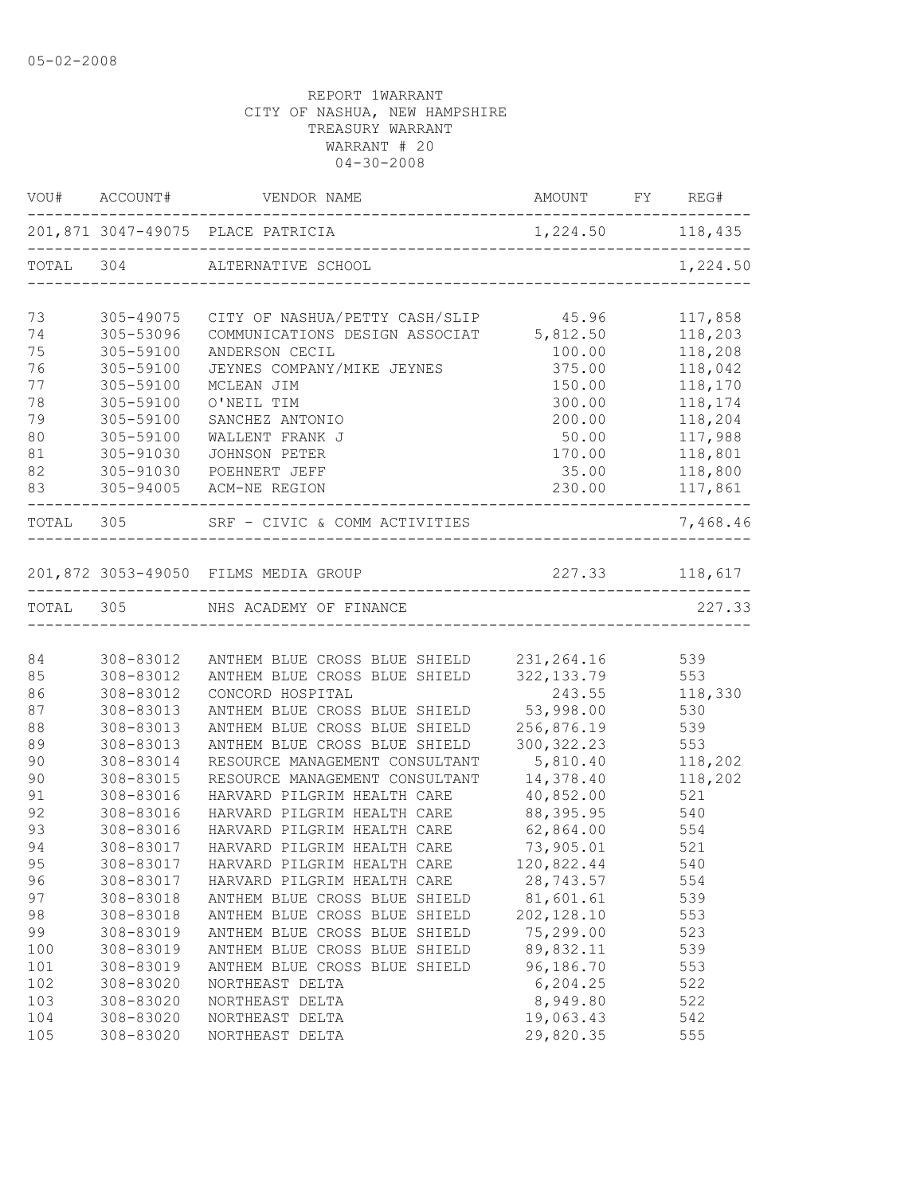05-02-2008

REPORT 1WARRANT
CITY OF NASHUA, NEW HAMPSHIRE
TREASURY WARRANT
WARRANT # 20
04-30-2008

| VOU# | ACCOUNT# | VENDOR NAME | AMOUNT | FY | REG# |
|---|---|---|---|---|---|
| 201,871 | 3047-49075 | PLACE PATRICIA | 1,224.50 | | 118,435 |
| TOTAL | 304 | ALTERNATIVE SCHOOL | | | 1,224.50 |
| 73 | 305-49075 | CITY OF NASHUA/PETTY CASH/SLIP | 45.96 | | 117,858 |
| 74 | 305-53096 | COMMUNICATIONS DESIGN ASSOCIAT | 5,812.50 | | 118,203 |
| 75 | 305-59100 | ANDERSON CECIL | 100.00 | | 118,208 |
| 76 | 305-59100 | JEYNES COMPANY/MIKE JEYNES | 375.00 | | 118,042 |
| 77 | 305-59100 | MCLEAN JIM | 150.00 | | 118,170 |
| 78 | 305-59100 | O'NEIL TIM | 300.00 | | 118,174 |
| 79 | 305-59100 | SANCHEZ ANTONIO | 200.00 | | 118,204 |
| 80 | 305-59100 | WALLENT FRANK J | 50.00 | | 117,988 |
| 81 | 305-91030 | JOHNSON PETER | 170.00 | | 118,801 |
| 82 | 305-91030 | POEHNERT JEFF | 35.00 | | 118,800 |
| 83 | 305-94005 | ACM-NE REGION | 230.00 | | 117,861 |
| TOTAL | 305 | SRF - CIVIC & COMM ACTIVITIES | | | 7,468.46 |
| 201,872 | 3053-49050 | FILMS MEDIA GROUP | 227.33 | | 118,617 |
| TOTAL | 305 | NHS ACADEMY OF FINANCE | | | 227.33 |
| 84 | 308-83012 | ANTHEM BLUE CROSS BLUE SHIELD | 231,264.16 | | 539 |
| 85 | 308-83012 | ANTHEM BLUE CROSS BLUE SHIELD | 322,133.79 | | 553 |
| 86 | 308-83012 | CONCORD HOSPITAL | 243.55 | | 118,330 |
| 87 | 308-83013 | ANTHEM BLUE CROSS BLUE SHIELD | 53,998.00 | | 530 |
| 88 | 308-83013 | ANTHEM BLUE CROSS BLUE SHIELD | 256,876.19 | | 539 |
| 89 | 308-83013 | ANTHEM BLUE CROSS BLUE SHIELD | 300,322.23 | | 553 |
| 90 | 308-83014 | RESOURCE MANAGEMENT CONSULTANT | 5,810.40 | | 118,202 |
| 90 | 308-83015 | RESOURCE MANAGEMENT CONSULTANT | 14,378.40 | | 118,202 |
| 91 | 308-83016 | HARVARD PILGRIM HEALTH CARE | 40,852.00 | | 521 |
| 92 | 308-83016 | HARVARD PILGRIM HEALTH CARE | 88,395.95 | | 540 |
| 93 | 308-83016 | HARVARD PILGRIM HEALTH CARE | 62,864.00 | | 554 |
| 94 | 308-83017 | HARVARD PILGRIM HEALTH CARE | 73,905.01 | | 521 |
| 95 | 308-83017 | HARVARD PILGRIM HEALTH CARE | 120,822.44 | | 540 |
| 96 | 308-83017 | HARVARD PILGRIM HEALTH CARE | 28,743.57 | | 554 |
| 97 | 308-83018 | ANTHEM BLUE CROSS BLUE SHIELD | 81,601.61 | | 539 |
| 98 | 308-83018 | ANTHEM BLUE CROSS BLUE SHIELD | 202,128.10 | | 553 |
| 99 | 308-83019 | ANTHEM BLUE CROSS BLUE SHIELD | 75,299.00 | | 523 |
| 100 | 308-83019 | ANTHEM BLUE CROSS BLUE SHIELD | 89,832.11 | | 539 |
| 101 | 308-83019 | ANTHEM BLUE CROSS BLUE SHIELD | 96,186.70 | | 553 |
| 102 | 308-83020 | NORTHEAST DELTA | 6,204.25 | | 522 |
| 103 | 308-83020 | NORTHEAST DELTA | 8,949.80 | | 522 |
| 104 | 308-83020 | NORTHEAST DELTA | 19,063.43 | | 542 |
| 105 | 308-83020 | NORTHEAST DELTA | 29,820.35 | | 555 |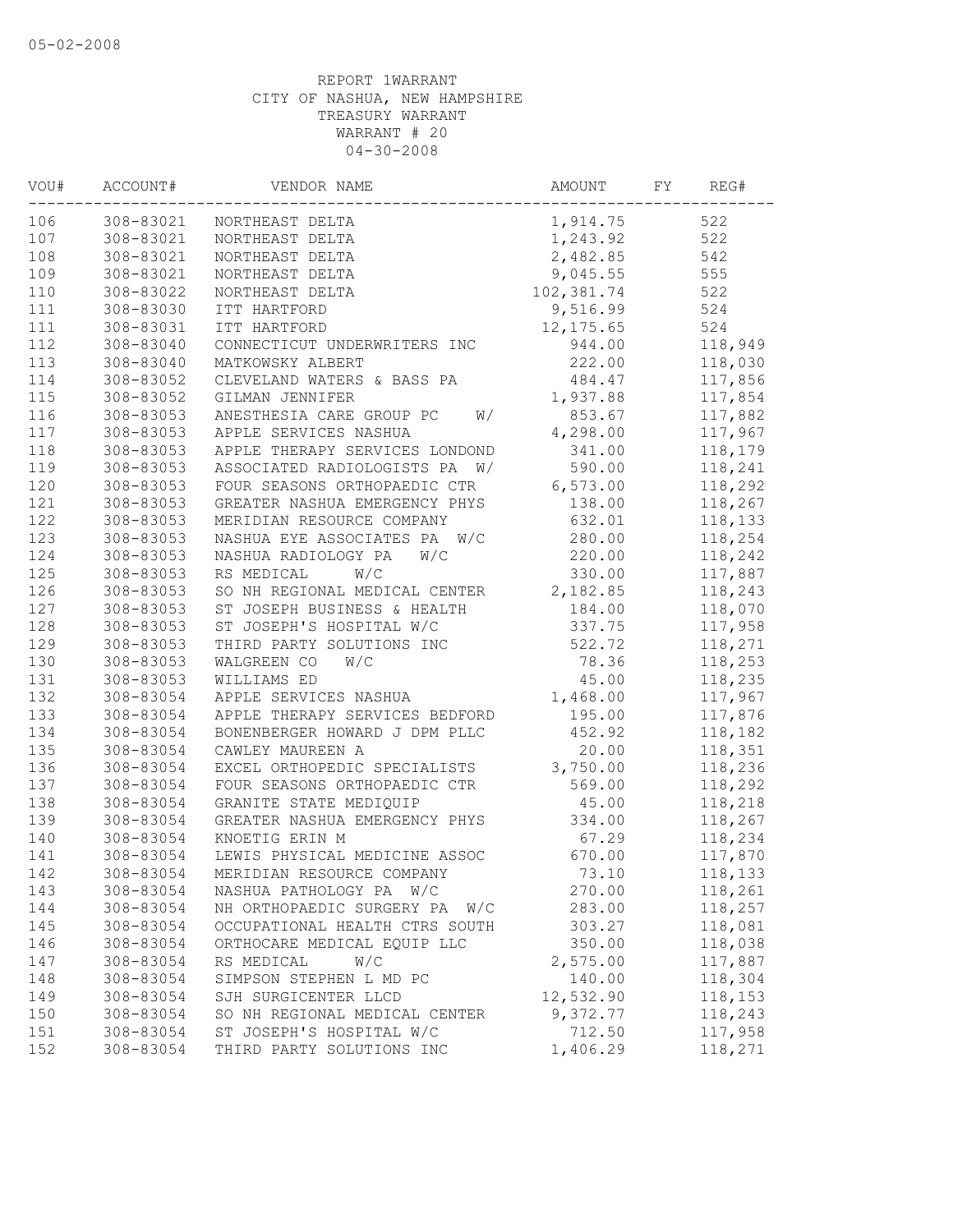05-02-2008

REPORT 1WARRANT
CITY OF NASHUA, NEW HAMPSHIRE
TREASURY WARRANT
WARRANT # 20
04-30-2008

| VOU# | ACCOUNT# | VENDOR NAME | AMOUNT | FY | REG# |
|---|---|---|---|---|---|
| 106 | 308-83021 | NORTHEAST DELTA | 1,914.75 | | 522 |
| 107 | 308-83021 | NORTHEAST DELTA | 1,243.92 | | 522 |
| 108 | 308-83021 | NORTHEAST DELTA | 2,482.85 | | 542 |
| 109 | 308-83021 | NORTHEAST DELTA | 9,045.55 | | 555 |
| 110 | 308-83022 | NORTHEAST DELTA | 102,381.74 | | 522 |
| 111 | 308-83030 | ITT HARTFORD | 9,516.99 | | 524 |
| 111 | 308-83031 | ITT HARTFORD | 12,175.65 | | 524 |
| 112 | 308-83040 | CONNECTICUT UNDERWRITERS INC | 944.00 | | 118,949 |
| 113 | 308-83040 | MATKOWSKY ALBERT | 222.00 | | 118,030 |
| 114 | 308-83052 | CLEVELAND WATERS & BASS PA | 484.47 | | 117,856 |
| 115 | 308-83052 | GILMAN JENNIFER | 1,937.88 | | 117,854 |
| 116 | 308-83053 | ANESTHESIA CARE GROUP PC W/ | 853.67 | | 117,882 |
| 117 | 308-83053 | APPLE SERVICES NASHUA | 4,298.00 | | 117,967 |
| 118 | 308-83053 | APPLE THERAPY SERVICES LONDOND | 341.00 | | 118,179 |
| 119 | 308-83053 | ASSOCIATED RADIOLOGISTS PA W/ | 590.00 | | 118,241 |
| 120 | 308-83053 | FOUR SEASONS ORTHOPAEDIC CTR | 6,573.00 | | 118,292 |
| 121 | 308-83053 | GREATER NASHUA EMERGENCY PHYS | 138.00 | | 118,267 |
| 122 | 308-83053 | MERIDIAN RESOURCE COMPANY | 632.01 | | 118,133 |
| 123 | 308-83053 | NASHUA EYE ASSOCIATES PA W/C | 280.00 | | 118,254 |
| 124 | 308-83053 | NASHUA RADIOLOGY PA W/C | 220.00 | | 118,242 |
| 125 | 308-83053 | RS MEDICAL W/C | 330.00 | | 117,887 |
| 126 | 308-83053 | SO NH REGIONAL MEDICAL CENTER | 2,182.85 | | 118,243 |
| 127 | 308-83053 | ST JOSEPH BUSINESS & HEALTH | 184.00 | | 118,070 |
| 128 | 308-83053 | ST JOSEPH'S HOSPITAL W/C | 337.75 | | 117,958 |
| 129 | 308-83053 | THIRD PARTY SOLUTIONS INC | 522.72 | | 118,271 |
| 130 | 308-83053 | WALGREEN CO W/C | 78.36 | | 118,253 |
| 131 | 308-83053 | WILLIAMS ED | 45.00 | | 118,235 |
| 132 | 308-83054 | APPLE SERVICES NASHUA | 1,468.00 | | 117,967 |
| 133 | 308-83054 | APPLE THERAPY SERVICES BEDFORD | 195.00 | | 117,876 |
| 134 | 308-83054 | BONENBERGER HOWARD J DPM PLLC | 452.92 | | 118,182 |
| 135 | 308-83054 | CAWLEY MAUREEN A | 20.00 | | 118,351 |
| 136 | 308-83054 | EXCEL ORTHOPEDIC SPECIALISTS | 3,750.00 | | 118,236 |
| 137 | 308-83054 | FOUR SEASONS ORTHOPAEDIC CTR | 569.00 | | 118,292 |
| 138 | 308-83054 | GRANITE STATE MEDIQUIP | 45.00 | | 118,218 |
| 139 | 308-83054 | GREATER NASHUA EMERGENCY PHYS | 334.00 | | 118,267 |
| 140 | 308-83054 | KNOETIG ERIN M | 67.29 | | 118,234 |
| 141 | 308-83054 | LEWIS PHYSICAL MEDICINE ASSOC | 670.00 | | 117,870 |
| 142 | 308-83054 | MERIDIAN RESOURCE COMPANY | 73.10 | | 118,133 |
| 143 | 308-83054 | NASHUA PATHOLOGY PA W/C | 270.00 | | 118,261 |
| 144 | 308-83054 | NH ORTHOPAEDIC SURGERY PA W/C | 283.00 | | 118,257 |
| 145 | 308-83054 | OCCUPATIONAL HEALTH CTRS SOUTH | 303.27 | | 118,081 |
| 146 | 308-83054 | ORTHOCARE MEDICAL EQUIP LLC | 350.00 | | 118,038 |
| 147 | 308-83054 | RS MEDICAL W/C | 2,575.00 | | 117,887 |
| 148 | 308-83054 | SIMPSON STEPHEN L MD PC | 140.00 | | 118,304 |
| 149 | 308-83054 | SJH SURGICENTER LLCD | 12,532.90 | | 118,153 |
| 150 | 308-83054 | SO NH REGIONAL MEDICAL CENTER | 9,372.77 | | 118,243 |
| 151 | 308-83054 | ST JOSEPH'S HOSPITAL W/C | 712.50 | | 117,958 |
| 152 | 308-83054 | THIRD PARTY SOLUTIONS INC | 1,406.29 | | 118,271 |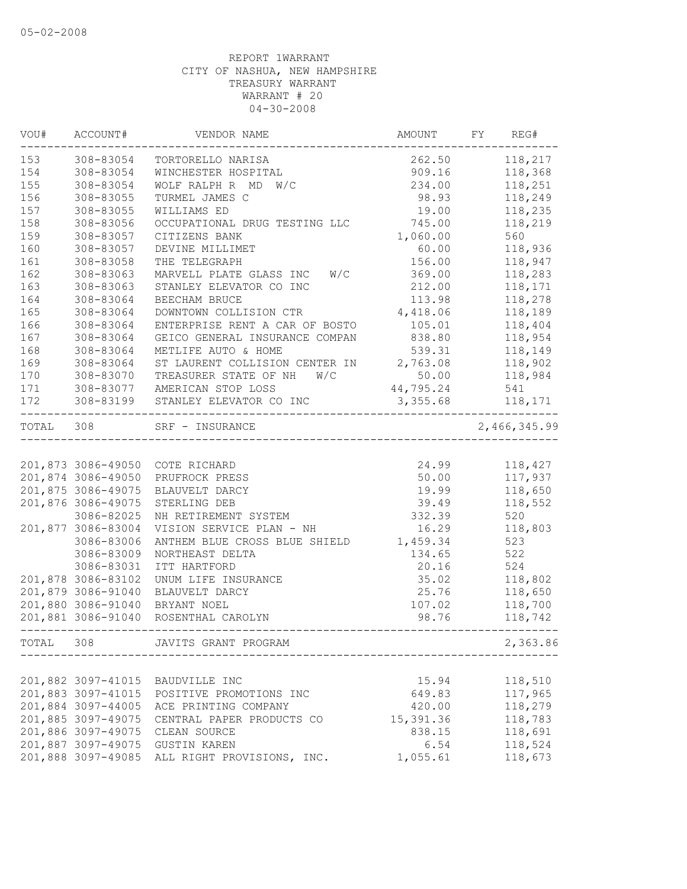05-02-2008

REPORT 1WARRANT
CITY OF NASHUA, NEW HAMPSHIRE
TREASURY WARRANT
WARRANT # 20
04-30-2008

| VOU# | ACCOUNT# | VENDOR NAME | AMOUNT | FY | REG# |
|---|---|---|---|---|---|
| 153 | 308-83054 | TORTORELLO NARISA | 262.50 | | 118,217 |
| 154 | 308-83054 | WINCHESTER HOSPITAL | 909.16 | | 118,368 |
| 155 | 308-83054 | WOLF RALPH R MD W/C | 234.00 | | 118,251 |
| 156 | 308-83055 | TURMEL JAMES C | 98.93 | | 118,249 |
| 157 | 308-83055 | WILLIAMS ED | 19.00 | | 118,235 |
| 158 | 308-83056 | OCCUPATIONAL DRUG TESTING LLC | 745.00 | | 118,219 |
| 159 | 308-83057 | CITIZENS BANK | 1,060.00 | | 560 |
| 160 | 308-83057 | DEVINE MILLIMET | 60.00 | | 118,936 |
| 161 | 308-83058 | THE TELEGRAPH | 156.00 | | 118,947 |
| 162 | 308-83063 | MARVELL PLATE GLASS INC W/C | 369.00 | | 118,283 |
| 163 | 308-83063 | STANLEY ELEVATOR CO INC | 212.00 | | 118,171 |
| 164 | 308-83064 | BEECHAM BRUCE | 113.98 | | 118,278 |
| 165 | 308-83064 | DOWNTOWN COLLISION CTR | 4,418.06 | | 118,189 |
| 166 | 308-83064 | ENTERPRISE RENT A CAR OF BOSTO | 105.01 | | 118,404 |
| 167 | 308-83064 | GEICO GENERAL INSURANCE COMPAN | 838.80 | | 118,954 |
| 168 | 308-83064 | METLIFE AUTO & HOME | 539.31 | | 118,149 |
| 169 | 308-83064 | ST LAURENT COLLISION CENTER IN | 2,763.08 | | 118,902 |
| 170 | 308-83070 | TREASURER STATE OF NH W/C | 50.00 | | 118,984 |
| 171 | 308-83077 | AMERICAN STOP LOSS | 44,795.24 | | 541 |
| 172 | 308-83199 | STANLEY ELEVATOR CO INC | 3,355.68 | | 118,171 |
| TOTAL | 308 | SRF - INSURANCE | | | 2,466,345.99 |
| 201,873 | 3086-49050 | COTE RICHARD | 24.99 | | 118,427 |
| 201,874 | 3086-49050 | PRUFROCK PRESS | 50.00 | | 117,937 |
| 201,875 | 3086-49075 | BLAUVELT DARCY | 19.99 | | 118,650 |
| 201,876 | 3086-49075 | STERLING DEB | 39.49 | | 118,552 |
| | 3086-82025 | NH RETIREMENT SYSTEM | 332.39 | | 520 |
| 201,877 | 3086-83004 | VISION SERVICE PLAN - NH | 16.29 | | 118,803 |
| | 3086-83006 | ANTHEM BLUE CROSS BLUE SHIELD | 1,459.34 | | 523 |
| | 3086-83009 | NORTHEAST DELTA | 134.65 | | 522 |
| | 3086-83031 | ITT HARTFORD | 20.16 | | 524 |
| 201,878 | 3086-83102 | UNUM LIFE INSURANCE | 35.02 | | 118,802 |
| 201,879 | 3086-91040 | BLAUVELT DARCY | 25.76 | | 118,650 |
| 201,880 | 3086-91040 | BRYANT NOEL | 107.02 | | 118,700 |
| 201,881 | 3086-91040 | ROSENTHAL CAROLYN | 98.76 | | 118,742 |
| TOTAL | 308 | JAVITS GRANT PROGRAM | | | 2,363.86 |
| 201,882 | 3097-41015 | BAUDVILLE INC | 15.94 | | 118,510 |
| 201,883 | 3097-41015 | POSITIVE PROMOTIONS INC | 649.83 | | 117,965 |
| 201,884 | 3097-44005 | ACE PRINTING COMPANY | 420.00 | | 118,279 |
| 201,885 | 3097-49075 | CENTRAL PAPER PRODUCTS CO | 15,391.36 | | 118,783 |
| 201,886 | 3097-49075 | CLEAN SOURCE | 838.15 | | 118,691 |
| 201,887 | 3097-49075 | GUSTIN KAREN | 6.54 | | 118,524 |
| 201,888 | 3097-49085 | ALL RIGHT PROVISIONS, INC. | 1,055.61 | | 118,673 |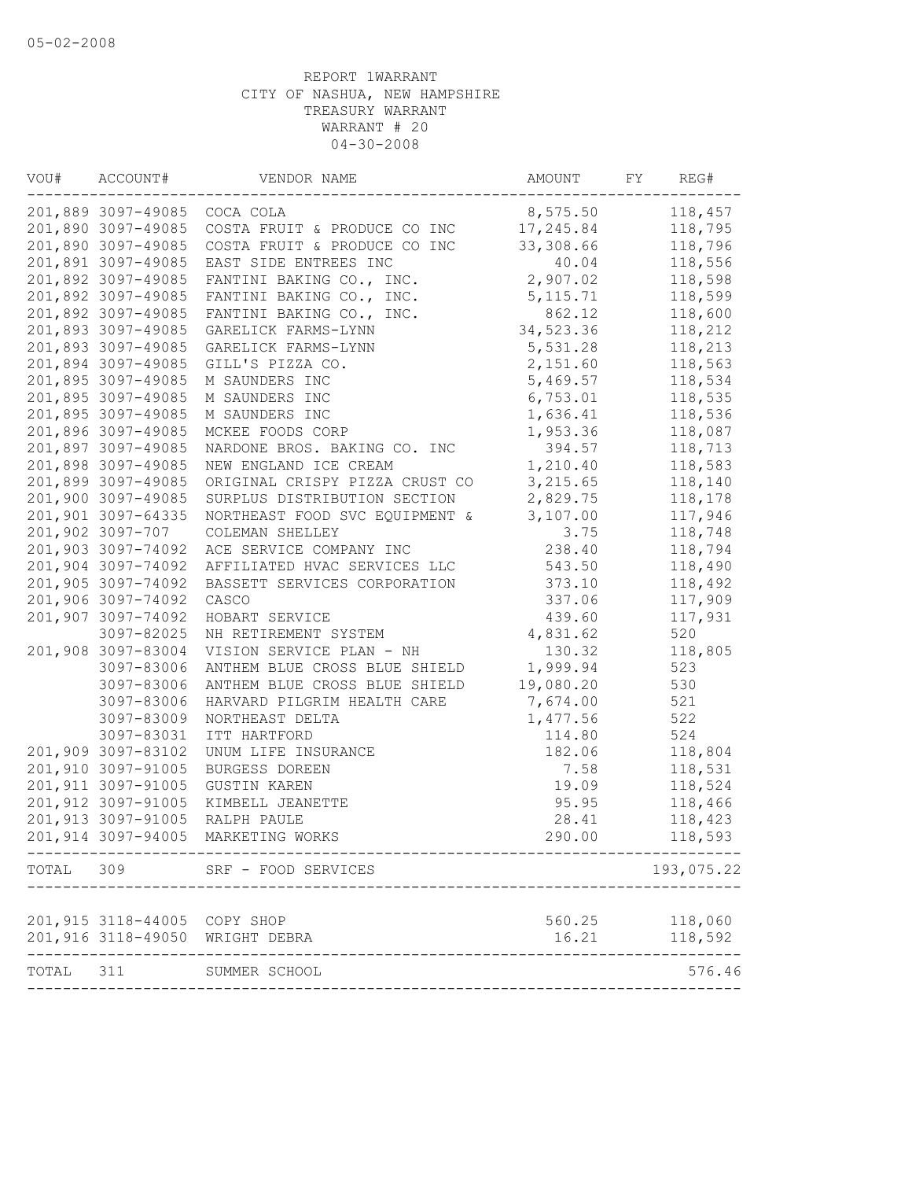05-02-2008

REPORT 1WARRANT
CITY OF NASHUA, NEW HAMPSHIRE
TREASURY WARRANT
WARRANT # 20
04-30-2008

| VOU# | ACCOUNT# | VENDOR NAME | AMOUNT | FY | REG# |
|---|---|---|---|---|---|
| 201,889 | 3097-49085 | COCA COLA | 8,575.50 | | 118,457 |
| 201,890 | 3097-49085 | COSTA FRUIT & PRODUCE CO INC | 17,245.84 | | 118,795 |
| 201,890 | 3097-49085 | COSTA FRUIT & PRODUCE CO INC | 33,308.66 | | 118,796 |
| 201,891 | 3097-49085 | EAST SIDE ENTREES INC | 40.04 | | 118,556 |
| 201,892 | 3097-49085 | FANTINI BAKING CO., INC. | 2,907.02 | | 118,598 |
| 201,892 | 3097-49085 | FANTINI BAKING CO., INC. | 5,115.71 | | 118,599 |
| 201,892 | 3097-49085 | FANTINI BAKING CO., INC. | 862.12 | | 118,600 |
| 201,893 | 3097-49085 | GARELICK FARMS-LYNN | 34,523.36 | | 118,212 |
| 201,893 | 3097-49085 | GARELICK FARMS-LYNN | 5,531.28 | | 118,213 |
| 201,894 | 3097-49085 | GILL'S PIZZA CO. | 2,151.60 | | 118,563 |
| 201,895 | 3097-49085 | M SAUNDERS INC | 5,469.57 | | 118,534 |
| 201,895 | 3097-49085 | M SAUNDERS INC | 6,753.01 | | 118,535 |
| 201,895 | 3097-49085 | M SAUNDERS INC | 1,636.41 | | 118,536 |
| 201,896 | 3097-49085 | MCKEE FOODS CORP | 1,953.36 | | 118,087 |
| 201,897 | 3097-49085 | NARDONE BROS. BAKING CO. INC | 394.57 | | 118,713 |
| 201,898 | 3097-49085 | NEW ENGLAND ICE CREAM | 1,210.40 | | 118,583 |
| 201,899 | 3097-49085 | ORIGINAL CRISPY PIZZA CRUST CO | 3,215.65 | | 118,140 |
| 201,900 | 3097-49085 | SURPLUS DISTRIBUTION SECTION | 2,829.75 | | 118,178 |
| 201,901 | 3097-64335 | NORTHEAST FOOD SVC EQUIPMENT & | 3,107.00 | | 117,946 |
| 201,902 | 3097-707 | COLEMAN SHELLEY | 3.75 | | 118,748 |
| 201,903 | 3097-74092 | ACE SERVICE COMPANY INC | 238.40 | | 118,794 |
| 201,904 | 3097-74092 | AFFILIATED HVAC SERVICES LLC | 543.50 | | 118,490 |
| 201,905 | 3097-74092 | BASSETT SERVICES CORPORATION | 373.10 | | 118,492 |
| 201,906 | 3097-74092 | CASCO | 337.06 | | 117,909 |
| 201,907 | 3097-74092 | HOBART SERVICE | 439.60 | | 117,931 |
| | 3097-82025 | NH RETIREMENT SYSTEM | 4,831.62 | | 520 |
| 201,908 | 3097-83004 | VISION SERVICE PLAN - NH | 130.32 | | 118,805 |
| | 3097-83006 | ANTHEM BLUE CROSS BLUE SHIELD | 1,999.94 | | 523 |
| | 3097-83006 | ANTHEM BLUE CROSS BLUE SHIELD | 19,080.20 | | 530 |
| | 3097-83006 | HARVARD PILGRIM HEALTH CARE | 7,674.00 | | 521 |
| | 3097-83009 | NORTHEAST DELTA | 1,477.56 | | 522 |
| | 3097-83031 | ITT HARTFORD | 114.80 | | 524 |
| 201,909 | 3097-83102 | UNUM LIFE INSURANCE | 182.06 | | 118,804 |
| 201,910 | 3097-91005 | BURGESS DOREEN | 7.58 | | 118,531 |
| 201,911 | 3097-91005 | GUSTIN KAREN | 19.09 | | 118,524 |
| 201,912 | 3097-91005 | KIMBELL JEANETTE | 95.95 | | 118,466 |
| 201,913 | 3097-91005 | RALPH PAULE | 28.41 | | 118,423 |
| 201,914 | 3097-94005 | MARKETING WORKS | 290.00 | | 118,593 |
| TOTAL | 309 | SRF - FOOD SERVICES | | | 193,075.22 |
| 201,915 | 3118-44005 | COPY SHOP | 560.25 | | 118,060 |
| 201,916 | 3118-49050 | WRIGHT DEBRA | 16.21 | | 118,592 |
| TOTAL | 311 | SUMMER SCHOOL | | | 576.46 |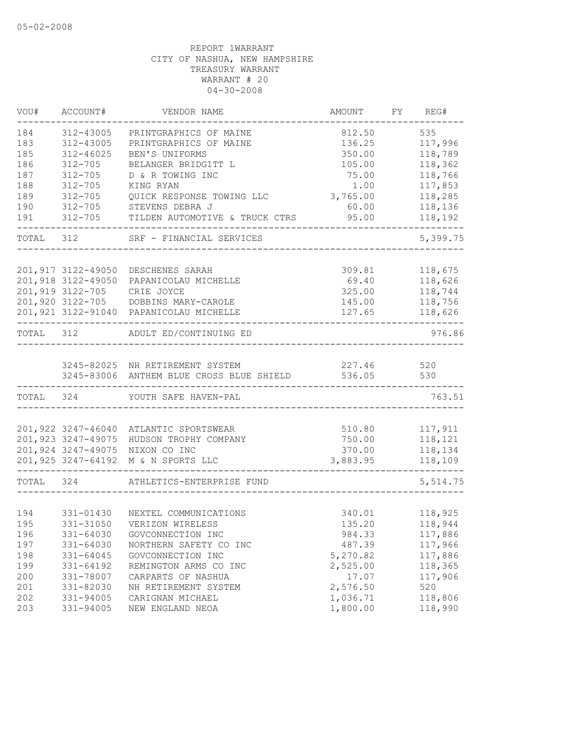05-02-2008

REPORT 1WARRANT
CITY OF NASHUA, NEW HAMPSHIRE
TREASURY WARRANT
WARRANT # 20
04-30-2008

| VOU# | ACCOUNT# | VENDOR NAME | AMOUNT | FY | REG# |
|---|---|---|---|---|---|
| 184 | 312-43005 | PRINTGRAPHICS OF MAINE | 812.50 | | 535 |
| 183 | 312-43005 | PRINTGRAPHICS OF MAINE | 136.25 | | 117,996 |
| 185 | 312-46025 | BEN'S UNIFORMS | 350.00 | | 118,789 |
| 186 | 312-705 | BELANGER BRIDGITT L | 105.00 | | 118,362 |
| 187 | 312-705 | D & R TOWING INC | 75.00 | | 118,766 |
| 188 | 312-705 | KING RYAN | 1.00 | | 117,853 |
| 189 | 312-705 | QUICK RESPONSE TOWING LLC | 3,765.00 | | 118,285 |
| 190 | 312-705 | STEVENS DEBRA J | 60.00 | | 118,136 |
| 191 | 312-705 | TILDEN AUTOMOTIVE & TRUCK CTRS | 95.00 | | 118,192 |
| TOTAL | 312 | SRF - FINANCIAL SERVICES | | | 5,399.75 |
| 201,917 | 3122-49050 | DESCHENES SARAH | 309.81 | | 118,675 |
| 201,918 | 3122-49050 | PAPANICOLAU MICHELLE | 69.40 | | 118,626 |
| 201,919 | 3122-705 | CRIE JOYCE | 325.00 | | 118,744 |
| 201,920 | 3122-705 | DOBBINS MARY-CAROLE | 145.00 | | 118,756 |
| 201,921 | 3122-91040 | PAPANICOLAU MICHELLE | 127.65 | | 118,626 |
| TOTAL | 312 | ADULT ED/CONTINUING ED | | | 976.86 |
| | 3245-82025 | NH RETIREMENT SYSTEM | 227.46 | | 520 |
| | 3245-83006 | ANTHEM BLUE CROSS BLUE SHIELD | 536.05 | | 530 |
| TOTAL | 324 | YOUTH SAFE HAVEN-PAL | | | 763.51 |
| 201,922 | 3247-46040 | ATLANTIC SPORTSWEAR | 510.80 | | 117,911 |
| 201,923 | 3247-49075 | HUDSON TROPHY COMPANY | 750.00 | | 118,121 |
| 201,924 | 3247-49075 | NIXON CO INC | 370.00 | | 118,134 |
| 201,925 | 3247-64192 | M & N SPORTS LLC | 3,883.95 | | 118,109 |
| TOTAL | 324 | ATHLETICS-ENTERPRISE FUND | | | 5,514.75 |
| 194 | 331-01430 | NEXTEL COMMUNICATIONS | 340.01 | | 118,925 |
| 195 | 331-31050 | VERIZON WIRELESS | 135.20 | | 118,944 |
| 196 | 331-64030 | GOVCONNECTION INC | 984.33 | | 117,886 |
| 197 | 331-64030 | NORTHERN SAFETY CO INC | 487.39 | | 117,966 |
| 198 | 331-64045 | GOVCONNECTION INC | 5,270.82 | | 117,886 |
| 199 | 331-64192 | REMINGTON ARMS CO INC | 2,525.00 | | 118,365 |
| 200 | 331-78007 | CARPARTS OF NASHUA | 17.07 | | 117,906 |
| 201 | 331-82030 | NH RETIREMENT SYSTEM | 2,576.50 | | 520 |
| 202 | 331-94005 | CARIGNAN MICHAEL | 1,036.71 | | 118,806 |
| 203 | 331-94005 | NEW ENGLAND NEOA | 1,800.00 | | 118,990 |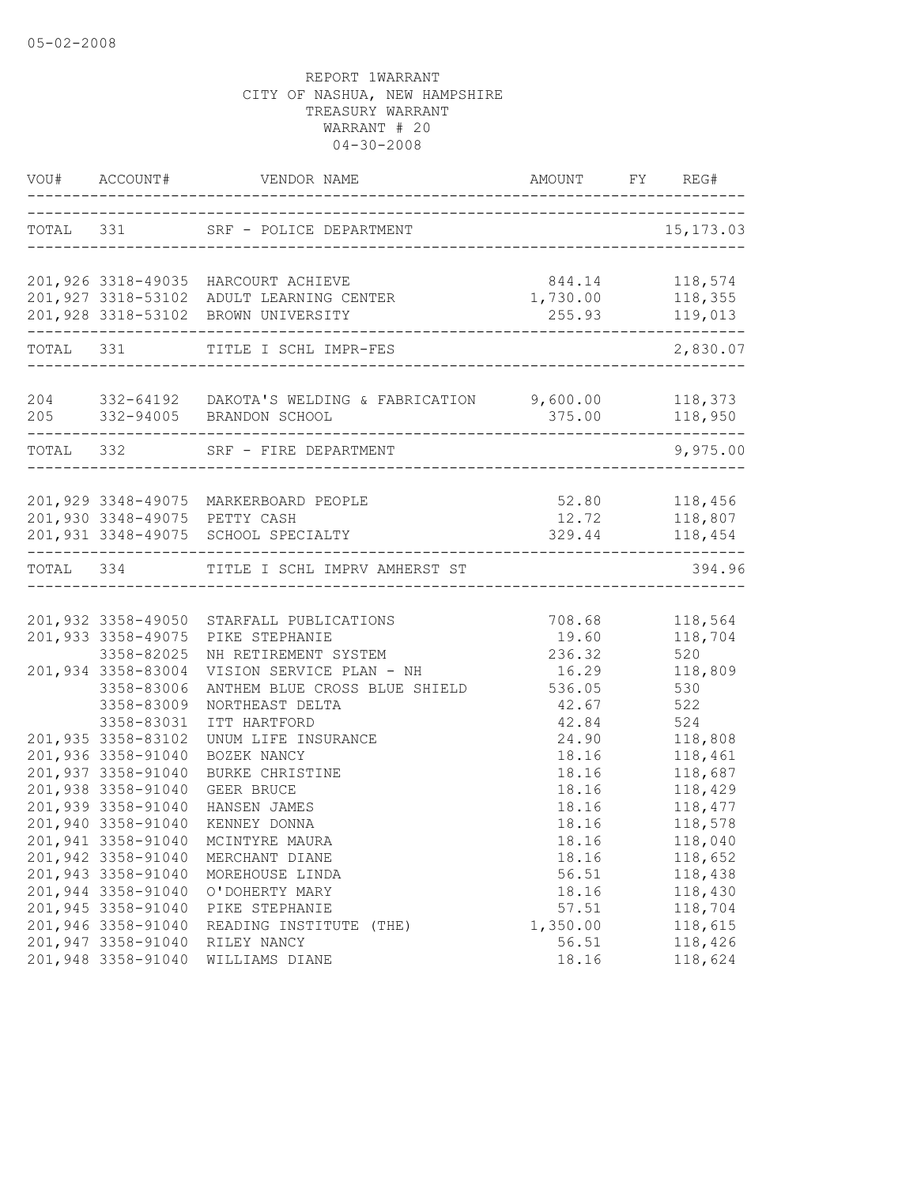05-02-2008

REPORT 1WARRANT
CITY OF NASHUA, NEW HAMPSHIRE
TREASURY WARRANT
WARRANT # 20
04-30-2008

| VOU# | ACCOUNT# | VENDOR NAME | AMOUNT | FY | REG# |
|---|---|---|---|---|---|
| TOTAL | 331 | SRF - POLICE DEPARTMENT | | | 15,173.03 |
| 201,926 | 3318-49035 | HARCOURT ACHIEVE | 844.14 | | 118,574 |
| 201,927 | 3318-53102 | ADULT LEARNING CENTER | 1,730.00 | | 118,355 |
| 201,928 | 3318-53102 | BROWN UNIVERSITY | 255.93 | | 119,013 |
| TOTAL | 331 | TITLE I SCHL IMPR-FES | | | 2,830.07 |
| 204 | 332-64192 | DAKOTA'S WELDING & FABRICATION | 9,600.00 | | 118,373 |
| 205 | 332-94005 | BRANDON SCHOOL | 375.00 | | 118,950 |
| TOTAL | 332 | SRF - FIRE DEPARTMENT | | | 9,975.00 |
| 201,929 | 3348-49075 | MARKERBOARD PEOPLE | 52.80 | | 118,456 |
| 201,930 | 3348-49075 | PETTY CASH | 12.72 | | 118,807 |
| 201,931 | 3348-49075 | SCHOOL SPECIALTY | 329.44 | | 118,454 |
| TOTAL | 334 | TITLE I SCHL IMPRV AMHERST ST | | | 394.96 |
| 201,932 | 3358-49050 | STARFALL PUBLICATIONS | 708.68 | | 118,564 |
| 201,933 | 3358-49075 | PIKE STEPHANIE | 19.60 | | 118,704 |
| | 3358-82025 | NH RETIREMENT SYSTEM | 236.32 | | 520 |
| 201,934 | 3358-83004 | VISION SERVICE PLAN - NH | 16.29 | | 118,809 |
| | 3358-83006 | ANTHEM BLUE CROSS BLUE SHIELD | 536.05 | | 530 |
| | 3358-83009 | NORTHEAST DELTA | 42.67 | | 522 |
| | 3358-83031 | ITT HARTFORD | 42.84 | | 524 |
| 201,935 | 3358-83102 | UNUM LIFE INSURANCE | 24.90 | | 118,808 |
| 201,936 | 3358-91040 | BOZEK NANCY | 18.16 | | 118,461 |
| 201,937 | 3358-91040 | BURKE CHRISTINE | 18.16 | | 118,687 |
| 201,938 | 3358-91040 | GEER BRUCE | 18.16 | | 118,429 |
| 201,939 | 3358-91040 | HANSEN JAMES | 18.16 | | 118,477 |
| 201,940 | 3358-91040 | KENNEY DONNA | 18.16 | | 118,578 |
| 201,941 | 3358-91040 | MCINTYRE MAURA | 18.16 | | 118,040 |
| 201,942 | 3358-91040 | MERCHANT DIANE | 18.16 | | 118,652 |
| 201,943 | 3358-91040 | MOREHOUSE LINDA | 56.51 | | 118,438 |
| 201,944 | 3358-91040 | O'DOHERTY MARY | 18.16 | | 118,430 |
| 201,945 | 3358-91040 | PIKE STEPHANIE | 57.51 | | 118,704 |
| 201,946 | 3358-91040 | READING INSTITUTE (THE) | 1,350.00 | | 118,615 |
| 201,947 | 3358-91040 | RILEY NANCY | 56.51 | | 118,426 |
| 201,948 | 3358-91040 | WILLIAMS DIANE | 18.16 | | 118,624 |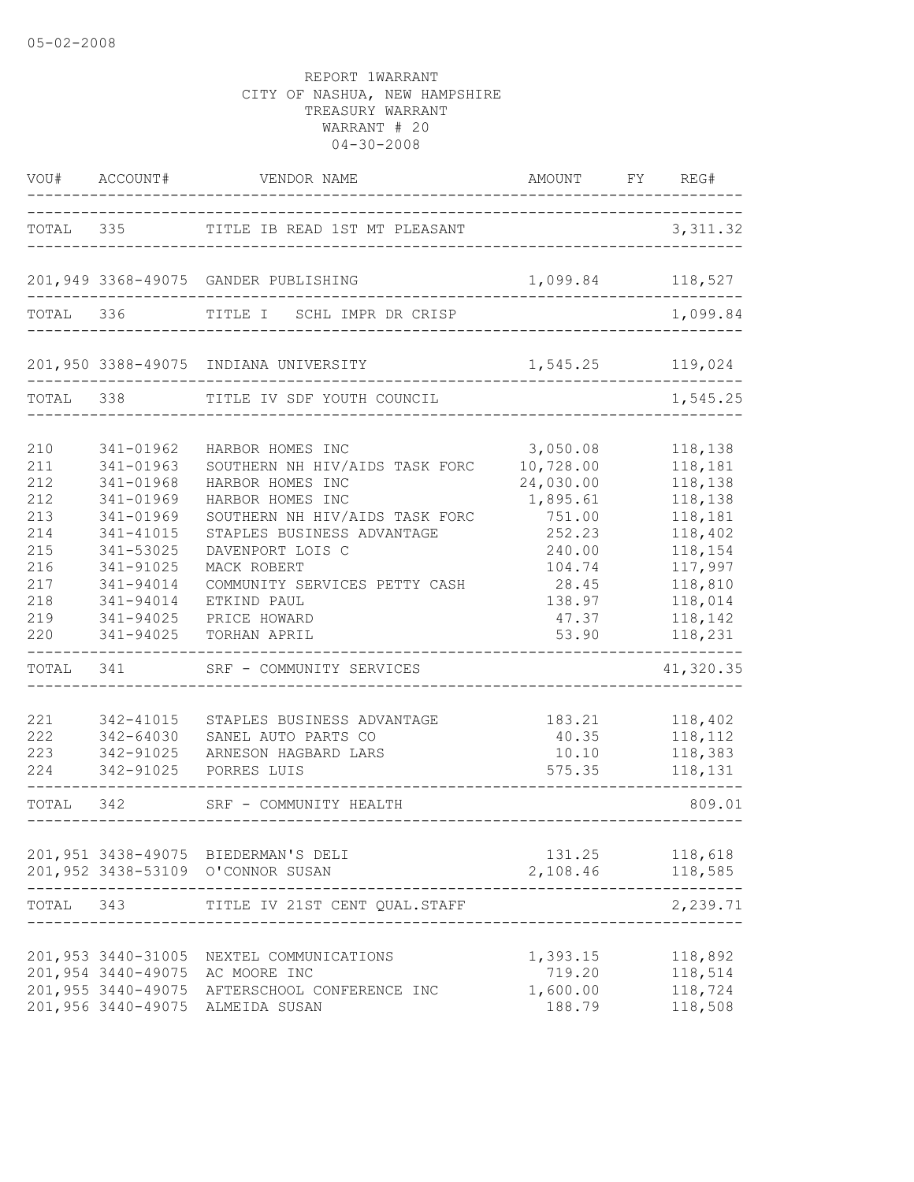05-02-2008

REPORT 1WARRANT
CITY OF NASHUA, NEW HAMPSHIRE
TREASURY WARRANT
WARRANT # 20
04-30-2008

| VOU# | ACCOUNT# | VENDOR NAME | AMOUNT | FY | REG# |
|---|---|---|---|---|---|
| TOTAL | 335 | TITLE IB READ 1ST MT PLEASANT | | | 3,311.32 |
| 201,949 | 3368-49075 | GANDER PUBLISHING | 1,099.84 | | 118,527 |
| TOTAL | 336 | TITLE I SCHL IMPR DR CRISP | | | 1,099.84 |
| 201,950 | 3388-49075 | INDIANA UNIVERSITY | 1,545.25 | | 119,024 |
| TOTAL | 338 | TITLE IV SDF YOUTH COUNCIL | | | 1,545.25 |
| 210 | 341-01962 | HARBOR HOMES INC | 3,050.08 | | 118,138 |
| 211 | 341-01963 | SOUTHERN NH HIV/AIDS TASK FORC | 10,728.00 | | 118,181 |
| 212 | 341-01968 | HARBOR HOMES INC | 24,030.00 | | 118,138 |
| 212 | 341-01969 | HARBOR HOMES INC | 1,895.61 | | 118,138 |
| 213 | 341-01969 | SOUTHERN NH HIV/AIDS TASK FORC | 751.00 | | 118,181 |
| 214 | 341-41015 | STAPLES BUSINESS ADVANTAGE | 252.23 | | 118,402 |
| 215 | 341-53025 | DAVENPORT LOIS C | 240.00 | | 118,154 |
| 216 | 341-91025 | MACK ROBERT | 104.74 | | 117,997 |
| 217 | 341-94014 | COMMUNITY SERVICES PETTY CASH | 28.45 | | 118,810 |
| 218 | 341-94014 | ETKIND PAUL | 138.97 | | 118,014 |
| 219 | 341-94025 | PRICE HOWARD | 47.37 | | 118,142 |
| 220 | 341-94025 | TORHAN APRIL | 53.90 | | 118,231 |
| TOTAL | 341 | SRF - COMMUNITY SERVICES | | | 41,320.35 |
| 221 | 342-41015 | STAPLES BUSINESS ADVANTAGE | 183.21 | | 118,402 |
| 222 | 342-64030 | SANEL AUTO PARTS CO | 40.35 | | 118,112 |
| 223 | 342-91025 | ARNESON HAGBARD LARS | 10.10 | | 118,383 |
| 224 | 342-91025 | PORRES LUIS | 575.35 | | 118,131 |
| TOTAL | 342 | SRF - COMMUNITY HEALTH | | | 809.01 |
| 201,951 | 3438-49075 | BIEDERMAN'S DELI | 131.25 | | 118,618 |
| 201,952 | 3438-53109 | O'CONNOR SUSAN | 2,108.46 | | 118,585 |
| TOTAL | 343 | TITLE IV 21ST CENT QUAL.STAFF | | | 2,239.71 |
| 201,953 | 3440-31005 | NEXTEL COMMUNICATIONS | 1,393.15 | | 118,892 |
| 201,954 | 3440-49075 | AC MOORE INC | 719.20 | | 118,514 |
| 201,955 | 3440-49075 | AFTERSCHOOL CONFERENCE INC | 1,600.00 | | 118,724 |
| 201,956 | 3440-49075 | ALMEIDA SUSAN | 188.79 | | 118,508 |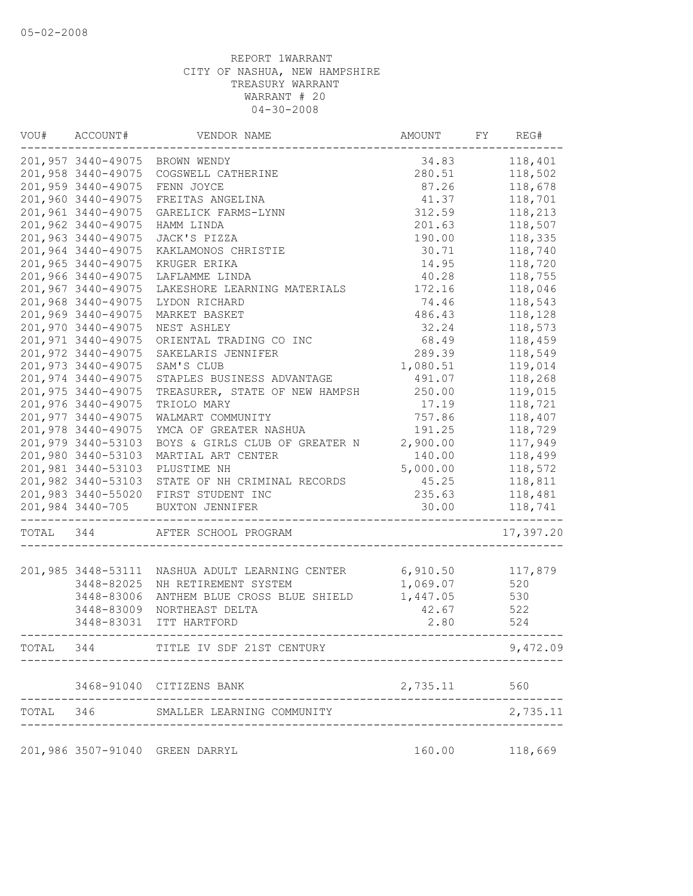05-02-2008

REPORT 1WARRANT
CITY OF NASHUA, NEW HAMPSHIRE
TREASURY WARRANT
WARRANT # 20
04-30-2008

| VOU# | ACCOUNT# | VENDOR NAME | AMOUNT | FY | REG# |
|---|---|---|---|---|---|
| 201,957 | 3440-49075 | BROWN WENDY | 34.83 | | 118,401 |
| 201,958 | 3440-49075 | COGSWELL CATHERINE | 280.51 | | 118,502 |
| 201,959 | 3440-49075 | FENN JOYCE | 87.26 | | 118,678 |
| 201,960 | 3440-49075 | FREITAS ANGELINA | 41.37 | | 118,701 |
| 201,961 | 3440-49075 | GARELICK FARMS-LYNN | 312.59 | | 118,213 |
| 201,962 | 3440-49075 | HAMM LINDA | 201.63 | | 118,507 |
| 201,963 | 3440-49075 | JACK'S PIZZA | 190.00 | | 118,335 |
| 201,964 | 3440-49075 | KAKLAMONOS CHRISTIE | 30.71 | | 118,740 |
| 201,965 | 3440-49075 | KRUGER ERIKA | 14.95 | | 118,720 |
| 201,966 | 3440-49075 | LAFLAMME LINDA | 40.28 | | 118,755 |
| 201,967 | 3440-49075 | LAKESHORE LEARNING MATERIALS | 172.16 | | 118,046 |
| 201,968 | 3440-49075 | LYDON RICHARD | 74.46 | | 118,543 |
| 201,969 | 3440-49075 | MARKET BASKET | 486.43 | | 118,128 |
| 201,970 | 3440-49075 | NEST ASHLEY | 32.24 | | 118,573 |
| 201,971 | 3440-49075 | ORIENTAL TRADING CO INC | 68.49 | | 118,459 |
| 201,972 | 3440-49075 | SAKELARIS JENNIFER | 289.39 | | 118,549 |
| 201,973 | 3440-49075 | SAM'S CLUB | 1,080.51 | | 119,014 |
| 201,974 | 3440-49075 | STAPLES BUSINESS ADVANTAGE | 491.07 | | 118,268 |
| 201,975 | 3440-49075 | TREASURER, STATE OF NEW HAMPSH | 250.00 | | 119,015 |
| 201,976 | 3440-49075 | TRIOLO MARY | 17.19 | | 118,721 |
| 201,977 | 3440-49075 | WALMART COMMUNITY | 757.86 | | 118,407 |
| 201,978 | 3440-49075 | YMCA OF GREATER NASHUA | 191.25 | | 118,729 |
| 201,979 | 3440-53103 | BOYS & GIRLS CLUB OF GREATER N | 2,900.00 | | 117,949 |
| 201,980 | 3440-53103 | MARTIAL ART CENTER | 140.00 | | 118,499 |
| 201,981 | 3440-53103 | PLUSTIME NH | 5,000.00 | | 118,572 |
| 201,982 | 3440-53103 | STATE OF NH CRIMINAL RECORDS | 45.25 | | 118,811 |
| 201,983 | 3440-55020 | FIRST STUDENT INC | 235.63 | | 118,481 |
| 201,984 | 3440-705 | BUXTON JENNIFER | 30.00 | | 118,741 |
| TOTAL | 344 | AFTER SCHOOL PROGRAM | | | 17,397.20 |
| 201,985 | 3448-53111 | NASHUA ADULT LEARNING CENTER | 6,910.50 | | 117,879 |
| | 3448-82025 | NH RETIREMENT SYSTEM | 1,069.07 | | 520 |
| | 3448-83006 | ANTHEM BLUE CROSS BLUE SHIELD | 1,447.05 | | 530 |
| | 3448-83009 | NORTHEAST DELTA | 42.67 | | 522 |
| | 3448-83031 | ITT HARTFORD | 2.80 | | 524 |
| TOTAL | 344 | TITLE IV SDF 21ST CENTURY | | | 9,472.09 |
| | 3468-91040 | CITIZENS BANK | 2,735.11 | | 560 |
| TOTAL | 346 | SMALLER LEARNING COMMUNITY | | | 2,735.11 |
| 201,986 | 3507-91040 | GREEN DARRYL | 160.00 | | 118,669 |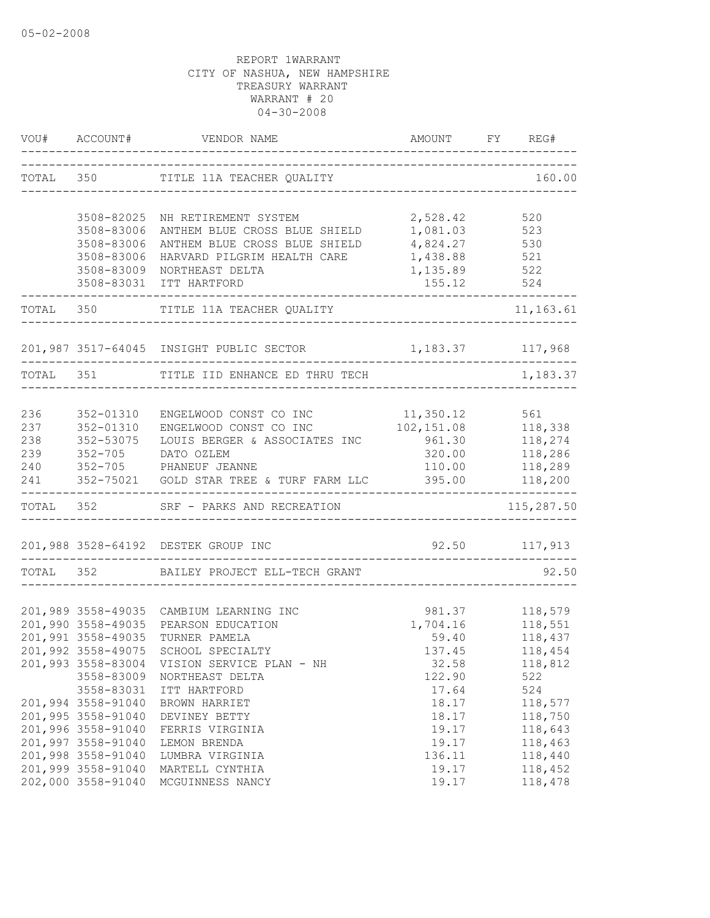05-02-2008

REPORT 1WARRANT
CITY OF NASHUA, NEW HAMPSHIRE
TREASURY WARRANT
WARRANT # 20
04-30-2008

| VOU# | ACCOUNT# | VENDOR NAME | AMOUNT | FY | REG# |
|---|---|---|---|---|---|
| TOTAL | 350 | TITLE 11A TEACHER QUALITY | | | 160.00 |
| | 3508-82025 | NH RETIREMENT SYSTEM | 2,528.42 | | 520 |
| | 3508-83006 | ANTHEM BLUE CROSS BLUE SHIELD | 1,081.03 | | 523 |
| | 3508-83006 | ANTHEM BLUE CROSS BLUE SHIELD | 4,824.27 | | 530 |
| | 3508-83006 | HARVARD PILGRIM HEALTH CARE | 1,438.88 | | 521 |
| | 3508-83009 | NORTHEAST DELTA | 1,135.89 | | 522 |
| | 3508-83031 | ITT HARTFORD | 155.12 | | 524 |
| TOTAL | 350 | TITLE 11A TEACHER QUALITY | | | 11,163.61 |
| 201,987 | 3517-64045 | INSIGHT PUBLIC SECTOR | 1,183.37 | | 117,968 |
| TOTAL | 351 | TITLE IID ENHANCE ED THRU TECH | | | 1,183.37 |
| 236 | 352-01310 | ENGELWOOD CONST CO INC | 11,350.12 | | 561 |
| 237 | 352-01310 | ENGELWOOD CONST CO INC | 102,151.08 | | 118,338 |
| 238 | 352-53075 | LOUIS BERGER & ASSOCIATES INC | 961.30 | | 118,274 |
| 239 | 352-705 | DATO OZLEM | 320.00 | | 118,286 |
| 240 | 352-705 | PHANEUF JEANNE | 110.00 | | 118,289 |
| 241 | 352-75021 | GOLD STAR TREE & TURF FARM LLC | 395.00 | | 118,200 |
| TOTAL | 352 | SRF - PARKS AND RECREATION | | | 115,287.50 |
| 201,988 | 3528-64192 | DESTEK GROUP INC | 92.50 | | 117,913 |
| TOTAL | 352 | BAILEY PROJECT ELL-TECH GRANT | | | 92.50 |
| 201,989 | 3558-49035 | CAMBIUM LEARNING INC | 981.37 | | 118,579 |
| 201,990 | 3558-49035 | PEARSON EDUCATION | 1,704.16 | | 118,551 |
| 201,991 | 3558-49035 | TURNER PAMELA | 59.40 | | 118,437 |
| 201,992 | 3558-49075 | SCHOOL SPECIALTY | 137.45 | | 118,454 |
| 201,993 | 3558-83004 | VISION SERVICE PLAN - NH | 32.58 | | 118,812 |
| | 3558-83009 | NORTHEAST DELTA | 122.90 | | 522 |
| | 3558-83031 | ITT HARTFORD | 17.64 | | 524 |
| 201,994 | 3558-91040 | BROWN HARRIET | 18.17 | | 118,577 |
| 201,995 | 3558-91040 | DEVINEY BETTY | 18.17 | | 118,750 |
| 201,996 | 3558-91040 | FERRIS VIRGINIA | 19.17 | | 118,643 |
| 201,997 | 3558-91040 | LEMON BRENDA | 19.17 | | 118,463 |
| 201,998 | 3558-91040 | LUMBRA VIRGINIA | 136.11 | | 118,440 |
| 201,999 | 3558-91040 | MARTELL CYNTHIA | 19.17 | | 118,452 |
| 202,000 | 3558-91040 | MCGUINNESS NANCY | 19.17 | | 118,478 |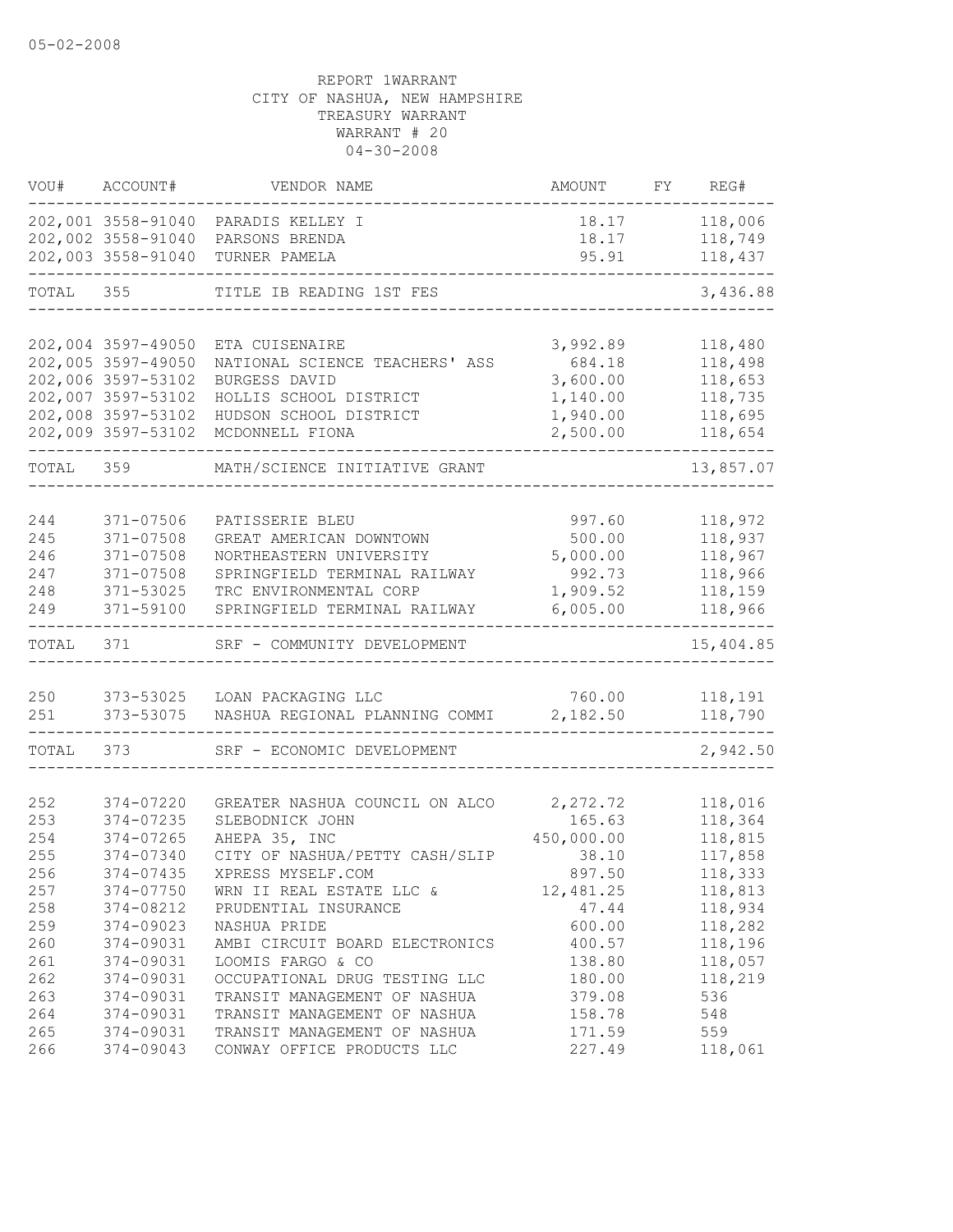05-02-2008

REPORT 1WARRANT
CITY OF NASHUA, NEW HAMPSHIRE
TREASURY WARRANT
WARRANT # 20
04-30-2008

| VOU# | ACCOUNT# | VENDOR NAME | AMOUNT | FY | REG# |
|---|---|---|---|---|---|
| 202,001 | 3558-91040 | PARADIS KELLEY I | 18.17 | | 118,006 |
| 202,002 | 3558-91040 | PARSONS BRENDA | 18.17 | | 118,749 |
| 202,003 | 3558-91040 | TURNER PAMELA | 95.91 | | 118,437 |
| TOTAL | 355 | TITLE IB READING 1ST FES | | | 3,436.88 |
| 202,004 | 3597-49050 | ETA CUISENAIRE | 3,992.89 | | 118,480 |
| 202,005 | 3597-49050 | NATIONAL SCIENCE TEACHERS' ASS | 684.18 | | 118,498 |
| 202,006 | 3597-53102 | BURGESS DAVID | 3,600.00 | | 118,653 |
| 202,007 | 3597-53102 | HOLLIS SCHOOL DISTRICT | 1,140.00 | | 118,735 |
| 202,008 | 3597-53102 | HUDSON SCHOOL DISTRICT | 1,940.00 | | 118,695 |
| 202,009 | 3597-53102 | MCDONNELL FIONA | 2,500.00 | | 118,654 |
| TOTAL | 359 | MATH/SCIENCE INITIATIVE GRANT | | | 13,857.07 |
| 244 | 371-07506 | PATISSERIE BLEU | 997.60 | | 118,972 |
| 245 | 371-07508 | GREAT AMERICAN DOWNTOWN | 500.00 | | 118,937 |
| 246 | 371-07508 | NORTHEASTERN UNIVERSITY | 5,000.00 | | 118,967 |
| 247 | 371-07508 | SPRINGFIELD TERMINAL RAILWAY | 992.73 | | 118,966 |
| 248 | 371-53025 | TRC ENVIRONMENTAL CORP | 1,909.52 | | 118,159 |
| 249 | 371-59100 | SPRINGFIELD TERMINAL RAILWAY | 6,005.00 | | 118,966 |
| TOTAL | 371 | SRF - COMMUNITY DEVELOPMENT | | | 15,404.85 |
| 250 | 373-53025 | LOAN PACKAGING LLC | 760.00 | | 118,191 |
| 251 | 373-53075 | NASHUA REGIONAL PLANNING COMMI | 2,182.50 | | 118,790 |
| TOTAL | 373 | SRF - ECONOMIC DEVELOPMENT | | | 2,942.50 |
| 252 | 374-07220 | GREATER NASHUA COUNCIL ON ALCO | 2,272.72 | | 118,016 |
| 253 | 374-07235 | SLEBODNICK JOHN | 165.63 | | 118,364 |
| 254 | 374-07265 | AHEPA 35, INC | 450,000.00 | | 118,815 |
| 255 | 374-07340 | CITY OF NASHUA/PETTY CASH/SLIP | 38.10 | | 117,858 |
| 256 | 374-07435 | XPRESS MYSELF.COM | 897.50 | | 118,333 |
| 257 | 374-07750 | WRN II REAL ESTATE LLC & | 12,481.25 | | 118,813 |
| 258 | 374-08212 | PRUDENTIAL INSURANCE | 47.44 | | 118,934 |
| 259 | 374-09023 | NASHUA PRIDE | 600.00 | | 118,282 |
| 260 | 374-09031 | AMBI CIRCUIT BOARD ELECTRONICS | 400.57 | | 118,196 |
| 261 | 374-09031 | LOOMIS FARGO & CO | 138.80 | | 118,057 |
| 262 | 374-09031 | OCCUPATIONAL DRUG TESTING LLC | 180.00 | | 118,219 |
| 263 | 374-09031 | TRANSIT MANAGEMENT OF NASHUA | 379.08 | | 536 |
| 264 | 374-09031 | TRANSIT MANAGEMENT OF NASHUA | 158.78 | | 548 |
| 265 | 374-09031 | TRANSIT MANAGEMENT OF NASHUA | 171.59 | | 559 |
| 266 | 374-09043 | CONWAY OFFICE PRODUCTS LLC | 227.49 | | 118,061 |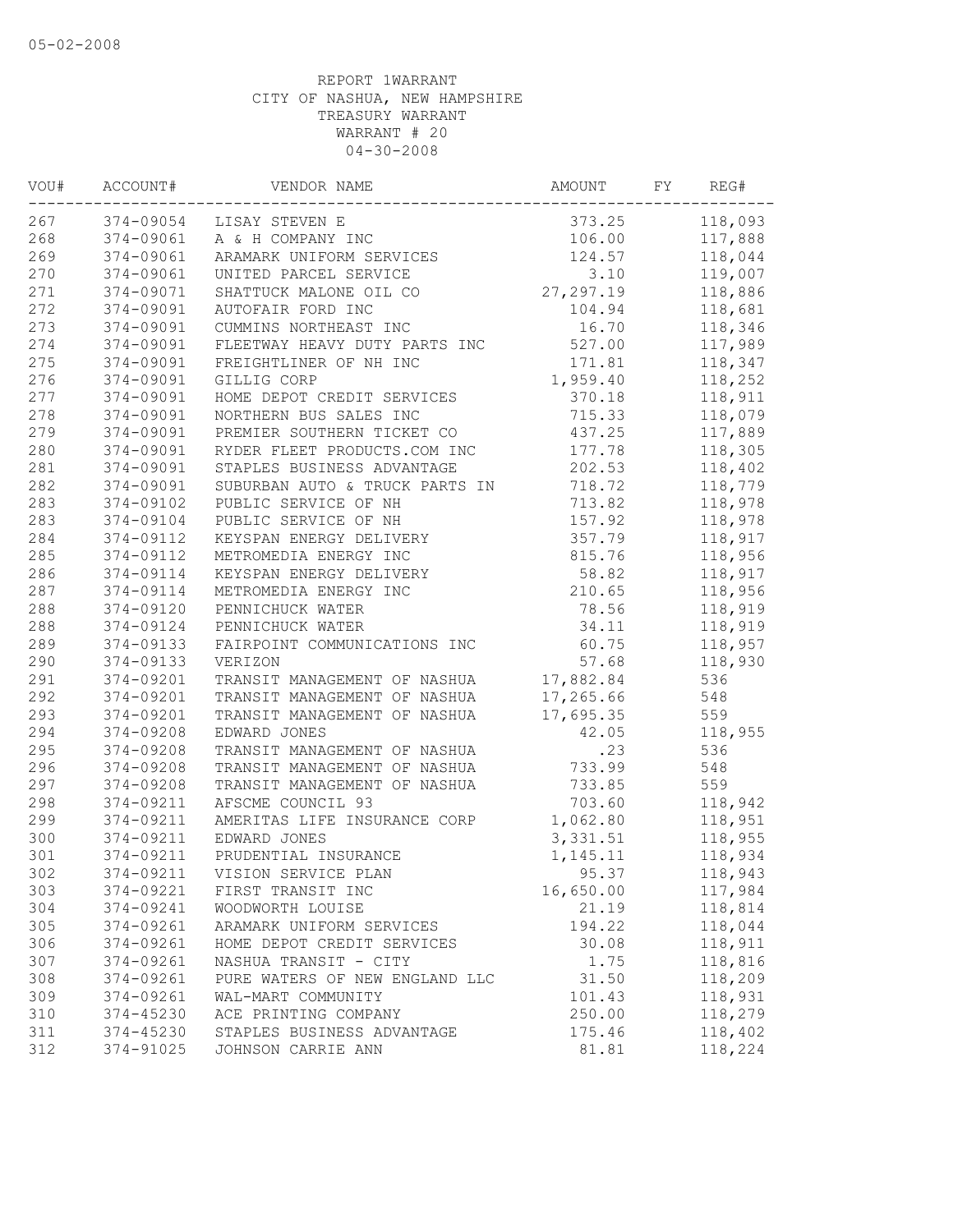05-02-2008

REPORT 1WARRANT
CITY OF NASHUA, NEW HAMPSHIRE
TREASURY WARRANT
WARRANT # 20
04-30-2008

| VOU# | ACCOUNT# | VENDOR NAME | AMOUNT | FY | REG# |
|---|---|---|---|---|---|
| 267 | 374-09054 | LISAY STEVEN E | 373.25 | | 118,093 |
| 268 | 374-09061 | A & H COMPANY INC | 106.00 | | 117,888 |
| 269 | 374-09061 | ARAMARK UNIFORM SERVICES | 124.57 | | 118,044 |
| 270 | 374-09061 | UNITED PARCEL SERVICE | 3.10 | | 119,007 |
| 271 | 374-09071 | SHATTUCK MALONE OIL CO | 27,297.19 | | 118,886 |
| 272 | 374-09091 | AUTOFAIR FORD INC | 104.94 | | 118,681 |
| 273 | 374-09091 | CUMMINS NORTHEAST INC | 16.70 | | 118,346 |
| 274 | 374-09091 | FLEETWAY HEAVY DUTY PARTS INC | 527.00 | | 117,989 |
| 275 | 374-09091 | FREIGHTLINER OF NH INC | 171.81 | | 118,347 |
| 276 | 374-09091 | GILLIG CORP | 1,959.40 | | 118,252 |
| 277 | 374-09091 | HOME DEPOT CREDIT SERVICES | 370.18 | | 118,911 |
| 278 | 374-09091 | NORTHERN BUS SALES INC | 715.33 | | 118,079 |
| 279 | 374-09091 | PREMIER SOUTHERN TICKET CO | 437.25 | | 117,889 |
| 280 | 374-09091 | RYDER FLEET PRODUCTS.COM INC | 177.78 | | 118,305 |
| 281 | 374-09091 | STAPLES BUSINESS ADVANTAGE | 202.53 | | 118,402 |
| 282 | 374-09091 | SUBURBAN AUTO & TRUCK PARTS IN | 718.72 | | 118,779 |
| 283 | 374-09102 | PUBLIC SERVICE OF NH | 713.82 | | 118,978 |
| 283 | 374-09104 | PUBLIC SERVICE OF NH | 157.92 | | 118,978 |
| 284 | 374-09112 | KEYSPAN ENERGY DELIVERY | 357.79 | | 118,917 |
| 285 | 374-09112 | METROMEDIA ENERGY INC | 815.76 | | 118,956 |
| 286 | 374-09114 | KEYSPAN ENERGY DELIVERY | 58.82 | | 118,917 |
| 287 | 374-09114 | METROMEDIA ENERGY INC | 210.65 | | 118,956 |
| 288 | 374-09120 | PENNICHUCK WATER | 78.56 | | 118,919 |
| 288 | 374-09124 | PENNICHUCK WATER | 34.11 | | 118,919 |
| 289 | 374-09133 | FAIRPOINT COMMUNICATIONS INC | 60.75 | | 118,957 |
| 290 | 374-09133 | VERIZON | 57.68 | | 118,930 |
| 291 | 374-09201 | TRANSIT MANAGEMENT OF NASHUA | 17,882.84 | | 536 |
| 292 | 374-09201 | TRANSIT MANAGEMENT OF NASHUA | 17,265.66 | | 548 |
| 293 | 374-09201 | TRANSIT MANAGEMENT OF NASHUA | 17,695.35 | | 559 |
| 294 | 374-09208 | EDWARD JONES | 42.05 | | 118,955 |
| 295 | 374-09208 | TRANSIT MANAGEMENT OF NASHUA | .23 | | 536 |
| 296 | 374-09208 | TRANSIT MANAGEMENT OF NASHUA | 733.99 | | 548 |
| 297 | 374-09208 | TRANSIT MANAGEMENT OF NASHUA | 733.85 | | 559 |
| 298 | 374-09211 | AFSCME COUNCIL 93 | 703.60 | | 118,942 |
| 299 | 374-09211 | AMERITAS LIFE INSURANCE CORP | 1,062.80 | | 118,951 |
| 300 | 374-09211 | EDWARD JONES | 3,331.51 | | 118,955 |
| 301 | 374-09211 | PRUDENTIAL INSURANCE | 1,145.11 | | 118,934 |
| 302 | 374-09211 | VISION SERVICE PLAN | 95.37 | | 118,943 |
| 303 | 374-09221 | FIRST TRANSIT INC | 16,650.00 | | 117,984 |
| 304 | 374-09241 | WOODWORTH LOUISE | 21.19 | | 118,814 |
| 305 | 374-09261 | ARAMARK UNIFORM SERVICES | 194.22 | | 118,044 |
| 306 | 374-09261 | HOME DEPOT CREDIT SERVICES | 30.08 | | 118,911 |
| 307 | 374-09261 | NASHUA TRANSIT - CITY | 1.75 | | 118,816 |
| 308 | 374-09261 | PURE WATERS OF NEW ENGLAND LLC | 31.50 | | 118,209 |
| 309 | 374-09261 | WAL-MART COMMUNITY | 101.43 | | 118,931 |
| 310 | 374-45230 | ACE PRINTING COMPANY | 250.00 | | 118,279 |
| 311 | 374-45230 | STAPLES BUSINESS ADVANTAGE | 175.46 | | 118,402 |
| 312 | 374-91025 | JOHNSON CARRIE ANN | 81.81 | | 118,224 |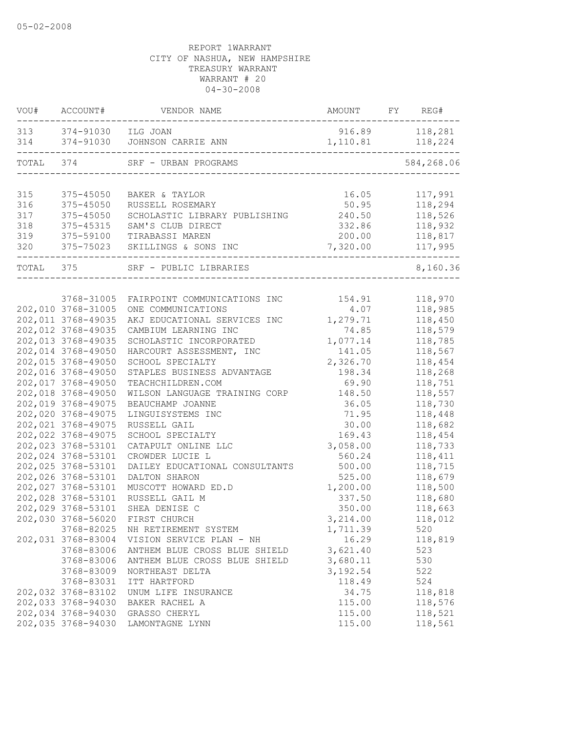05-02-2008

REPORT 1WARRANT
CITY OF NASHUA, NEW HAMPSHIRE
TREASURY WARRANT
WARRANT # 20
04-30-2008

| VOU# | ACCOUNT# | VENDOR NAME | AMOUNT | FY | REG# |
|---|---|---|---|---|---|
| 313 | 374-91030 | ILG JOAN | 916.89 | | 118,281 |
| 314 | 374-91030 | JOHNSON CARRIE ANN | 1,110.81 | | 118,224 |
| TOTAL | 374 | SRF - URBAN PROGRAMS | | | 584,268.06 |
| 315 | 375-45050 | BAKER & TAYLOR | 16.05 | | 117,991 |
| 316 | 375-45050 | RUSSELL ROSEMARY | 50.95 | | 118,294 |
| 317 | 375-45050 | SCHOLASTIC LIBRARY PUBLISHING | 240.50 | | 118,526 |
| 318 | 375-45315 | SAM'S CLUB DIRECT | 332.86 | | 118,932 |
| 319 | 375-59100 | TIRABASSI MAREN | 200.00 | | 118,817 |
| 320 | 375-75023 | SKILLINGS & SONS INC | 7,320.00 | | 117,995 |
| TOTAL | 375 | SRF - PUBLIC LIBRARIES | | | 8,160.36 |
| | 3768-31005 | FAIRPOINT COMMUNICATIONS INC | 154.91 | | 118,970 |
| 202,010 | 3768-31005 | ONE COMMUNICATIONS | 4.07 | | 118,985 |
| 202,011 | 3768-49035 | AKJ EDUCATIONAL SERVICES INC | 1,279.71 | | 118,450 |
| 202,012 | 3768-49035 | CAMBIUM LEARNING INC | 74.85 | | 118,579 |
| 202,013 | 3768-49035 | SCHOLASTIC INCORPORATED | 1,077.14 | | 118,785 |
| 202,014 | 3768-49050 | HARCOURT ASSESSMENT, INC | 141.05 | | 118,567 |
| 202,015 | 3768-49050 | SCHOOL SPECIALTY | 2,326.70 | | 118,454 |
| 202,016 | 3768-49050 | STAPLES BUSINESS ADVANTAGE | 198.34 | | 118,268 |
| 202,017 | 3768-49050 | TEACHCHILDREN.COM | 69.90 | | 118,751 |
| 202,018 | 3768-49050 | WILSON LANGUAGE TRAINING CORP | 148.50 | | 118,557 |
| 202,019 | 3768-49075 | BEAUCHAMP JOANNE | 36.05 | | 118,730 |
| 202,020 | 3768-49075 | LINGUISYSTEMS INC | 71.95 | | 118,448 |
| 202,021 | 3768-49075 | RUSSELL GAIL | 30.00 | | 118,682 |
| 202,022 | 3768-49075 | SCHOOL SPECIALTY | 169.43 | | 118,454 |
| 202,023 | 3768-53101 | CATAPULT ONLINE LLC | 3,058.00 | | 118,733 |
| 202,024 | 3768-53101 | CROWDER LUCIE L | 560.24 | | 118,411 |
| 202,025 | 3768-53101 | DAILEY EDUCATIONAL CONSULTANTS | 500.00 | | 118,715 |
| 202,026 | 3768-53101 | DALTON SHARON | 525.00 | | 118,679 |
| 202,027 | 3768-53101 | MUSCOTT HOWARD ED.D | 1,200.00 | | 118,500 |
| 202,028 | 3768-53101 | RUSSELL GAIL M | 337.50 | | 118,680 |
| 202,029 | 3768-53101 | SHEA DENISE C | 350.00 | | 118,663 |
| 202,030 | 3768-56020 | FIRST CHURCH | 3,214.00 | | 118,012 |
| | 3768-82025 | NH RETIREMENT SYSTEM | 1,711.39 | | 520 |
| 202,031 | 3768-83004 | VISION SERVICE PLAN - NH | 16.29 | | 118,819 |
| | 3768-83006 | ANTHEM BLUE CROSS BLUE SHIELD | 3,621.40 | | 523 |
| | 3768-83006 | ANTHEM BLUE CROSS BLUE SHIELD | 3,680.11 | | 530 |
| | 3768-83009 | NORTHEAST DELTA | 3,192.54 | | 522 |
| | 3768-83031 | ITT HARTFORD | 118.49 | | 524 |
| 202,032 | 3768-83102 | UNUM LIFE INSURANCE | 34.75 | | 118,818 |
| 202,033 | 3768-94030 | BAKER RACHEL A | 115.00 | | 118,576 |
| 202,034 | 3768-94030 | GRASSO CHERYL | 115.00 | | 118,521 |
| 202,035 | 3768-94030 | LAMONTAGNE LYNN | 115.00 | | 118,561 |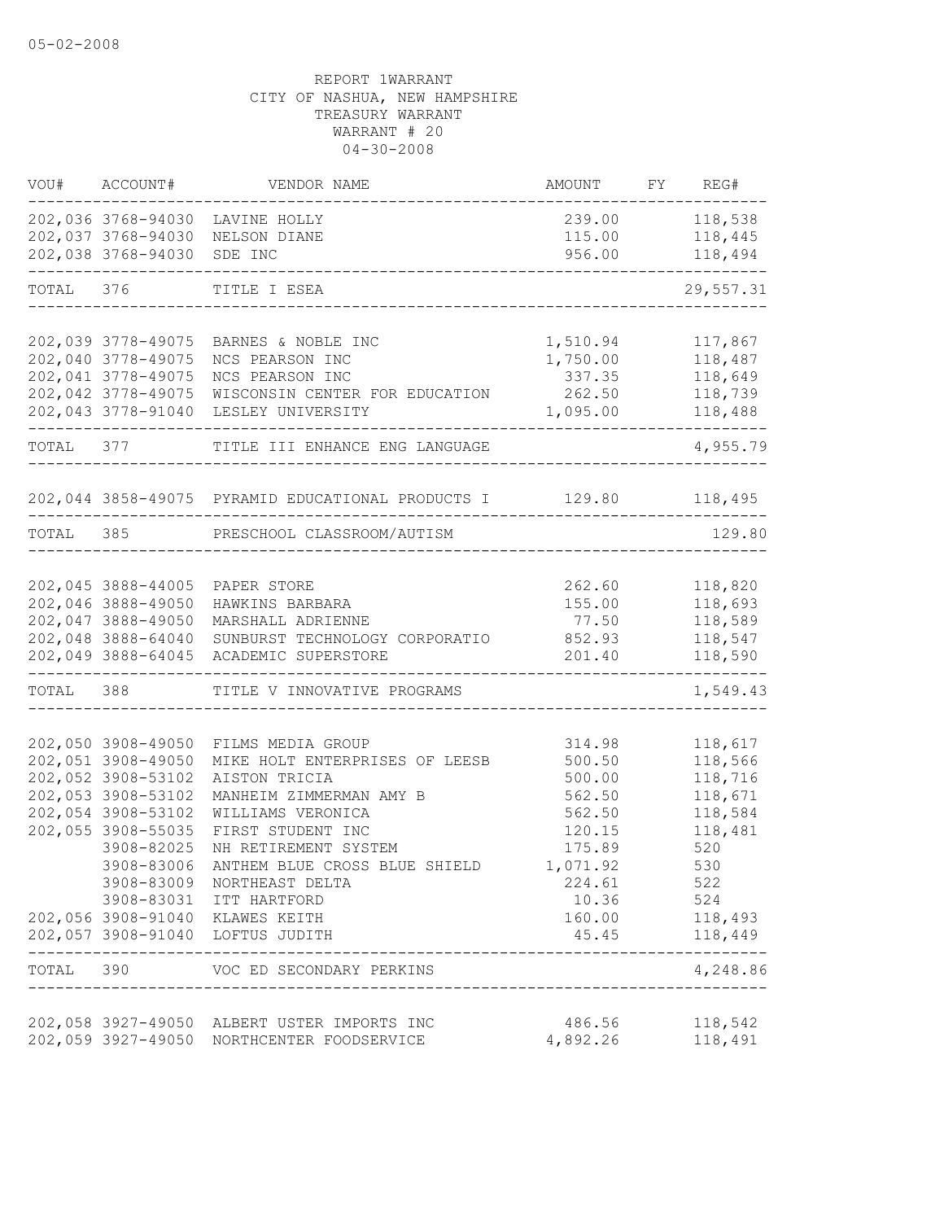05-02-2008

REPORT 1WARRANT
CITY OF NASHUA, NEW HAMPSHIRE
TREASURY WARRANT
WARRANT # 20
04-30-2008

| VOU# | ACCOUNT# | VENDOR NAME | AMOUNT | FY | REG# |
|---|---|---|---|---|---|
| 202,036 | 3768-94030 | LAVINE HOLLY | 239.00 | | 118,538 |
| 202,037 | 3768-94030 | NELSON DIANE | 115.00 | | 118,445 |
| 202,038 | 3768-94030 | SDE INC | 956.00 | | 118,494 |
| TOTAL | 376 | TITLE I ESEA | | | 29,557.31 |
| 202,039 | 3778-49075 | BARNES & NOBLE INC | 1,510.94 | | 117,867 |
| 202,040 | 3778-49075 | NCS PEARSON INC | 1,750.00 | | 118,487 |
| 202,041 | 3778-49075 | NCS PEARSON INC | 337.35 | | 118,649 |
| 202,042 | 3778-49075 | WISCONSIN CENTER FOR EDUCATION | 262.50 | | 118,739 |
| 202,043 | 3778-91040 | LESLEY UNIVERSITY | 1,095.00 | | 118,488 |
| TOTAL | 377 | TITLE III ENHANCE ENG LANGUAGE | | | 4,955.79 |
| 202,044 | 3858-49075 | PYRAMID EDUCATIONAL PRODUCTS I | 129.80 | | 118,495 |
| TOTAL | 385 | PRESCHOOL CLASSROOM/AUTISM | | | 129.80 |
| 202,045 | 3888-44005 | PAPER STORE | 262.60 | | 118,820 |
| 202,046 | 3888-49050 | HAWKINS BARBARA | 155.00 | | 118,693 |
| 202,047 | 3888-49050 | MARSHALL ADRIENNE | 77.50 | | 118,589 |
| 202,048 | 3888-64040 | SUNBURST TECHNOLOGY CORPORATIO | 852.93 | | 118,547 |
| 202,049 | 3888-64045 | ACADEMIC SUPERSTORE | 201.40 | | 118,590 |
| TOTAL | 388 | TITLE V INNOVATIVE PROGRAMS | | | 1,549.43 |
| 202,050 | 3908-49050 | FILMS MEDIA GROUP | 314.98 | | 118,617 |
| 202,051 | 3908-49050 | MIKE HOLT ENTERPRISES OF LEESB | 500.50 | | 118,566 |
| 202,052 | 3908-53102 | AISTON TRICIA | 500.00 | | 118,716 |
| 202,053 | 3908-53102 | MANHEIM ZIMMERMAN AMY B | 562.50 | | 118,671 |
| 202,054 | 3908-53102 | WILLIAMS VERONICA | 562.50 | | 118,584 |
| 202,055 | 3908-55035 | FIRST STUDENT INC | 120.15 | | 118,481 |
| | 3908-82025 | NH RETIREMENT SYSTEM | 175.89 | | 520 |
| | 3908-83006 | ANTHEM BLUE CROSS BLUE SHIELD | 1,071.92 | | 530 |
| | 3908-83009 | NORTHEAST DELTA | 224.61 | | 522 |
| | 3908-83031 | ITT HARTFORD | 10.36 | | 524 |
| 202,056 | 3908-91040 | KLAWES KEITH | 160.00 | | 118,493 |
| 202,057 | 3908-91040 | LOFTUS JUDITH | 45.45 | | 118,449 |
| TOTAL | 390 | VOC ED SECONDARY PERKINS | | | 4,248.86 |
| 202,058 | 3927-49050 | ALBERT USTER IMPORTS INC | 486.56 | | 118,542 |
| 202,059 | 3927-49050 | NORTHCENTER FOODSERVICE | 4,892.26 | | 118,491 |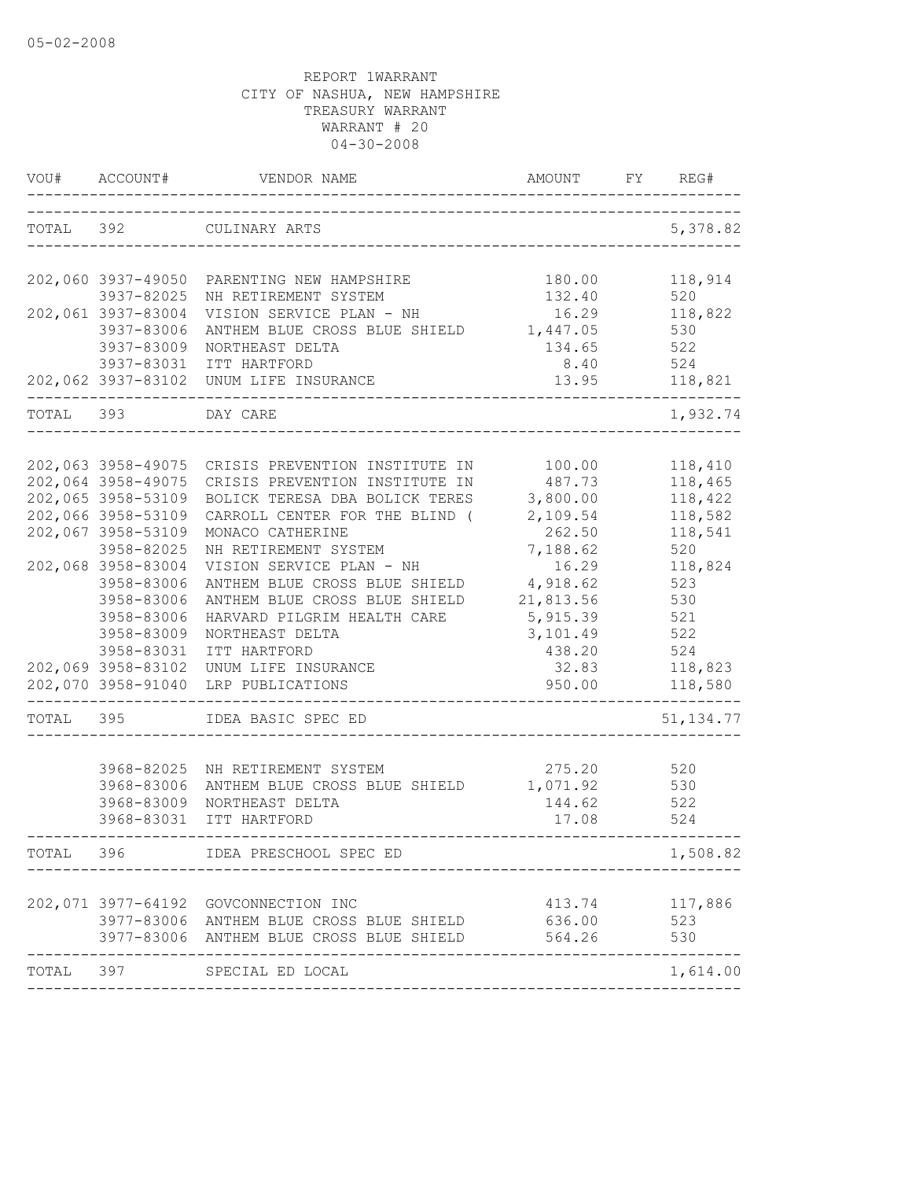05-02-2008

REPORT 1WARRANT
CITY OF NASHUA, NEW HAMPSHIRE
TREASURY WARRANT
WARRANT # 20
04-30-2008

| VOU# | ACCOUNT# | VENDOR NAME | AMOUNT | FY | REG# |
|---|---|---|---|---|---|
| TOTAL | 392 | CULINARY ARTS | | | 5,378.82 |
| 202,060 | 3937-49050 | PARENTING NEW HAMPSHIRE | 180.00 | | 118,914 |
| | 3937-82025 | NH RETIREMENT SYSTEM | 132.40 | | 520 |
| 202,061 | 3937-83004 | VISION SERVICE PLAN - NH | 16.29 | | 118,822 |
| | 3937-83006 | ANTHEM BLUE CROSS BLUE SHIELD | 1,447.05 | | 530 |
| | 3937-83009 | NORTHEAST DELTA | 134.65 | | 522 |
| | 3937-83031 | ITT HARTFORD | 8.40 | | 524 |
| 202,062 | 3937-83102 | UNUM LIFE INSURANCE | 13.95 | | 118,821 |
| TOTAL | 393 | DAY CARE | | | 1,932.74 |
| 202,063 | 3958-49075 | CRISIS PREVENTION INSTITUTE IN | 100.00 | | 118,410 |
| 202,064 | 3958-49075 | CRISIS PREVENTION INSTITUTE IN | 487.73 | | 118,465 |
| 202,065 | 3958-53109 | BOLICK TERESA DBA BOLICK TERES | 3,800.00 | | 118,422 |
| 202,066 | 3958-53109 | CARROLL CENTER FOR THE BLIND ( | 2,109.54 | | 118,582 |
| 202,067 | 3958-53109 | MONACO CATHERINE | 262.50 | | 118,541 |
| | 3958-82025 | NH RETIREMENT SYSTEM | 7,188.62 | | 520 |
| 202,068 | 3958-83004 | VISION SERVICE PLAN - NH | 16.29 | | 118,824 |
| | 3958-83006 | ANTHEM BLUE CROSS BLUE SHIELD | 4,918.62 | | 523 |
| | 3958-83006 | ANTHEM BLUE CROSS BLUE SHIELD | 21,813.56 | | 530 |
| | 3958-83006 | HARVARD PILGRIM HEALTH CARE | 5,915.39 | | 521 |
| | 3958-83009 | NORTHEAST DELTA | 3,101.49 | | 522 |
| | 3958-83031 | ITT HARTFORD | 438.20 | | 524 |
| 202,069 | 3958-83102 | UNUM LIFE INSURANCE | 32.83 | | 118,823 |
| 202,070 | 3958-91040 | LRP PUBLICATIONS | 950.00 | | 118,580 |
| TOTAL | 395 | IDEA BASIC SPEC ED | | | 51,134.77 |
| | 3968-82025 | NH RETIREMENT SYSTEM | 275.20 | | 520 |
| | 3968-83006 | ANTHEM BLUE CROSS BLUE SHIELD | 1,071.92 | | 530 |
| | 3968-83009 | NORTHEAST DELTA | 144.62 | | 522 |
| | 3968-83031 | ITT HARTFORD | 17.08 | | 524 |
| TOTAL | 396 | IDEA PRESCHOOL SPEC ED | | | 1,508.82 |
| 202,071 | 3977-64192 | GOVCONNECTION INC | 413.74 | | 117,886 |
| | 3977-83006 | ANTHEM BLUE CROSS BLUE SHIELD | 636.00 | | 523 |
| | 3977-83006 | ANTHEM BLUE CROSS BLUE SHIELD | 564.26 | | 530 |
| TOTAL | 397 | SPECIAL ED LOCAL | | | 1,614.00 |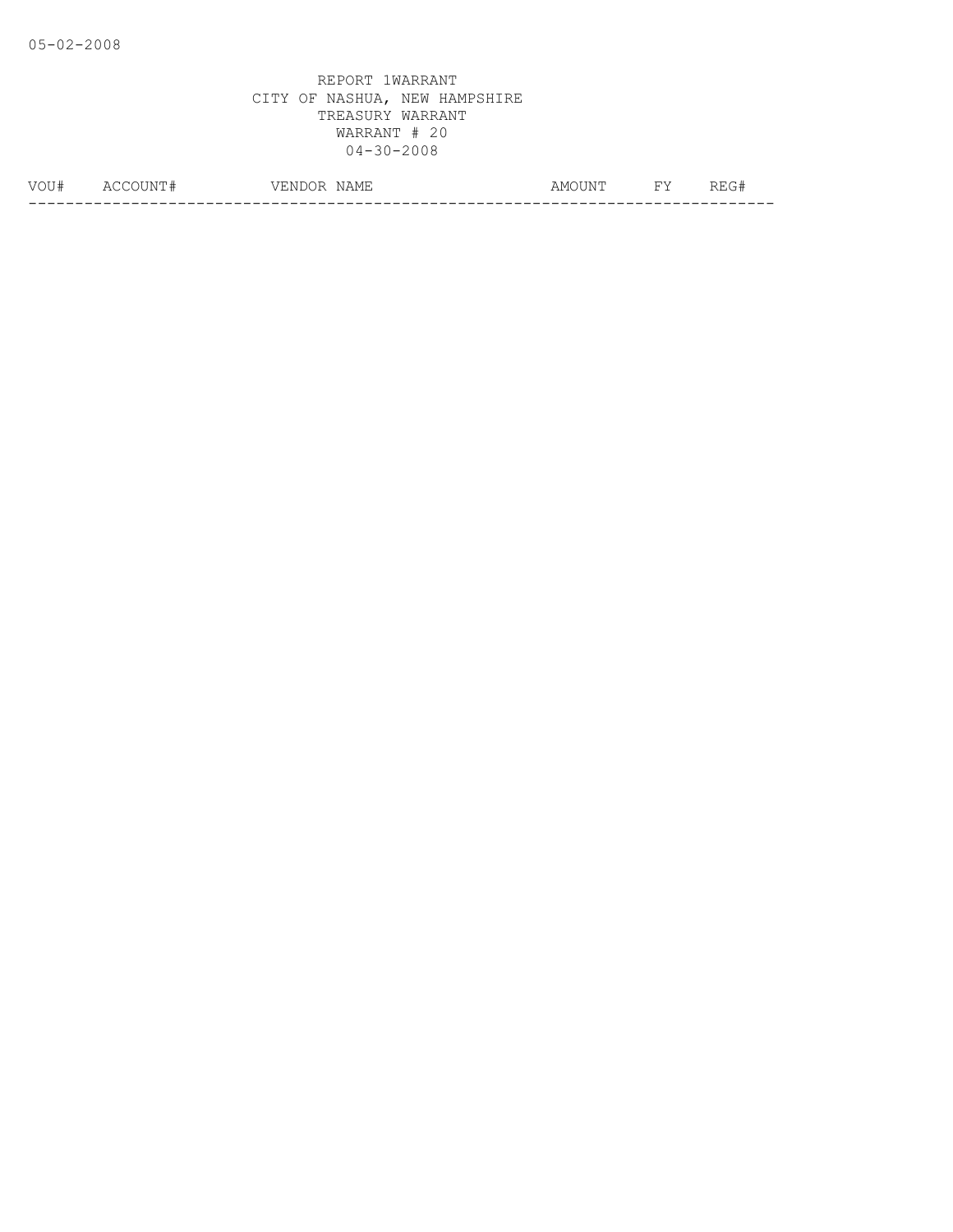05-02-2008

REPORT 1WARRANT
CITY OF NASHUA, NEW HAMPSHIRE
TREASURY WARRANT
WARRANT # 20
04-30-2008

| VOU# | ACCOUNT# | VENDOR NAME | AMOUNT | FY | REG# |
|---|---|---|---|---|---|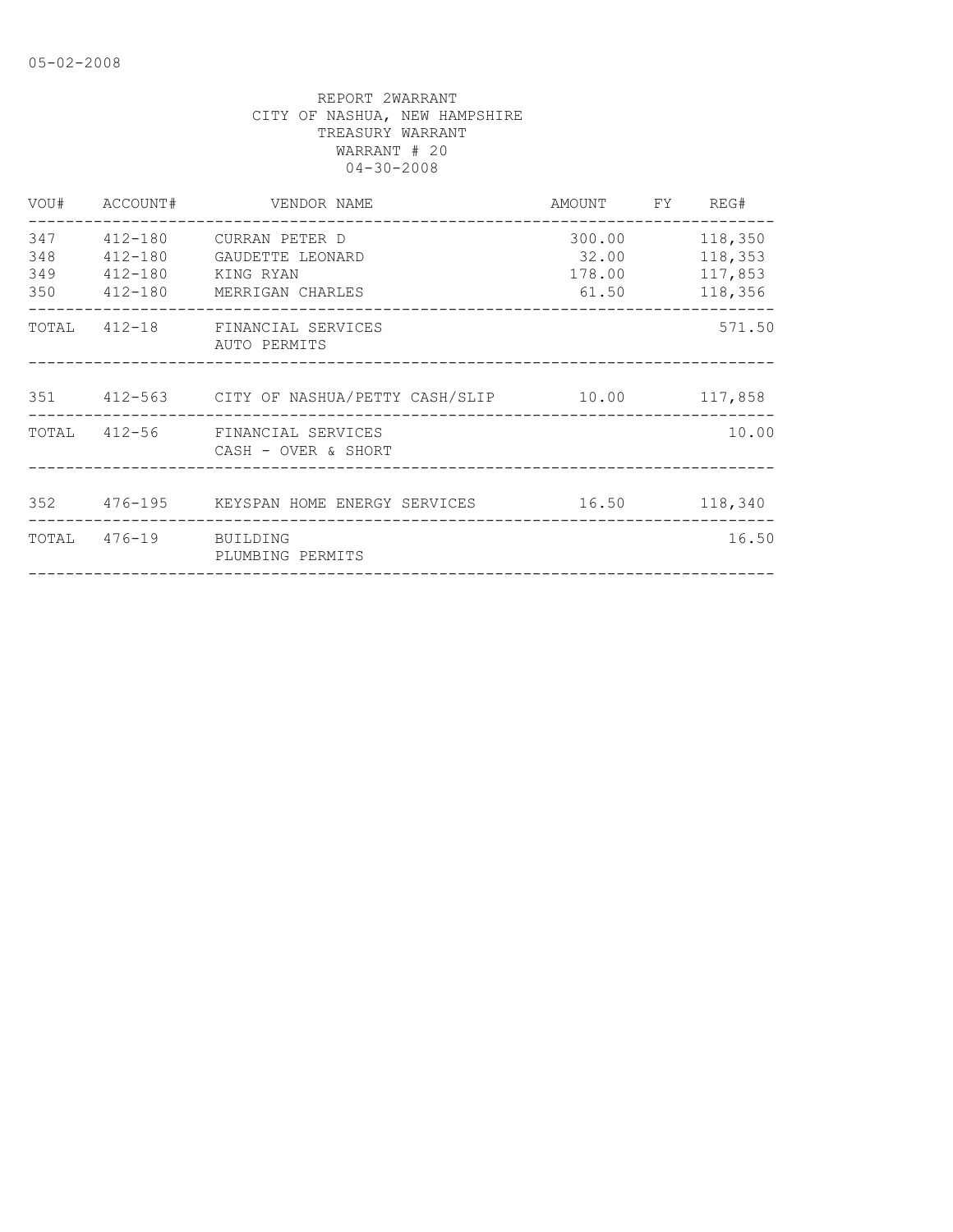05-02-2008

REPORT 2WARRANT
CITY OF NASHUA, NEW HAMPSHIRE
TREASURY WARRANT
WARRANT # 20
04-30-2008

| VOU# | ACCOUNT# | VENDOR NAME | AMOUNT | FY | REG# |
|---|---|---|---|---|---|
| 347 | 412-180 | CURRAN PETER D | 300.00 | | 118,350 |
| 348 | 412-180 | GAUDETTE LEONARD | 32.00 | | 118,353 |
| 349 | 412-180 | KING RYAN | 178.00 | | 117,853 |
| 350 | 412-180 | MERRIGAN CHARLES | 61.50 | | 118,356 |
| TOTAL | 412-18 | FINANCIAL SERVICES AUTO PERMITS | | | 571.50 |
| 351 | 412-563 | CITY OF NASHUA/PETTY CASH/SLIP | 10.00 | | 117,858 |
| TOTAL | 412-56 | FINANCIAL SERVICES CASH - OVER & SHORT | | | 10.00 |
| 352 | 476-195 | KEYSPAN HOME ENERGY SERVICES | 16.50 | | 118,340 |
| TOTAL | 476-19 | BUILDING PLUMBING PERMITS | | | 16.50 |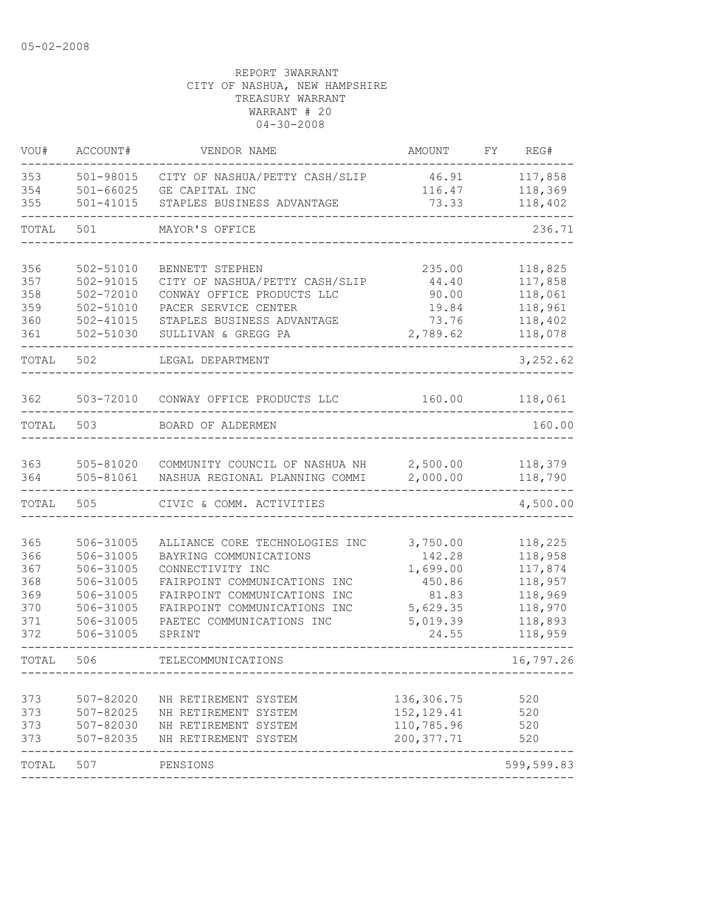05-02-2008

REPORT 3WARRANT
CITY OF NASHUA, NEW HAMPSHIRE
TREASURY WARRANT
WARRANT # 20
04-30-2008

| VOU# | ACCOUNT# | VENDOR NAME | AMOUNT | FY | REG# |
|---|---|---|---|---|---|
| 353 | 501-98015 | CITY OF NASHUA/PETTY CASH/SLIP | 46.91 | | 117,858 |
| 354 | 501-66025 | GE CAPITAL INC | 116.47 | | 118,369 |
| 355 | 501-41015 | STAPLES BUSINESS ADVANTAGE | 73.33 | | 118,402 |
| TOTAL | 501 | MAYOR'S OFFICE | | | 236.71 |
| 356 | 502-51010 | BENNETT STEPHEN | 235.00 | | 118,825 |
| 357 | 502-91015 | CITY OF NASHUA/PETTY CASH/SLIP | 44.40 | | 117,858 |
| 358 | 502-72010 | CONWAY OFFICE PRODUCTS LLC | 90.00 | | 118,061 |
| 359 | 502-51010 | PACER SERVICE CENTER | 19.84 | | 118,961 |
| 360 | 502-41015 | STAPLES BUSINESS ADVANTAGE | 73.76 | | 118,402 |
| 361 | 502-51030 | SULLIVAN & GREGG PA | 2,789.62 | | 118,078 |
| TOTAL | 502 | LEGAL DEPARTMENT | | | 3,252.62 |
| 362 | 503-72010 | CONWAY OFFICE PRODUCTS LLC | 160.00 | | 118,061 |
| TOTAL | 503 | BOARD OF ALDERMEN | | | 160.00 |
| 363 | 505-81020 | COMMUNITY COUNCIL OF NASHUA NH | 2,500.00 | | 118,379 |
| 364 | 505-81061 | NASHUA REGIONAL PLANNING COMMI | 2,000.00 | | 118,790 |
| TOTAL | 505 | CIVIC & COMM. ACTIVITIES | | | 4,500.00 |
| 365 | 506-31005 | ALLIANCE CORE TECHNOLOGIES INC | 3,750.00 | | 118,225 |
| 366 | 506-31005 | BAYRING COMMUNICATIONS | 142.28 | | 118,958 |
| 367 | 506-31005 | CONNECTIVITY INC | 1,699.00 | | 117,874 |
| 368 | 506-31005 | FAIRPOINT COMMUNICATIONS INC | 450.86 | | 118,957 |
| 369 | 506-31005 | FAIRPOINT COMMUNICATIONS INC | 81.83 | | 118,969 |
| 370 | 506-31005 | FAIRPOINT COMMUNICATIONS INC | 5,629.35 | | 118,970 |
| 371 | 506-31005 | PAETEC COMMUNICATIONS INC | 5,019.39 | | 118,893 |
| 372 | 506-31005 | SPRINT | 24.55 | | 118,959 |
| TOTAL | 506 | TELECOMMUNICATIONS | | | 16,797.26 |
| 373 | 507-82020 | NH RETIREMENT SYSTEM | 136,306.75 | | 520 |
| 373 | 507-82025 | NH RETIREMENT SYSTEM | 152,129.41 | | 520 |
| 373 | 507-82030 | NH RETIREMENT SYSTEM | 110,785.96 | | 520 |
| 373 | 507-82035 | NH RETIREMENT SYSTEM | 200,377.71 | | 520 |
| TOTAL | 507 | PENSIONS | | | 599,599.83 |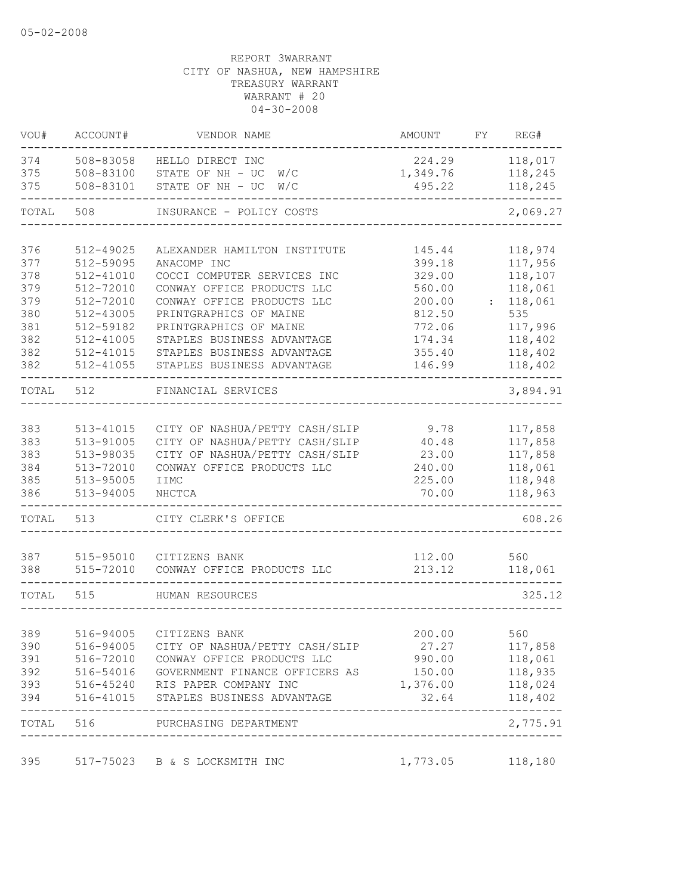05-02-2008

REPORT 3WARRANT
CITY OF NASHUA, NEW HAMPSHIRE
TREASURY WARRANT
WARRANT # 20
04-30-2008

| VOU# | ACCOUNT# | VENDOR NAME | AMOUNT | FY | REG# |
|---|---|---|---|---|---|
| 374 | 508-83058 | HELLO DIRECT INC | 224.29 | | 118,017 |
| 375 | 508-83100 | STATE OF NH - UC W/C | 1,349.76 | | 118,245 |
| 375 | 508-83101 | STATE OF NH - UC W/C | 495.22 | | 118,245 |
| TOTAL | 508 | INSURANCE - POLICY COSTS | | | 2,069.27 |
| 376 | 512-49025 | ALEXANDER HAMILTON INSTITUTE | 145.44 | | 118,974 |
| 377 | 512-59095 | ANACOMP INC | 399.18 | | 117,956 |
| 378 | 512-41010 | COCCI COMPUTER SERVICES INC | 329.00 | | 118,107 |
| 379 | 512-72010 | CONWAY OFFICE PRODUCTS LLC | 560.00 | | 118,061 |
| 379 | 512-72010 | CONWAY OFFICE PRODUCTS LLC | 200.00 | : | 118,061 |
| 380 | 512-43005 | PRINTGRAPHICS OF MAINE | 812.50 | | 535 |
| 381 | 512-59182 | PRINTGRAPHICS OF MAINE | 772.06 | | 117,996 |
| 382 | 512-41005 | STAPLES BUSINESS ADVANTAGE | 174.34 | | 118,402 |
| 382 | 512-41015 | STAPLES BUSINESS ADVANTAGE | 355.40 | | 118,402 |
| 382 | 512-41055 | STAPLES BUSINESS ADVANTAGE | 146.99 | | 118,402 |
| TOTAL | 512 | FINANCIAL SERVICES | | | 3,894.91 |
| 383 | 513-41015 | CITY OF NASHUA/PETTY CASH/SLIP | 9.78 | | 117,858 |
| 383 | 513-91005 | CITY OF NASHUA/PETTY CASH/SLIP | 40.48 | | 117,858 |
| 383 | 513-98035 | CITY OF NASHUA/PETTY CASH/SLIP | 23.00 | | 117,858 |
| 384 | 513-72010 | CONWAY OFFICE PRODUCTS LLC | 240.00 | | 118,061 |
| 385 | 513-95005 | IIMC | 225.00 | | 118,948 |
| 386 | 513-94005 | NHCTCA | 70.00 | | 118,963 |
| TOTAL | 513 | CITY CLERK'S OFFICE | | | 608.26 |
| 387 | 515-95010 | CITIZENS BANK | 112.00 | | 560 |
| 388 | 515-72010 | CONWAY OFFICE PRODUCTS LLC | 213.12 | | 118,061 |
| TOTAL | 515 | HUMAN RESOURCES | | | 325.12 |
| 389 | 516-94005 | CITIZENS BANK | 200.00 | | 560 |
| 390 | 516-94005 | CITY OF NASHUA/PETTY CASH/SLIP | 27.27 | | 117,858 |
| 391 | 516-72010 | CONWAY OFFICE PRODUCTS LLC | 990.00 | | 118,061 |
| 392 | 516-54016 | GOVERNMENT FINANCE OFFICERS AS | 150.00 | | 118,935 |
| 393 | 516-45240 | RIS PAPER COMPANY INC | 1,376.00 | | 118,024 |
| 394 | 516-41015 | STAPLES BUSINESS ADVANTAGE | 32.64 | | 118,402 |
| TOTAL | 516 | PURCHASING DEPARTMENT | | | 2,775.91 |
| 395 | 517-75023 | B & S LOCKSMITH INC | 1,773.05 | | 118,180 |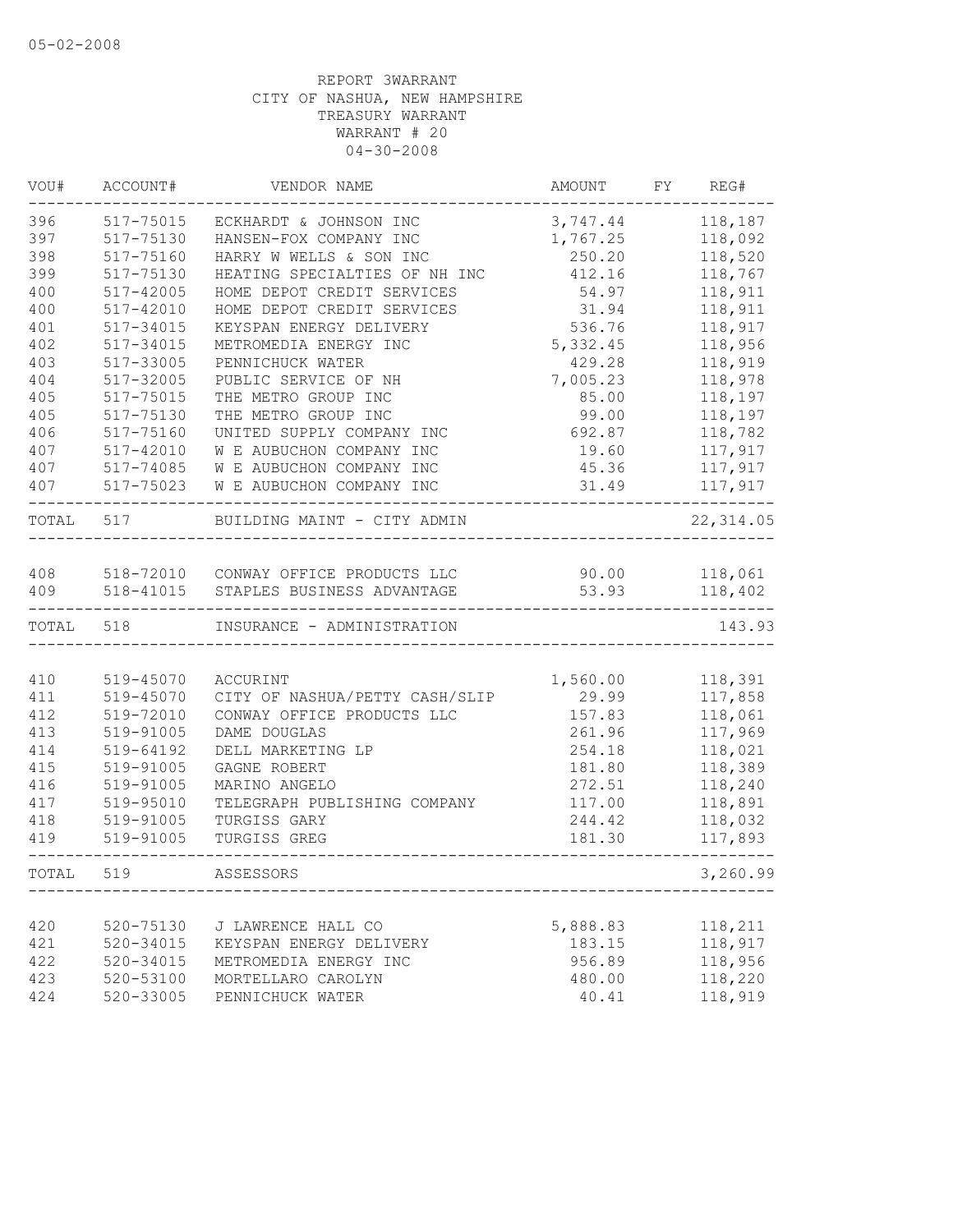05-02-2008

REPORT 3WARRANT
CITY OF NASHUA, NEW HAMPSHIRE
TREASURY WARRANT
WARRANT # 20
04-30-2008

| VOU# | ACCOUNT# | VENDOR NAME | AMOUNT | FY | REG# |
|---|---|---|---|---|---|
| 396 | 517-75015 | ECKHARDT & JOHNSON INC | 3,747.44 | | 118,187 |
| 397 | 517-75130 | HANSEN-FOX COMPANY INC | 1,767.25 | | 118,092 |
| 398 | 517-75160 | HARRY W WELLS & SON INC | 250.20 | | 118,520 |
| 399 | 517-75130 | HEATING SPECIALTIES OF NH INC | 412.16 | | 118,767 |
| 400 | 517-42005 | HOME DEPOT CREDIT SERVICES | 54.97 | | 118,911 |
| 400 | 517-42010 | HOME DEPOT CREDIT SERVICES | 31.94 | | 118,911 |
| 401 | 517-34015 | KEYSPAN ENERGY DELIVERY | 536.76 | | 118,917 |
| 402 | 517-34015 | METROMEDIA ENERGY INC | 5,332.45 | | 118,956 |
| 403 | 517-33005 | PENNICHUCK WATER | 429.28 | | 118,919 |
| 404 | 517-32005 | PUBLIC SERVICE OF NH | 7,005.23 | | 118,978 |
| 405 | 517-75015 | THE METRO GROUP INC | 85.00 | | 118,197 |
| 405 | 517-75130 | THE METRO GROUP INC | 99.00 | | 118,197 |
| 406 | 517-75160 | UNITED SUPPLY COMPANY INC | 692.87 | | 118,782 |
| 407 | 517-42010 | W E AUBUCHON COMPANY INC | 19.60 | | 117,917 |
| 407 | 517-74085 | W E AUBUCHON COMPANY INC | 45.36 | | 117,917 |
| 407 | 517-75023 | W E AUBUCHON COMPANY INC | 31.49 | | 117,917 |
| TOTAL | 517 | BUILDING MAINT - CITY ADMIN | | | 22,314.05 |
| 408 | 518-72010 | CONWAY OFFICE PRODUCTS LLC | 90.00 | | 118,061 |
| 409 | 518-41015 | STAPLES BUSINESS ADVANTAGE | 53.93 | | 118,402 |
| TOTAL | 518 | INSURANCE - ADMINISTRATION | | | 143.93 |
| 410 | 519-45070 | ACCURINT | 1,560.00 | | 118,391 |
| 411 | 519-45070 | CITY OF NASHUA/PETTY CASH/SLIP | 29.99 | | 117,858 |
| 412 | 519-72010 | CONWAY OFFICE PRODUCTS LLC | 157.83 | | 118,061 |
| 413 | 519-91005 | DAME DOUGLAS | 261.96 | | 117,969 |
| 414 | 519-64192 | DELL MARKETING LP | 254.18 | | 118,021 |
| 415 | 519-91005 | GAGNE ROBERT | 181.80 | | 118,389 |
| 416 | 519-91005 | MARINO ANGELO | 272.51 | | 118,240 |
| 417 | 519-95010 | TELEGRAPH PUBLISHING COMPANY | 117.00 | | 118,891 |
| 418 | 519-91005 | TURGISS GARY | 244.42 | | 118,032 |
| 419 | 519-91005 | TURGISS GREG | 181.30 | | 117,893 |
| TOTAL | 519 | ASSESSORS | | | 3,260.99 |
| 420 | 520-75130 | J LAWRENCE HALL CO | 5,888.83 | | 118,211 |
| 421 | 520-34015 | KEYSPAN ENERGY DELIVERY | 183.15 | | 118,917 |
| 422 | 520-34015 | METROMEDIA ENERGY INC | 956.89 | | 118,956 |
| 423 | 520-53100 | MORTELLARO CAROLYN | 480.00 | | 118,220 |
| 424 | 520-33005 | PENNICHUCK WATER | 40.41 | | 118,919 |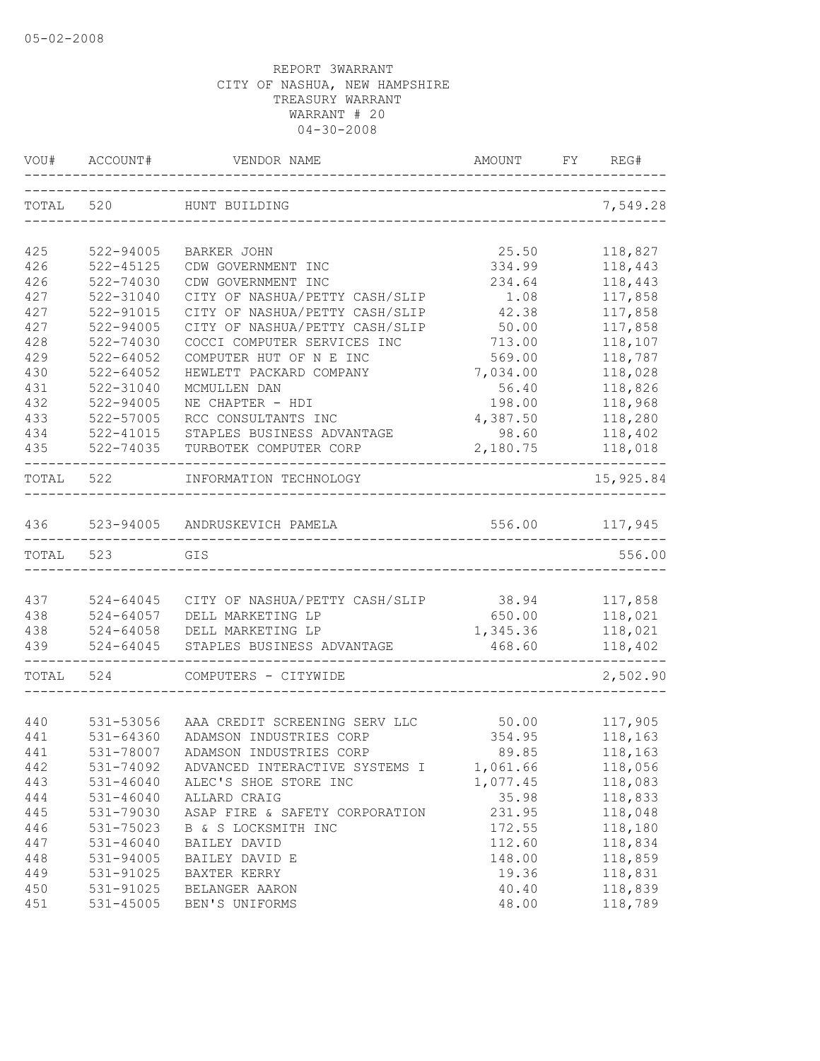05-02-2008

REPORT 3WARRANT
CITY OF NASHUA, NEW HAMPSHIRE
TREASURY WARRANT
WARRANT # 20
04-30-2008

| VOU# | ACCOUNT# | VENDOR NAME | AMOUNT | FY | REG# |
|---|---|---|---|---|---|
| TOTAL | 520 | HUNT BUILDING | | | 7,549.28 |
| 425 | 522-94005 | BARKER JOHN | 25.50 | | 118,827 |
| 426 | 522-45125 | CDW GOVERNMENT INC | 334.99 | | 118,443 |
| 426 | 522-74030 | CDW GOVERNMENT INC | 234.64 | | 118,443 |
| 427 | 522-31040 | CITY OF NASHUA/PETTY CASH/SLIP | 1.08 | | 117,858 |
| 427 | 522-91015 | CITY OF NASHUA/PETTY CASH/SLIP | 42.38 | | 117,858 |
| 427 | 522-94005 | CITY OF NASHUA/PETTY CASH/SLIP | 50.00 | | 117,858 |
| 428 | 522-74030 | COCCI COMPUTER SERVICES INC | 713.00 | | 118,107 |
| 429 | 522-64052 | COMPUTER HUT OF N E INC | 569.00 | | 118,787 |
| 430 | 522-64052 | HEWLETT PACKARD COMPANY | 7,034.00 | | 118,028 |
| 431 | 522-31040 | MCMULLEN DAN | 56.40 | | 118,826 |
| 432 | 522-94005 | NE CHAPTER - HDI | 198.00 | | 118,968 |
| 433 | 522-57005 | RCC CONSULTANTS INC | 4,387.50 | | 118,280 |
| 434 | 522-41015 | STAPLES BUSINESS ADVANTAGE | 98.60 | | 118,402 |
| 435 | 522-74035 | TURBOTEK COMPUTER CORP | 2,180.75 | | 118,018 |
| TOTAL | 522 | INFORMATION TECHNOLOGY | | | 15,925.84 |
| 436 | 523-94005 | ANDRUSKEVICH PAMELA | 556.00 | | 117,945 |
| TOTAL | 523 | GIS | | | 556.00 |
| 437 | 524-64045 | CITY OF NASHUA/PETTY CASH/SLIP | 38.94 | | 117,858 |
| 438 | 524-64057 | DELL MARKETING LP | 650.00 | | 118,021 |
| 438 | 524-64058 | DELL MARKETING LP | 1,345.36 | | 118,021 |
| 439 | 524-64045 | STAPLES BUSINESS ADVANTAGE | 468.60 | | 118,402 |
| TOTAL | 524 | COMPUTERS - CITYWIDE | | | 2,502.90 |
| 440 | 531-53056 | AAA CREDIT SCREENING SERV LLC | 50.00 | | 117,905 |
| 441 | 531-64360 | ADAMSON INDUSTRIES CORP | 354.95 | | 118,163 |
| 441 | 531-78007 | ADAMSON INDUSTRIES CORP | 89.85 | | 118,163 |
| 442 | 531-74092 | ADVANCED INTERACTIVE SYSTEMS I | 1,061.66 | | 118,056 |
| 443 | 531-46040 | ALEC'S SHOE STORE INC | 1,077.45 | | 118,083 |
| 444 | 531-46040 | ALLARD CRAIG | 35.98 | | 118,833 |
| 445 | 531-79030 | ASAP FIRE & SAFETY CORPORATION | 231.95 | | 118,048 |
| 446 | 531-75023 | B & S LOCKSMITH INC | 172.55 | | 118,180 |
| 447 | 531-46040 | BAILEY DAVID | 112.60 | | 118,834 |
| 448 | 531-94005 | BAILEY DAVID E | 148.00 | | 118,859 |
| 449 | 531-91025 | BAXTER KERRY | 19.36 | | 118,831 |
| 450 | 531-91025 | BELANGER AARON | 40.40 | | 118,839 |
| 451 | 531-45005 | BEN'S UNIFORMS | 48.00 | | 118,789 |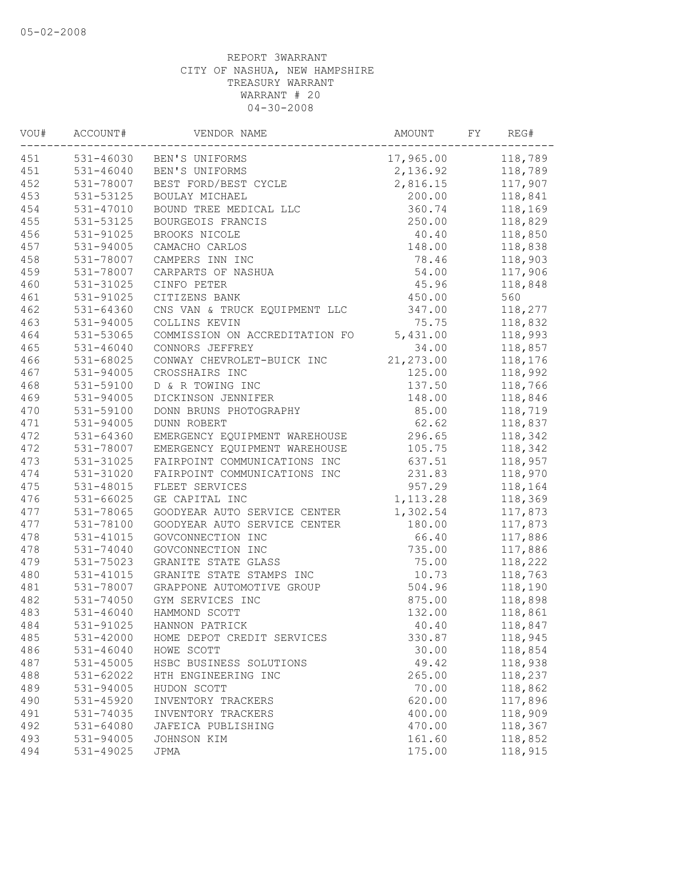REPORT 3WARRANT
CITY OF NASHUA, NEW HAMPSHIRE
TREASURY WARRANT
WARRANT # 20
04-30-2008

| VOU# | ACCOUNT# | VENDOR NAME | AMOUNT | FY | REG# |
|---|---|---|---|---|---|
| 451 | 531-46030 | BEN'S UNIFORMS | 17,965.00 | | 118,789 |
| 451 | 531-46040 | BEN'S UNIFORMS | 2,136.92 | | 118,789 |
| 452 | 531-78007 | BEST FORD/BEST CYCLE | 2,816.15 | | 117,907 |
| 453 | 531-53125 | BOULAY MICHAEL | 200.00 | | 118,841 |
| 454 | 531-47010 | BOUND TREE MEDICAL LLC | 360.74 | | 118,169 |
| 455 | 531-53125 | BOURGEOIS FRANCIS | 250.00 | | 118,829 |
| 456 | 531-91025 | BROOKS NICOLE | 40.40 | | 118,850 |
| 457 | 531-94005 | CAMACHO CARLOS | 148.00 | | 118,838 |
| 458 | 531-78007 | CAMPERS INN INC | 78.46 | | 118,903 |
| 459 | 531-78007 | CARPARTS OF NASHUA | 54.00 | | 117,906 |
| 460 | 531-31025 | CINFO PETER | 45.96 | | 118,848 |
| 461 | 531-91025 | CITIZENS BANK | 450.00 | | 560 |
| 462 | 531-64360 | CNS VAN & TRUCK EQUIPMENT LLC | 347.00 | | 118,277 |
| 463 | 531-94005 | COLLINS KEVIN | 75.75 | | 118,832 |
| 464 | 531-53065 | COMMISSION ON ACCREDITATION FO | 5,431.00 | | 118,993 |
| 465 | 531-46040 | CONNORS JEFFREY | 34.00 | | 118,857 |
| 466 | 531-68025 | CONWAY CHEVROLET-BUICK INC | 21,273.00 | | 118,176 |
| 467 | 531-94005 | CROSSHAIRS INC | 125.00 | | 118,992 |
| 468 | 531-59100 | D & R TOWING INC | 137.50 | | 118,766 |
| 469 | 531-94005 | DICKINSON JENNIFER | 148.00 | | 118,846 |
| 470 | 531-59100 | DONN BRUNS PHOTOGRAPHY | 85.00 | | 118,719 |
| 471 | 531-94005 | DUNN ROBERT | 62.62 | | 118,837 |
| 472 | 531-64360 | EMERGENCY EQUIPMENT WAREHOUSE | 296.65 | | 118,342 |
| 472 | 531-78007 | EMERGENCY EQUIPMENT WAREHOUSE | 105.75 | | 118,342 |
| 473 | 531-31025 | FAIRPOINT COMMUNICATIONS INC | 637.51 | | 118,957 |
| 474 | 531-31020 | FAIRPOINT COMMUNICATIONS INC | 231.83 | | 118,970 |
| 475 | 531-48015 | FLEET SERVICES | 957.29 | | 118,164 |
| 476 | 531-66025 | GE CAPITAL INC | 1,113.28 | | 118,369 |
| 477 | 531-78065 | GOODYEAR AUTO SERVICE CENTER | 1,302.54 | | 117,873 |
| 477 | 531-78100 | GOODYEAR AUTO SERVICE CENTER | 180.00 | | 117,873 |
| 478 | 531-41015 | GOVCONNECTION INC | 66.40 | | 117,886 |
| 478 | 531-74040 | GOVCONNECTION INC | 735.00 | | 117,886 |
| 479 | 531-75023 | GRANITE STATE GLASS | 75.00 | | 118,222 |
| 480 | 531-41015 | GRANITE STATE STAMPS INC | 10.73 | | 118,763 |
| 481 | 531-78007 | GRAPPONE AUTOMOTIVE GROUP | 504.96 | | 118,190 |
| 482 | 531-74050 | GYM SERVICES INC | 875.00 | | 118,898 |
| 483 | 531-46040 | HAMMOND SCOTT | 132.00 | | 118,861 |
| 484 | 531-91025 | HANNON PATRICK | 40.40 | | 118,847 |
| 485 | 531-42000 | HOME DEPOT CREDIT SERVICES | 330.87 | | 118,945 |
| 486 | 531-46040 | HOWE SCOTT | 30.00 | | 118,854 |
| 487 | 531-45005 | HSBC BUSINESS SOLUTIONS | 49.42 | | 118,938 |
| 488 | 531-62022 | HTH ENGINEERING INC | 265.00 | | 118,237 |
| 489 | 531-94005 | HUDON SCOTT | 70.00 | | 118,862 |
| 490 | 531-45920 | INVENTORY TRACKERS | 620.00 | | 117,896 |
| 491 | 531-74035 | INVENTORY TRACKERS | 400.00 | | 118,909 |
| 492 | 531-64080 | JAFEICA PUBLISHING | 470.00 | | 118,367 |
| 493 | 531-94005 | JOHNSON KIM | 161.60 | | 118,852 |
| 494 | 531-49025 | JPMA | 175.00 | | 118,915 |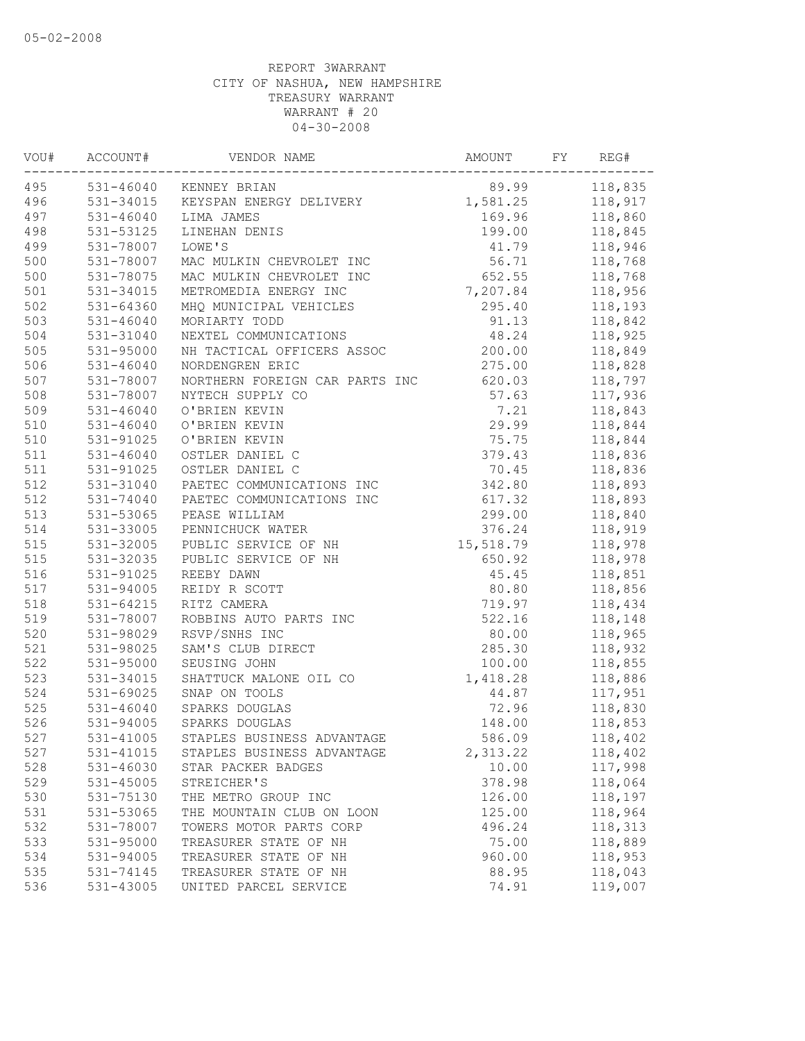05-02-2008

REPORT 3WARRANT
CITY OF NASHUA, NEW HAMPSHIRE
TREASURY WARRANT
WARRANT # 20
04-30-2008

| VOU# | ACCOUNT# | VENDOR NAME | AMOUNT | FY | REG# |
|---|---|---|---|---|---|
| 495 | 531-46040 | KENNEY BRIAN | 89.99 | | 118,835 |
| 496 | 531-34015 | KEYSPAN ENERGY DELIVERY | 1,581.25 | | 118,917 |
| 497 | 531-46040 | LIMA JAMES | 169.96 | | 118,860 |
| 498 | 531-53125 | LINEHAN DENIS | 199.00 | | 118,845 |
| 499 | 531-78007 | LOWE'S | 41.79 | | 118,946 |
| 500 | 531-78007 | MAC MULKIN CHEVROLET INC | 56.71 | | 118,768 |
| 500 | 531-78075 | MAC MULKIN CHEVROLET INC | 652.55 | | 118,768 |
| 501 | 531-34015 | METROMEDIA ENERGY INC | 7,207.84 | | 118,956 |
| 502 | 531-64360 | MHQ MUNICIPAL VEHICLES | 295.40 | | 118,193 |
| 503 | 531-46040 | MORIARTY TODD | 91.13 | | 118,842 |
| 504 | 531-31040 | NEXTEL COMMUNICATIONS | 48.24 | | 118,925 |
| 505 | 531-95000 | NH TACTICAL OFFICERS ASSOC | 200.00 | | 118,849 |
| 506 | 531-46040 | NORDENGREN ERIC | 275.00 | | 118,828 |
| 507 | 531-78007 | NORTHERN FOREIGN CAR PARTS INC | 620.03 | | 118,797 |
| 508 | 531-78007 | NYTECH SUPPLY CO | 57.63 | | 117,936 |
| 509 | 531-46040 | O'BRIEN KEVIN | 7.21 | | 118,843 |
| 510 | 531-46040 | O'BRIEN KEVIN | 29.99 | | 118,844 |
| 510 | 531-91025 | O'BRIEN KEVIN | 75.75 | | 118,844 |
| 511 | 531-46040 | OSTLER DANIEL C | 379.43 | | 118,836 |
| 511 | 531-91025 | OSTLER DANIEL C | 70.45 | | 118,836 |
| 512 | 531-31040 | PAETEC COMMUNICATIONS INC | 342.80 | | 118,893 |
| 512 | 531-74040 | PAETEC COMMUNICATIONS INC | 617.32 | | 118,893 |
| 513 | 531-53065 | PEASE WILLIAM | 299.00 | | 118,840 |
| 514 | 531-33005 | PENNICHUCK WATER | 376.24 | | 118,919 |
| 515 | 531-32005 | PUBLIC SERVICE OF NH | 15,518.79 | | 118,978 |
| 515 | 531-32035 | PUBLIC SERVICE OF NH | 650.92 | | 118,978 |
| 516 | 531-91025 | REEBY DAWN | 45.45 | | 118,851 |
| 517 | 531-94005 | REIDY R SCOTT | 80.80 | | 118,856 |
| 518 | 531-64215 | RITZ CAMERA | 719.97 | | 118,434 |
| 519 | 531-78007 | ROBBINS AUTO PARTS INC | 522.16 | | 118,148 |
| 520 | 531-98029 | RSVP/SNHS INC | 80.00 | | 118,965 |
| 521 | 531-98025 | SAM'S CLUB DIRECT | 285.30 | | 118,932 |
| 522 | 531-95000 | SEUSING JOHN | 100.00 | | 118,855 |
| 523 | 531-34015 | SHATTUCK MALONE OIL CO | 1,418.28 | | 118,886 |
| 524 | 531-69025 | SNAP ON TOOLS | 44.87 | | 117,951 |
| 525 | 531-46040 | SPARKS DOUGLAS | 72.96 | | 118,830 |
| 526 | 531-94005 | SPARKS DOUGLAS | 148.00 | | 118,853 |
| 527 | 531-41005 | STAPLES BUSINESS ADVANTAGE | 586.09 | | 118,402 |
| 527 | 531-41015 | STAPLES BUSINESS ADVANTAGE | 2,313.22 | | 118,402 |
| 528 | 531-46030 | STAR PACKER BADGES | 10.00 | | 117,998 |
| 529 | 531-45005 | STREICHER'S | 378.98 | | 118,064 |
| 530 | 531-75130 | THE METRO GROUP INC | 126.00 | | 118,197 |
| 531 | 531-53065 | THE MOUNTAIN CLUB ON LOON | 125.00 | | 118,964 |
| 532 | 531-78007 | TOWERS MOTOR PARTS CORP | 496.24 | | 118,313 |
| 533 | 531-95000 | TREASURER STATE OF NH | 75.00 | | 118,889 |
| 534 | 531-94005 | TREASURER STATE OF NH | 960.00 | | 118,953 |
| 535 | 531-74145 | TREASURER STATE OF NH | 88.95 | | 118,043 |
| 536 | 531-43005 | UNITED PARCEL SERVICE | 74.91 | | 119,007 |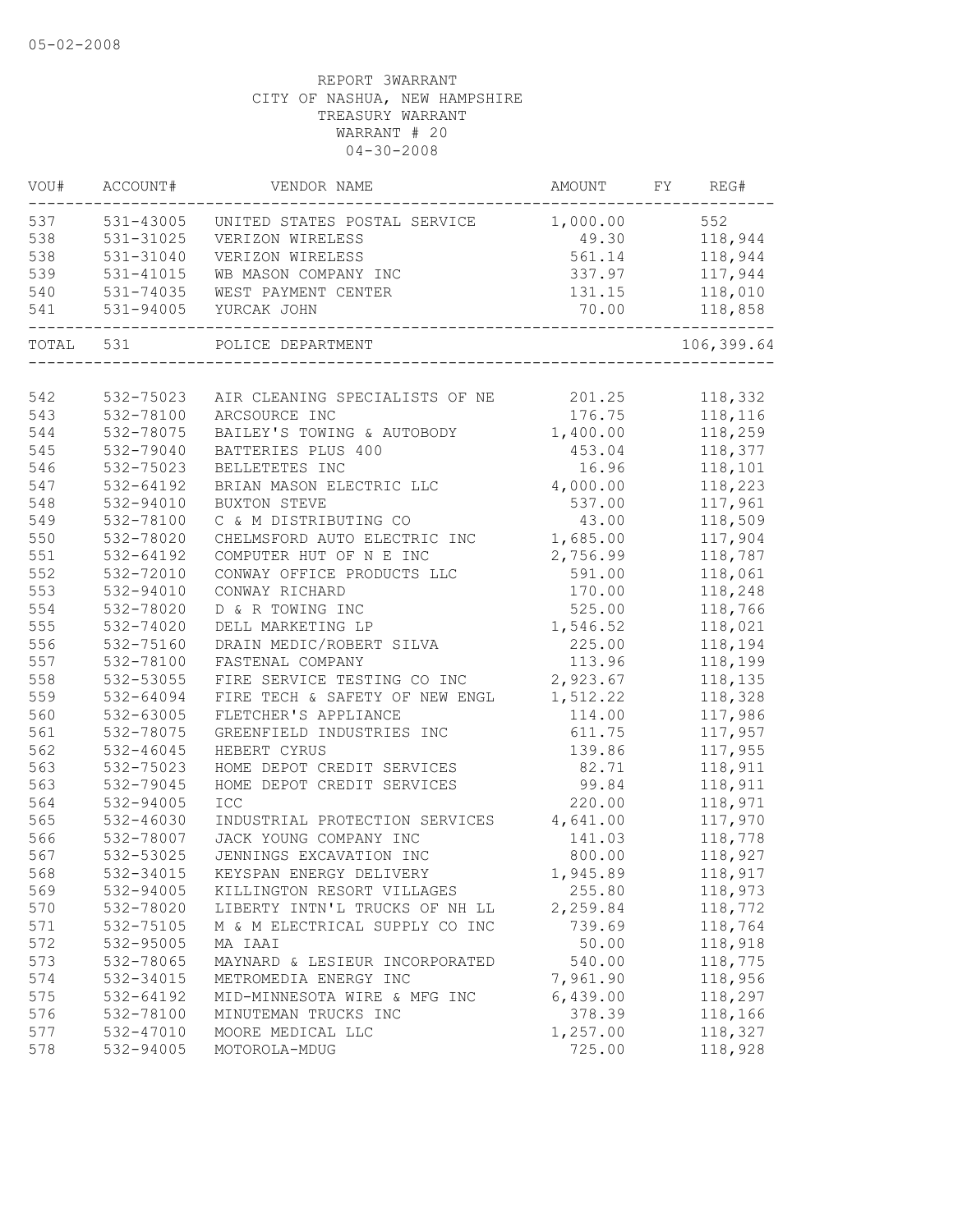05-02-2008

REPORT 3WARRANT
CITY OF NASHUA, NEW HAMPSHIRE
TREASURY WARRANT
WARRANT # 20
04-30-2008

| VOU# | ACCOUNT# | VENDOR NAME | AMOUNT | FY | REG# |
|---|---|---|---|---|---|
| 537 | 531-43005 | UNITED STATES POSTAL SERVICE | 1,000.00 | | 552 |
| 538 | 531-31025 | VERIZON WIRELESS | 49.30 | | 118,944 |
| 538 | 531-31040 | VERIZON WIRELESS | 561.14 | | 118,944 |
| 539 | 531-41015 | WB MASON COMPANY INC | 337.97 | | 117,944 |
| 540 | 531-74035 | WEST PAYMENT CENTER | 131.15 | | 118,010 |
| 541 | 531-94005 | YURCAK JOHN | 70.00 | | 118,858 |
| TOTAL | 531 | POLICE DEPARTMENT | | | 106,399.64 |
| 542 | 532-75023 | AIR CLEANING SPECIALISTS OF NE | 201.25 | | 118,332 |
| 543 | 532-78100 | ARCSOURCE INC | 176.75 | | 118,116 |
| 544 | 532-78075 | BAILEY'S TOWING & AUTOBODY | 1,400.00 | | 118,259 |
| 545 | 532-79040 | BATTERIES PLUS 400 | 453.04 | | 118,377 |
| 546 | 532-75023 | BELLETETES INC | 16.96 | | 118,101 |
| 547 | 532-64192 | BRIAN MASON ELECTRIC LLC | 4,000.00 | | 118,223 |
| 548 | 532-94010 | BUXTON STEVE | 537.00 | | 117,961 |
| 549 | 532-78100 | C & M DISTRIBUTING CO | 43.00 | | 118,509 |
| 550 | 532-78020 | CHELMSFORD AUTO ELECTRIC INC | 1,685.00 | | 117,904 |
| 551 | 532-64192 | COMPUTER HUT OF N E INC | 2,756.99 | | 118,787 |
| 552 | 532-72010 | CONWAY OFFICE PRODUCTS LLC | 591.00 | | 118,061 |
| 553 | 532-94010 | CONWAY RICHARD | 170.00 | | 118,248 |
| 554 | 532-78020 | D & R TOWING INC | 525.00 | | 118,766 |
| 555 | 532-74020 | DELL MARKETING LP | 1,546.52 | | 118,021 |
| 556 | 532-75160 | DRAIN MEDIC/ROBERT SILVA | 225.00 | | 118,194 |
| 557 | 532-78100 | FASTENAL COMPANY | 113.96 | | 118,199 |
| 558 | 532-53055 | FIRE SERVICE TESTING CO INC | 2,923.67 | | 118,135 |
| 559 | 532-64094 | FIRE TECH & SAFETY OF NEW ENGL | 1,512.22 | | 118,328 |
| 560 | 532-63005 | FLETCHER'S APPLIANCE | 114.00 | | 117,986 |
| 561 | 532-78075 | GREENFIELD INDUSTRIES INC | 611.75 | | 117,957 |
| 562 | 532-46045 | HEBERT CYRUS | 139.86 | | 117,955 |
| 563 | 532-75023 | HOME DEPOT CREDIT SERVICES | 82.71 | | 118,911 |
| 563 | 532-79045 | HOME DEPOT CREDIT SERVICES | 99.84 | | 118,911 |
| 564 | 532-94005 | ICC | 220.00 | | 118,971 |
| 565 | 532-46030 | INDUSTRIAL PROTECTION SERVICES | 4,641.00 | | 117,970 |
| 566 | 532-78007 | JACK YOUNG COMPANY INC | 141.03 | | 118,778 |
| 567 | 532-53025 | JENNINGS EXCAVATION INC | 800.00 | | 118,927 |
| 568 | 532-34015 | KEYSPAN ENERGY DELIVERY | 1,945.89 | | 118,917 |
| 569 | 532-94005 | KILLINGTON RESORT VILLAGES | 255.80 | | 118,973 |
| 570 | 532-78020 | LIBERTY INTN'L TRUCKS OF NH LL | 2,259.84 | | 118,772 |
| 571 | 532-75105 | M & M ELECTRICAL SUPPLY CO INC | 739.69 | | 118,764 |
| 572 | 532-95005 | MA IAAI | 50.00 | | 118,918 |
| 573 | 532-78065 | MAYNARD & LESIEUR INCORPORATED | 540.00 | | 118,775 |
| 574 | 532-34015 | METROMEDIA ENERGY INC | 7,961.90 | | 118,956 |
| 575 | 532-64192 | MID-MINNESOTA WIRE & MFG INC | 6,439.00 | | 118,297 |
| 576 | 532-78100 | MINUTEMAN TRUCKS INC | 378.39 | | 118,166 |
| 577 | 532-47010 | MOORE MEDICAL LLC | 1,257.00 | | 118,327 |
| 578 | 532-94005 | MOTOROLA-MDUG | 725.00 | | 118,928 |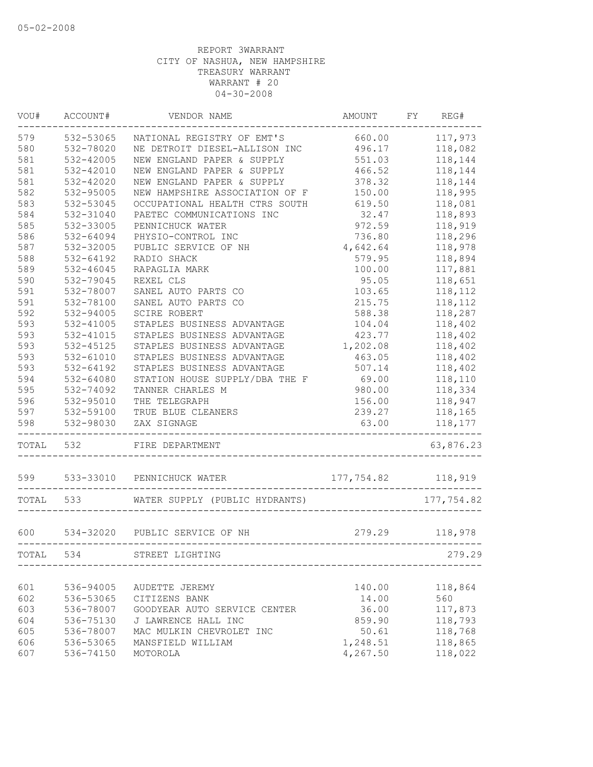05-02-2008

REPORT 3WARRANT
CITY OF NASHUA, NEW HAMPSHIRE
TREASURY WARRANT
WARRANT # 20
04-30-2008

| VOU# | ACCOUNT# | VENDOR NAME | AMOUNT | FY | REG# |
|---|---|---|---|---|---|
| 579 | 532-53065 | NATIONAL REGISTRY OF EMT'S | 660.00 | | 117,973 |
| 580 | 532-78020 | NE DETROIT DIESEL-ALLISON INC | 496.17 | | 118,082 |
| 581 | 532-42005 | NEW ENGLAND PAPER & SUPPLY | 551.03 | | 118,144 |
| 581 | 532-42010 | NEW ENGLAND PAPER & SUPPLY | 466.52 | | 118,144 |
| 581 | 532-42020 | NEW ENGLAND PAPER & SUPPLY | 378.32 | | 118,144 |
| 582 | 532-95005 | NEW HAMPSHIRE ASSOCIATION OF F | 150.00 | | 118,995 |
| 583 | 532-53045 | OCCUPATIONAL HEALTH CTRS SOUTH | 619.50 | | 118,081 |
| 584 | 532-31040 | PAETEC COMMUNICATIONS INC | 32.47 | | 118,893 |
| 585 | 532-33005 | PENNICHUCK WATER | 972.59 | | 118,919 |
| 586 | 532-64094 | PHYSIO-CONTROL INC | 736.80 | | 118,296 |
| 587 | 532-32005 | PUBLIC SERVICE OF NH | 4,642.64 | | 118,978 |
| 588 | 532-64192 | RADIO SHACK | 579.95 | | 118,894 |
| 589 | 532-46045 | RAPAGLIA MARK | 100.00 | | 117,881 |
| 590 | 532-79045 | REXEL CLS | 95.05 | | 118,651 |
| 591 | 532-78007 | SANEL AUTO PARTS CO | 103.65 | | 118,112 |
| 591 | 532-78100 | SANEL AUTO PARTS CO | 215.75 | | 118,112 |
| 592 | 532-94005 | SCIRE ROBERT | 588.38 | | 118,287 |
| 593 | 532-41005 | STAPLES BUSINESS ADVANTAGE | 104.04 | | 118,402 |
| 593 | 532-41015 | STAPLES BUSINESS ADVANTAGE | 423.77 | | 118,402 |
| 593 | 532-45125 | STAPLES BUSINESS ADVANTAGE | 1,202.08 | | 118,402 |
| 593 | 532-61010 | STAPLES BUSINESS ADVANTAGE | 463.05 | | 118,402 |
| 593 | 532-64192 | STAPLES BUSINESS ADVANTAGE | 507.14 | | 118,402 |
| 594 | 532-64080 | STATION HOUSE SUPPLY/DBA THE F | 69.00 | | 118,110 |
| 595 | 532-74092 | TANNER CHARLES M | 980.00 | | 118,334 |
| 596 | 532-95010 | THE TELEGRAPH | 156.00 | | 118,947 |
| 597 | 532-59100 | TRUE BLUE CLEANERS | 239.27 | | 118,165 |
| 598 | 532-98030 | ZAX SIGNAGE | 63.00 | | 118,177 |
| TOTAL | 532 | FIRE DEPARTMENT | | | 63,876.23 |
| 599 | 533-33010 | PENNICHUCK WATER | 177,754.82 | | 118,919 |
| TOTAL | 533 | WATER SUPPLY (PUBLIC HYDRANTS) | | | 177,754.82 |
| 600 | 534-32020 | PUBLIC SERVICE OF NH | 279.29 | | 118,978 |
| TOTAL | 534 | STREET LIGHTING | | | 279.29 |
| 601 | 536-94005 | AUDETTE JEREMY | 140.00 | | 118,864 |
| 602 | 536-53065 | CITIZENS BANK | 14.00 | | 560 |
| 603 | 536-78007 | GOODYEAR AUTO SERVICE CENTER | 36.00 | | 117,873 |
| 604 | 536-75130 | J LAWRENCE HALL INC | 859.90 | | 118,793 |
| 605 | 536-78007 | MAC MULKIN CHEVROLET INC | 50.61 | | 118,768 |
| 606 | 536-53065 | MANSFIELD WILLIAM | 1,248.51 | | 118,865 |
| 607 | 536-74150 | MOTOROLA | 4,267.50 | | 118,022 |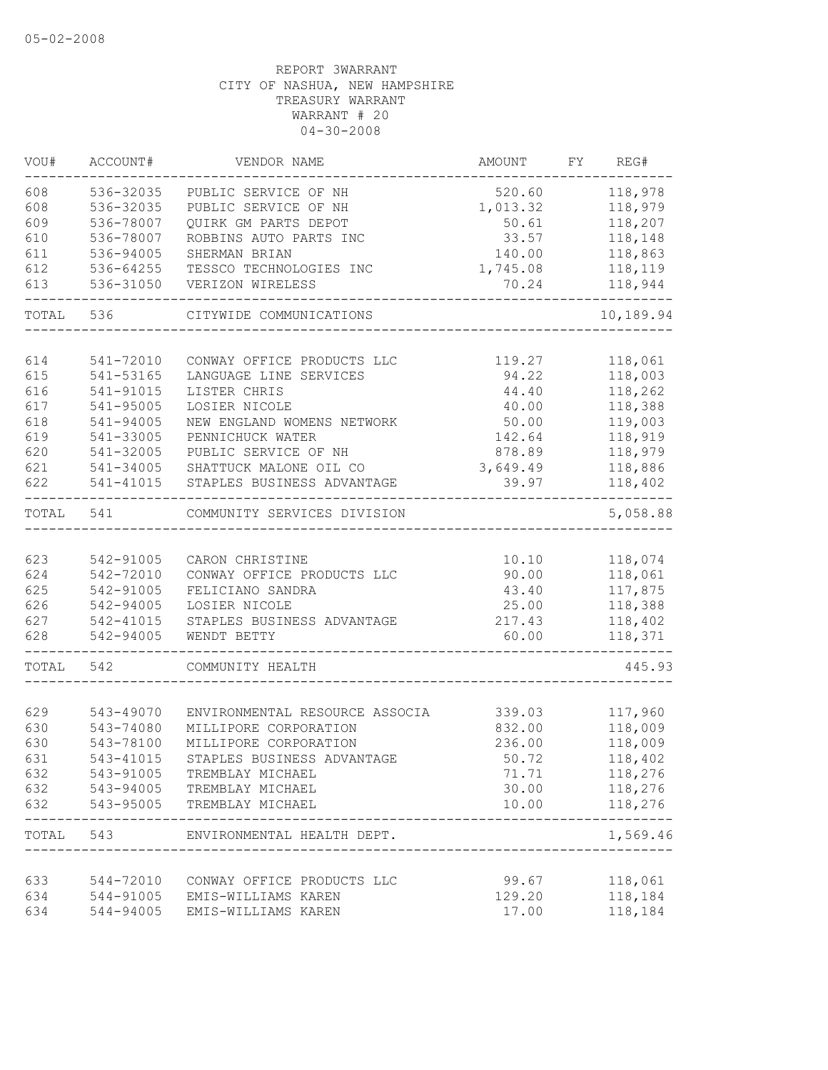05-02-2008

REPORT 3WARRANT
CITY OF NASHUA, NEW HAMPSHIRE
TREASURY WARRANT
WARRANT # 20
04-30-2008

| VOU# | ACCOUNT# | VENDOR NAME | AMOUNT | FY | REG# |
|---|---|---|---|---|---|
| 608 | 536-32035 | PUBLIC SERVICE OF NH | 520.60 | | 118,978 |
| 608 | 536-32035 | PUBLIC SERVICE OF NH | 1,013.32 | | 118,979 |
| 609 | 536-78007 | QUIRK GM PARTS DEPOT | 50.61 | | 118,207 |
| 610 | 536-78007 | ROBBINS AUTO PARTS INC | 33.57 | | 118,148 |
| 611 | 536-94005 | SHERMAN BRIAN | 140.00 | | 118,863 |
| 612 | 536-64255 | TESSCO TECHNOLOGIES INC | 1,745.08 | | 118,119 |
| 613 | 536-31050 | VERIZON WIRELESS | 70.24 | | 118,944 |
| TOTAL | 536 | CITYWIDE COMMUNICATIONS | | | 10,189.94 |
| 614 | 541-72010 | CONWAY OFFICE PRODUCTS LLC | 119.27 | | 118,061 |
| 615 | 541-53165 | LANGUAGE LINE SERVICES | 94.22 | | 118,003 |
| 616 | 541-91015 | LISTER CHRIS | 44.40 | | 118,262 |
| 617 | 541-95005 | LOSIER NICOLE | 40.00 | | 118,388 |
| 618 | 541-94005 | NEW ENGLAND WOMENS NETWORK | 50.00 | | 119,003 |
| 619 | 541-33005 | PENNICHUCK WATER | 142.64 | | 118,919 |
| 620 | 541-32005 | PUBLIC SERVICE OF NH | 878.89 | | 118,979 |
| 621 | 541-34005 | SHATTUCK MALONE OIL CO | 3,649.49 | | 118,886 |
| 622 | 541-41015 | STAPLES BUSINESS ADVANTAGE | 39.97 | | 118,402 |
| TOTAL | 541 | COMMUNITY SERVICES DIVISION | | | 5,058.88 |
| 623 | 542-91005 | CARON CHRISTINE | 10.10 | | 118,074 |
| 624 | 542-72010 | CONWAY OFFICE PRODUCTS LLC | 90.00 | | 118,061 |
| 625 | 542-91005 | FELICIANO SANDRA | 43.40 | | 117,875 |
| 626 | 542-94005 | LOSIER NICOLE | 25.00 | | 118,388 |
| 627 | 542-41015 | STAPLES BUSINESS ADVANTAGE | 217.43 | | 118,402 |
| 628 | 542-94005 | WENDT BETTY | 60.00 | | 118,371 |
| TOTAL | 542 | COMMUNITY HEALTH | | | 445.93 |
| 629 | 543-49070 | ENVIRONMENTAL RESOURCE ASSOCIA | 339.03 | | 117,960 |
| 630 | 543-74080 | MILLIPORE CORPORATION | 832.00 | | 118,009 |
| 630 | 543-78100 | MILLIPORE CORPORATION | 236.00 | | 118,009 |
| 631 | 543-41015 | STAPLES BUSINESS ADVANTAGE | 50.72 | | 118,402 |
| 632 | 543-91005 | TREMBLAY MICHAEL | 71.71 | | 118,276 |
| 632 | 543-94005 | TREMBLAY MICHAEL | 30.00 | | 118,276 |
| 632 | 543-95005 | TREMBLAY MICHAEL | 10.00 | | 118,276 |
| TOTAL | 543 | ENVIRONMENTAL HEALTH DEPT. | | | 1,569.46 |
| 633 | 544-72010 | CONWAY OFFICE PRODUCTS LLC | 99.67 | | 118,061 |
| 634 | 544-91005 | EMIS-WILLIAMS KAREN | 129.20 | | 118,184 |
| 634 | 544-94005 | EMIS-WILLIAMS KAREN | 17.00 | | 118,184 |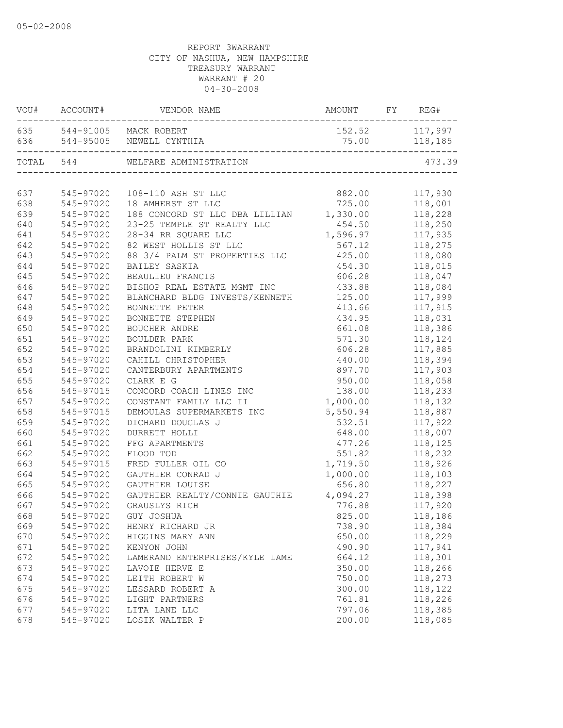05-02-2008

REPORT 3WARRANT
CITY OF NASHUA, NEW HAMPSHIRE
TREASURY WARRANT
WARRANT # 20
04-30-2008

| VOU# | ACCOUNT# | VENDOR NAME | AMOUNT | FY | REG# |
|---|---|---|---|---|---|
| 635 | 544-91005 | MACK ROBERT | 152.52 | | 117,997 |
| 636 | 544-95005 | NEWELL CYNTHIA | 75.00 | | 118,185 |
| TOTAL | 544 | WELFARE ADMINISTRATION | | | 473.39 |
| 637 | 545-97020 | 108-110 ASH ST LLC | 882.00 | | 117,930 |
| 638 | 545-97020 | 18 AMHERST ST LLC | 725.00 | | 118,001 |
| 639 | 545-97020 | 188 CONCORD ST LLC DBA LILLIAN | 1,330.00 | | 118,228 |
| 640 | 545-97020 | 23-25 TEMPLE ST REALTY LLC | 454.50 | | 118,250 |
| 641 | 545-97020 | 28-34 RR SQUARE LLC | 1,596.97 | | 117,935 |
| 642 | 545-97020 | 82 WEST HOLLIS ST LLC | 567.12 | | 118,275 |
| 643 | 545-97020 | 88 3/4 PALM ST PROPERTIES LLC | 425.00 | | 118,080 |
| 644 | 545-97020 | BAILEY SASKIA | 454.30 | | 118,015 |
| 645 | 545-97020 | BEAULIEU FRANCIS | 606.28 | | 118,047 |
| 646 | 545-97020 | BISHOP REAL ESTATE MGMT INC | 433.88 | | 118,084 |
| 647 | 545-97020 | BLANCHARD BLDG INVESTS/KENNETH | 125.00 | | 117,999 |
| 648 | 545-97020 | BONNETTE PETER | 413.66 | | 117,915 |
| 649 | 545-97020 | BONNETTE STEPHEN | 434.95 | | 118,031 |
| 650 | 545-97020 | BOUCHER ANDRE | 661.08 | | 118,386 |
| 651 | 545-97020 | BOULDER PARK | 571.30 | | 118,124 |
| 652 | 545-97020 | BRANDOLINI KIMBERLY | 606.28 | | 117,885 |
| 653 | 545-97020 | CAHILL CHRISTOPHER | 440.00 | | 118,394 |
| 654 | 545-97020 | CANTERBURY APARTMENTS | 897.70 | | 117,903 |
| 655 | 545-97020 | CLARK E G | 950.00 | | 118,058 |
| 656 | 545-97015 | CONCORD COACH LINES INC | 138.00 | | 118,233 |
| 657 | 545-97020 | CONSTANT FAMILY LLC II | 1,000.00 | | 118,132 |
| 658 | 545-97015 | DEMOULAS SUPERMARKETS INC | 5,550.94 | | 118,887 |
| 659 | 545-97020 | DICHARD DOUGLAS J | 532.51 | | 117,922 |
| 660 | 545-97020 | DURRETT HOLLI | 648.00 | | 118,007 |
| 661 | 545-97020 | FFG APARTMENTS | 477.26 | | 118,125 |
| 662 | 545-97020 | FLOOD TOD | 551.82 | | 118,232 |
| 663 | 545-97015 | FRED FULLER OIL CO | 1,719.50 | | 118,926 |
| 664 | 545-97020 | GAUTHIER CONRAD J | 1,000.00 | | 118,103 |
| 665 | 545-97020 | GAUTHIER LOUISE | 656.80 | | 118,227 |
| 666 | 545-97020 | GAUTHIER REALTY/CONNIE GAUTHIE | 4,094.27 | | 118,398 |
| 667 | 545-97020 | GRAUSLYS RICH | 776.88 | | 117,920 |
| 668 | 545-97020 | GUY JOSHUA | 825.00 | | 118,186 |
| 669 | 545-97020 | HENRY RICHARD JR | 738.90 | | 118,384 |
| 670 | 545-97020 | HIGGINS MARY ANN | 650.00 | | 118,229 |
| 671 | 545-97020 | KENYON JOHN | 490.90 | | 117,941 |
| 672 | 545-97020 | LAMERAND ENTERPRISES/KYLE LAME | 664.12 | | 118,301 |
| 673 | 545-97020 | LAVOIE HERVE E | 350.00 | | 118,266 |
| 674 | 545-97020 | LEITH ROBERT W | 750.00 | | 118,273 |
| 675 | 545-97020 | LESSARD ROBERT A | 300.00 | | 118,122 |
| 676 | 545-97020 | LIGHT PARTNERS | 761.81 | | 118,226 |
| 677 | 545-97020 | LITA LANE LLC | 797.06 | | 118,385 |
| 678 | 545-97020 | LOSIK WALTER P | 200.00 | | 118,085 |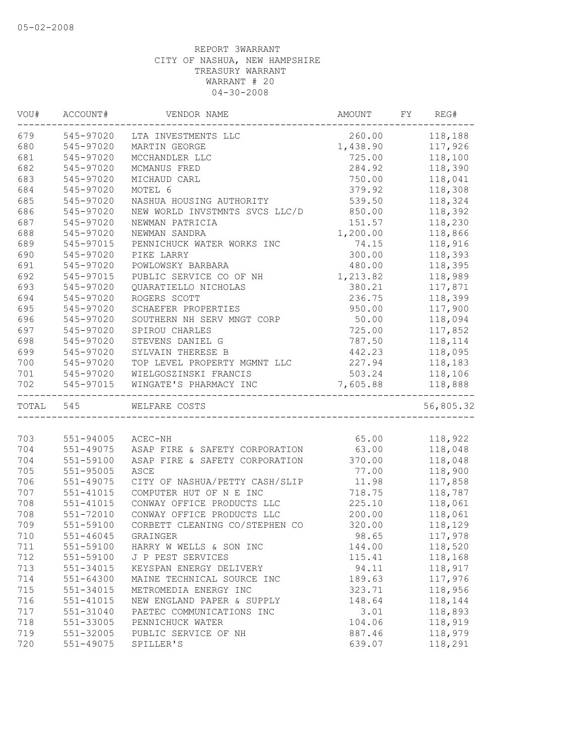REPORT 3WARRANT
CITY OF NASHUA, NEW HAMPSHIRE
TREASURY WARRANT
WARRANT # 20
04-30-2008

| VOU# | ACCOUNT# | VENDOR NAME | AMOUNT | FY | REG# |
|---|---|---|---|---|---|
| 679 | 545-97020 | LTA INVESTMENTS LLC | 260.00 | | 118,188 |
| 680 | 545-97020 | MARTIN GEORGE | 1,438.90 | | 117,926 |
| 681 | 545-97020 | MCCHANDLER LLC | 725.00 | | 118,100 |
| 682 | 545-97020 | MCMANUS FRED | 284.92 | | 118,390 |
| 683 | 545-97020 | MICHAUD CARL | 750.00 | | 118,041 |
| 684 | 545-97020 | MOTEL 6 | 379.92 | | 118,308 |
| 685 | 545-97020 | NASHUA HOUSING AUTHORITY | 539.50 | | 118,324 |
| 686 | 545-97020 | NEW WORLD INVSTMNTS SVCS LLC/D | 850.00 | | 118,392 |
| 687 | 545-97020 | NEWMAN PATRICIA | 151.57 | | 118,230 |
| 688 | 545-97020 | NEWMAN SANDRA | 1,200.00 | | 118,866 |
| 689 | 545-97015 | PENNICHUCK WATER WORKS INC | 74.15 | | 118,916 |
| 690 | 545-97020 | PIKE LARRY | 300.00 | | 118,393 |
| 691 | 545-97020 | POWLOWSKY BARBARA | 480.00 | | 118,395 |
| 692 | 545-97015 | PUBLIC SERVICE CO OF NH | 1,213.82 | | 118,989 |
| 693 | 545-97020 | QUARATIELLO NICHOLAS | 380.21 | | 117,871 |
| 694 | 545-97020 | ROGERS SCOTT | 236.75 | | 118,399 |
| 695 | 545-97020 | SCHAEFER PROPERTIES | 950.00 | | 117,900 |
| 696 | 545-97020 | SOUTHERN NH SERV MNGT CORP | 50.00 | | 118,094 |
| 697 | 545-97020 | SPIROU CHARLES | 725.00 | | 117,852 |
| 698 | 545-97020 | STEVENS DANIEL G | 787.50 | | 118,114 |
| 699 | 545-97020 | SYLVAIN THERESE B | 442.23 | | 118,095 |
| 700 | 545-97020 | TOP LEVEL PROPERTY MGMNT LLC | 227.94 | | 118,183 |
| 701 | 545-97020 | WIELGOSZINSKI FRANCIS | 503.24 | | 118,106 |
| 702 | 545-97015 | WINGATE'S PHARMACY INC | 7,605.88 | | 118,888 |
| TOTAL | 545 | WELFARE COSTS | | | 56,805.32 |
| 703 | 551-94005 | ACEC-NH | 65.00 | | 118,922 |
| 704 | 551-49075 | ASAP FIRE & SAFETY CORPORATION | 63.00 | | 118,048 |
| 704 | 551-59100 | ASAP FIRE & SAFETY CORPORATION | 370.00 | | 118,048 |
| 705 | 551-95005 | ASCE | 77.00 | | 118,900 |
| 706 | 551-49075 | CITY OF NASHUA/PETTY CASH/SLIP | 11.98 | | 117,858 |
| 707 | 551-41015 | COMPUTER HUT OF N E INC | 718.75 | | 118,787 |
| 708 | 551-41015 | CONWAY OFFICE PRODUCTS LLC | 225.10 | | 118,061 |
| 708 | 551-72010 | CONWAY OFFICE PRODUCTS LLC | 200.00 | | 118,061 |
| 709 | 551-59100 | CORBETT CLEANING CO/STEPHEN CO | 320.00 | | 118,129 |
| 710 | 551-46045 | GRAINGER | 98.65 | | 117,978 |
| 711 | 551-59100 | HARRY W WELLS & SON INC | 144.00 | | 118,520 |
| 712 | 551-59100 | J P PEST SERVICES | 115.41 | | 118,168 |
| 713 | 551-34015 | KEYSPAN ENERGY DELIVERY | 94.11 | | 118,917 |
| 714 | 551-64300 | MAINE TECHNICAL SOURCE INC | 189.63 | | 117,976 |
| 715 | 551-34015 | METROMEDIA ENERGY INC | 323.71 | | 118,956 |
| 716 | 551-41015 | NEW ENGLAND PAPER & SUPPLY | 148.64 | | 118,144 |
| 717 | 551-31040 | PAETEC COMMUNICATIONS INC | 3.01 | | 118,893 |
| 718 | 551-33005 | PENNICHUCK WATER | 104.06 | | 118,919 |
| 719 | 551-32005 | PUBLIC SERVICE OF NH | 887.46 | | 118,979 |
| 720 | 551-49075 | SPILLER'S | 639.07 | | 118,291 |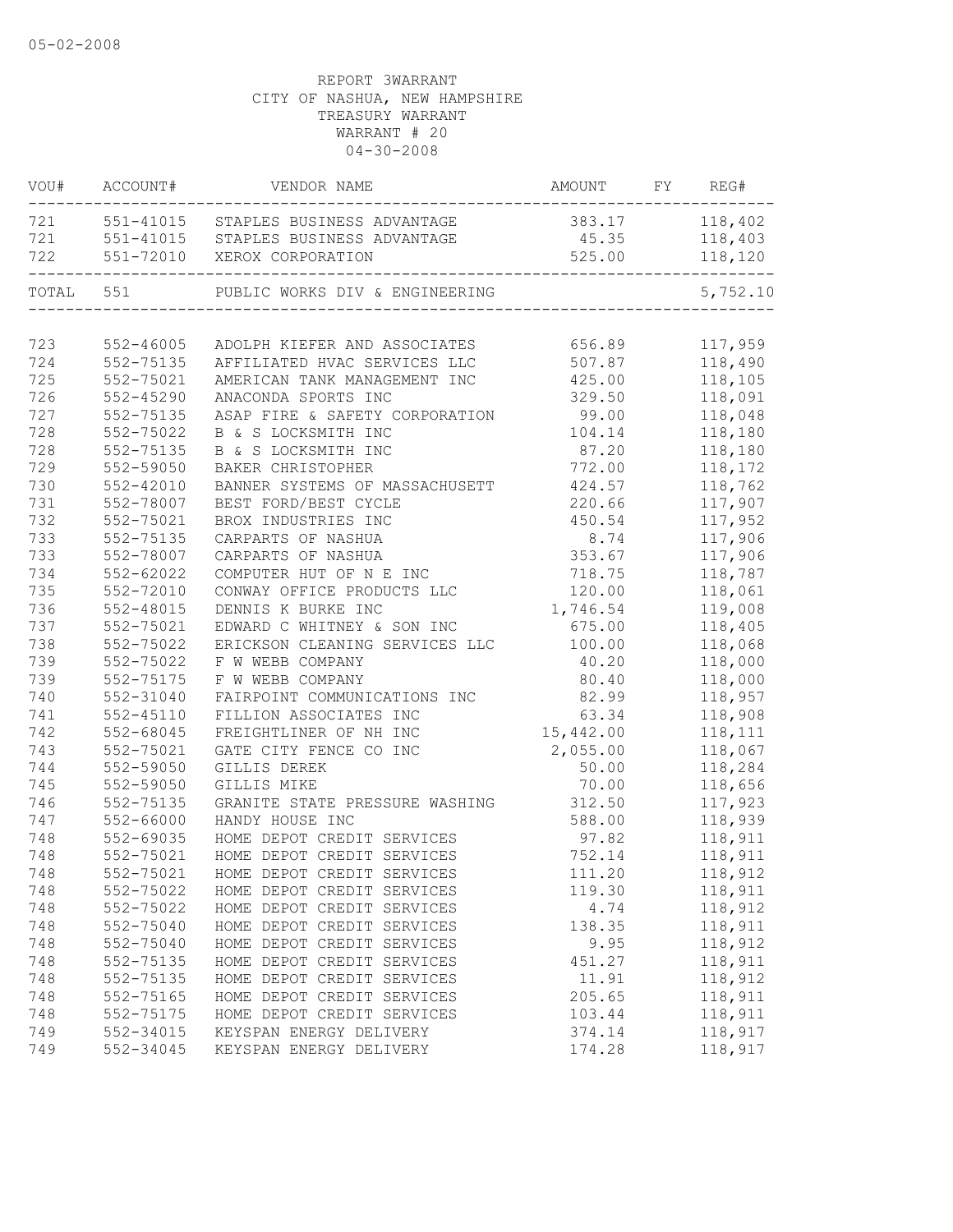05-02-2008

REPORT 3WARRANT
CITY OF NASHUA, NEW HAMPSHIRE
TREASURY WARRANT
WARRANT # 20
04-30-2008

| VOU# | ACCOUNT# | VENDOR NAME | AMOUNT | FY | REG# |
|---|---|---|---|---|---|
| 721 | 551-41015 | STAPLES BUSINESS ADVANTAGE | 383.17 | | 118,402 |
| 721 | 551-41015 | STAPLES BUSINESS ADVANTAGE | 45.35 | | 118,403 |
| 722 | 551-72010 | XEROX CORPORATION | 525.00 | | 118,120 |
| TOTAL | 551 | PUBLIC WORKS DIV & ENGINEERING | | | 5,752.10 |
| 723 | 552-46005 | ADOLPH KIEFER AND ASSOCIATES | 656.89 | | 117,959 |
| 724 | 552-75135 | AFFILIATED HVAC SERVICES LLC | 507.87 | | 118,490 |
| 725 | 552-75021 | AMERICAN TANK MANAGEMENT INC | 425.00 | | 118,105 |
| 726 | 552-45290 | ANACONDA SPORTS INC | 329.50 | | 118,091 |
| 727 | 552-75135 | ASAP FIRE & SAFETY CORPORATION | 99.00 | | 118,048 |
| 728 | 552-75022 | B & S LOCKSMITH INC | 104.14 | | 118,180 |
| 728 | 552-75135 | B & S LOCKSMITH INC | 87.20 | | 118,180 |
| 729 | 552-59050 | BAKER CHRISTOPHER | 772.00 | | 118,172 |
| 730 | 552-42010 | BANNER SYSTEMS OF MASSACHUSETT | 424.57 | | 118,762 |
| 731 | 552-78007 | BEST FORD/BEST CYCLE | 220.66 | | 117,907 |
| 732 | 552-75021 | BROX INDUSTRIES INC | 450.54 | | 117,952 |
| 733 | 552-75135 | CARPARTS OF NASHUA | 8.74 | | 117,906 |
| 733 | 552-78007 | CARPARTS OF NASHUA | 353.67 | | 117,906 |
| 734 | 552-62022 | COMPUTER HUT OF N E INC | 718.75 | | 118,787 |
| 735 | 552-72010 | CONWAY OFFICE PRODUCTS LLC | 120.00 | | 118,061 |
| 736 | 552-48015 | DENNIS K BURKE INC | 1,746.54 | | 119,008 |
| 737 | 552-75021 | EDWARD C WHITNEY & SON INC | 675.00 | | 118,405 |
| 738 | 552-75022 | ERICKSON CLEANING SERVICES LLC | 100.00 | | 118,068 |
| 739 | 552-75022 | F W WEBB COMPANY | 40.20 | | 118,000 |
| 739 | 552-75175 | F W WEBB COMPANY | 80.40 | | 118,000 |
| 740 | 552-31040 | FAIRPOINT COMMUNICATIONS INC | 82.99 | | 118,957 |
| 741 | 552-45110 | FILLION ASSOCIATES INC | 63.34 | | 118,908 |
| 742 | 552-68045 | FREIGHTLINER OF NH INC | 15,442.00 | | 118,111 |
| 743 | 552-75021 | GATE CITY FENCE CO INC | 2,055.00 | | 118,067 |
| 744 | 552-59050 | GILLIS DEREK | 50.00 | | 118,284 |
| 745 | 552-59050 | GILLIS MIKE | 70.00 | | 118,656 |
| 746 | 552-75135 | GRANITE STATE PRESSURE WASHING | 312.50 | | 117,923 |
| 747 | 552-66000 | HANDY HOUSE INC | 588.00 | | 118,939 |
| 748 | 552-69035 | HOME DEPOT CREDIT SERVICES | 97.82 | | 118,911 |
| 748 | 552-75021 | HOME DEPOT CREDIT SERVICES | 752.14 | | 118,911 |
| 748 | 552-75021 | HOME DEPOT CREDIT SERVICES | 111.20 | | 118,912 |
| 748 | 552-75022 | HOME DEPOT CREDIT SERVICES | 119.30 | | 118,911 |
| 748 | 552-75022 | HOME DEPOT CREDIT SERVICES | 4.74 | | 118,912 |
| 748 | 552-75040 | HOME DEPOT CREDIT SERVICES | 138.35 | | 118,911 |
| 748 | 552-75040 | HOME DEPOT CREDIT SERVICES | 9.95 | | 118,912 |
| 748 | 552-75135 | HOME DEPOT CREDIT SERVICES | 451.27 | | 118,911 |
| 748 | 552-75135 | HOME DEPOT CREDIT SERVICES | 11.91 | | 118,912 |
| 748 | 552-75165 | HOME DEPOT CREDIT SERVICES | 205.65 | | 118,911 |
| 748 | 552-75175 | HOME DEPOT CREDIT SERVICES | 103.44 | | 118,911 |
| 749 | 552-34015 | KEYSPAN ENERGY DELIVERY | 374.14 | | 118,917 |
| 749 | 552-34045 | KEYSPAN ENERGY DELIVERY | 174.28 | | 118,917 |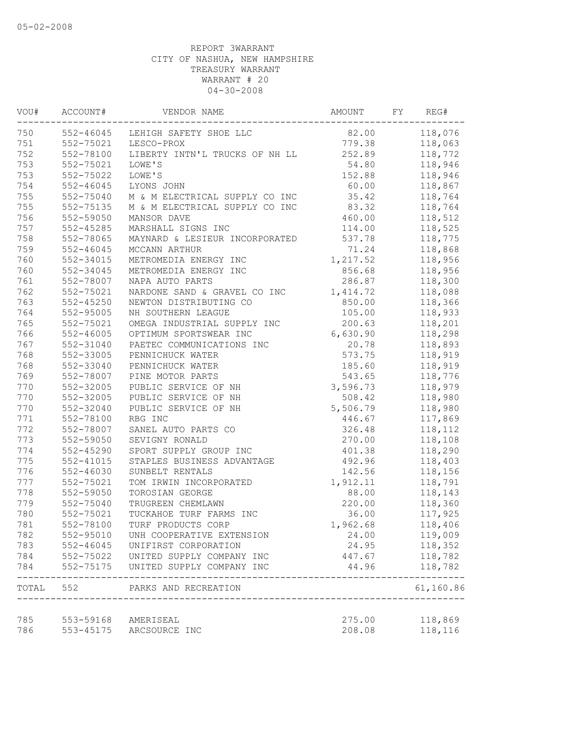05-02-2008

REPORT 3WARRANT
CITY OF NASHUA, NEW HAMPSHIRE
TREASURY WARRANT
WARRANT # 20
04-30-2008

| VOU# | ACCOUNT# | VENDOR NAME | AMOUNT | FY | REG# |
|---|---|---|---|---|---|
| 750 | 552-46045 | LEHIGH SAFETY SHOE LLC | 82.00 | | 118,076 |
| 751 | 552-75021 | LESCO-PROX | 779.38 | | 118,063 |
| 752 | 552-78100 | LIBERTY INTN'L TRUCKS OF NH LL | 252.89 | | 118,772 |
| 753 | 552-75021 | LOWE'S | 54.80 | | 118,946 |
| 753 | 552-75022 | LOWE'S | 152.88 | | 118,946 |
| 754 | 552-46045 | LYONS JOHN | 60.00 | | 118,867 |
| 755 | 552-75040 | M & M ELECTRICAL SUPPLY CO INC | 35.42 | | 118,764 |
| 755 | 552-75135 | M & M ELECTRICAL SUPPLY CO INC | 83.32 | | 118,764 |
| 756 | 552-59050 | MANSOR DAVE | 460.00 | | 118,512 |
| 757 | 552-45285 | MARSHALL SIGNS INC | 114.00 | | 118,525 |
| 758 | 552-78065 | MAYNARD & LESIEUR INCORPORATED | 537.78 | | 118,775 |
| 759 | 552-46045 | MCCANN ARTHUR | 71.24 | | 118,868 |
| 760 | 552-34015 | METROMEDIA ENERGY INC | 1,217.52 | | 118,956 |
| 760 | 552-34045 | METROMEDIA ENERGY INC | 856.68 | | 118,956 |
| 761 | 552-78007 | NAPA AUTO PARTS | 286.87 | | 118,300 |
| 762 | 552-75021 | NARDONE SAND & GRAVEL CO INC | 1,414.72 | | 118,088 |
| 763 | 552-45250 | NEWTON DISTRIBUTING CO | 850.00 | | 118,366 |
| 764 | 552-95005 | NH SOUTHERN LEAGUE | 105.00 | | 118,933 |
| 765 | 552-75021 | OMEGA INDUSTRIAL SUPPLY INC | 200.63 | | 118,201 |
| 766 | 552-46005 | OPTIMUM SPORTSWEAR INC | 6,630.90 | | 118,298 |
| 767 | 552-31040 | PAETEC COMMUNICATIONS INC | 20.78 | | 118,893 |
| 768 | 552-33005 | PENNICHUCK WATER | 573.75 | | 118,919 |
| 768 | 552-33040 | PENNICHUCK WATER | 185.60 | | 118,919 |
| 769 | 552-78007 | PINE MOTOR PARTS | 543.65 | | 118,776 |
| 770 | 552-32005 | PUBLIC SERVICE OF NH | 3,596.73 | | 118,979 |
| 770 | 552-32005 | PUBLIC SERVICE OF NH | 508.42 | | 118,980 |
| 770 | 552-32040 | PUBLIC SERVICE OF NH | 5,506.79 | | 118,980 |
| 771 | 552-78100 | RBG INC | 446.67 | | 117,869 |
| 772 | 552-78007 | SANEL AUTO PARTS CO | 326.48 | | 118,112 |
| 773 | 552-59050 | SEVIGNY RONALD | 270.00 | | 118,108 |
| 774 | 552-45290 | SPORT SUPPLY GROUP INC | 401.38 | | 118,290 |
| 775 | 552-41015 | STAPLES BUSINESS ADVANTAGE | 492.96 | | 118,403 |
| 776 | 552-46030 | SUNBELT RENTALS | 142.56 | | 118,156 |
| 777 | 552-75021 | TOM IRWIN INCORPORATED | 1,912.11 | | 118,791 |
| 778 | 552-59050 | TOROSIAN GEORGE | 88.00 | | 118,143 |
| 779 | 552-75040 | TRUGREEN CHEMLAWN | 220.00 | | 118,360 |
| 780 | 552-75021 | TUCKAHOE TURF FARMS INC | 36.00 | | 117,925 |
| 781 | 552-78100 | TURF PRODUCTS CORP | 1,962.68 | | 118,406 |
| 782 | 552-95010 | UNH COOPERATIVE EXTENSION | 24.00 | | 119,009 |
| 783 | 552-46045 | UNIFIRST CORPORATION | 24.95 | | 118,352 |
| 784 | 552-75022 | UNITED SUPPLY COMPANY INC | 447.67 | | 118,782 |
| 784 | 552-75175 | UNITED SUPPLY COMPANY INC | 44.96 | | 118,782 |
| TOTAL | 552 | PARKS AND RECREATION | | | 61,160.86 |
| 785 | 553-59168 | AMERISEAL | 275.00 | | 118,869 |
| 786 | 553-45175 | ARCSOURCE INC | 208.08 | | 118,116 |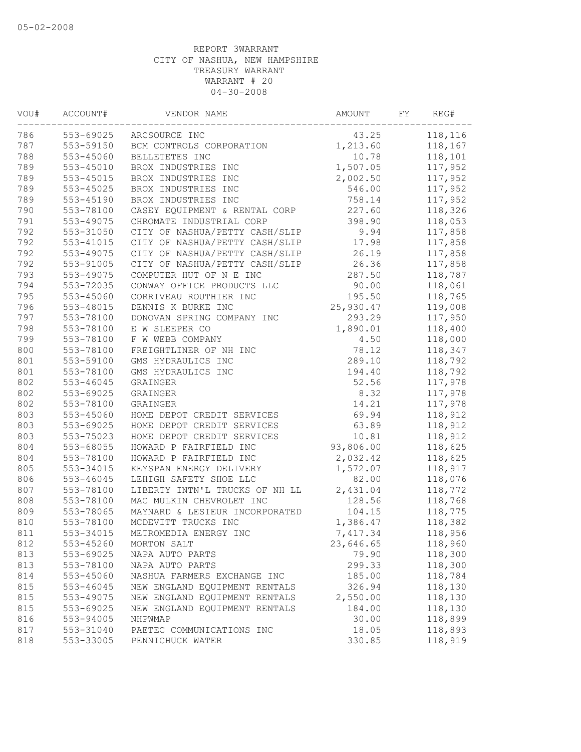05-02-2008

REPORT 3WARRANT
CITY OF NASHUA, NEW HAMPSHIRE
TREASURY WARRANT
WARRANT # 20
04-30-2008

| VOU# | ACCOUNT# | VENDOR NAME | AMOUNT | FY | REG# |
|---|---|---|---|---|---|
| 786 | 553-69025 | ARCSOURCE INC | 43.25 | | 118,116 |
| 787 | 553-59150 | BCM CONTROLS CORPORATION | 1,213.60 | | 118,167 |
| 788 | 553-45060 | BELLETETES INC | 10.78 | | 118,101 |
| 789 | 553-45010 | BROX INDUSTRIES INC | 1,507.05 | | 117,952 |
| 789 | 553-45015 | BROX INDUSTRIES INC | 2,002.50 | | 117,952 |
| 789 | 553-45025 | BROX INDUSTRIES INC | 546.00 | | 117,952 |
| 789 | 553-45190 | BROX INDUSTRIES INC | 758.14 | | 117,952 |
| 790 | 553-78100 | CASEY EQUIPMENT & RENTAL CORP | 227.60 | | 118,326 |
| 791 | 553-49075 | CHROMATE INDUSTRIAL CORP | 398.90 | | 118,053 |
| 792 | 553-31050 | CITY OF NASHUA/PETTY CASH/SLIP | 9.94 | | 117,858 |
| 792 | 553-41015 | CITY OF NASHUA/PETTY CASH/SLIP | 17.98 | | 117,858 |
| 792 | 553-49075 | CITY OF NASHUA/PETTY CASH/SLIP | 26.19 | | 117,858 |
| 792 | 553-91005 | CITY OF NASHUA/PETTY CASH/SLIP | 26.36 | | 117,858 |
| 793 | 553-49075 | COMPUTER HUT OF N E INC | 287.50 | | 118,787 |
| 794 | 553-72035 | CONWAY OFFICE PRODUCTS LLC | 90.00 | | 118,061 |
| 795 | 553-45060 | CORRIVEAU ROUTHIER INC | 195.50 | | 118,765 |
| 796 | 553-48015 | DENNIS K BURKE INC | 25,930.47 | | 119,008 |
| 797 | 553-78100 | DONOVAN SPRING COMPANY INC | 293.29 | | 117,950 |
| 798 | 553-78100 | E W SLEEPER CO | 1,890.01 | | 118,400 |
| 799 | 553-78100 | F W WEBB COMPANY | 4.50 | | 118,000 |
| 800 | 553-78100 | FREIGHTLINER OF NH INC | 78.12 | | 118,347 |
| 801 | 553-59100 | GMS HYDRAULICS INC | 289.10 | | 118,792 |
| 801 | 553-78100 | GMS HYDRAULICS INC | 194.40 | | 118,792 |
| 802 | 553-46045 | GRAINGER | 52.56 | | 117,978 |
| 802 | 553-69025 | GRAINGER | 8.32 | | 117,978 |
| 802 | 553-78100 | GRAINGER | 14.21 | | 117,978 |
| 803 | 553-45060 | HOME DEPOT CREDIT SERVICES | 69.94 | | 118,912 |
| 803 | 553-69025 | HOME DEPOT CREDIT SERVICES | 63.89 | | 118,912 |
| 803 | 553-75023 | HOME DEPOT CREDIT SERVICES | 10.81 | | 118,912 |
| 804 | 553-68055 | HOWARD P FAIRFIELD INC | 93,806.00 | | 118,625 |
| 804 | 553-78100 | HOWARD P FAIRFIELD INC | 2,032.42 | | 118,625 |
| 805 | 553-34015 | KEYSPAN ENERGY DELIVERY | 1,572.07 | | 118,917 |
| 806 | 553-46045 | LEHIGH SAFETY SHOE LLC | 82.00 | | 118,076 |
| 807 | 553-78100 | LIBERTY INTN'L TRUCKS OF NH LL | 2,431.04 | | 118,772 |
| 808 | 553-78100 | MAC MULKIN CHEVROLET INC | 128.56 | | 118,768 |
| 809 | 553-78065 | MAYNARD & LESIEUR INCORPORATED | 104.15 | | 118,775 |
| 810 | 553-78100 | MCDEVITT TRUCKS INC | 1,386.47 | | 118,382 |
| 811 | 553-34015 | METROMEDIA ENERGY INC | 7,417.34 | | 118,956 |
| 812 | 553-45260 | MORTON SALT | 23,646.65 | | 118,960 |
| 813 | 553-69025 | NAPA AUTO PARTS | 79.90 | | 118,300 |
| 813 | 553-78100 | NAPA AUTO PARTS | 299.33 | | 118,300 |
| 814 | 553-45060 | NASHUA FARMERS EXCHANGE INC | 185.00 | | 118,784 |
| 815 | 553-46045 | NEW ENGLAND EQUIPMENT RENTALS | 326.94 | | 118,130 |
| 815 | 553-49075 | NEW ENGLAND EQUIPMENT RENTALS | 2,550.00 | | 118,130 |
| 815 | 553-69025 | NEW ENGLAND EQUIPMENT RENTALS | 184.00 | | 118,130 |
| 816 | 553-94005 | NHPWMAP | 30.00 | | 118,899 |
| 817 | 553-31040 | PAETEC COMMUNICATIONS INC | 18.05 | | 118,893 |
| 818 | 553-33005 | PENNICHUCK WATER | 330.85 | | 118,919 |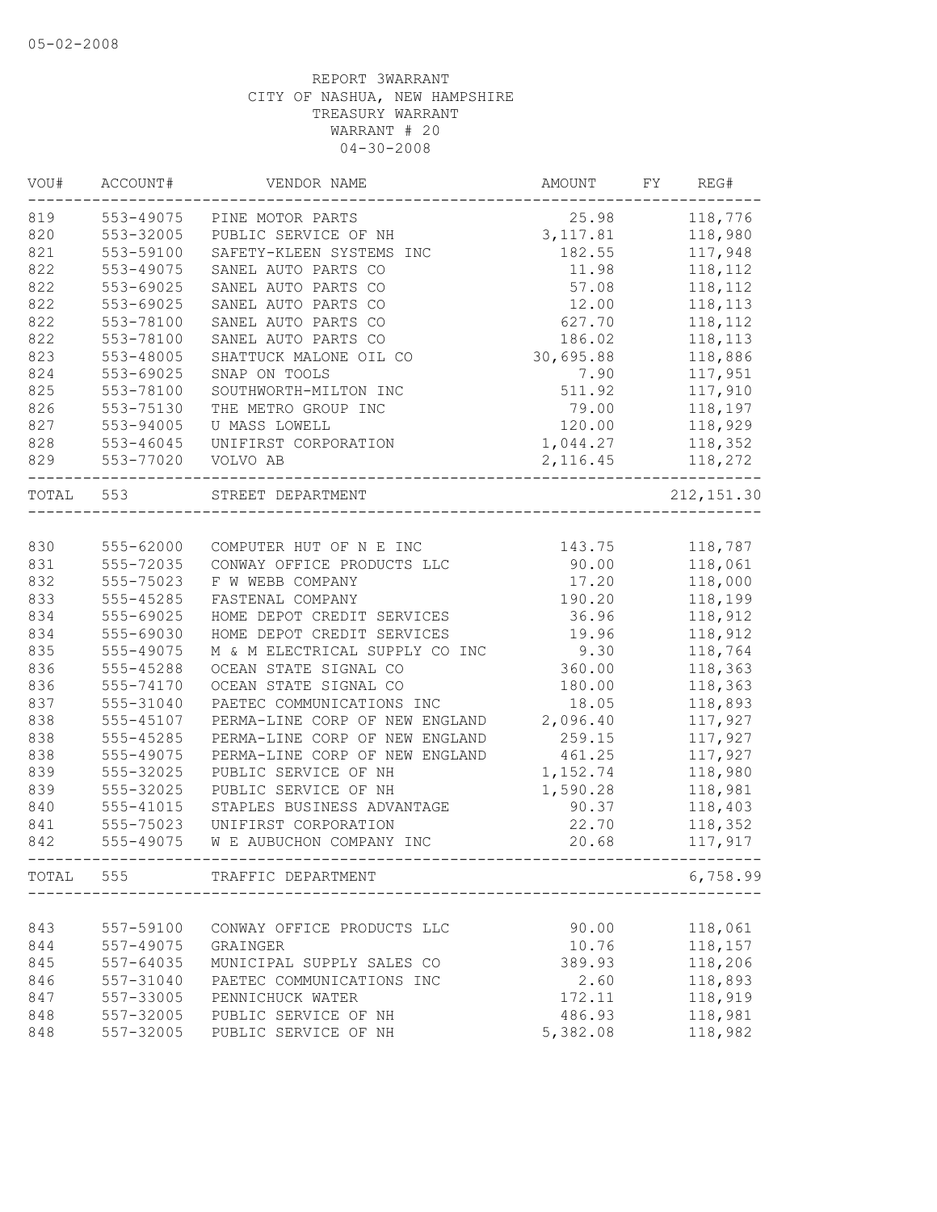05-02-2008

REPORT 3WARRANT
CITY OF NASHUA, NEW HAMPSHIRE
TREASURY WARRANT
WARRANT # 20
04-30-2008

| VOU# | ACCOUNT# | VENDOR NAME | AMOUNT | FY | REG# |
|---|---|---|---|---|---|
| 819 | 553-49075 | PINE MOTOR PARTS | 25.98 | | 118,776 |
| 820 | 553-32005 | PUBLIC SERVICE OF NH | 3,117.81 | | 118,980 |
| 821 | 553-59100 | SAFETY-KLEEN SYSTEMS INC | 182.55 | | 117,948 |
| 822 | 553-49075 | SANEL AUTO PARTS CO | 11.98 | | 118,112 |
| 822 | 553-69025 | SANEL AUTO PARTS CO | 57.08 | | 118,112 |
| 822 | 553-69025 | SANEL AUTO PARTS CO | 12.00 | | 118,113 |
| 822 | 553-78100 | SANEL AUTO PARTS CO | 627.70 | | 118,112 |
| 822 | 553-78100 | SANEL AUTO PARTS CO | 186.02 | | 118,113 |
| 823 | 553-48005 | SHATTUCK MALONE OIL CO | 30,695.88 | | 118,886 |
| 824 | 553-69025 | SNAP ON TOOLS | 7.90 | | 117,951 |
| 825 | 553-78100 | SOUTHWORTH-MILTON INC | 511.92 | | 117,910 |
| 826 | 553-75130 | THE METRO GROUP INC | 79.00 | | 118,197 |
| 827 | 553-94005 | U MASS LOWELL | 120.00 | | 118,929 |
| 828 | 553-46045 | UNIFIRST CORPORATION | 1,044.27 | | 118,352 |
| 829 | 553-77020 | VOLVO AB | 2,116.45 | | 118,272 |
| TOTAL | 553 | STREET DEPARTMENT | | | 212,151.30 |
| 830 | 555-62000 | COMPUTER HUT OF N E INC | 143.75 | | 118,787 |
| 831 | 555-72035 | CONWAY OFFICE PRODUCTS LLC | 90.00 | | 118,061 |
| 832 | 555-75023 | F W WEBB COMPANY | 17.20 | | 118,000 |
| 833 | 555-45285 | FASTENAL COMPANY | 190.20 | | 118,199 |
| 834 | 555-69025 | HOME DEPOT CREDIT SERVICES | 36.96 | | 118,912 |
| 834 | 555-69030 | HOME DEPOT CREDIT SERVICES | 19.96 | | 118,912 |
| 835 | 555-49075 | M & M ELECTRICAL SUPPLY CO INC | 9.30 | | 118,764 |
| 836 | 555-45288 | OCEAN STATE SIGNAL CO | 360.00 | | 118,363 |
| 836 | 555-74170 | OCEAN STATE SIGNAL CO | 180.00 | | 118,363 |
| 837 | 555-31040 | PAETEC COMMUNICATIONS INC | 18.05 | | 118,893 |
| 838 | 555-45107 | PERMA-LINE CORP OF NEW ENGLAND | 2,096.40 | | 117,927 |
| 838 | 555-45285 | PERMA-LINE CORP OF NEW ENGLAND | 259.15 | | 117,927 |
| 838 | 555-49075 | PERMA-LINE CORP OF NEW ENGLAND | 461.25 | | 117,927 |
| 839 | 555-32025 | PUBLIC SERVICE OF NH | 1,152.74 | | 118,980 |
| 839 | 555-32025 | PUBLIC SERVICE OF NH | 1,590.28 | | 118,981 |
| 840 | 555-41015 | STAPLES BUSINESS ADVANTAGE | 90.37 | | 118,403 |
| 841 | 555-75023 | UNIFIRST CORPORATION | 22.70 | | 118,352 |
| 842 | 555-49075 | W E AUBUCHON COMPANY INC | 20.68 | | 117,917 |
| TOTAL | 555 | TRAFFIC DEPARTMENT | | | 6,758.99 |
| 843 | 557-59100 | CONWAY OFFICE PRODUCTS LLC | 90.00 | | 118,061 |
| 844 | 557-49075 | GRAINGER | 10.76 | | 118,157 |
| 845 | 557-64035 | MUNICIPAL SUPPLY SALES CO | 389.93 | | 118,206 |
| 846 | 557-31040 | PAETEC COMMUNICATIONS INC | 2.60 | | 118,893 |
| 847 | 557-33005 | PENNICHUCK WATER | 172.11 | | 118,919 |
| 848 | 557-32005 | PUBLIC SERVICE OF NH | 486.93 | | 118,981 |
| 848 | 557-32005 | PUBLIC SERVICE OF NH | 5,382.08 | | 118,982 |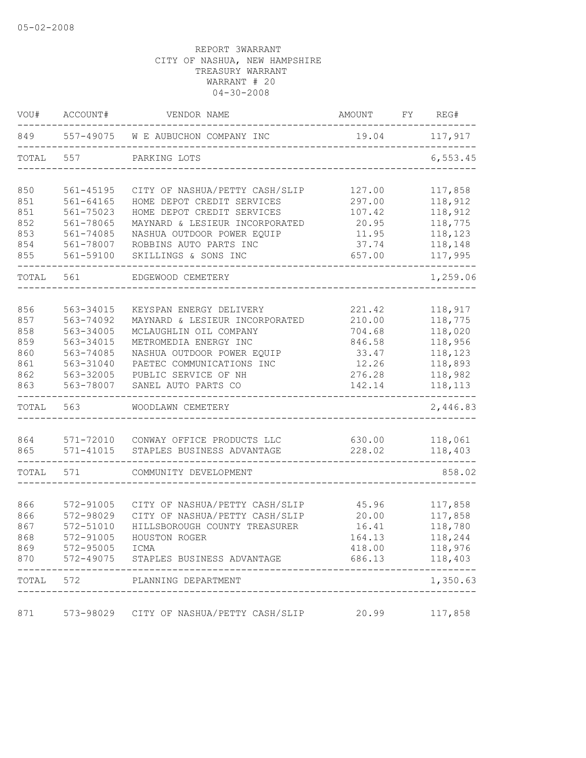05-02-2008

REPORT 3WARRANT
CITY OF NASHUA, NEW HAMPSHIRE
TREASURY WARRANT
WARRANT # 20
04-30-2008

| VOU# | ACCOUNT# | VENDOR NAME | AMOUNT | FY | REG# |
|---|---|---|---|---|---|
| 849 | 557-49075 | W E AUBUCHON COMPANY INC | 19.04 | | 117,917 |
| TOTAL | 557 | PARKING LOTS | | | 6,553.45 |
| 850 | 561-45195 | CITY OF NASHUA/PETTY CASH/SLIP | 127.00 | | 117,858 |
| 851 | 561-64165 | HOME DEPOT CREDIT SERVICES | 297.00 | | 118,912 |
| 851 | 561-75023 | HOME DEPOT CREDIT SERVICES | 107.42 | | 118,912 |
| 852 | 561-78065 | MAYNARD & LESIEUR INCORPORATED | 20.95 | | 118,775 |
| 853 | 561-74085 | NASHUA OUTDOOR POWER EQUIP | 11.95 | | 118,123 |
| 854 | 561-78007 | ROBBINS AUTO PARTS INC | 37.74 | | 118,148 |
| 855 | 561-59100 | SKILLINGS & SONS INC | 657.00 | | 117,995 |
| TOTAL | 561 | EDGEWOOD CEMETERY | | | 1,259.06 |
| 856 | 563-34015 | KEYSPAN ENERGY DELIVERY | 221.42 | | 118,917 |
| 857 | 563-74092 | MAYNARD & LESIEUR INCORPORATED | 210.00 | | 118,775 |
| 858 | 563-34005 | MCLAUGHLIN OIL COMPANY | 704.68 | | 118,020 |
| 859 | 563-34015 | METROMEDIA ENERGY INC | 846.58 | | 118,956 |
| 860 | 563-74085 | NASHUA OUTDOOR POWER EQUIP | 33.47 | | 118,123 |
| 861 | 563-31040 | PAETEC COMMUNICATIONS INC | 12.26 | | 118,893 |
| 862 | 563-32005 | PUBLIC SERVICE OF NH | 276.28 | | 118,982 |
| 863 | 563-78007 | SANEL AUTO PARTS CO | 142.14 | | 118,113 |
| TOTAL | 563 | WOODLAWN CEMETERY | | | 2,446.83 |
| 864 | 571-72010 | CONWAY OFFICE PRODUCTS LLC | 630.00 | | 118,061 |
| 865 | 571-41015 | STAPLES BUSINESS ADVANTAGE | 228.02 | | 118,403 |
| TOTAL | 571 | COMMUNITY DEVELOPMENT | | | 858.02 |
| 866 | 572-91005 | CITY OF NASHUA/PETTY CASH/SLIP | 45.96 | | 117,858 |
| 866 | 572-98029 | CITY OF NASHUA/PETTY CASH/SLIP | 20.00 | | 117,858 |
| 867 | 572-51010 | HILLSBOROUGH COUNTY TREASURER | 16.41 | | 118,780 |
| 868 | 572-91005 | HOUSTON ROGER | 164.13 | | 118,244 |
| 869 | 572-95005 | ICMA | 418.00 | | 118,976 |
| 870 | 572-49075 | STAPLES BUSINESS ADVANTAGE | 686.13 | | 118,403 |
| TOTAL | 572 | PLANNING DEPARTMENT | | | 1,350.63 |
| 871 | 573-98029 | CITY OF NASHUA/PETTY CASH/SLIP | 20.99 | | 117,858 |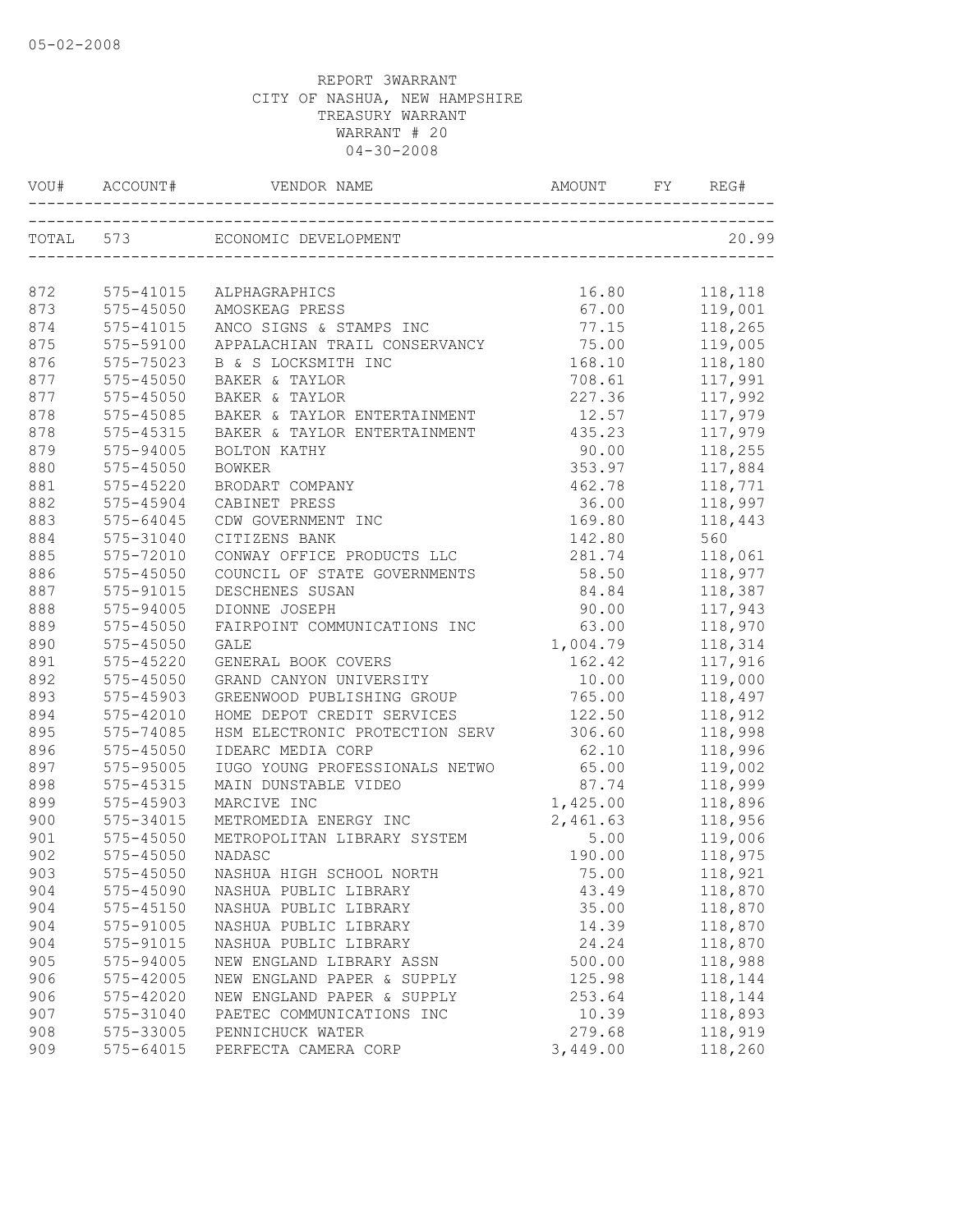05-02-2008

REPORT 3WARRANT
CITY OF NASHUA, NEW HAMPSHIRE
TREASURY WARRANT
WARRANT # 20
04-30-2008

| VOU# | ACCOUNT# | VENDOR NAME | AMOUNT | FY | REG# |
|---|---|---|---|---|---|
| TOTAL | 573 | ECONOMIC DEVELOPMENT | | | 20.99 |
| 872 | 575-41015 | ALPHAGRAPHICS | 16.80 | | 118,118 |
| 873 | 575-45050 | AMOSKEAG PRESS | 67.00 | | 119,001 |
| 874 | 575-41015 | ANCO SIGNS & STAMPS INC | 77.15 | | 118,265 |
| 875 | 575-59100 | APPALACHIAN TRAIL CONSERVANCY | 75.00 | | 119,005 |
| 876 | 575-75023 | B & S LOCKSMITH INC | 168.10 | | 118,180 |
| 877 | 575-45050 | BAKER & TAYLOR | 708.61 | | 117,991 |
| 877 | 575-45050 | BAKER & TAYLOR | 227.36 | | 117,992 |
| 878 | 575-45085 | BAKER & TAYLOR ENTERTAINMENT | 12.57 | | 117,979 |
| 878 | 575-45315 | BAKER & TAYLOR ENTERTAINMENT | 435.23 | | 117,979 |
| 879 | 575-94005 | BOLTON KATHY | 90.00 | | 118,255 |
| 880 | 575-45050 | BOWKER | 353.97 | | 117,884 |
| 881 | 575-45220 | BRODART COMPANY | 462.78 | | 118,771 |
| 882 | 575-45904 | CABINET PRESS | 36.00 | | 118,997 |
| 883 | 575-64045 | CDW GOVERNMENT INC | 169.80 | | 118,443 |
| 884 | 575-31040 | CITIZENS BANK | 142.80 | | 560 |
| 885 | 575-72010 | CONWAY OFFICE PRODUCTS LLC | 281.74 | | 118,061 |
| 886 | 575-45050 | COUNCIL OF STATE GOVERNMENTS | 58.50 | | 118,977 |
| 887 | 575-91015 | DESCHENES SUSAN | 84.84 | | 118,387 |
| 888 | 575-94005 | DIONNE JOSEPH | 90.00 | | 117,943 |
| 889 | 575-45050 | FAIRPOINT COMMUNICATIONS INC | 63.00 | | 118,970 |
| 890 | 575-45050 | GALE | 1,004.79 | | 118,314 |
| 891 | 575-45220 | GENERAL BOOK COVERS | 162.42 | | 117,916 |
| 892 | 575-45050 | GRAND CANYON UNIVERSITY | 10.00 | | 119,000 |
| 893 | 575-45903 | GREENWOOD PUBLISHING GROUP | 765.00 | | 118,497 |
| 894 | 575-42010 | HOME DEPOT CREDIT SERVICES | 122.50 | | 118,912 |
| 895 | 575-74085 | HSM ELECTRONIC PROTECTION SERV | 306.60 | | 118,998 |
| 896 | 575-45050 | IDEARC MEDIA CORP | 62.10 | | 118,996 |
| 897 | 575-95005 | IUGO YOUNG PROFESSIONALS NETWO | 65.00 | | 119,002 |
| 898 | 575-45315 | MAIN DUNSTABLE VIDEO | 87.74 | | 118,999 |
| 899 | 575-45903 | MARCIVE INC | 1,425.00 | | 118,896 |
| 900 | 575-34015 | METROMEDIA ENERGY INC | 2,461.63 | | 118,956 |
| 901 | 575-45050 | METROPOLITAN LIBRARY SYSTEM | 5.00 | | 119,006 |
| 902 | 575-45050 | NADASC | 190.00 | | 118,975 |
| 903 | 575-45050 | NASHUA HIGH SCHOOL NORTH | 75.00 | | 118,921 |
| 904 | 575-45090 | NASHUA PUBLIC LIBRARY | 43.49 | | 118,870 |
| 904 | 575-45150 | NASHUA PUBLIC LIBRARY | 35.00 | | 118,870 |
| 904 | 575-91005 | NASHUA PUBLIC LIBRARY | 14.39 | | 118,870 |
| 904 | 575-91015 | NASHUA PUBLIC LIBRARY | 24.24 | | 118,870 |
| 905 | 575-94005 | NEW ENGLAND LIBRARY ASSN | 500.00 | | 118,988 |
| 906 | 575-42005 | NEW ENGLAND PAPER & SUPPLY | 125.98 | | 118,144 |
| 906 | 575-42020 | NEW ENGLAND PAPER & SUPPLY | 253.64 | | 118,144 |
| 907 | 575-31040 | PAETEC COMMUNICATIONS INC | 10.39 | | 118,893 |
| 908 | 575-33005 | PENNICHUCK WATER | 279.68 | | 118,919 |
| 909 | 575-64015 | PERFECTA CAMERA CORP | 3,449.00 | | 118,260 |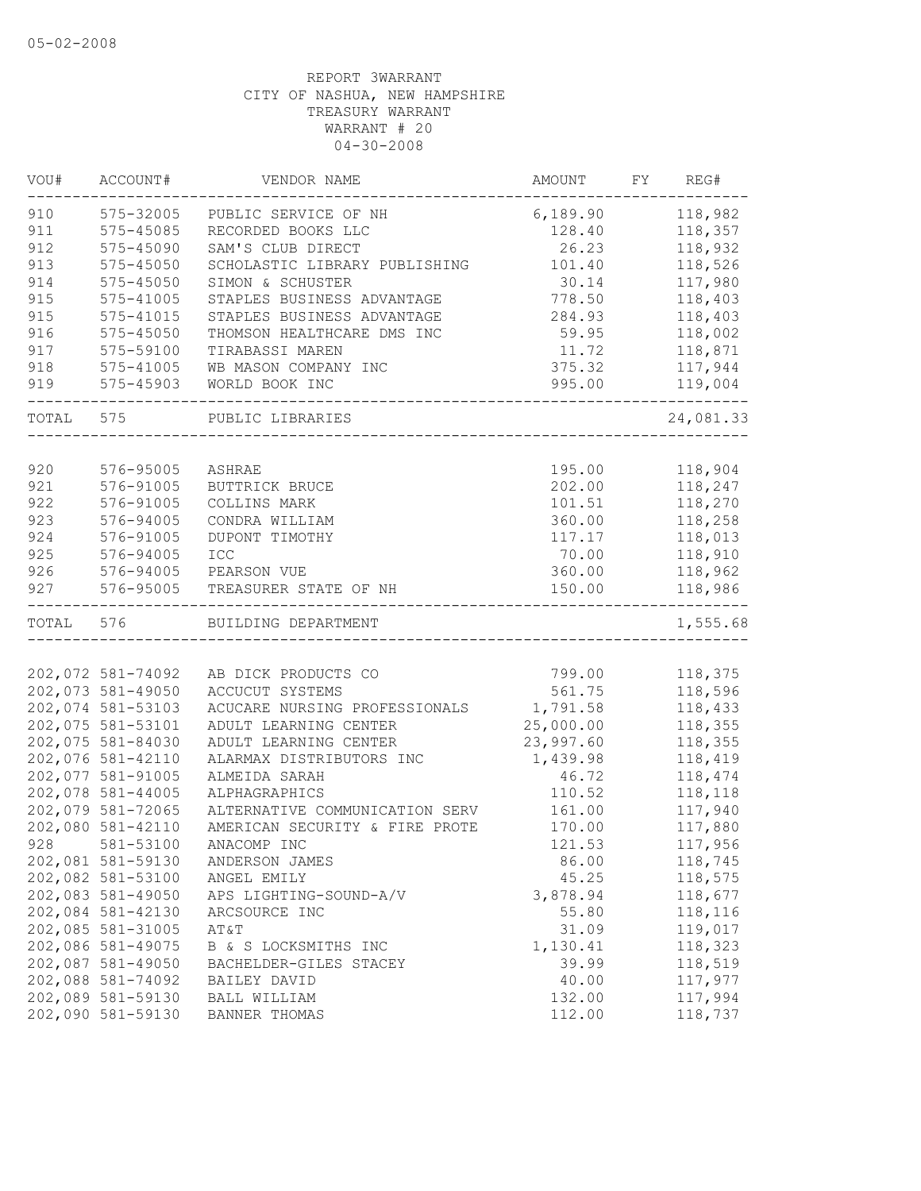05-02-2008

REPORT 3WARRANT
CITY OF NASHUA, NEW HAMPSHIRE
TREASURY WARRANT
WARRANT # 20
04-30-2008

| VOU# | ACCOUNT# | VENDOR NAME | AMOUNT | FY | REG# |
|---|---|---|---|---|---|
| 910 | 575-32005 | PUBLIC SERVICE OF NH | 6,189.90 | | 118,982 |
| 911 | 575-45085 | RECORDED BOOKS LLC | 128.40 | | 118,357 |
| 912 | 575-45090 | SAM'S CLUB DIRECT | 26.23 | | 118,932 |
| 913 | 575-45050 | SCHOLASTIC LIBRARY PUBLISHING | 101.40 | | 118,526 |
| 914 | 575-45050 | SIMON & SCHUSTER | 30.14 | | 117,980 |
| 915 | 575-41005 | STAPLES BUSINESS ADVANTAGE | 778.50 | | 118,403 |
| 915 | 575-41015 | STAPLES BUSINESS ADVANTAGE | 284.93 | | 118,403 |
| 916 | 575-45050 | THOMSON HEALTHCARE DMS INC | 59.95 | | 118,002 |
| 917 | 575-59100 | TIRABASSI MAREN | 11.72 | | 118,871 |
| 918 | 575-41005 | WB MASON COMPANY INC | 375.32 | | 117,944 |
| 919 | 575-45903 | WORLD BOOK INC | 995.00 | | 119,004 |
| TOTAL | 575 | PUBLIC LIBRARIES | | | 24,081.33 |
| 920 | 576-95005 | ASHRAE | 195.00 | | 118,904 |
| 921 | 576-91005 | BUTTRICK BRUCE | 202.00 | | 118,247 |
| 922 | 576-91005 | COLLINS MARK | 101.51 | | 118,270 |
| 923 | 576-94005 | CONDRA WILLIAM | 360.00 | | 118,258 |
| 924 | 576-91005 | DUPONT TIMOTHY | 117.17 | | 118,013 |
| 925 | 576-94005 | ICC | 70.00 | | 118,910 |
| 926 | 576-94005 | PEARSON VUE | 360.00 | | 118,962 |
| 927 | 576-95005 | TREASURER STATE OF NH | 150.00 | | 118,986 |
| TOTAL | 576 | BUILDING DEPARTMENT | | | 1,555.68 |
| 202,072 | 581-74092 | AB DICK PRODUCTS CO | 799.00 | | 118,375 |
| 202,073 | 581-49050 | ACCUCUT SYSTEMS | 561.75 | | 118,596 |
| 202,074 | 581-53103 | ACUCARE NURSING PROFESSIONALS | 1,791.58 | | 118,433 |
| 202,075 | 581-53101 | ADULT LEARNING CENTER | 25,000.00 | | 118,355 |
| 202,075 | 581-84030 | ADULT LEARNING CENTER | 23,997.60 | | 118,355 |
| 202,076 | 581-42110 | ALARMAX DISTRIBUTORS INC | 1,439.98 | | 118,419 |
| 202,077 | 581-91005 | ALMEIDA SARAH | 46.72 | | 118,474 |
| 202,078 | 581-44005 | ALPHAGRAPHICS | 110.52 | | 118,118 |
| 202,079 | 581-72065 | ALTERNATIVE COMMUNICATION SERV | 161.00 | | 117,940 |
| 202,080 | 581-42110 | AMERICAN SECURITY & FIRE PROTE | 170.00 | | 117,880 |
| 928 | 581-53100 | ANACOMP INC | 121.53 | | 117,956 |
| 202,081 | 581-59130 | ANDERSON JAMES | 86.00 | | 118,745 |
| 202,082 | 581-53100 | ANGEL EMILY | 45.25 | | 118,575 |
| 202,083 | 581-49050 | APS LIGHTING-SOUND-A/V | 3,878.94 | | 118,677 |
| 202,084 | 581-42130 | ARCSOURCE INC | 55.80 | | 118,116 |
| 202,085 | 581-31005 | AT&T | 31.09 | | 119,017 |
| 202,086 | 581-49075 | B & S LOCKSMITHS INC | 1,130.41 | | 118,323 |
| 202,087 | 581-49050 | BACHELDER-GILES STACEY | 39.99 | | 118,519 |
| 202,088 | 581-74092 | BAILEY DAVID | 40.00 | | 117,977 |
| 202,089 | 581-59130 | BALL WILLIAM | 132.00 | | 117,994 |
| 202,090 | 581-59130 | BANNER THOMAS | 112.00 | | 118,737 |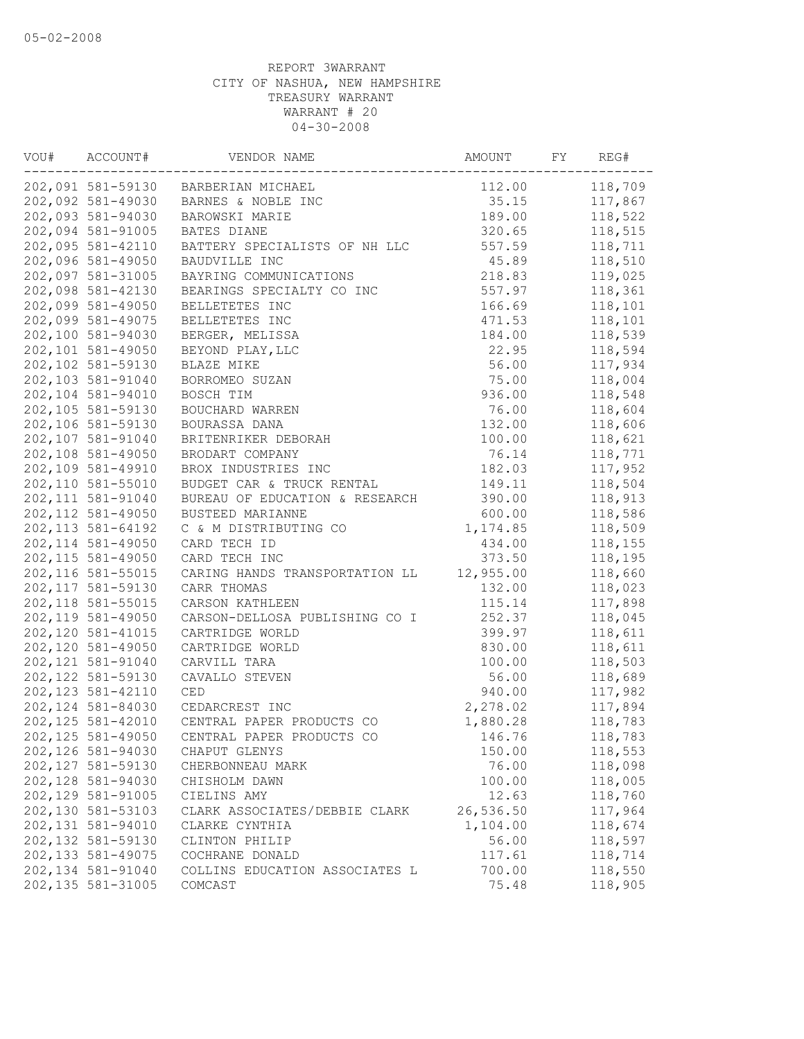05-02-2008

REPORT 3WARRANT
CITY OF NASHUA, NEW HAMPSHIRE
TREASURY WARRANT
WARRANT # 20
04-30-2008

| VOU# | ACCOUNT# | VENDOR NAME | AMOUNT | FY | REG# |
|---|---|---|---|---|---|
| 202,091 | 581-59130 | BARBERIAN MICHAEL | 112.00 | | 118,709 |
| 202,092 | 581-49030 | BARNES & NOBLE INC | 35.15 | | 117,867 |
| 202,093 | 581-94030 | BAROWSKI MARIE | 189.00 | | 118,522 |
| 202,094 | 581-91005 | BATES DIANE | 320.65 | | 118,515 |
| 202,095 | 581-42110 | BATTERY SPECIALISTS OF NH LLC | 557.59 | | 118,711 |
| 202,096 | 581-49050 | BAUDVILLE INC | 45.89 | | 118,510 |
| 202,097 | 581-31005 | BAYRING COMMUNICATIONS | 218.83 | | 119,025 |
| 202,098 | 581-42130 | BEARINGS SPECIALTY CO INC | 557.97 | | 118,361 |
| 202,099 | 581-49050 | BELLETETES INC | 166.69 | | 118,101 |
| 202,099 | 581-49075 | BELLETETES INC | 471.53 | | 118,101 |
| 202,100 | 581-94030 | BERGER, MELISSA | 184.00 | | 118,539 |
| 202,101 | 581-49050 | BEYOND PLAY,LLC | 22.95 | | 118,594 |
| 202,102 | 581-59130 | BLAZE MIKE | 56.00 | | 117,934 |
| 202,103 | 581-91040 | BORROMEO SUZAN | 75.00 | | 118,004 |
| 202,104 | 581-94010 | BOSCH TIM | 936.00 | | 118,548 |
| 202,105 | 581-59130 | BOUCHARD WARREN | 76.00 | | 118,604 |
| 202,106 | 581-59130 | BOURASSA DANA | 132.00 | | 118,606 |
| 202,107 | 581-91040 | BRITENRIKER DEBORAH | 100.00 | | 118,621 |
| 202,108 | 581-49050 | BRODART COMPANY | 76.14 | | 118,771 |
| 202,109 | 581-49910 | BROX INDUSTRIES INC | 182.03 | | 117,952 |
| 202,110 | 581-55010 | BUDGET CAR & TRUCK RENTAL | 149.11 | | 118,504 |
| 202,111 | 581-91040 | BUREAU OF EDUCATION & RESEARCH | 390.00 | | 118,913 |
| 202,112 | 581-49050 | BUSTEED MARIANNE | 600.00 | | 118,586 |
| 202,113 | 581-64192 | C & M DISTRIBUTING CO | 1,174.85 | | 118,509 |
| 202,114 | 581-49050 | CARD TECH ID | 434.00 | | 118,155 |
| 202,115 | 581-49050 | CARD TECH INC | 373.50 | | 118,195 |
| 202,116 | 581-55015 | CARING HANDS TRANSPORTATION LL | 12,955.00 | | 118,660 |
| 202,117 | 581-59130 | CARR THOMAS | 132.00 | | 118,023 |
| 202,118 | 581-55015 | CARSON KATHLEEN | 115.14 | | 117,898 |
| 202,119 | 581-49050 | CARSON-DELLOSA PUBLISHING CO I | 252.37 | | 118,045 |
| 202,120 | 581-41015 | CARTRIDGE WORLD | 399.97 | | 118,611 |
| 202,120 | 581-49050 | CARTRIDGE WORLD | 830.00 | | 118,611 |
| 202,121 | 581-91040 | CARVILL TARA | 100.00 | | 118,503 |
| 202,122 | 581-59130 | CAVALLO STEVEN | 56.00 | | 118,689 |
| 202,123 | 581-42110 | CED | 940.00 | | 117,982 |
| 202,124 | 581-84030 | CEDARCREST INC | 2,278.02 | | 117,894 |
| 202,125 | 581-42010 | CENTRAL PAPER PRODUCTS CO | 1,880.28 | | 118,783 |
| 202,125 | 581-49050 | CENTRAL PAPER PRODUCTS CO | 146.76 | | 118,783 |
| 202,126 | 581-94030 | CHAPUT GLENYS | 150.00 | | 118,553 |
| 202,127 | 581-59130 | CHERBONNEAU MARK | 76.00 | | 118,098 |
| 202,128 | 581-94030 | CHISHOLM DAWN | 100.00 | | 118,005 |
| 202,129 | 581-91005 | CIELINS AMY | 12.63 | | 118,760 |
| 202,130 | 581-53103 | CLARK ASSOCIATES/DEBBIE CLARK | 26,536.50 | | 117,964 |
| 202,131 | 581-94010 | CLARKE CYNTHIA | 1,104.00 | | 118,674 |
| 202,132 | 581-59130 | CLINTON PHILIP | 56.00 | | 118,597 |
| 202,133 | 581-49075 | COCHRANE DONALD | 117.61 | | 118,714 |
| 202,134 | 581-91040 | COLLINS EDUCATION ASSOCIATES L | 700.00 | | 118,550 |
| 202,135 | 581-31005 | COMCAST | 75.48 | | 118,905 |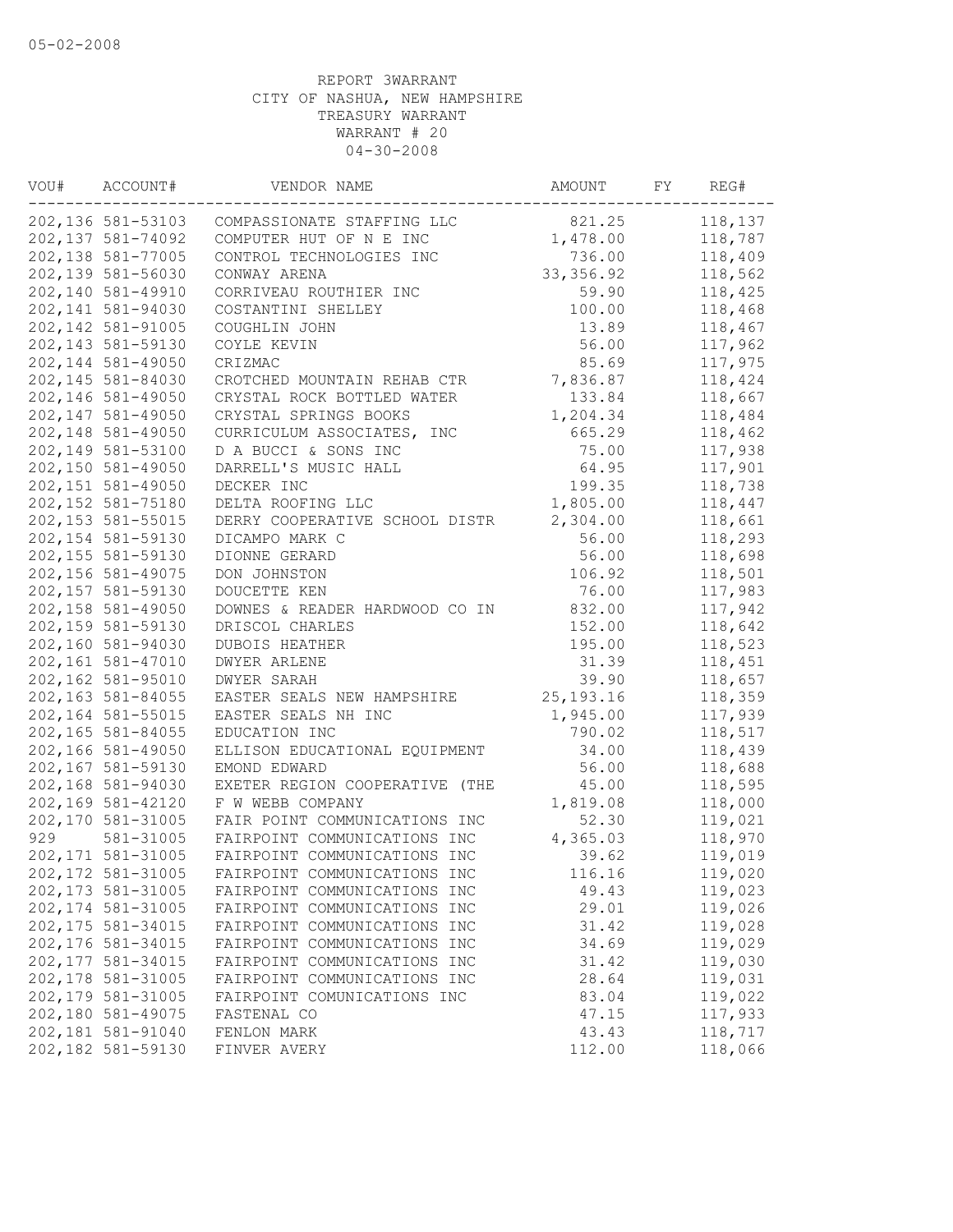05-02-2008

REPORT 3WARRANT
CITY OF NASHUA, NEW HAMPSHIRE
TREASURY WARRANT
WARRANT # 20
04-30-2008

| VOU# | ACCOUNT# | VENDOR NAME | AMOUNT | FY | REG# |
|---|---|---|---|---|---|
| 202,136 | 581-53103 | COMPASSIONATE STAFFING LLC | 821.25 | | 118,137 |
| 202,137 | 581-74092 | COMPUTER HUT OF N E INC | 1,478.00 | | 118,787 |
| 202,138 | 581-77005 | CONTROL TECHNOLOGIES INC | 736.00 | | 118,409 |
| 202,139 | 581-56030 | CONWAY ARENA | 33,356.92 | | 118,562 |
| 202,140 | 581-49910 | CORRIVEAU ROUTHIER INC | 59.90 | | 118,425 |
| 202,141 | 581-94030 | COSTANTINI SHELLEY | 100.00 | | 118,468 |
| 202,142 | 581-91005 | COUGHLIN JOHN | 13.89 | | 118,467 |
| 202,143 | 581-59130 | COYLE KEVIN | 56.00 | | 117,962 |
| 202,144 | 581-49050 | CRIZMAC | 85.69 | | 117,975 |
| 202,145 | 581-84030 | CROTCHED MOUNTAIN REHAB CTR | 7,836.87 | | 118,424 |
| 202,146 | 581-49050 | CRYSTAL ROCK BOTTLED WATER | 133.84 | | 118,667 |
| 202,147 | 581-49050 | CRYSTAL SPRINGS BOOKS | 1,204.34 | | 118,484 |
| 202,148 | 581-49050 | CURRICULUM ASSOCIATES, INC | 665.29 | | 118,462 |
| 202,149 | 581-53100 | D A BUCCI & SONS INC | 75.00 | | 117,938 |
| 202,150 | 581-49050 | DARRELL'S MUSIC HALL | 64.95 | | 117,901 |
| 202,151 | 581-49050 | DECKER INC | 199.35 | | 118,738 |
| 202,152 | 581-75180 | DELTA ROOFING LLC | 1,805.00 | | 118,447 |
| 202,153 | 581-55015 | DERRY COOPERATIVE SCHOOL DISTR | 2,304.00 | | 118,661 |
| 202,154 | 581-59130 | DICAMPO MARK C | 56.00 | | 118,293 |
| 202,155 | 581-59130 | DIONNE GERARD | 56.00 | | 118,698 |
| 202,156 | 581-49075 | DON JOHNSTON | 106.92 | | 118,501 |
| 202,157 | 581-59130 | DOUCETTE KEN | 76.00 | | 117,983 |
| 202,158 | 581-49050 | DOWNES & READER HARDWOOD CO IN | 832.00 | | 117,942 |
| 202,159 | 581-59130 | DRISCOL CHARLES | 152.00 | | 118,642 |
| 202,160 | 581-94030 | DUBOIS HEATHER | 195.00 | | 118,523 |
| 202,161 | 581-47010 | DWYER ARLENE | 31.39 | | 118,451 |
| 202,162 | 581-95010 | DWYER SARAH | 39.90 | | 118,657 |
| 202,163 | 581-84055 | EASTER SEALS NEW HAMPSHIRE | 25,193.16 | | 118,359 |
| 202,164 | 581-55015 | EASTER SEALS NH INC | 1,945.00 | | 117,939 |
| 202,165 | 581-84055 | EDUCATION INC | 790.02 | | 118,517 |
| 202,166 | 581-49050 | ELLISON EDUCATIONAL EQUIPMENT | 34.00 | | 118,439 |
| 202,167 | 581-59130 | EMOND EDWARD | 56.00 | | 118,688 |
| 202,168 | 581-94030 | EXETER REGION COOPERATIVE (THE | 45.00 | | 118,595 |
| 202,169 | 581-42120 | F W WEBB COMPANY | 1,819.08 | | 118,000 |
| 202,170 | 581-31005 | FAIR POINT COMMUNICATIONS INC | 52.30 | | 119,021 |
| 929 | 581-31005 | FAIRPOINT COMMUNICATIONS INC | 4,365.03 | | 118,970 |
| 202,171 | 581-31005 | FAIRPOINT COMMUNICATIONS INC | 39.62 | | 119,019 |
| 202,172 | 581-31005 | FAIRPOINT COMMUNICATIONS INC | 116.16 | | 119,020 |
| 202,173 | 581-31005 | FAIRPOINT COMMUNICATIONS INC | 49.43 | | 119,023 |
| 202,174 | 581-31005 | FAIRPOINT COMMUNICATIONS INC | 29.01 | | 119,026 |
| 202,175 | 581-34015 | FAIRPOINT COMMUNICATIONS INC | 31.42 | | 119,028 |
| 202,176 | 581-34015 | FAIRPOINT COMMUNICATIONS INC | 34.69 | | 119,029 |
| 202,177 | 581-34015 | FAIRPOINT COMMUNICATIONS INC | 31.42 | | 119,030 |
| 202,178 | 581-31005 | FAIRPOINT COMMUNICATIONS INC | 28.64 | | 119,031 |
| 202,179 | 581-31005 | FAIRPOINT COMUNICATIONS INC | 83.04 | | 119,022 |
| 202,180 | 581-49075 | FASTENAL CO | 47.15 | | 117,933 |
| 202,181 | 581-91040 | FENLON MARK | 43.43 | | 118,717 |
| 202,182 | 581-59130 | FINVER AVERY | 112.00 | | 118,066 |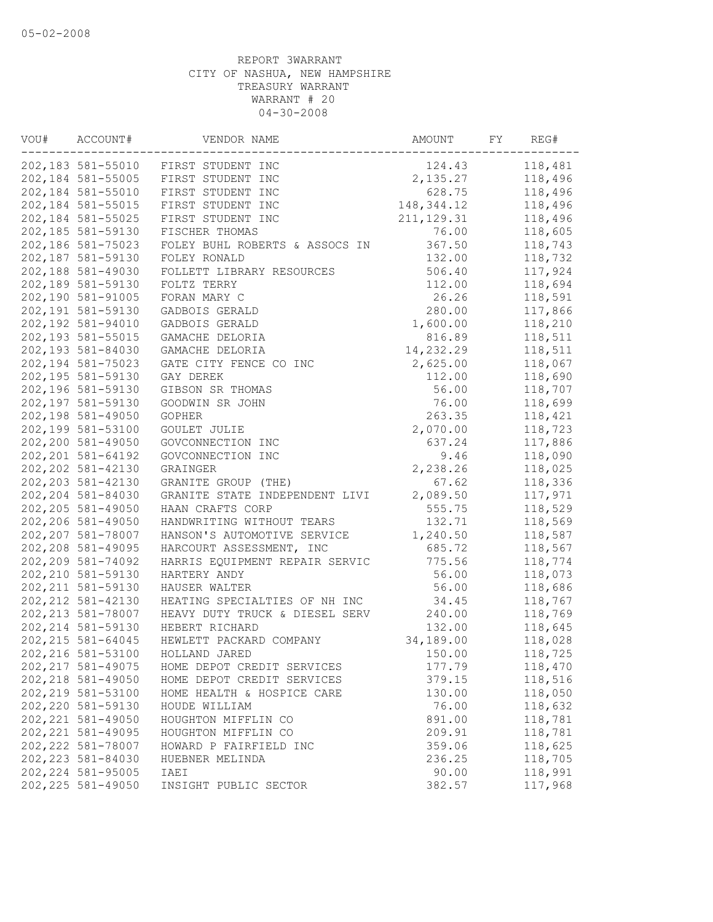05-02-2008

REPORT 3WARRANT
CITY OF NASHUA, NEW HAMPSHIRE
TREASURY WARRANT
WARRANT # 20
04-30-2008

| VOU# | ACCOUNT# | VENDOR NAME | AMOUNT | FY | REG# |
|---|---|---|---|---|---|
| 202,183 | 581-55010 | FIRST STUDENT INC | 124.43 | | 118,481 |
| 202,184 | 581-55005 | FIRST STUDENT INC | 2,135.27 | | 118,496 |
| 202,184 | 581-55010 | FIRST STUDENT INC | 628.75 | | 118,496 |
| 202,184 | 581-55015 | FIRST STUDENT INC | 148,344.12 | | 118,496 |
| 202,184 | 581-55025 | FIRST STUDENT INC | 211,129.31 | | 118,496 |
| 202,185 | 581-59130 | FISCHER THOMAS | 76.00 | | 118,605 |
| 202,186 | 581-75023 | FOLEY BUHL ROBERTS & ASSOCS IN | 367.50 | | 118,743 |
| 202,187 | 581-59130 | FOLEY RONALD | 132.00 | | 118,732 |
| 202,188 | 581-49030 | FOLLETT LIBRARY RESOURCES | 506.40 | | 117,924 |
| 202,189 | 581-59130 | FOLTZ TERRY | 112.00 | | 118,694 |
| 202,190 | 581-91005 | FORAN MARY C | 26.26 | | 118,591 |
| 202,191 | 581-59130 | GADBOIS GERALD | 280.00 | | 117,866 |
| 202,192 | 581-94010 | GADBOIS GERALD | 1,600.00 | | 118,210 |
| 202,193 | 581-55015 | GAMACHE DELORIA | 816.89 | | 118,511 |
| 202,193 | 581-84030 | GAMACHE DELORIA | 14,232.29 | | 118,511 |
| 202,194 | 581-75023 | GATE CITY FENCE CO INC | 2,625.00 | | 118,067 |
| 202,195 | 581-59130 | GAY DEREK | 112.00 | | 118,690 |
| 202,196 | 581-59130 | GIBSON SR THOMAS | 56.00 | | 118,707 |
| 202,197 | 581-59130 | GOODWIN SR JOHN | 76.00 | | 118,699 |
| 202,198 | 581-49050 | GOPHER | 263.35 | | 118,421 |
| 202,199 | 581-53100 | GOULET JULIE | 2,070.00 | | 118,723 |
| 202,200 | 581-49050 | GOVCONNECTION INC | 637.24 | | 117,886 |
| 202,201 | 581-64192 | GOVCONNECTION INC | 9.46 | | 118,090 |
| 202,202 | 581-42130 | GRAINGER | 2,238.26 | | 118,025 |
| 202,203 | 581-42130 | GRANITE GROUP (THE) | 67.62 | | 118,336 |
| 202,204 | 581-84030 | GRANITE STATE INDEPENDENT LIVI | 2,089.50 | | 117,971 |
| 202,205 | 581-49050 | HAAN CRAFTS CORP | 555.75 | | 118,529 |
| 202,206 | 581-49050 | HANDWRITING WITHOUT TEARS | 132.71 | | 118,569 |
| 202,207 | 581-78007 | HANSON'S AUTOMOTIVE SERVICE | 1,240.50 | | 118,587 |
| 202,208 | 581-49095 | HARCOURT ASSESSMENT, INC | 685.72 | | 118,567 |
| 202,209 | 581-74092 | HARRIS EQUIPMENT REPAIR SERVIC | 775.56 | | 118,774 |
| 202,210 | 581-59130 | HARTERY ANDY | 56.00 | | 118,073 |
| 202,211 | 581-59130 | HAUSER WALTER | 56.00 | | 118,686 |
| 202,212 | 581-42130 | HEATING SPECIALTIES OF NH INC | 34.45 | | 118,767 |
| 202,213 | 581-78007 | HEAVY DUTY TRUCK & DIESEL SERV | 240.00 | | 118,769 |
| 202,214 | 581-59130 | HEBERT RICHARD | 132.00 | | 118,645 |
| 202,215 | 581-64045 | HEWLETT PACKARD COMPANY | 34,189.00 | | 118,028 |
| 202,216 | 581-53100 | HOLLAND JARED | 150.00 | | 118,725 |
| 202,217 | 581-49075 | HOME DEPOT CREDIT SERVICES | 177.79 | | 118,470 |
| 202,218 | 581-49050 | HOME DEPOT CREDIT SERVICES | 379.15 | | 118,516 |
| 202,219 | 581-53100 | HOME HEALTH & HOSPICE CARE | 130.00 | | 118,050 |
| 202,220 | 581-59130 | HOUDE WILLIAM | 76.00 | | 118,632 |
| 202,221 | 581-49050 | HOUGHTON MIFFLIN CO | 891.00 | | 118,781 |
| 202,221 | 581-49095 | HOUGHTON MIFFLIN CO | 209.91 | | 118,781 |
| 202,222 | 581-78007 | HOWARD P FAIRFIELD INC | 359.06 | | 118,625 |
| 202,223 | 581-84030 | HUEBNER MELINDA | 236.25 | | 118,705 |
| 202,224 | 581-95005 | IAEI | 90.00 | | 118,991 |
| 202,225 | 581-49050 | INSIGHT PUBLIC SECTOR | 382.57 | | 117,968 |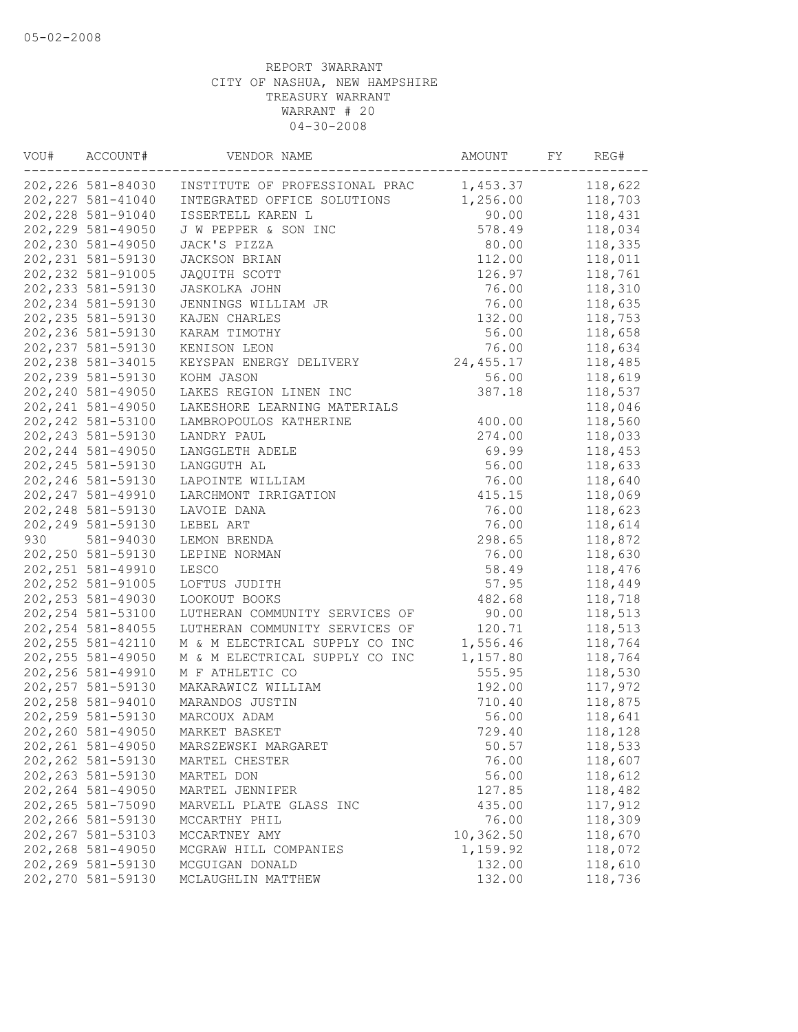05-02-2008

REPORT 3WARRANT
CITY OF NASHUA, NEW HAMPSHIRE
TREASURY WARRANT
WARRANT # 20
04-30-2008

| VOU# | ACCOUNT# | VENDOR NAME | AMOUNT | FY | REG# |
|---|---|---|---|---|---|
| 202,226 | 581-84030 | INSTITUTE OF PROFESSIONAL PRAC | 1,453.37 | | 118,622 |
| 202,227 | 581-41040 | INTEGRATED OFFICE SOLUTIONS | 1,256.00 | | 118,703 |
| 202,228 | 581-91040 | ISSERTELL KAREN L | 90.00 | | 118,431 |
| 202,229 | 581-49050 | J W PEPPER & SON INC | 578.49 | | 118,034 |
| 202,230 | 581-49050 | JACK'S PIZZA | 80.00 | | 118,335 |
| 202,231 | 581-59130 | JACKSON BRIAN | 112.00 | | 118,011 |
| 202,232 | 581-91005 | JAQUITH SCOTT | 126.97 | | 118,761 |
| 202,233 | 581-59130 | JASKOLKA JOHN | 76.00 | | 118,310 |
| 202,234 | 581-59130 | JENNINGS WILLIAM JR | 76.00 | | 118,635 |
| 202,235 | 581-59130 | KAJEN CHARLES | 132.00 | | 118,753 |
| 202,236 | 581-59130 | KARAM TIMOTHY | 56.00 | | 118,658 |
| 202,237 | 581-59130 | KENISON LEON | 76.00 | | 118,634 |
| 202,238 | 581-34015 | KEYSPAN ENERGY DELIVERY | 24,455.17 | | 118,485 |
| 202,239 | 581-59130 | KOHM JASON | 56.00 | | 118,619 |
| 202,240 | 581-49050 | LAKES REGION LINEN INC | 387.18 | | 118,537 |
| 202,241 | 581-49050 | LAKESHORE LEARNING MATERIALS | | | 118,046 |
| 202,242 | 581-53100 | LAMBROPOULOS KATHERINE | 400.00 | | 118,560 |
| 202,243 | 581-59130 | LANDRY PAUL | 274.00 | | 118,033 |
| 202,244 | 581-49050 | LANGGLETH ADELE | 69.99 | | 118,453 |
| 202,245 | 581-59130 | LANGGUTH AL | 56.00 | | 118,633 |
| 202,246 | 581-59130 | LAPOINTE WILLIAM | 76.00 | | 118,640 |
| 202,247 | 581-49910 | LARCHMONT IRRIGATION | 415.15 | | 118,069 |
| 202,248 | 581-59130 | LAVOIE DANA | 76.00 | | 118,623 |
| 202,249 | 581-59130 | LEBEL ART | 76.00 | | 118,614 |
| 930 | 581-94030 | LEMON BRENDA | 298.65 | | 118,872 |
| 202,250 | 581-59130 | LEPINE NORMAN | 76.00 | | 118,630 |
| 202,251 | 581-49910 | LESCO | 58.49 | | 118,476 |
| 202,252 | 581-91005 | LOFTUS JUDITH | 57.95 | | 118,449 |
| 202,253 | 581-49030 | LOOKOUT BOOKS | 482.68 | | 118,718 |
| 202,254 | 581-53100 | LUTHERAN COMMUNITY SERVICES OF | 90.00 | | 118,513 |
| 202,254 | 581-84055 | LUTHERAN COMMUNITY SERVICES OF | 120.71 | | 118,513 |
| 202,255 | 581-42110 | M & M ELECTRICAL SUPPLY CO INC | 1,556.46 | | 118,764 |
| 202,255 | 581-49050 | M & M ELECTRICAL SUPPLY CO INC | 1,157.80 | | 118,764 |
| 202,256 | 581-49910 | M F ATHLETIC CO | 555.95 | | 118,530 |
| 202,257 | 581-59130 | MAKARAWICZ WILLIAM | 192.00 | | 117,972 |
| 202,258 | 581-94010 | MARANDOS JUSTIN | 710.40 | | 118,875 |
| 202,259 | 581-59130 | MARCOUX ADAM | 56.00 | | 118,641 |
| 202,260 | 581-49050 | MARKET BASKET | 729.40 | | 118,128 |
| 202,261 | 581-49050 | MARSZEWSKI MARGARET | 50.57 | | 118,533 |
| 202,262 | 581-59130 | MARTEL CHESTER | 76.00 | | 118,607 |
| 202,263 | 581-59130 | MARTEL DON | 56.00 | | 118,612 |
| 202,264 | 581-49050 | MARTEL JENNIFER | 127.85 | | 118,482 |
| 202,265 | 581-75090 | MARVELL PLATE GLASS INC | 435.00 | | 117,912 |
| 202,266 | 581-59130 | MCCARTHY PHIL | 76.00 | | 118,309 |
| 202,267 | 581-53103 | MCCARTNEY AMY | 10,362.50 | | 118,670 |
| 202,268 | 581-49050 | MCGRAW HILL COMPANIES | 1,159.92 | | 118,072 |
| 202,269 | 581-59130 | MCGUIGAN DONALD | 132.00 | | 118,610 |
| 202,270 | 581-59130 | MCLAUGHLIN MATTHEW | 132.00 | | 118,736 |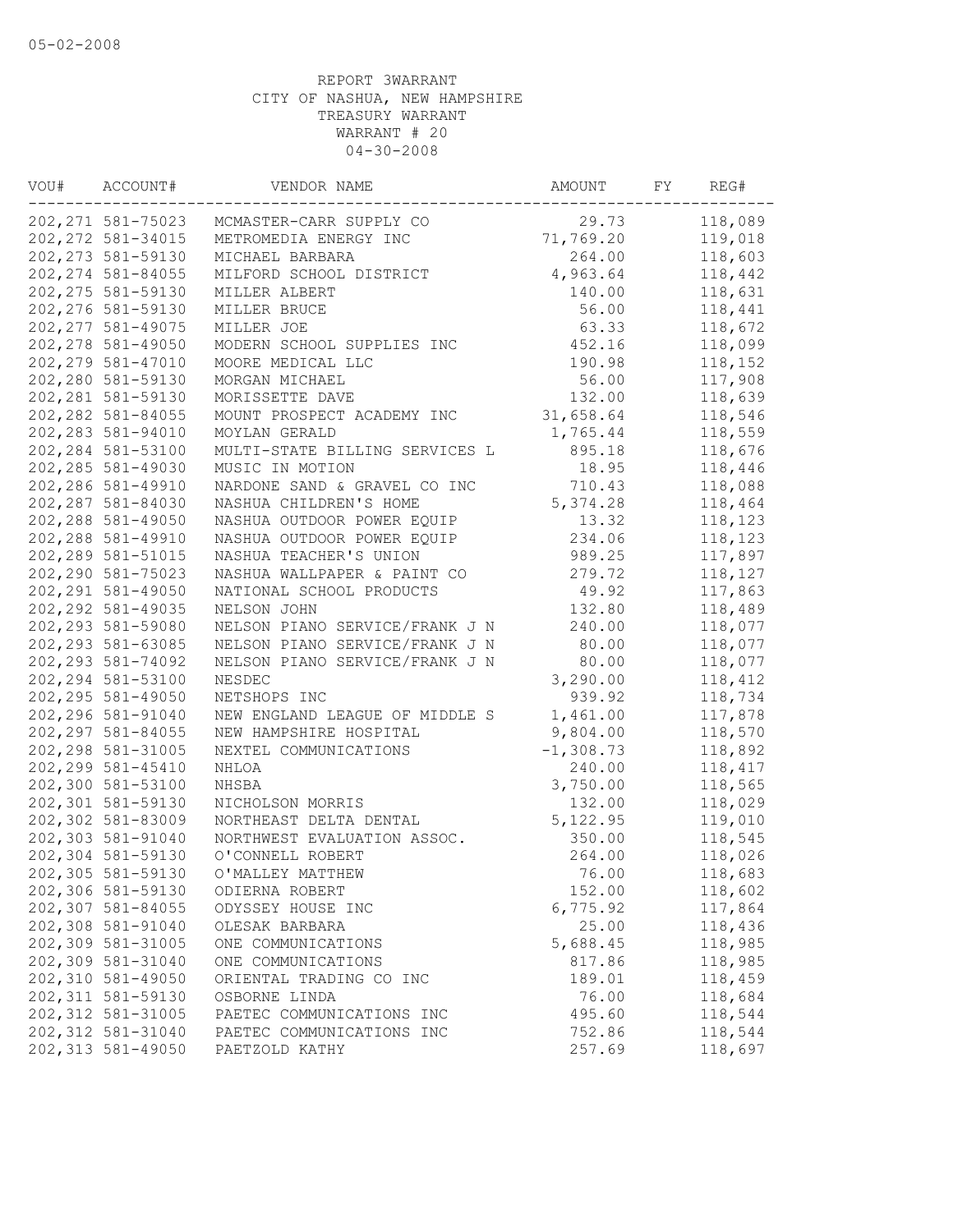05-02-2008

REPORT 3WARRANT
CITY OF NASHUA, NEW HAMPSHIRE
TREASURY WARRANT
WARRANT # 20
04-30-2008

| VOU# | ACCOUNT# | VENDOR NAME | AMOUNT | FY | REG# |
|---|---|---|---|---|---|
| 202,271 | 581-75023 | MCMASTER-CARR SUPPLY CO | 29.73 | | 118,089 |
| 202,272 | 581-34015 | METROMEDIA ENERGY INC | 71,769.20 | | 119,018 |
| 202,273 | 581-59130 | MICHAEL BARBARA | 264.00 | | 118,603 |
| 202,274 | 581-84055 | MILFORD SCHOOL DISTRICT | 4,963.64 | | 118,442 |
| 202,275 | 581-59130 | MILLER ALBERT | 140.00 | | 118,631 |
| 202,276 | 581-59130 | MILLER BRUCE | 56.00 | | 118,441 |
| 202,277 | 581-49075 | MILLER JOE | 63.33 | | 118,672 |
| 202,278 | 581-49050 | MODERN SCHOOL SUPPLIES INC | 452.16 | | 118,099 |
| 202,279 | 581-47010 | MOORE MEDICAL LLC | 190.98 | | 118,152 |
| 202,280 | 581-59130 | MORGAN MICHAEL | 56.00 | | 117,908 |
| 202,281 | 581-59130 | MORISSETTE DAVE | 132.00 | | 118,639 |
| 202,282 | 581-84055 | MOUNT PROSPECT ACADEMY INC | 31,658.64 | | 118,546 |
| 202,283 | 581-94010 | MOYLAN GERALD | 1,765.44 | | 118,559 |
| 202,284 | 581-53100 | MULTI-STATE BILLING SERVICES L | 895.18 | | 118,676 |
| 202,285 | 581-49030 | MUSIC IN MOTION | 18.95 | | 118,446 |
| 202,286 | 581-49910 | NARDONE SAND & GRAVEL CO INC | 710.43 | | 118,088 |
| 202,287 | 581-84030 | NASHUA CHILDREN'S HOME | 5,374.28 | | 118,464 |
| 202,288 | 581-49050 | NASHUA OUTDOOR POWER EQUIP | 13.32 | | 118,123 |
| 202,288 | 581-49910 | NASHUA OUTDOOR POWER EQUIP | 234.06 | | 118,123 |
| 202,289 | 581-51015 | NASHUA TEACHER'S UNION | 989.25 | | 117,897 |
| 202,290 | 581-75023 | NASHUA WALLPAPER & PAINT CO | 279.72 | | 118,127 |
| 202,291 | 581-49050 | NATIONAL SCHOOL PRODUCTS | 49.92 | | 117,863 |
| 202,292 | 581-49035 | NELSON JOHN | 132.80 | | 118,489 |
| 202,293 | 581-59080 | NELSON PIANO SERVICE/FRANK J N | 240.00 | | 118,077 |
| 202,293 | 581-63085 | NELSON PIANO SERVICE/FRANK J N | 80.00 | | 118,077 |
| 202,293 | 581-74092 | NELSON PIANO SERVICE/FRANK J N | 80.00 | | 118,077 |
| 202,294 | 581-53100 | NESDEC | 3,290.00 | | 118,412 |
| 202,295 | 581-49050 | NETSHOPS INC | 939.92 | | 118,734 |
| 202,296 | 581-91040 | NEW ENGLAND LEAGUE OF MIDDLE S | 1,461.00 | | 117,878 |
| 202,297 | 581-84055 | NEW HAMPSHIRE HOSPITAL | 9,804.00 | | 118,570 |
| 202,298 | 581-31005 | NEXTEL COMMUNICATIONS | -1,308.73 | | 118,892 |
| 202,299 | 581-45410 | NHLOA | 240.00 | | 118,417 |
| 202,300 | 581-53100 | NHSBA | 3,750.00 | | 118,565 |
| 202,301 | 581-59130 | NICHOLSON MORRIS | 132.00 | | 118,029 |
| 202,302 | 581-83009 | NORTHEAST DELTA DENTAL | 5,122.95 | | 119,010 |
| 202,303 | 581-91040 | NORTHWEST EVALUATION ASSOC. | 350.00 | | 118,545 |
| 202,304 | 581-59130 | O'CONNELL ROBERT | 264.00 | | 118,026 |
| 202,305 | 581-59130 | O'MALLEY MATTHEW | 76.00 | | 118,683 |
| 202,306 | 581-59130 | ODIERNA ROBERT | 152.00 | | 118,602 |
| 202,307 | 581-84055 | ODYSSEY HOUSE INC | 6,775.92 | | 117,864 |
| 202,308 | 581-91040 | OLESAK BARBARA | 25.00 | | 118,436 |
| 202,309 | 581-31005 | ONE COMMUNICATIONS | 5,688.45 | | 118,985 |
| 202,309 | 581-31040 | ONE COMMUNICATIONS | 817.86 | | 118,985 |
| 202,310 | 581-49050 | ORIENTAL TRADING CO INC | 189.01 | | 118,459 |
| 202,311 | 581-59130 | OSBORNE LINDA | 76.00 | | 118,684 |
| 202,312 | 581-31005 | PAETEC COMMUNICATIONS INC | 495.60 | | 118,544 |
| 202,312 | 581-31040 | PAETEC COMMUNICATIONS INC | 752.86 | | 118,544 |
| 202,313 | 581-49050 | PAETZOLD KATHY | 257.69 | | 118,697 |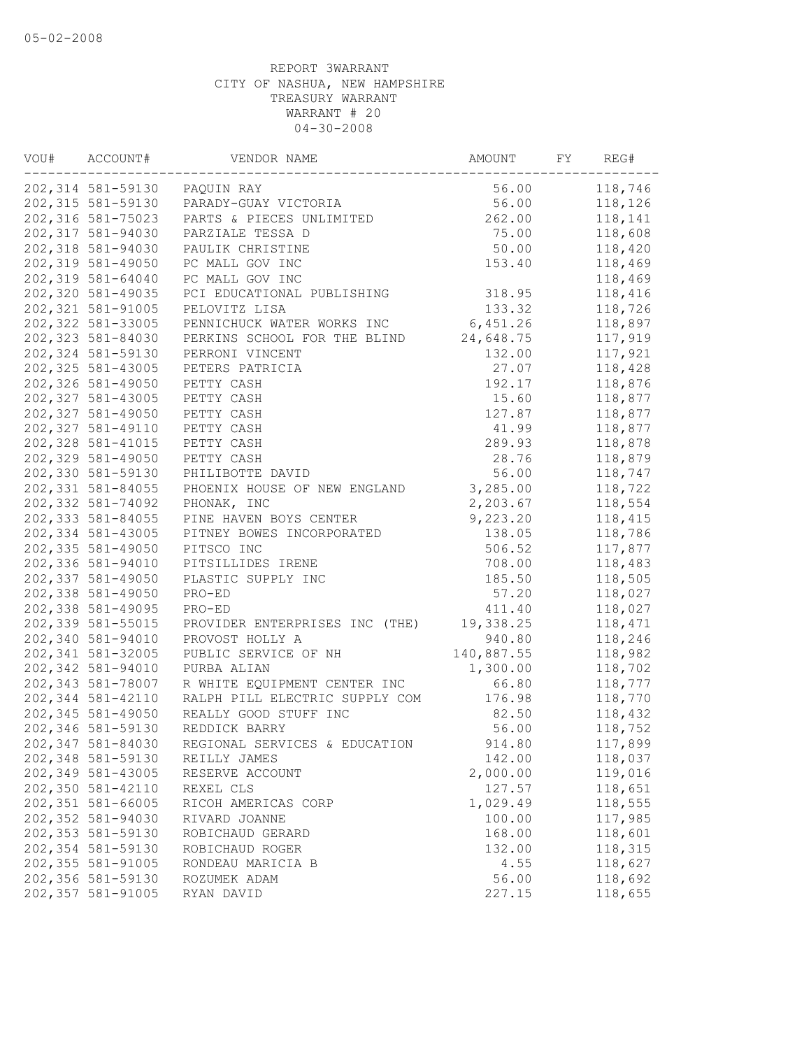05-02-2008

REPORT 3WARRANT
CITY OF NASHUA, NEW HAMPSHIRE
TREASURY WARRANT
WARRANT # 20
04-30-2008

| VOU# | ACCOUNT# | VENDOR NAME | AMOUNT | FY | REG# |
|---|---|---|---|---|---|
| 202,314 | 581-59130 | PAQUIN RAY | 56.00 | | 118,746 |
| 202,315 | 581-59130 | PARADY-GUAY VICTORIA | 56.00 | | 118,126 |
| 202,316 | 581-75023 | PARTS & PIECES UNLIMITED | 262.00 | | 118,141 |
| 202,317 | 581-94030 | PARZIALE TESSA D | 75.00 | | 118,608 |
| 202,318 | 581-94030 | PAULIK CHRISTINE | 50.00 | | 118,420 |
| 202,319 | 581-49050 | PC MALL GOV INC | 153.40 | | 118,469 |
| 202,319 | 581-64040 | PC MALL GOV INC | | | 118,469 |
| 202,320 | 581-49035 | PCI EDUCATIONAL PUBLISHING | 318.95 | | 118,416 |
| 202,321 | 581-91005 | PELOVITZ LISA | 133.32 | | 118,726 |
| 202,322 | 581-33005 | PENNICHUCK WATER WORKS INC | 6,451.26 | | 118,897 |
| 202,323 | 581-84030 | PERKINS SCHOOL FOR THE BLIND | 24,648.75 | | 117,919 |
| 202,324 | 581-59130 | PERRONI VINCENT | 132.00 | | 117,921 |
| 202,325 | 581-43005 | PETERS PATRICIA | 27.07 | | 118,428 |
| 202,326 | 581-49050 | PETTY CASH | 192.17 | | 118,876 |
| 202,327 | 581-43005 | PETTY CASH | 15.60 | | 118,877 |
| 202,327 | 581-49050 | PETTY CASH | 127.87 | | 118,877 |
| 202,327 | 581-49110 | PETTY CASH | 41.99 | | 118,877 |
| 202,328 | 581-41015 | PETTY CASH | 289.93 | | 118,878 |
| 202,329 | 581-49050 | PETTY CASH | 28.76 | | 118,879 |
| 202,330 | 581-59130 | PHILIBOTTE DAVID | 56.00 | | 118,747 |
| 202,331 | 581-84055 | PHOENIX HOUSE OF NEW ENGLAND | 3,285.00 | | 118,722 |
| 202,332 | 581-74092 | PHONAK, INC | 2,203.67 | | 118,554 |
| 202,333 | 581-84055 | PINE HAVEN BOYS CENTER | 9,223.20 | | 118,415 |
| 202,334 | 581-43005 | PITNEY BOWES INCORPORATED | 138.05 | | 118,786 |
| 202,335 | 581-49050 | PITSCO INC | 506.52 | | 117,877 |
| 202,336 | 581-94010 | PITSILLIDES IRENE | 708.00 | | 118,483 |
| 202,337 | 581-49050 | PLASTIC SUPPLY INC | 185.50 | | 118,505 |
| 202,338 | 581-49050 | PRO-ED | 57.20 | | 118,027 |
| 202,338 | 581-49095 | PRO-ED | 411.40 | | 118,027 |
| 202,339 | 581-55015 | PROVIDER ENTERPRISES INC (THE) | 19,338.25 | | 118,471 |
| 202,340 | 581-94010 | PROVOST HOLLY A | 940.80 | | 118,246 |
| 202,341 | 581-32005 | PUBLIC SERVICE OF NH | 140,887.55 | | 118,982 |
| 202,342 | 581-94010 | PURBA ALIAN | 1,300.00 | | 118,702 |
| 202,343 | 581-78007 | R WHITE EQUIPMENT CENTER INC | 66.80 | | 118,777 |
| 202,344 | 581-42110 | RALPH PILL ELECTRIC SUPPLY COM | 176.98 | | 118,770 |
| 202,345 | 581-49050 | REALLY GOOD STUFF INC | 82.50 | | 118,432 |
| 202,346 | 581-59130 | REDDICK BARRY | 56.00 | | 118,752 |
| 202,347 | 581-84030 | REGIONAL SERVICES & EDUCATION | 914.80 | | 117,899 |
| 202,348 | 581-59130 | REILLY JAMES | 142.00 | | 118,037 |
| 202,349 | 581-43005 | RESERVE ACCOUNT | 2,000.00 | | 119,016 |
| 202,350 | 581-42110 | REXEL CLS | 127.57 | | 118,651 |
| 202,351 | 581-66005 | RICOH AMERICAS CORP | 1,029.49 | | 118,555 |
| 202,352 | 581-94030 | RIVARD JOANNE | 100.00 | | 117,985 |
| 202,353 | 581-59130 | ROBICHAUD GERARD | 168.00 | | 118,601 |
| 202,354 | 581-59130 | ROBICHAUD ROGER | 132.00 | | 118,315 |
| 202,355 | 581-91005 | RONDEAU MARICIA B | 4.55 | | 118,627 |
| 202,356 | 581-59130 | ROZUMEK ADAM | 56.00 | | 118,692 |
| 202,357 | 581-91005 | RYAN DAVID | 227.15 | | 118,655 |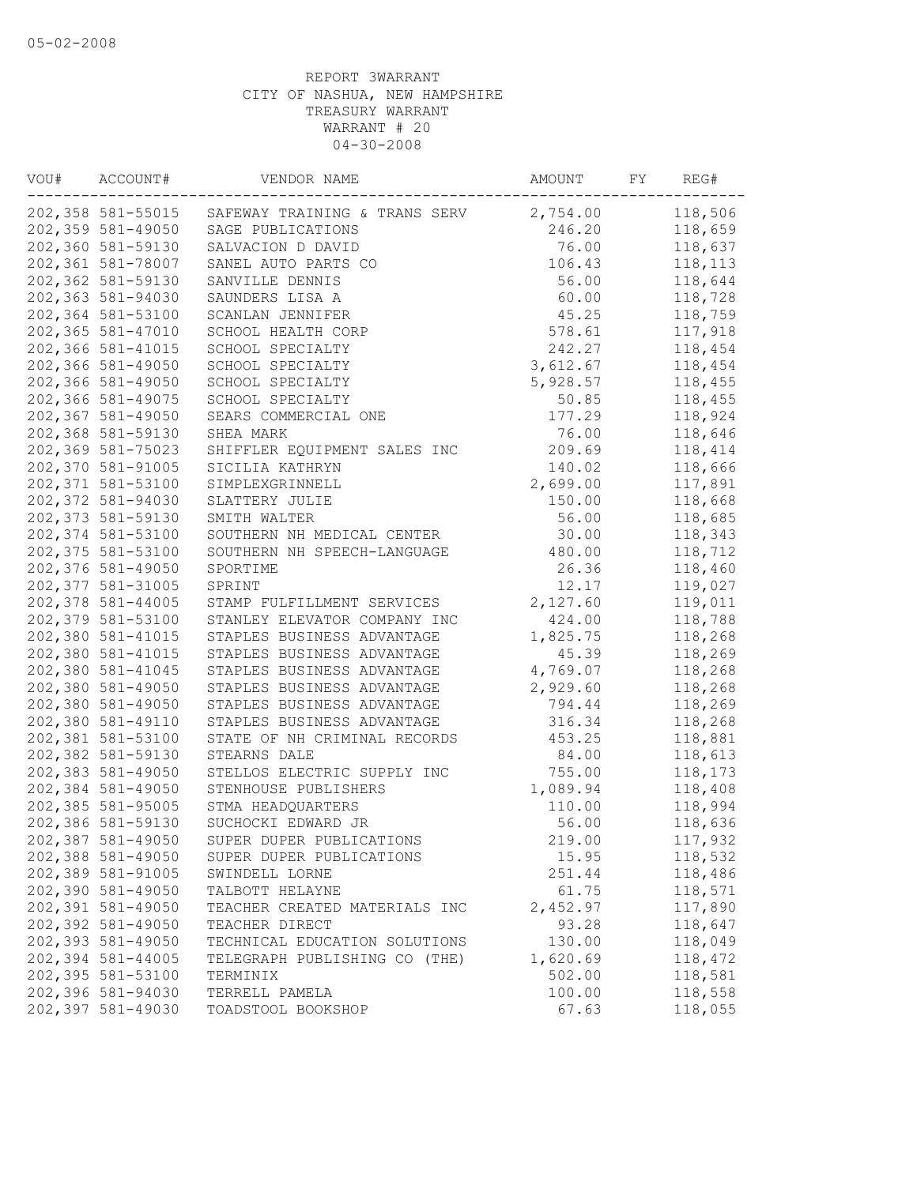05-02-2008

REPORT 3WARRANT
CITY OF NASHUA, NEW HAMPSHIRE
TREASURY WARRANT
WARRANT # 20
04-30-2008

| VOU# | ACCOUNT# | VENDOR NAME | AMOUNT | FY | REG# |
|---|---|---|---|---|---|
| 202,358 | 581-55015 | SAFEWAY TRAINING & TRANS SERV | 2,754.00 | | 118,506 |
| 202,359 | 581-49050 | SAGE PUBLICATIONS | 246.20 | | 118,659 |
| 202,360 | 581-59130 | SALVACION D DAVID | 76.00 | | 118,637 |
| 202,361 | 581-78007 | SANEL AUTO PARTS CO | 106.43 | | 118,113 |
| 202,362 | 581-59130 | SANVILLE DENNIS | 56.00 | | 118,644 |
| 202,363 | 581-94030 | SAUNDERS LISA A | 60.00 | | 118,728 |
| 202,364 | 581-53100 | SCANLAN JENNIFER | 45.25 | | 118,759 |
| 202,365 | 581-47010 | SCHOOL HEALTH CORP | 578.61 | | 117,918 |
| 202,366 | 581-41015 | SCHOOL SPECIALTY | 242.27 | | 118,454 |
| 202,366 | 581-49050 | SCHOOL SPECIALTY | 3,612.67 | | 118,454 |
| 202,366 | 581-49050 | SCHOOL SPECIALTY | 5,928.57 | | 118,455 |
| 202,366 | 581-49075 | SCHOOL SPECIALTY | 50.85 | | 118,455 |
| 202,367 | 581-49050 | SEARS COMMERCIAL ONE | 177.29 | | 118,924 |
| 202,368 | 581-59130 | SHEA MARK | 76.00 | | 118,646 |
| 202,369 | 581-75023 | SHIFFLER EQUIPMENT SALES INC | 209.69 | | 118,414 |
| 202,370 | 581-91005 | SICILIA KATHRYN | 140.02 | | 118,666 |
| 202,371 | 581-53100 | SIMPLEXGRINNELL | 2,699.00 | | 117,891 |
| 202,372 | 581-94030 | SLATTERY JULIE | 150.00 | | 118,668 |
| 202,373 | 581-59130 | SMITH WALTER | 56.00 | | 118,685 |
| 202,374 | 581-53100 | SOUTHERN NH MEDICAL CENTER | 30.00 | | 118,343 |
| 202,375 | 581-53100 | SOUTHERN NH SPEECH-LANGUAGE | 480.00 | | 118,712 |
| 202,376 | 581-49050 | SPORTIME | 26.36 | | 118,460 |
| 202,377 | 581-31005 | SPRINT | 12.17 | | 119,027 |
| 202,378 | 581-44005 | STAMP FULFILLMENT SERVICES | 2,127.60 | | 119,011 |
| 202,379 | 581-53100 | STANLEY ELEVATOR COMPANY INC | 424.00 | | 118,788 |
| 202,380 | 581-41015 | STAPLES BUSINESS ADVANTAGE | 1,825.75 | | 118,268 |
| 202,380 | 581-41015 | STAPLES BUSINESS ADVANTAGE | 45.39 | | 118,269 |
| 202,380 | 581-41045 | STAPLES BUSINESS ADVANTAGE | 4,769.07 | | 118,268 |
| 202,380 | 581-49050 | STAPLES BUSINESS ADVANTAGE | 2,929.60 | | 118,268 |
| 202,380 | 581-49050 | STAPLES BUSINESS ADVANTAGE | 794.44 | | 118,269 |
| 202,380 | 581-49110 | STAPLES BUSINESS ADVANTAGE | 316.34 | | 118,268 |
| 202,381 | 581-53100 | STATE OF NH CRIMINAL RECORDS | 453.25 | | 118,881 |
| 202,382 | 581-59130 | STEARNS DALE | 84.00 | | 118,613 |
| 202,383 | 581-49050 | STELLOS ELECTRIC SUPPLY INC | 755.00 | | 118,173 |
| 202,384 | 581-49050 | STENHOUSE PUBLISHERS | 1,089.94 | | 118,408 |
| 202,385 | 581-95005 | STMA HEADQUARTERS | 110.00 | | 118,994 |
| 202,386 | 581-59130 | SUCHOCKI EDWARD JR | 56.00 | | 118,636 |
| 202,387 | 581-49050 | SUPER DUPER PUBLICATIONS | 219.00 | | 117,932 |
| 202,388 | 581-49050 | SUPER DUPER PUBLICATIONS | 15.95 | | 118,532 |
| 202,389 | 581-91005 | SWINDELL LORNE | 251.44 | | 118,486 |
| 202,390 | 581-49050 | TALBOTT HELAYNE | 61.75 | | 118,571 |
| 202,391 | 581-49050 | TEACHER CREATED MATERIALS INC | 2,452.97 | | 117,890 |
| 202,392 | 581-49050 | TEACHER DIRECT | 93.28 | | 118,647 |
| 202,393 | 581-49050 | TECHNICAL EDUCATION SOLUTIONS | 130.00 | | 118,049 |
| 202,394 | 581-44005 | TELEGRAPH PUBLISHING CO (THE) | 1,620.69 | | 118,472 |
| 202,395 | 581-53100 | TERMINIX | 502.00 | | 118,581 |
| 202,396 | 581-94030 | TERRELL PAMELA | 100.00 | | 118,558 |
| 202,397 | 581-49030 | TOADSTOOL BOOKSHOP | 67.63 | | 118,055 |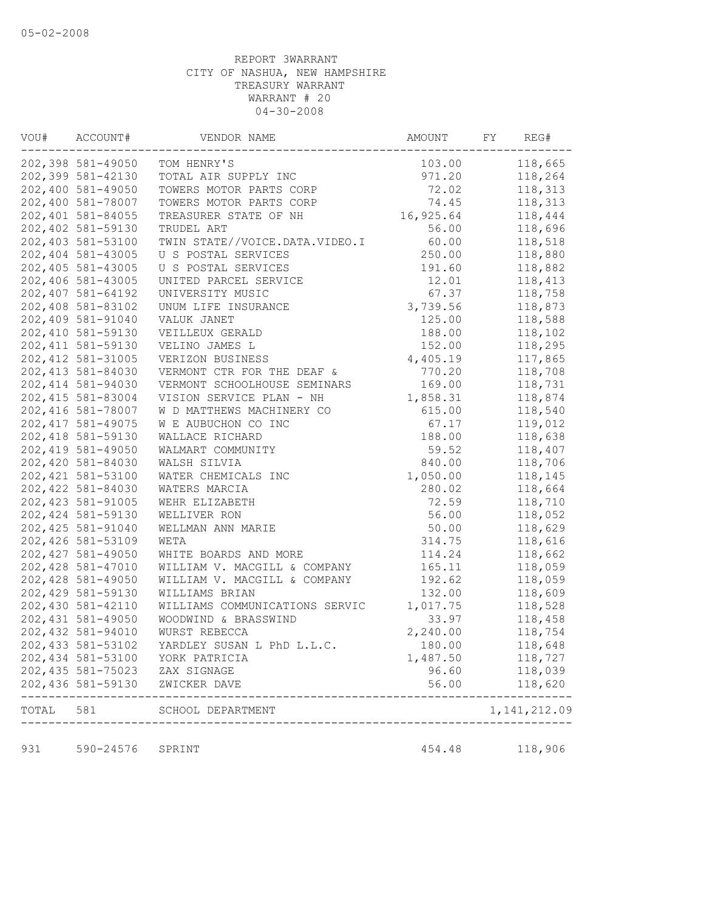05-02-2008

REPORT 3WARRANT
CITY OF NASHUA, NEW HAMPSHIRE
TREASURY WARRANT
WARRANT # 20
04-30-2008

| VOU# | ACCOUNT# | VENDOR NAME | AMOUNT | FY | REG# |
|---|---|---|---|---|---|
| 202,398 | 581-49050 | TOM HENRY'S | 103.00 | | 118,665 |
| 202,399 | 581-42130 | TOTAL AIR SUPPLY INC | 971.20 | | 118,264 |
| 202,400 | 581-49050 | TOWERS MOTOR PARTS CORP | 72.02 | | 118,313 |
| 202,400 | 581-78007 | TOWERS MOTOR PARTS CORP | 74.45 | | 118,313 |
| 202,401 | 581-84055 | TREASURER STATE OF NH | 16,925.64 | | 118,444 |
| 202,402 | 581-59130 | TRUDEL ART | 56.00 | | 118,696 |
| 202,403 | 581-53100 | TWIN STATE//VOICE.DATA.VIDEO.I | 60.00 | | 118,518 |
| 202,404 | 581-43005 | U S POSTAL SERVICES | 250.00 | | 118,880 |
| 202,405 | 581-43005 | U S POSTAL SERVICES | 191.60 | | 118,882 |
| 202,406 | 581-43005 | UNITED PARCEL SERVICE | 12.01 | | 118,413 |
| 202,407 | 581-64192 | UNIVERSITY MUSIC | 67.37 | | 118,758 |
| 202,408 | 581-83102 | UNUM LIFE INSURANCE | 3,739.56 | | 118,873 |
| 202,409 | 581-91040 | VALUK JANET | 125.00 | | 118,588 |
| 202,410 | 581-59130 | VEILLEUX GERALD | 188.00 | | 118,102 |
| 202,411 | 581-59130 | VELINO JAMES L | 152.00 | | 118,295 |
| 202,412 | 581-31005 | VERIZON BUSINESS | 4,405.19 | | 117,865 |
| 202,413 | 581-84030 | VERMONT CTR FOR THE DEAF & | 770.20 | | 118,708 |
| 202,414 | 581-94030 | VERMONT SCHOOLHOUSE SEMINARS | 169.00 | | 118,731 |
| 202,415 | 581-83004 | VISION SERVICE PLAN - NH | 1,858.31 | | 118,874 |
| 202,416 | 581-78007 | W D MATTHEWS MACHINERY CO | 615.00 | | 118,540 |
| 202,417 | 581-49075 | W E AUBUCHON CO INC | 67.17 | | 119,012 |
| 202,418 | 581-59130 | WALLACE RICHARD | 188.00 | | 118,638 |
| 202,419 | 581-49050 | WALMART COMMUNITY | 59.52 | | 118,407 |
| 202,420 | 581-84030 | WALSH SILVIA | 840.00 | | 118,706 |
| 202,421 | 581-53100 | WATER CHEMICALS INC | 1,050.00 | | 118,145 |
| 202,422 | 581-84030 | WATERS MARCIA | 280.02 | | 118,664 |
| 202,423 | 581-91005 | WEHR ELIZABETH | 72.59 | | 118,710 |
| 202,424 | 581-59130 | WELLIVER RON | 56.00 | | 118,052 |
| 202,425 | 581-91040 | WELLMAN ANN MARIE | 50.00 | | 118,629 |
| 202,426 | 581-53109 | WETA | 314.75 | | 118,616 |
| 202,427 | 581-49050 | WHITE BOARDS AND MORE | 114.24 | | 118,662 |
| 202,428 | 581-47010 | WILLIAM V. MACGILL & COMPANY | 165.11 | | 118,059 |
| 202,428 | 581-49050 | WILLIAM V. MACGILL & COMPANY | 192.62 | | 118,059 |
| 202,429 | 581-59130 | WILLIAMS BRIAN | 132.00 | | 118,609 |
| 202,430 | 581-42110 | WILLIAMS COMMUNICATIONS SERVIC | 1,017.75 | | 118,528 |
| 202,431 | 581-49050 | WOODWIND & BRASSWIND | 33.97 | | 118,458 |
| 202,432 | 581-94010 | WURST REBECCA | 2,240.00 | | 118,754 |
| 202,433 | 581-53102 | YARDLEY SUSAN L PhD L.L.C. | 180.00 | | 118,648 |
| 202,434 | 581-53100 | YORK PATRICIA | 1,487.50 | | 118,727 |
| 202,435 | 581-75023 | ZAX SIGNAGE | 96.60 | | 118,039 |
| 202,436 | 581-59130 | ZWICKER DAVE | 56.00 | | 118,620 |
| TOTAL | 581 | SCHOOL DEPARTMENT | | | 1,141,212.09 |
| 931 | 590-24576 | SPRINT | 454.48 | | 118,906 |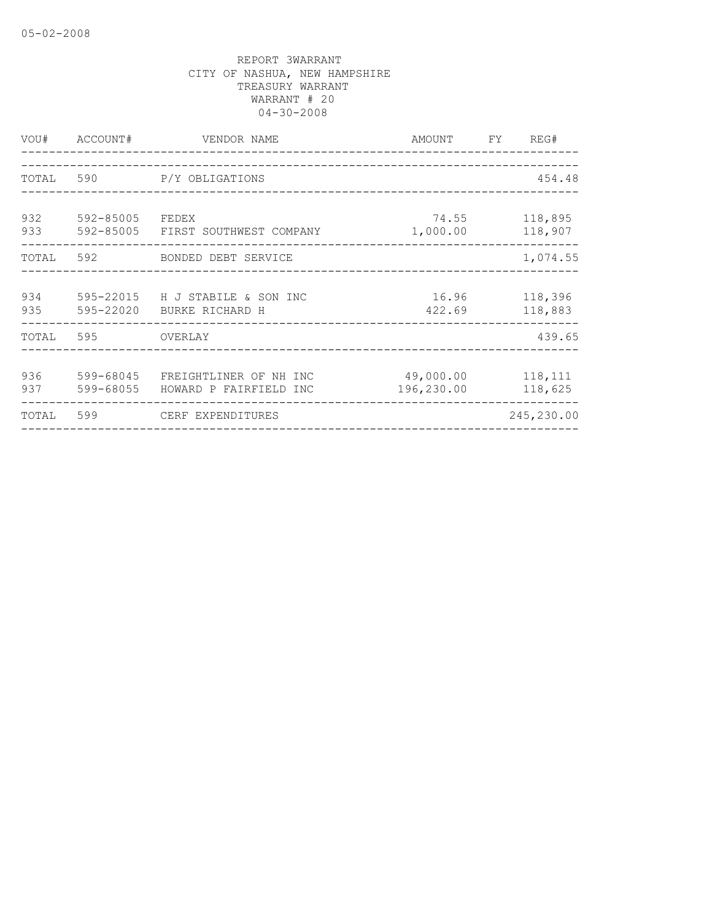05-02-2008

REPORT 3WARRANT
CITY OF NASHUA, NEW HAMPSHIRE
TREASURY WARRANT
WARRANT # 20
04-30-2008

| VOU# | ACCOUNT# | VENDOR NAME | AMOUNT | FY | REG# |
|---|---|---|---|---|---|
| TOTAL | 590 | P/Y OBLIGATIONS | | | 454.48 |
| 932 | 592-85005 | FEDEX | 74.55 | | 118,895 |
| 933 | 592-85005 | FIRST SOUTHWEST COMPANY | 1,000.00 | | 118,907 |
| TOTAL | 592 | BONDED DEBT SERVICE | | | 1,074.55 |
| 934 | 595-22015 | H J STABILE & SON INC | 16.96 | | 118,396 |
| 935 | 595-22020 | BURKE RICHARD H | 422.69 | | 118,883 |
| TOTAL | 595 | OVERLAY | | | 439.65 |
| 936 | 599-68045 | FREIGHTLINER OF NH INC | 49,000.00 | | 118,111 |
| 937 | 599-68055 | HOWARD P FAIRFIELD INC | 196,230.00 | | 118,625 |
| TOTAL | 599 | CERF EXPENDITURES | | | 245,230.00 |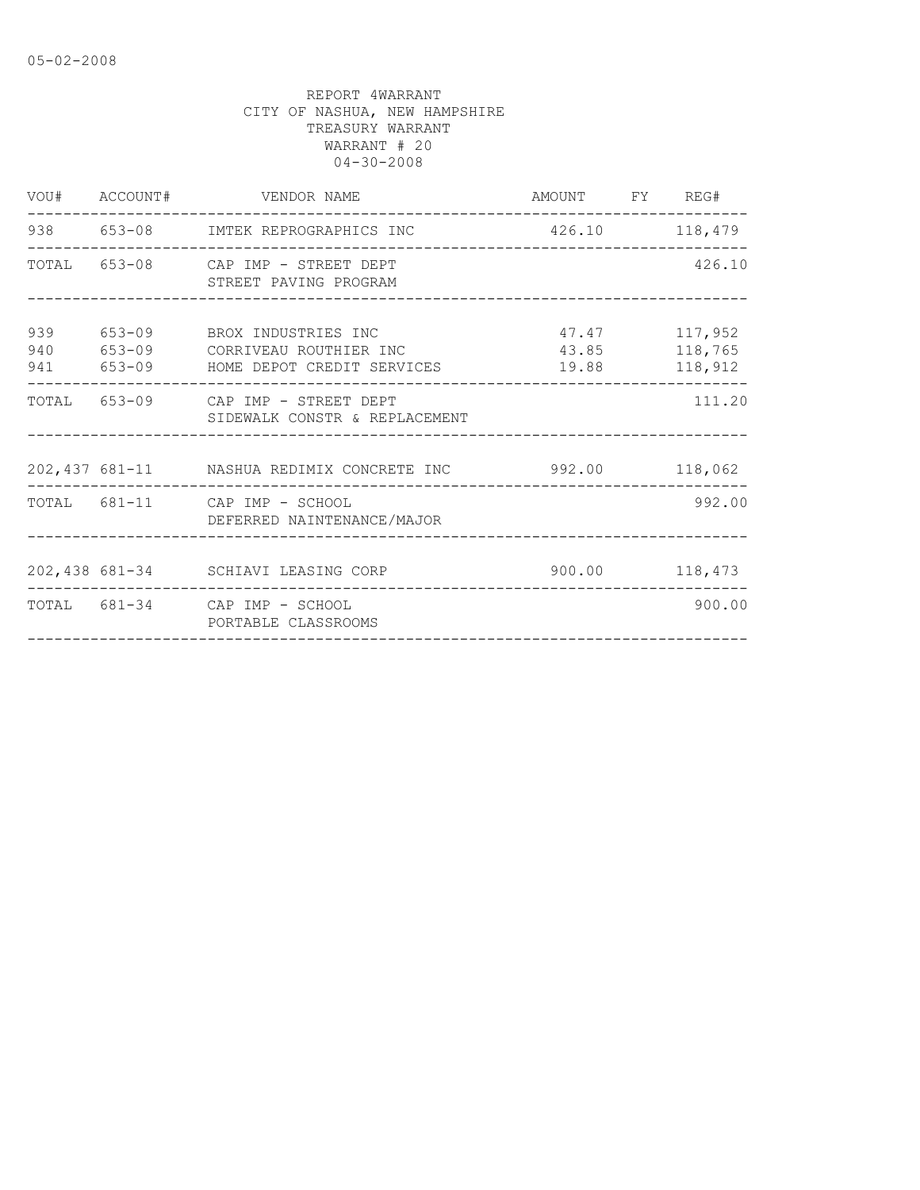05-02-2008

REPORT 4WARRANT
CITY OF NASHUA, NEW HAMPSHIRE
TREASURY WARRANT
WARRANT # 20
04-30-2008

| VOU# | ACCOUNT# | VENDOR NAME | AMOUNT | FY | REG# |
|---|---|---|---|---|---|
| 938 | 653-08 | IMTEK REPROGRAPHICS INC | 426.10 | | 118,479 |
| TOTAL | 653-08 | CAP IMP - STREET DEPT<br>STREET PAVING PROGRAM | | | 426.10 |
| 939 | 653-09 | BROX INDUSTRIES INC | 47.47 | | 117,952 |
| 940 | 653-09 | CORRIVEAU ROUTHIER INC | 43.85 | | 118,765 |
| 941 | 653-09 | HOME DEPOT CREDIT SERVICES | 19.88 | | 118,912 |
| TOTAL | 653-09 | CAP IMP - STREET DEPT<br>SIDEWALK CONSTR & REPLACEMENT | | | 111.20 |
| 202,437 | 681-11 | NASHUA REDIMIX CONCRETE INC | 992.00 | | 118,062 |
| TOTAL | 681-11 | CAP IMP - SCHOOL<br>DEFERRED NAINTENANCE/MAJOR | | | 992.00 |
| 202,438 | 681-34 | SCHIAVI LEASING CORP | 900.00 | | 118,473 |
| TOTAL | 681-34 | CAP IMP - SCHOOL<br>PORTABLE CLASSROOMS | | | 900.00 |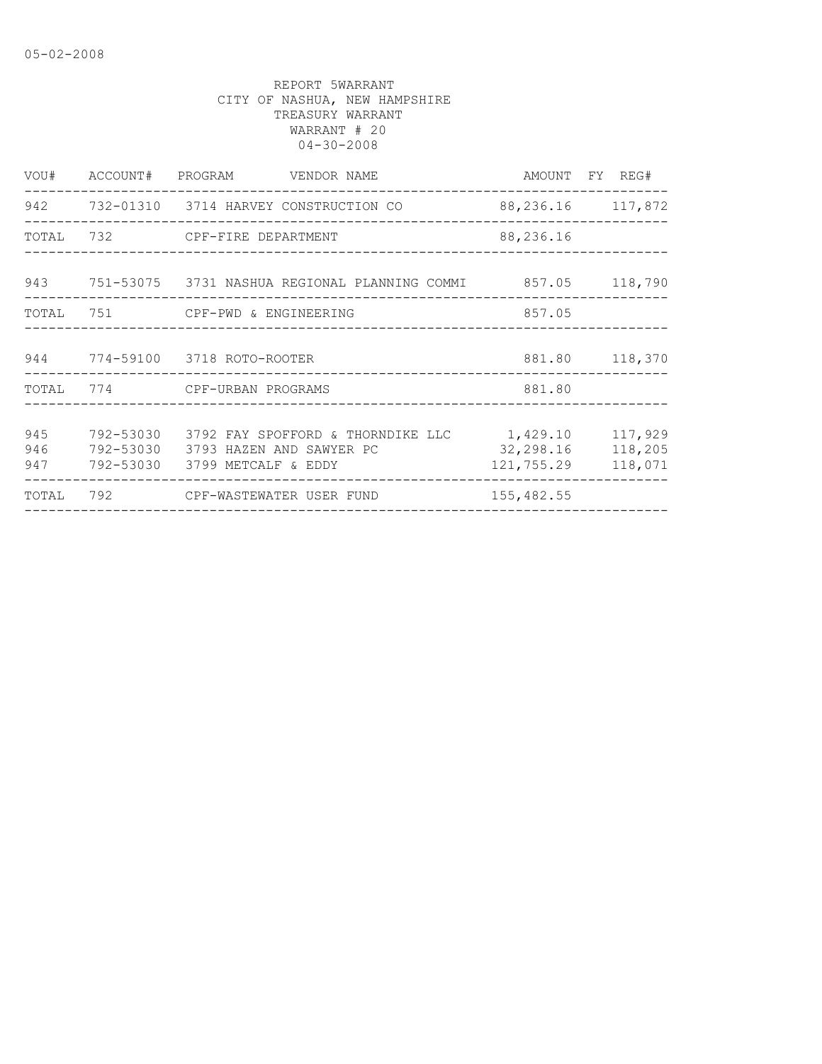05-02-2008

REPORT 5WARRANT
CITY OF NASHUA, NEW HAMPSHIRE
TREASURY WARRANT
WARRANT # 20
04-30-2008

| VOU# | ACCOUNT# | PROGRAM | VENDOR NAME | AMOUNT | FY | REG# |
|---|---|---|---|---|---|---|
| 942 | 732-01310 | 3714 | HARVEY CONSTRUCTION CO | 88,236.16 | | 117,872 |
| TOTAL | 732 | | CPF-FIRE DEPARTMENT | 88,236.16 | | |
| 943 | 751-53075 | 3731 | NASHUA REGIONAL PLANNING COMMI | 857.05 | | 118,790 |
| TOTAL | 751 | | CPF-PWD & ENGINEERING | 857.05 | | |
| 944 | 774-59100 | 3718 | ROTO-ROOTER | 881.80 | | 118,370 |
| TOTAL | 774 | | CPF-URBAN PROGRAMS | 881.80 | | |
| 945 | 792-53030 | 3792 | FAY SPOFFORD & THORNDIKE LLC | 1,429.10 | | 117,929 |
| 946 | 792-53030 | 3793 | HAZEN AND SAWYER PC | 32,298.16 | | 118,205 |
| 947 | 792-53030 | 3799 | METCALF & EDDY | 121,755.29 | | 118,071 |
| TOTAL | 792 | | CPF-WASTEWATER USER FUND | 155,482.55 | | |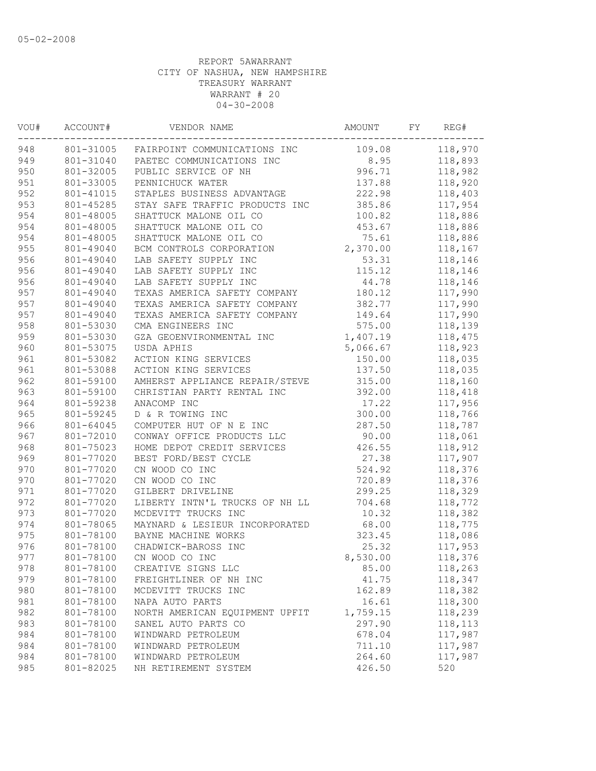05-02-2008

REPORT 5AWARRANT
CITY OF NASHUA, NEW HAMPSHIRE
TREASURY WARRANT
WARRANT # 20
04-30-2008

| VOU# | ACCOUNT# | VENDOR NAME | AMOUNT | FY | REG# |
|---|---|---|---|---|---|
| 948 | 801-31005 | FAIRPOINT COMMUNICATIONS INC | 109.08 | | 118,970 |
| 949 | 801-31040 | PAETEC COMMUNICATIONS INC | 8.95 | | 118,893 |
| 950 | 801-32005 | PUBLIC SERVICE OF NH | 996.71 | | 118,982 |
| 951 | 801-33005 | PENNICHUCK WATER | 137.88 | | 118,920 |
| 952 | 801-41015 | STAPLES BUSINESS ADVANTAGE | 222.98 | | 118,403 |
| 953 | 801-45285 | STAY SAFE TRAFFIC PRODUCTS INC | 385.86 | | 117,954 |
| 954 | 801-48005 | SHATTUCK MALONE OIL CO | 100.82 | | 118,886 |
| 954 | 801-48005 | SHATTUCK MALONE OIL CO | 453.67 | | 118,886 |
| 954 | 801-48005 | SHATTUCK MALONE OIL CO | 75.61 | | 118,886 |
| 955 | 801-49040 | BCM CONTROLS CORPORATION | 2,370.00 | | 118,167 |
| 956 | 801-49040 | LAB SAFETY SUPPLY INC | 53.31 | | 118,146 |
| 956 | 801-49040 | LAB SAFETY SUPPLY INC | 115.12 | | 118,146 |
| 956 | 801-49040 | LAB SAFETY SUPPLY INC | 44.78 | | 118,146 |
| 957 | 801-49040 | TEXAS AMERICA SAFETY COMPANY | 180.12 | | 117,990 |
| 957 | 801-49040 | TEXAS AMERICA SAFETY COMPANY | 382.77 | | 117,990 |
| 957 | 801-49040 | TEXAS AMERICA SAFETY COMPANY | 149.64 | | 117,990 |
| 958 | 801-53030 | CMA ENGINEERS INC | 575.00 | | 118,139 |
| 959 | 801-53030 | GZA GEOENVIRONMENTAL INC | 1,407.19 | | 118,475 |
| 960 | 801-53075 | USDA APHIS | 5,066.67 | | 118,923 |
| 961 | 801-53082 | ACTION KING SERVICES | 150.00 | | 118,035 |
| 961 | 801-53088 | ACTION KING SERVICES | 137.50 | | 118,035 |
| 962 | 801-59100 | AMHERST APPLIANCE REPAIR/STEVE | 315.00 | | 118,160 |
| 963 | 801-59100 | CHRISTIAN PARTY RENTAL INC | 392.00 | | 118,418 |
| 964 | 801-59238 | ANACOMP INC | 17.22 | | 117,956 |
| 965 | 801-59245 | D & R TOWING INC | 300.00 | | 118,766 |
| 966 | 801-64045 | COMPUTER HUT OF N E INC | 287.50 | | 118,787 |
| 967 | 801-72010 | CONWAY OFFICE PRODUCTS LLC | 90.00 | | 118,061 |
| 968 | 801-75023 | HOME DEPOT CREDIT SERVICES | 426.55 | | 118,912 |
| 969 | 801-77020 | BEST FORD/BEST CYCLE | 27.38 | | 117,907 |
| 970 | 801-77020 | CN WOOD CO INC | 524.92 | | 118,376 |
| 970 | 801-77020 | CN WOOD CO INC | 720.89 | | 118,376 |
| 971 | 801-77020 | GILBERT DRIVELINE | 299.25 | | 118,329 |
| 972 | 801-77020 | LIBERTY INTN'L TRUCKS OF NH LL | 704.68 | | 118,772 |
| 973 | 801-77020 | MCDEVITT TRUCKS INC | 10.32 | | 118,382 |
| 974 | 801-78065 | MAYNARD & LESIEUR INCORPORATED | 68.00 | | 118,775 |
| 975 | 801-78100 | BAYNE MACHINE WORKS | 323.45 | | 118,086 |
| 976 | 801-78100 | CHADWICK-BAROSS INC | 25.32 | | 117,953 |
| 977 | 801-78100 | CN WOOD CO INC | 8,530.00 | | 118,376 |
| 978 | 801-78100 | CREATIVE SIGNS LLC | 85.00 | | 118,263 |
| 979 | 801-78100 | FREIGHTLINER OF NH INC | 41.75 | | 118,347 |
| 980 | 801-78100 | MCDEVITT TRUCKS INC | 162.89 | | 118,382 |
| 981 | 801-78100 | NAPA AUTO PARTS | 16.61 | | 118,300 |
| 982 | 801-78100 | NORTH AMERICAN EQUIPMENT UPFIT | 1,759.15 | | 118,239 |
| 983 | 801-78100 | SANEL AUTO PARTS CO | 297.90 | | 118,113 |
| 984 | 801-78100 | WINDWARD PETROLEUM | 678.04 | | 117,987 |
| 984 | 801-78100 | WINDWARD PETROLEUM | 711.10 | | 117,987 |
| 984 | 801-78100 | WINDWARD PETROLEUM | 264.60 | | 117,987 |
| 985 | 801-82025 | NH RETIREMENT SYSTEM | 426.50 | | 520 |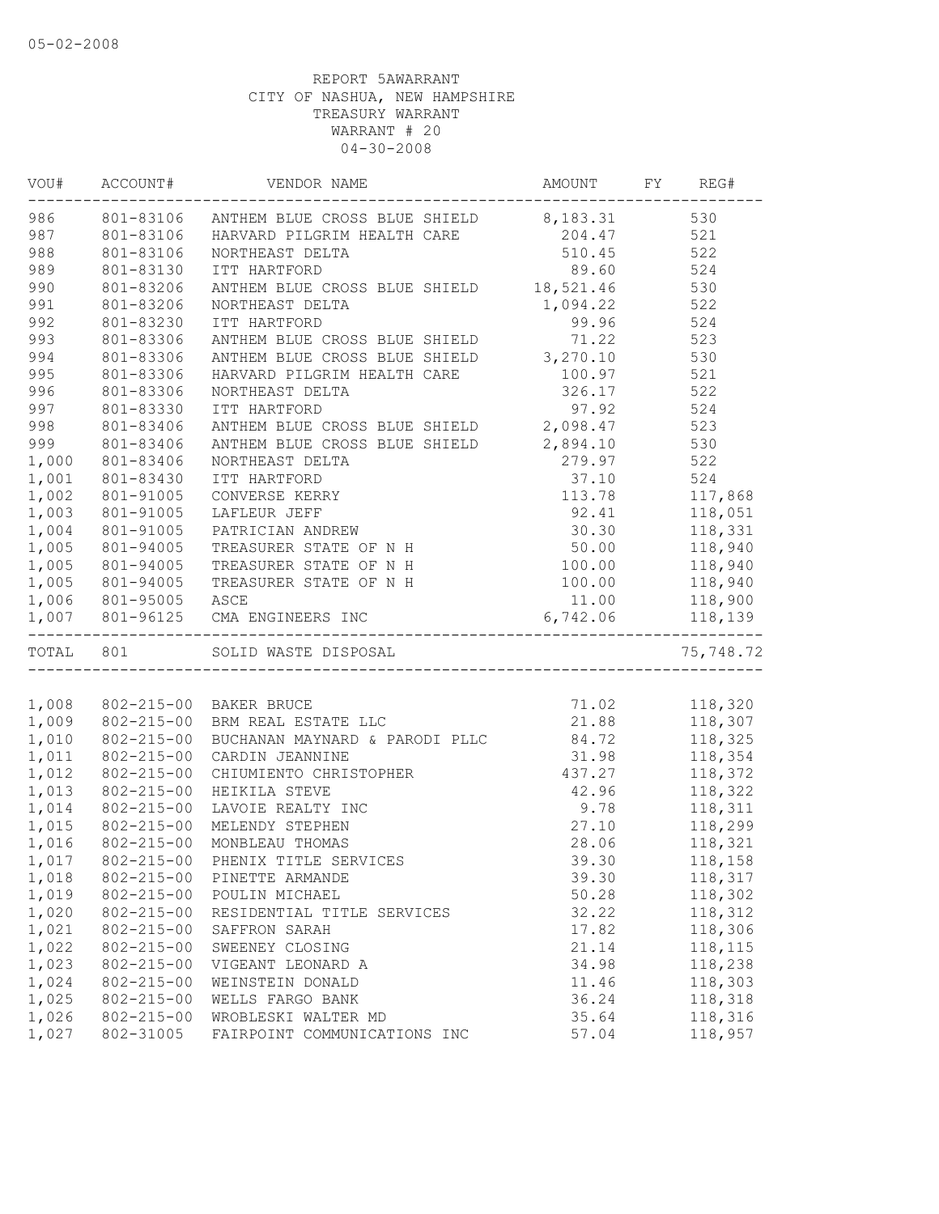REPORT 5AWARRANT
CITY OF NASHUA, NEW HAMPSHIRE
TREASURY WARRANT
WARRANT # 20
04-30-2008

| VOU# | ACCOUNT# | VENDOR NAME | AMOUNT | FY | REG# |
|---|---|---|---|---|---|
| 986 | 801-83106 | ANTHEM BLUE CROSS BLUE SHIELD | 8,183.31 | | 530 |
| 987 | 801-83106 | HARVARD PILGRIM HEALTH CARE | 204.47 | | 521 |
| 988 | 801-83106 | NORTHEAST DELTA | 510.45 | | 522 |
| 989 | 801-83130 | ITT HARTFORD | 89.60 | | 524 |
| 990 | 801-83206 | ANTHEM BLUE CROSS BLUE SHIELD | 18,521.46 | | 530 |
| 991 | 801-83206 | NORTHEAST DELTA | 1,094.22 | | 522 |
| 992 | 801-83230 | ITT HARTFORD | 99.96 | | 524 |
| 993 | 801-83306 | ANTHEM BLUE CROSS BLUE SHIELD | 71.22 | | 523 |
| 994 | 801-83306 | ANTHEM BLUE CROSS BLUE SHIELD | 3,270.10 | | 530 |
| 995 | 801-83306 | HARVARD PILGRIM HEALTH CARE | 100.97 | | 521 |
| 996 | 801-83306 | NORTHEAST DELTA | 326.17 | | 522 |
| 997 | 801-83330 | ITT HARTFORD | 97.92 | | 524 |
| 998 | 801-83406 | ANTHEM BLUE CROSS BLUE SHIELD | 2,098.47 | | 523 |
| 999 | 801-83406 | ANTHEM BLUE CROSS BLUE SHIELD | 2,894.10 | | 530 |
| 1,000 | 801-83406 | NORTHEAST DELTA | 279.97 | | 522 |
| 1,001 | 801-83430 | ITT HARTFORD | 37.10 | | 524 |
| 1,002 | 801-91005 | CONVERSE KERRY | 113.78 | | 117,868 |
| 1,003 | 801-91005 | LAFLEUR JEFF | 92.41 | | 118,051 |
| 1,004 | 801-91005 | PATRICIAN ANDREW | 30.30 | | 118,331 |
| 1,005 | 801-94005 | TREASURER STATE OF N H | 50.00 | | 118,940 |
| 1,005 | 801-94005 | TREASURER STATE OF N H | 100.00 | | 118,940 |
| 1,005 | 801-94005 | TREASURER STATE OF N H | 100.00 | | 118,940 |
| 1,006 | 801-95005 | ASCE | 11.00 | | 118,900 |
| 1,007 | 801-96125 | CMA ENGINEERS INC | 6,742.06 | | 118,139 |
| TOTAL | 801 | SOLID WASTE DISPOSAL | | | 75,748.72 |
| 1,008 | 802-215-00 | BAKER BRUCE | 71.02 | | 118,320 |
| 1,009 | 802-215-00 | BRM REAL ESTATE LLC | 21.88 | | 118,307 |
| 1,010 | 802-215-00 | BUCHANAN MAYNARD & PARODI PLLC | 84.72 | | 118,325 |
| 1,011 | 802-215-00 | CARDIN JEANNINE | 31.98 | | 118,354 |
| 1,012 | 802-215-00 | CHIUMIENTO CHRISTOPHER | 437.27 | | 118,372 |
| 1,013 | 802-215-00 | HEIKILA STEVE | 42.96 | | 118,322 |
| 1,014 | 802-215-00 | LAVOIE REALTY INC | 9.78 | | 118,311 |
| 1,015 | 802-215-00 | MELENDY STEPHEN | 27.10 | | 118,299 |
| 1,016 | 802-215-00 | MONBLEAU THOMAS | 28.06 | | 118,321 |
| 1,017 | 802-215-00 | PHENIX TITLE SERVICES | 39.30 | | 118,158 |
| 1,018 | 802-215-00 | PINETTE ARMANDE | 39.30 | | 118,317 |
| 1,019 | 802-215-00 | POULIN MICHAEL | 50.28 | | 118,302 |
| 1,020 | 802-215-00 | RESIDENTIAL TITLE SERVICES | 32.22 | | 118,312 |
| 1,021 | 802-215-00 | SAFFRON SARAH | 17.82 | | 118,306 |
| 1,022 | 802-215-00 | SWEENEY CLOSING | 21.14 | | 118,115 |
| 1,023 | 802-215-00 | VIGEANT LEONARD A | 34.98 | | 118,238 |
| 1,024 | 802-215-00 | WEINSTEIN DONALD | 11.46 | | 118,303 |
| 1,025 | 802-215-00 | WELLS FARGO BANK | 36.24 | | 118,318 |
| 1,026 | 802-215-00 | WROBLESKI WALTER MD | 35.64 | | 118,316 |
| 1,027 | 802-31005 | FAIRPOINT COMMUNICATIONS INC | 57.04 | | 118,957 |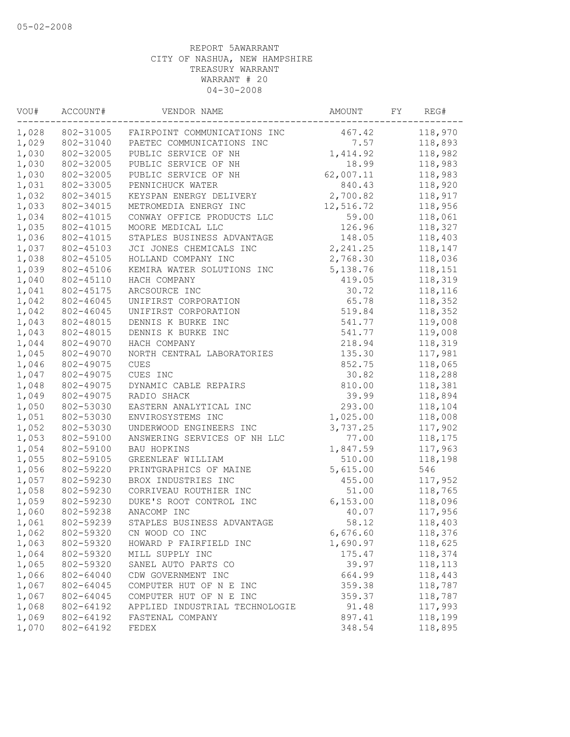05-02-2008

REPORT 5AWARRANT
CITY OF NASHUA, NEW HAMPSHIRE
TREASURY WARRANT
WARRANT # 20
04-30-2008

| VOU# | ACCOUNT# | VENDOR NAME | AMOUNT | FY | REG# |
|---|---|---|---|---|---|
| 1,028 | 802-31005 | FAIRPOINT COMMUNICATIONS INC | 467.42 | | 118,970 |
| 1,029 | 802-31040 | PAETEC COMMUNICATIONS INC | 7.57 | | 118,893 |
| 1,030 | 802-32005 | PUBLIC SERVICE OF NH | 1,414.92 | | 118,982 |
| 1,030 | 802-32005 | PUBLIC SERVICE OF NH | 18.99 | | 118,983 |
| 1,030 | 802-32005 | PUBLIC SERVICE OF NH | 62,007.11 | | 118,983 |
| 1,031 | 802-33005 | PENNICHUCK WATER | 840.43 | | 118,920 |
| 1,032 | 802-34015 | KEYSPAN ENERGY DELIVERY | 2,700.82 | | 118,917 |
| 1,033 | 802-34015 | METROMEDIA ENERGY INC | 12,516.72 | | 118,956 |
| 1,034 | 802-41015 | CONWAY OFFICE PRODUCTS LLC | 59.00 | | 118,061 |
| 1,035 | 802-41015 | MOORE MEDICAL LLC | 126.96 | | 118,327 |
| 1,036 | 802-41015 | STAPLES BUSINESS ADVANTAGE | 148.05 | | 118,403 |
| 1,037 | 802-45103 | JCI JONES CHEMICALS INC | 2,241.25 | | 118,147 |
| 1,038 | 802-45105 | HOLLAND COMPANY INC | 2,768.30 | | 118,036 |
| 1,039 | 802-45106 | KEMIRA WATER SOLUTIONS INC | 5,138.76 | | 118,151 |
| 1,040 | 802-45110 | HACH COMPANY | 419.05 | | 118,319 |
| 1,041 | 802-45175 | ARCSOURCE INC | 30.72 | | 118,116 |
| 1,042 | 802-46045 | UNIFIRST CORPORATION | 65.78 | | 118,352 |
| 1,042 | 802-46045 | UNIFIRST CORPORATION | 519.84 | | 118,352 |
| 1,043 | 802-48015 | DENNIS K BURKE INC | 541.77 | | 119,008 |
| 1,043 | 802-48015 | DENNIS K BURKE INC | 541.77 | | 119,008 |
| 1,044 | 802-49070 | HACH COMPANY | 218.94 | | 118,319 |
| 1,045 | 802-49070 | NORTH CENTRAL LABORATORIES | 135.30 | | 117,981 |
| 1,046 | 802-49075 | CUES | 852.75 | | 118,065 |
| 1,047 | 802-49075 | CUES INC | 30.82 | | 118,288 |
| 1,048 | 802-49075 | DYNAMIC CABLE REPAIRS | 810.00 | | 118,381 |
| 1,049 | 802-49075 | RADIO SHACK | 39.99 | | 118,894 |
| 1,050 | 802-53030 | EASTERN ANALYTICAL INC | 293.00 | | 118,104 |
| 1,051 | 802-53030 | ENVIROSYSTEMS INC | 1,025.00 | | 118,008 |
| 1,052 | 802-53030 | UNDERWOOD ENGINEERS INC | 3,737.25 | | 117,902 |
| 1,053 | 802-59100 | ANSWERING SERVICES OF NH LLC | 77.00 | | 118,175 |
| 1,054 | 802-59100 | BAU HOPKINS | 1,847.59 | | 117,963 |
| 1,055 | 802-59105 | GREENLEAF WILLIAM | 510.00 | | 118,198 |
| 1,056 | 802-59220 | PRINTGRAPHICS OF MAINE | 5,615.00 | | 546 |
| 1,057 | 802-59230 | BROX INDUSTRIES INC | 455.00 | | 117,952 |
| 1,058 | 802-59230 | CORRIVEAU ROUTHIER INC | 51.00 | | 118,765 |
| 1,059 | 802-59230 | DUKE'S ROOT CONTROL INC | 6,153.00 | | 118,096 |
| 1,060 | 802-59238 | ANACOMP INC | 40.07 | | 117,956 |
| 1,061 | 802-59239 | STAPLES BUSINESS ADVANTAGE | 58.12 | | 118,403 |
| 1,062 | 802-59320 | CN WOOD CO INC | 6,676.60 | | 118,376 |
| 1,063 | 802-59320 | HOWARD P FAIRFIELD INC | 1,690.97 | | 118,625 |
| 1,064 | 802-59320 | MILL SUPPLY INC | 175.47 | | 118,374 |
| 1,065 | 802-59320 | SANEL AUTO PARTS CO | 39.97 | | 118,113 |
| 1,066 | 802-64040 | CDW GOVERNMENT INC | 664.99 | | 118,443 |
| 1,067 | 802-64045 | COMPUTER HUT OF N E INC | 359.38 | | 118,787 |
| 1,067 | 802-64045 | COMPUTER HUT OF N E INC | 359.37 | | 118,787 |
| 1,068 | 802-64192 | APPLIED INDUSTRIAL TECHNOLOGIE | 91.48 | | 117,993 |
| 1,069 | 802-64192 | FASTENAL COMPANY | 897.41 | | 118,199 |
| 1,070 | 802-64192 | FEDEX | 348.54 | | 118,895 |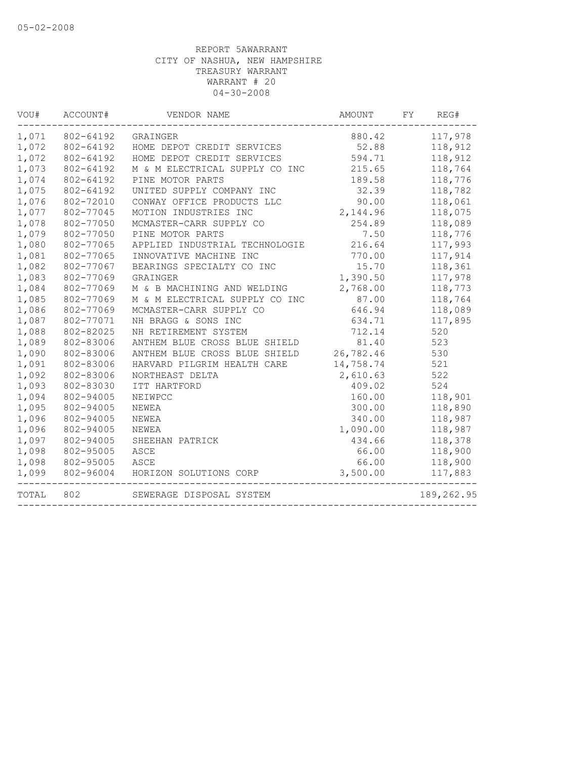05-02-2008

REPORT 5AWARRANT
CITY OF NASHUA, NEW HAMPSHIRE
TREASURY WARRANT
WARRANT # 20
04-30-2008

| VOU# | ACCOUNT# | VENDOR NAME | AMOUNT | FY | REG# |
|---|---|---|---|---|---|
| 1,071 | 802-64192 | GRAINGER | 880.42 | | 117,978 |
| 1,072 | 802-64192 | HOME DEPOT CREDIT SERVICES | 52.88 | | 118,912 |
| 1,072 | 802-64192 | HOME DEPOT CREDIT SERVICES | 594.71 | | 118,912 |
| 1,073 | 802-64192 | M & M ELECTRICAL SUPPLY CO INC | 215.65 | | 118,764 |
| 1,074 | 802-64192 | PINE MOTOR PARTS | 189.58 | | 118,776 |
| 1,075 | 802-64192 | UNITED SUPPLY COMPANY INC | 32.39 | | 118,782 |
| 1,076 | 802-72010 | CONWAY OFFICE PRODUCTS LLC | 90.00 | | 118,061 |
| 1,077 | 802-77045 | MOTION INDUSTRIES INC | 2,144.96 | | 118,075 |
| 1,078 | 802-77050 | MCMASTER-CARR SUPPLY CO | 254.89 | | 118,089 |
| 1,079 | 802-77050 | PINE MOTOR PARTS | 7.50 | | 118,776 |
| 1,080 | 802-77065 | APPLIED INDUSTRIAL TECHNOLOGIE | 216.64 | | 117,993 |
| 1,081 | 802-77065 | INNOVATIVE MACHINE INC | 770.00 | | 117,914 |
| 1,082 | 802-77067 | BEARINGS SPECIALTY CO INC | 15.70 | | 118,361 |
| 1,083 | 802-77069 | GRAINGER | 1,390.50 | | 117,978 |
| 1,084 | 802-77069 | M & B MACHINING AND WELDING | 2,768.00 | | 118,773 |
| 1,085 | 802-77069 | M & M ELECTRICAL SUPPLY CO INC | 87.00 | | 118,764 |
| 1,086 | 802-77069 | MCMASTER-CARR SUPPLY CO | 646.94 | | 118,089 |
| 1,087 | 802-77071 | NH BRAGG & SONS INC | 634.71 | | 117,895 |
| 1,088 | 802-82025 | NH RETIREMENT SYSTEM | 712.14 | | 520 |
| 1,089 | 802-83006 | ANTHEM BLUE CROSS BLUE SHIELD | 81.40 | | 523 |
| 1,090 | 802-83006 | ANTHEM BLUE CROSS BLUE SHIELD | 26,782.46 | | 530 |
| 1,091 | 802-83006 | HARVARD PILGRIM HEALTH CARE | 14,758.74 | | 521 |
| 1,092 | 802-83006 | NORTHEAST DELTA | 2,610.63 | | 522 |
| 1,093 | 802-83030 | ITT HARTFORD | 409.02 | | 524 |
| 1,094 | 802-94005 | NEIWPCC | 160.00 | | 118,901 |
| 1,095 | 802-94005 | NEWEA | 300.00 | | 118,890 |
| 1,096 | 802-94005 | NEWEA | 340.00 | | 118,987 |
| 1,096 | 802-94005 | NEWEA | 1,090.00 | | 118,987 |
| 1,097 | 802-94005 | SHEEHAN PATRICK | 434.66 | | 118,378 |
| 1,098 | 802-95005 | ASCE | 66.00 | | 118,900 |
| 1,098 | 802-95005 | ASCE | 66.00 | | 118,900 |
| 1,099 | 802-96004 | HORIZON SOLUTIONS CORP | 3,500.00 | | 117,883 |
| TOTAL | 802 | SEWERAGE DISPOSAL SYSTEM | | | 189,262.95 |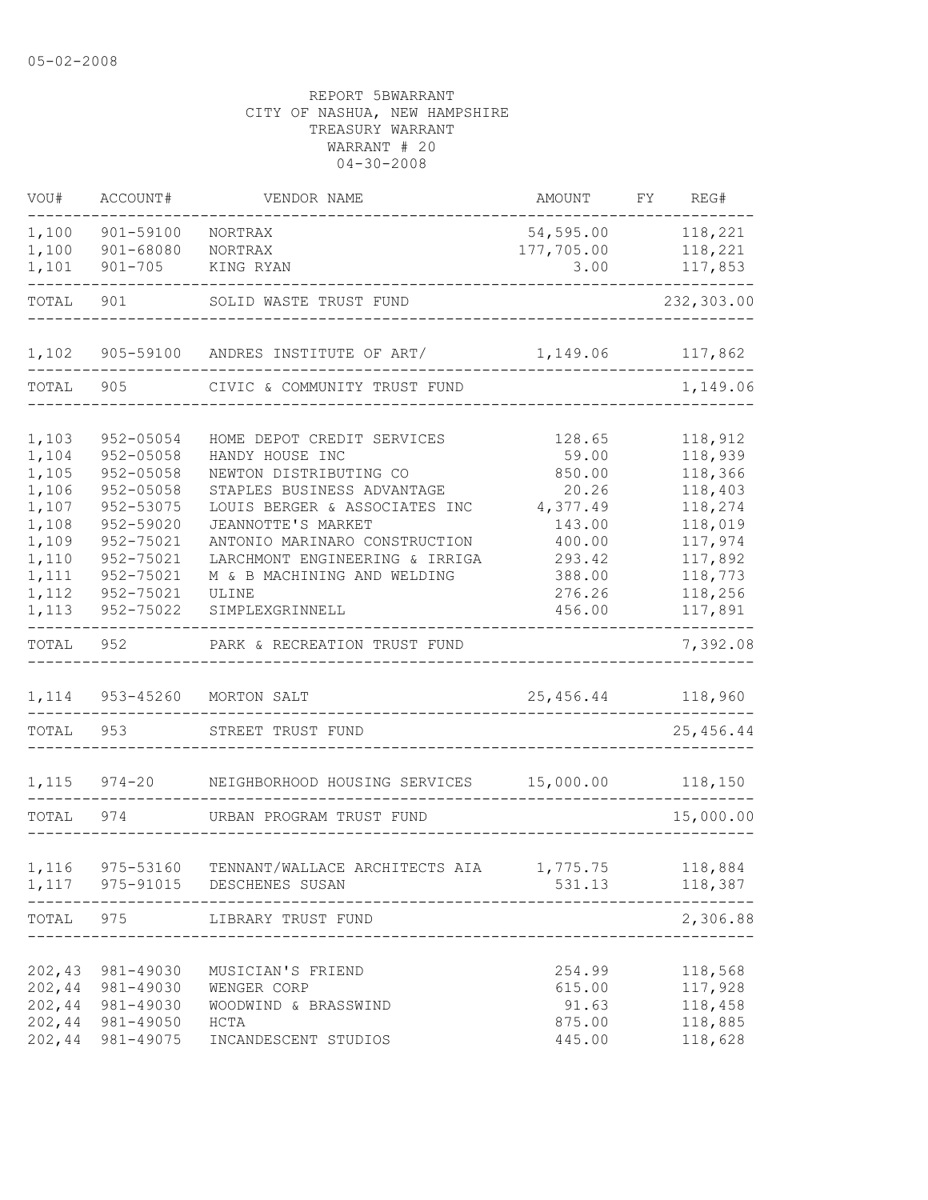05-02-2008

REPORT 5BWARRANT
CITY OF NASHUA, NEW HAMPSHIRE
TREASURY WARRANT
WARRANT # 20
04-30-2008

| VOU# | ACCOUNT# | VENDOR NAME | AMOUNT | FY | REG# |
|---|---|---|---|---|---|
| 1,100 | 901-59100 | NORTRAX | 54,595.00 | | 118,221 |
| 1,100 | 901-68080 | NORTRAX | 177,705.00 | | 118,221 |
| 1,101 | 901-705 | KING RYAN | 3.00 | | 117,853 |
| TOTAL | 901 | SOLID WASTE TRUST FUND | | | 232,303.00 |
| 1,102 | 905-59100 | ANDRES INSTITUTE OF ART/ | 1,149.06 | | 117,862 |
| TOTAL | 905 | CIVIC & COMMUNITY TRUST FUND | | | 1,149.06 |
| 1,103 | 952-05054 | HOME DEPOT CREDIT SERVICES | 128.65 | | 118,912 |
| 1,104 | 952-05058 | HANDY HOUSE INC | 59.00 | | 118,939 |
| 1,105 | 952-05058 | NEWTON DISTRIBUTING CO | 850.00 | | 118,366 |
| 1,106 | 952-05058 | STAPLES BUSINESS ADVANTAGE | 20.26 | | 118,403 |
| 1,107 | 952-53075 | LOUIS BERGER & ASSOCIATES INC | 4,377.49 | | 118,274 |
| 1,108 | 952-59020 | JEANNOTTE'S MARKET | 143.00 | | 118,019 |
| 1,109 | 952-75021 | ANTONIO MARINARO CONSTRUCTION | 400.00 | | 117,974 |
| 1,110 | 952-75021 | LARCHMONT ENGINEERING & IRRIGA | 293.42 | | 117,892 |
| 1,111 | 952-75021 | M & B MACHINING AND WELDING | 388.00 | | 118,773 |
| 1,112 | 952-75021 | ULINE | 276.26 | | 118,256 |
| 1,113 | 952-75022 | SIMPLEXGRINNELL | 456.00 | | 117,891 |
| TOTAL | 952 | PARK & RECREATION TRUST FUND | | | 7,392.08 |
| 1,114 | 953-45260 | MORTON SALT | 25,456.44 | | 118,960 |
| TOTAL | 953 | STREET TRUST FUND | | | 25,456.44 |
| 1,115 | 974-20 | NEIGHBORHOOD HOUSING SERVICES | 15,000.00 | | 118,150 |
| TOTAL | 974 | URBAN PROGRAM TRUST FUND | | | 15,000.00 |
| 1,116 | 975-53160 | TENNANT/WALLACE ARCHITECTS AIA | 1,775.75 | | 118,884 |
| 1,117 | 975-91015 | DESCHENES SUSAN | 531.13 | | 118,387 |
| TOTAL | 975 | LIBRARY TRUST FUND | | | 2,306.88 |
| 202,43 | 981-49030 | MUSICIAN'S FRIEND | 254.99 | | 118,568 |
| 202,44 | 981-49030 | WENGER CORP | 615.00 | | 117,928 |
| 202,44 | 981-49030 | WOODWIND & BRASSWIND | 91.63 | | 118,458 |
| 202,44 | 981-49050 | HCTA | 875.00 | | 118,885 |
| 202,44 | 981-49075 | INCANDESCENT STUDIOS | 445.00 | | 118,628 |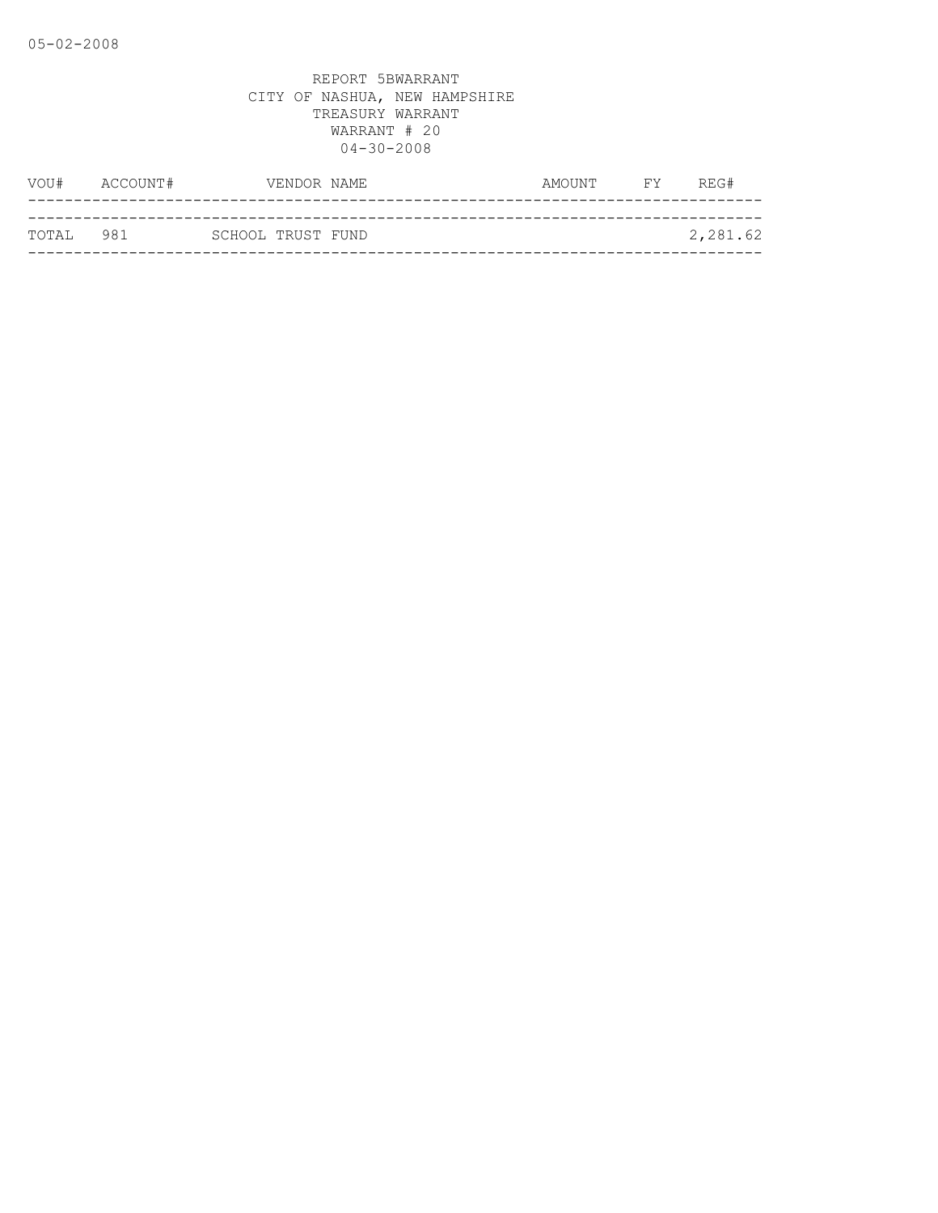REPORT 5BWARRANT
CITY OF NASHUA, NEW HAMPSHIRE
TREASURY WARRANT
WARRANT # 20
04-30-2008

| VOU# | ACCOUNT# | VENDOR NAME | AMOUNT | FY | REG# |
|---|---|---|---|---|---|
| TOTAL | 981 | SCHOOL TRUST FUND | | | 2,281.62 |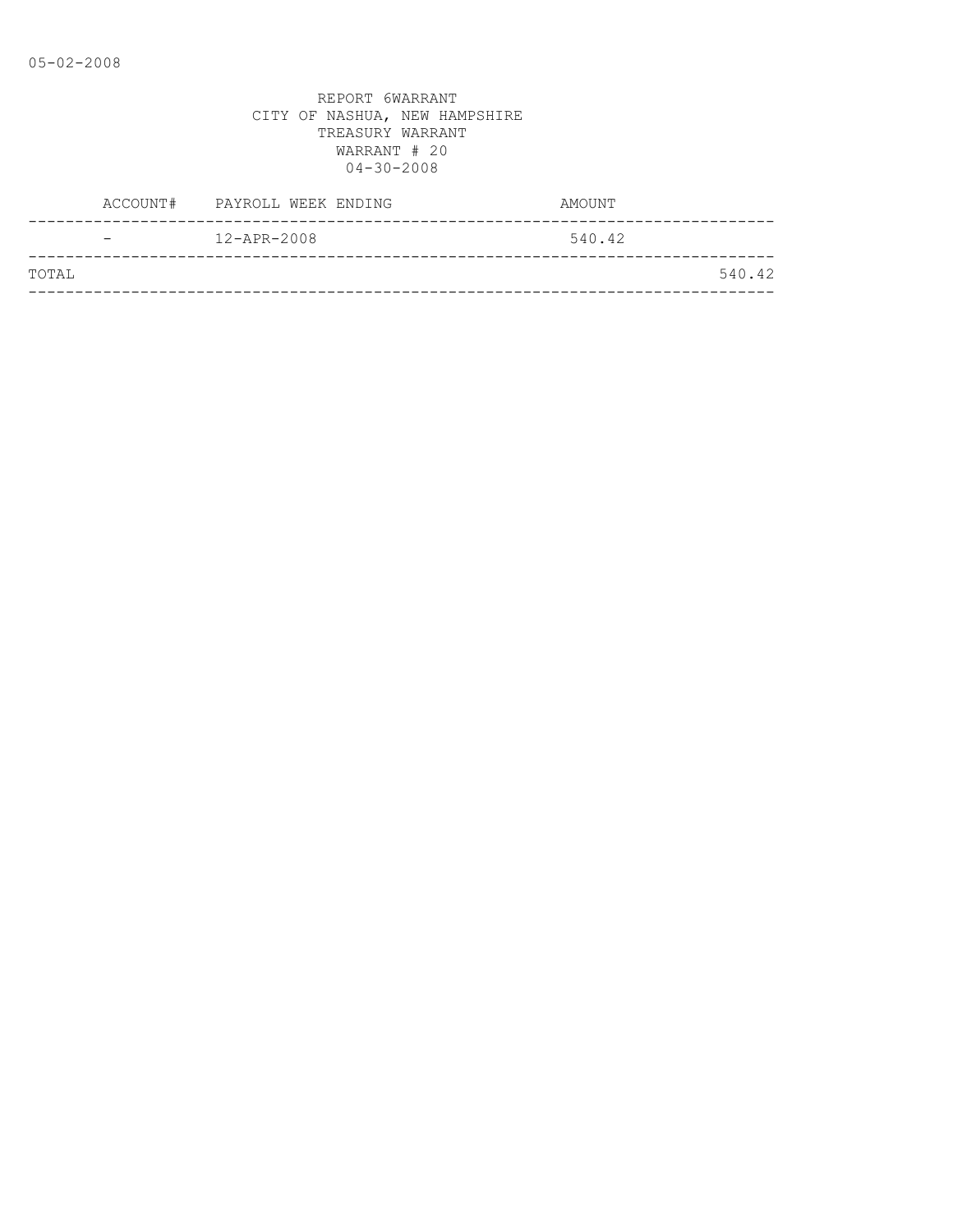05-02-2008

REPORT 6WARRANT
CITY OF NASHUA, NEW HAMPSHIRE
TREASURY WARRANT
WARRANT # 20
04-30-2008

| ACCOUNT# | PAYROLL WEEK ENDING | AMOUNT | |
|---|---|---|---|
| - | 12-APR-2008 | 540.42 | |
| TOTAL | | | 540.42 |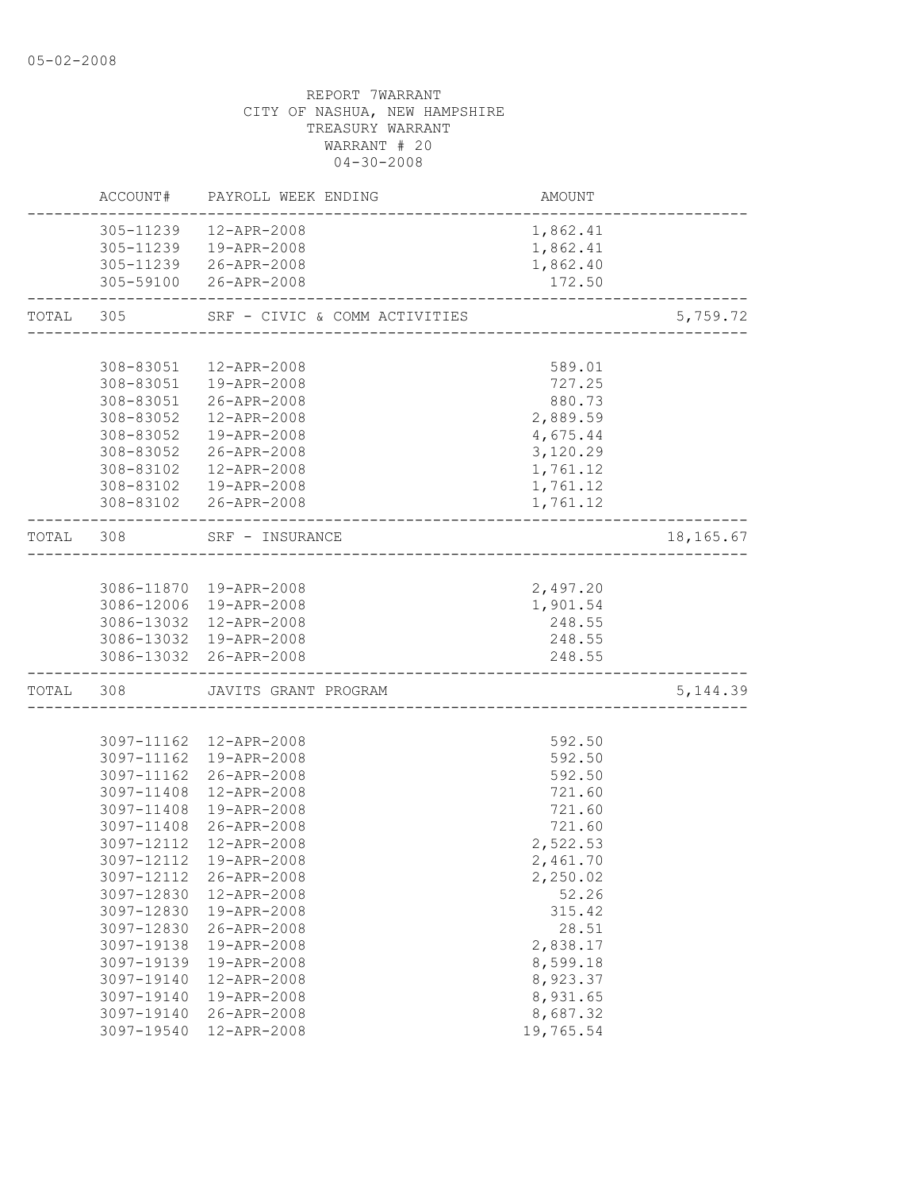05-02-2008

REPORT 7WARRANT
CITY OF NASHUA, NEW HAMPSHIRE
TREASURY WARRANT
WARRANT # 20
04-30-2008

| | ACCOUNT# | PAYROLL WEEK ENDING | AMOUNT | |
|---|---|---|---|---|
| | 305-11239 | 12-APR-2008 | 1,862.41 | |
| | 305-11239 | 19-APR-2008 | 1,862.41 | |
| | 305-11239 | 26-APR-2008 | 1,862.40 | |
| | 305-59100 | 26-APR-2008 | 172.50 | |
| TOTAL | 305 | SRF - CIVIC & COMM ACTIVITIES | | 5,759.72 |
| | 308-83051 | 12-APR-2008 | 589.01 | |
| | 308-83051 | 19-APR-2008 | 727.25 | |
| | 308-83051 | 26-APR-2008 | 880.73 | |
| | 308-83052 | 12-APR-2008 | 2,889.59 | |
| | 308-83052 | 19-APR-2008 | 4,675.44 | |
| | 308-83052 | 26-APR-2008 | 3,120.29 | |
| | 308-83102 | 12-APR-2008 | 1,761.12 | |
| | 308-83102 | 19-APR-2008 | 1,761.12 | |
| | 308-83102 | 26-APR-2008 | 1,761.12 | |
| TOTAL | 308 | SRF - INSURANCE | | 18,165.67 |
| | 3086-11870 | 19-APR-2008 | 2,497.20 | |
| | 3086-12006 | 19-APR-2008 | 1,901.54 | |
| | 3086-13032 | 12-APR-2008 | 248.55 | |
| | 3086-13032 | 19-APR-2008 | 248.55 | |
| | 3086-13032 | 26-APR-2008 | 248.55 | |
| TOTAL | 308 | JAVITS GRANT PROGRAM | | 5,144.39 |
| | 3097-11162 | 12-APR-2008 | 592.50 | |
| | 3097-11162 | 19-APR-2008 | 592.50 | |
| | 3097-11162 | 26-APR-2008 | 592.50 | |
| | 3097-11408 | 12-APR-2008 | 721.60 | |
| | 3097-11408 | 19-APR-2008 | 721.60 | |
| | 3097-11408 | 26-APR-2008 | 721.60 | |
| | 3097-12112 | 12-APR-2008 | 2,522.53 | |
| | 3097-12112 | 19-APR-2008 | 2,461.70 | |
| | 3097-12112 | 26-APR-2008 | 2,250.02 | |
| | 3097-12830 | 12-APR-2008 | 52.26 | |
| | 3097-12830 | 19-APR-2008 | 315.42 | |
| | 3097-12830 | 26-APR-2008 | 28.51 | |
| | 3097-19138 | 19-APR-2008 | 2,838.17 | |
| | 3097-19139 | 19-APR-2008 | 8,599.18 | |
| | 3097-19140 | 12-APR-2008 | 8,923.37 | |
| | 3097-19140 | 19-APR-2008 | 8,931.65 | |
| | 3097-19140 | 26-APR-2008 | 8,687.32 | |
| | 3097-19540 | 12-APR-2008 | 19,765.54 | |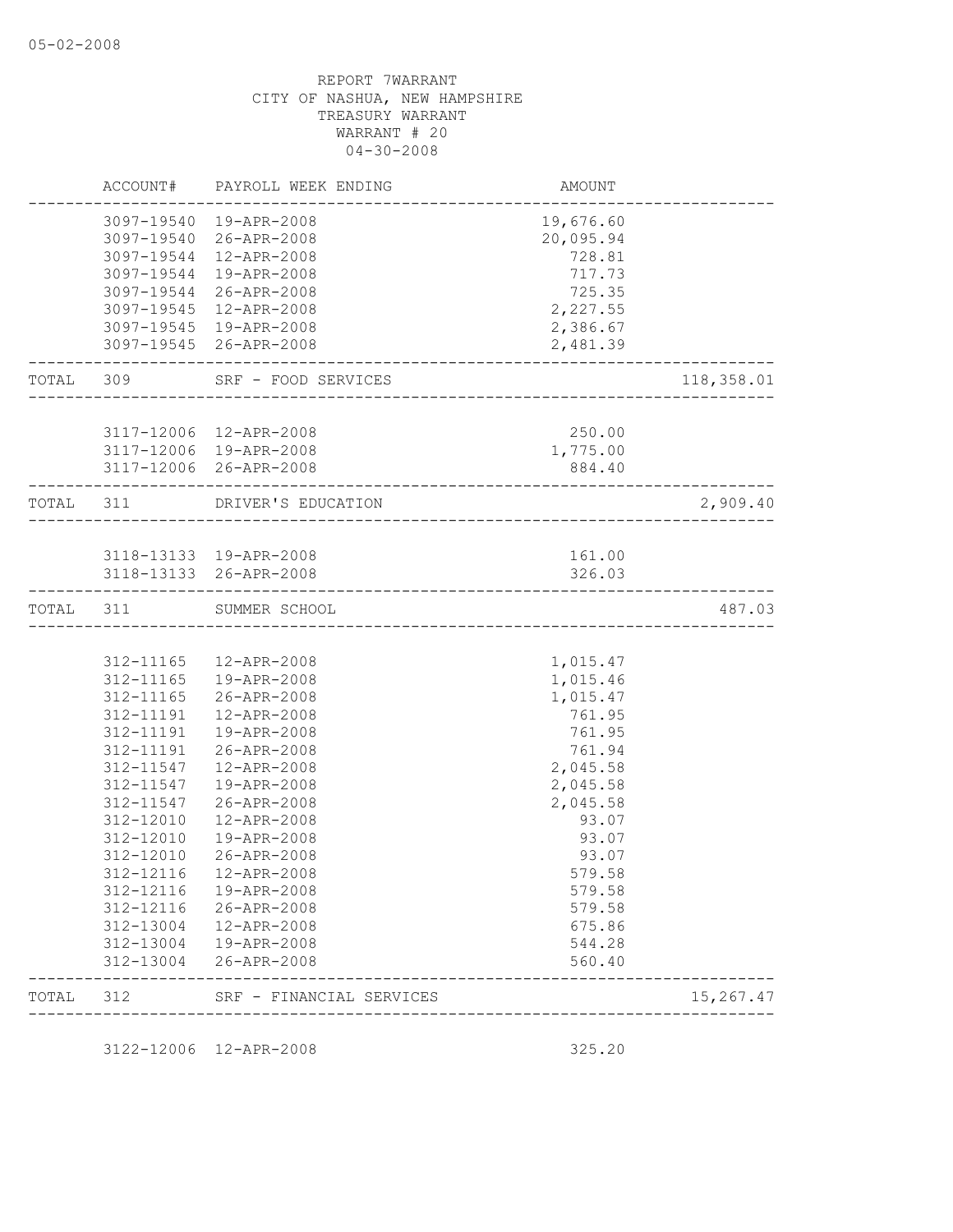05-02-2008

REPORT 7WARRANT
CITY OF NASHUA, NEW HAMPSHIRE
TREASURY WARRANT
WARRANT # 20
04-30-2008

| | ACCOUNT# | PAYROLL WEEK ENDING | AMOUNT | |
|---|---|---|---|---|
| | 3097-19540 | 19-APR-2008 | 19,676.60 | |
| | 3097-19540 | 26-APR-2008 | 20,095.94 | |
| | 3097-19544 | 12-APR-2008 | 728.81 | |
| | 3097-19544 | 19-APR-2008 | 717.73 | |
| | 3097-19544 | 26-APR-2008 | 725.35 | |
| | 3097-19545 | 12-APR-2008 | 2,227.55 | |
| | 3097-19545 | 19-APR-2008 | 2,386.67 | |
| | 3097-19545 | 26-APR-2008 | 2,481.39 | |
| TOTAL | 309 | SRF - FOOD SERVICES | | 118,358.01 |
| | 3117-12006 | 12-APR-2008 | 250.00 | |
| | 3117-12006 | 19-APR-2008 | 1,775.00 | |
| | 3117-12006 | 26-APR-2008 | 884.40 | |
| TOTAL | 311 | DRIVER'S EDUCATION | | 2,909.40 |
| | 3118-13133 | 19-APR-2008 | 161.00 | |
| | 3118-13133 | 26-APR-2008 | 326.03 | |
| TOTAL | 311 | SUMMER SCHOOL | | 487.03 |
| | 312-11165 | 12-APR-2008 | 1,015.47 | |
| | 312-11165 | 19-APR-2008 | 1,015.46 | |
| | 312-11165 | 26-APR-2008 | 1,015.47 | |
| | 312-11191 | 12-APR-2008 | 761.95 | |
| | 312-11191 | 19-APR-2008 | 761.95 | |
| | 312-11191 | 26-APR-2008 | 761.94 | |
| | 312-11547 | 12-APR-2008 | 2,045.58 | |
| | 312-11547 | 19-APR-2008 | 2,045.58 | |
| | 312-11547 | 26-APR-2008 | 2,045.58 | |
| | 312-12010 | 12-APR-2008 | 93.07 | |
| | 312-12010 | 19-APR-2008 | 93.07 | |
| | 312-12010 | 26-APR-2008 | 93.07 | |
| | 312-12116 | 12-APR-2008 | 579.58 | |
| | 312-12116 | 19-APR-2008 | 579.58 | |
| | 312-12116 | 26-APR-2008 | 579.58 | |
| | 312-13004 | 12-APR-2008 | 675.86 | |
| | 312-13004 | 19-APR-2008 | 544.28 | |
| | 312-13004 | 26-APR-2008 | 560.40 | |
| TOTAL | 312 | SRF - FINANCIAL SERVICES | | 15,267.47 |
| | 3122-12006 | 12-APR-2008 | 325.20 | |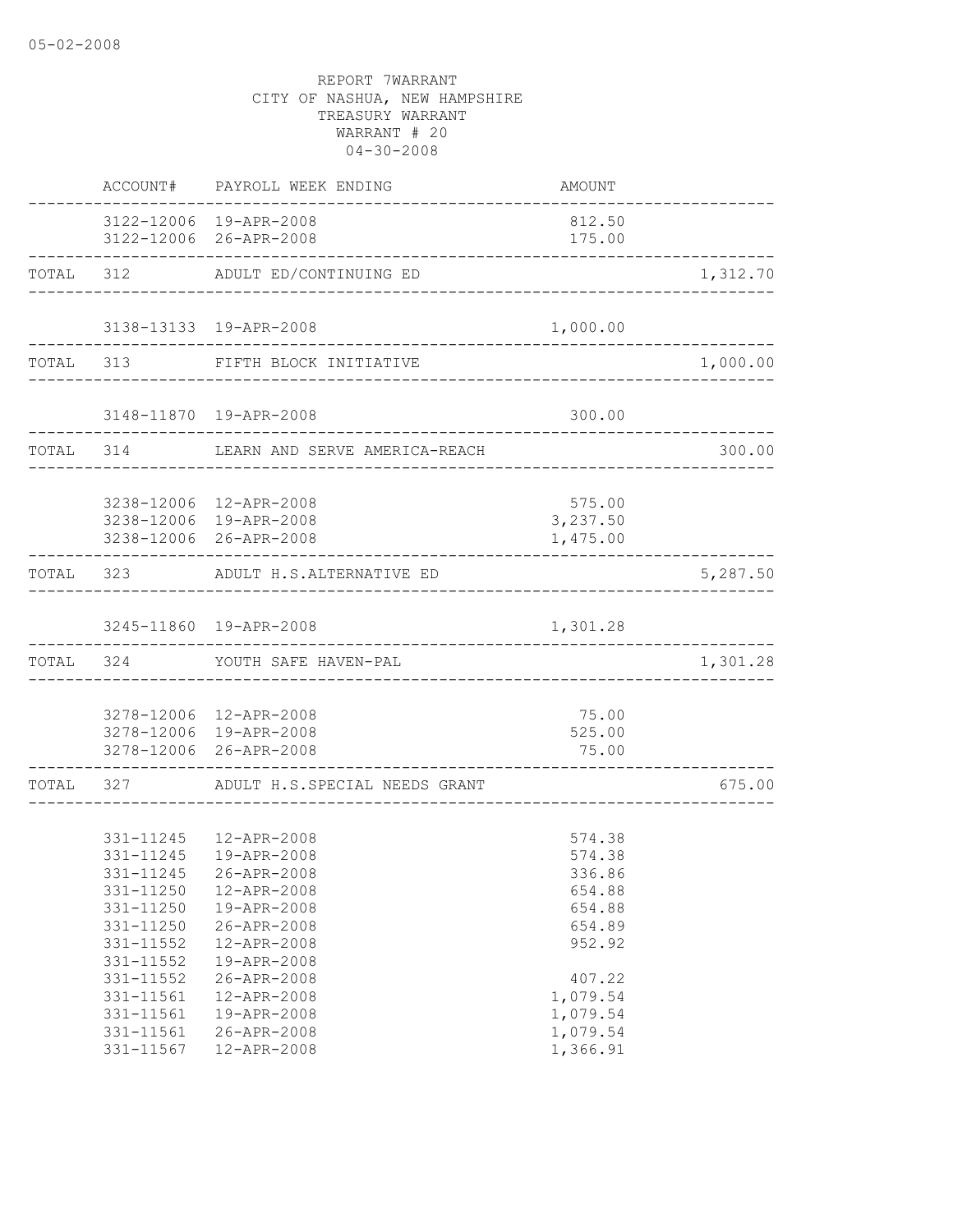05-02-2008

REPORT 7WARRANT
CITY OF NASHUA, NEW HAMPSHIRE
TREASURY WARRANT
WARRANT # 20
04-30-2008

| | ACCOUNT# | PAYROLL WEEK ENDING | AMOUNT | |
|---|---|---|---|---|
| | 3122-12006 | 19-APR-2008 | 812.50 | |
| | 3122-12006 | 26-APR-2008 | 175.00 | |
| TOTAL | 312 | ADULT ED/CONTINUING ED | | 1,312.70 |
| | 3138-13133 | 19-APR-2008 | 1,000.00 | |
| TOTAL | 313 | FIFTH BLOCK INITIATIVE | | 1,000.00 |
| | 3148-11870 | 19-APR-2008 | 300.00 | |
| TOTAL | 314 | LEARN AND SERVE AMERICA-REACH | | 300.00 |
| | 3238-12006 | 12-APR-2008 | 575.00 | |
| | 3238-12006 | 19-APR-2008 | 3,237.50 | |
| | 3238-12006 | 26-APR-2008 | 1,475.00 | |
| TOTAL | 323 | ADULT H.S.ALTERNATIVE ED | | 5,287.50 |
| | 3245-11860 | 19-APR-2008 | 1,301.28 | |
| TOTAL | 324 | YOUTH SAFE HAVEN-PAL | | 1,301.28 |
| | 3278-12006 | 12-APR-2008 | 75.00 | |
| | 3278-12006 | 19-APR-2008 | 525.00 | |
| | 3278-12006 | 26-APR-2008 | 75.00 | |
| TOTAL | 327 | ADULT H.S.SPECIAL NEEDS GRANT | | 675.00 |
| | 331-11245 | 12-APR-2008 | 574.38 | |
| | 331-11245 | 19-APR-2008 | 574.38 | |
| | 331-11245 | 26-APR-2008 | 336.86 | |
| | 331-11250 | 12-APR-2008 | 654.88 | |
| | 331-11250 | 19-APR-2008 | 654.88 | |
| | 331-11250 | 26-APR-2008 | 654.89 | |
| | 331-11552 | 12-APR-2008 | 952.92 | |
| | 331-11552 | 19-APR-2008 | | |
| | 331-11552 | 26-APR-2008 | 407.22 | |
| | 331-11561 | 12-APR-2008 | 1,079.54 | |
| | 331-11561 | 19-APR-2008 | 1,079.54 | |
| | 331-11561 | 26-APR-2008 | 1,079.54 | |
| | 331-11567 | 12-APR-2008 | 1,366.91 | |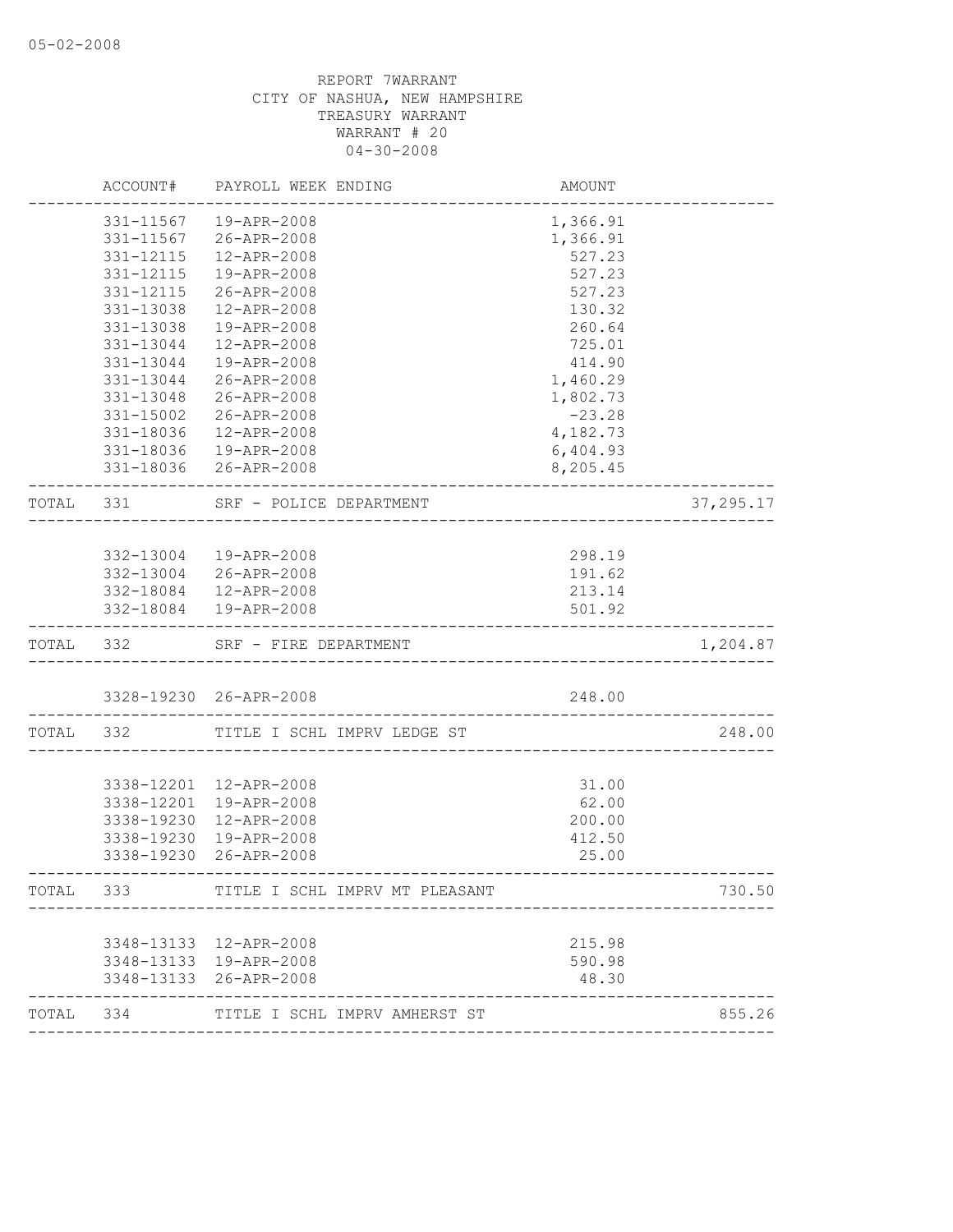05-02-2008

REPORT 7WARRANT
CITY OF NASHUA, NEW HAMPSHIRE
TREASURY WARRANT
WARRANT # 20
04-30-2008

| | ACCOUNT# | PAYROLL WEEK ENDING | AMOUNT | |
|---|---|---|---|---|
| | 331-11567 | 19-APR-2008 | 1,366.91 | |
| | 331-11567 | 26-APR-2008 | 1,366.91 | |
| | 331-12115 | 12-APR-2008 | 527.23 | |
| | 331-12115 | 19-APR-2008 | 527.23 | |
| | 331-12115 | 26-APR-2008 | 527.23 | |
| | 331-13038 | 12-APR-2008 | 130.32 | |
| | 331-13038 | 19-APR-2008 | 260.64 | |
| | 331-13044 | 12-APR-2008 | 725.01 | |
| | 331-13044 | 19-APR-2008 | 414.90 | |
| | 331-13044 | 26-APR-2008 | 1,460.29 | |
| | 331-13048 | 26-APR-2008 | 1,802.73 | |
| | 331-15002 | 26-APR-2008 | -23.28 | |
| | 331-18036 | 12-APR-2008 | 4,182.73 | |
| | 331-18036 | 19-APR-2008 | 6,404.93 | |
| | 331-18036 | 26-APR-2008 | 8,205.45 | |
| TOTAL | 331 | SRF - POLICE DEPARTMENT | | 37,295.17 |
| | 332-13004 | 19-APR-2008 | 298.19 | |
| | 332-13004 | 26-APR-2008 | 191.62 | |
| | 332-18084 | 12-APR-2008 | 213.14 | |
| | 332-18084 | 19-APR-2008 | 501.92 | |
| TOTAL | 332 | SRF - FIRE DEPARTMENT | | 1,204.87 |
| | 3328-19230 | 26-APR-2008 | 248.00 | |
| TOTAL | 332 | TITLE I SCHL IMPRV LEDGE ST | | 248.00 |
| | 3338-12201 | 12-APR-2008 | 31.00 | |
| | 3338-12201 | 19-APR-2008 | 62.00 | |
| | 3338-19230 | 12-APR-2008 | 200.00 | |
| | 3338-19230 | 19-APR-2008 | 412.50 | |
| | 3338-19230 | 26-APR-2008 | 25.00 | |
| TOTAL | 333 | TITLE I SCHL IMPRV MT PLEASANT | | 730.50 |
| | 3348-13133 | 12-APR-2008 | 215.98 | |
| | 3348-13133 | 19-APR-2008 | 590.98 | |
| | 3348-13133 | 26-APR-2008 | 48.30 | |
| TOTAL | 334 | TITLE I SCHL IMPRV AMHERST ST | | 855.26 |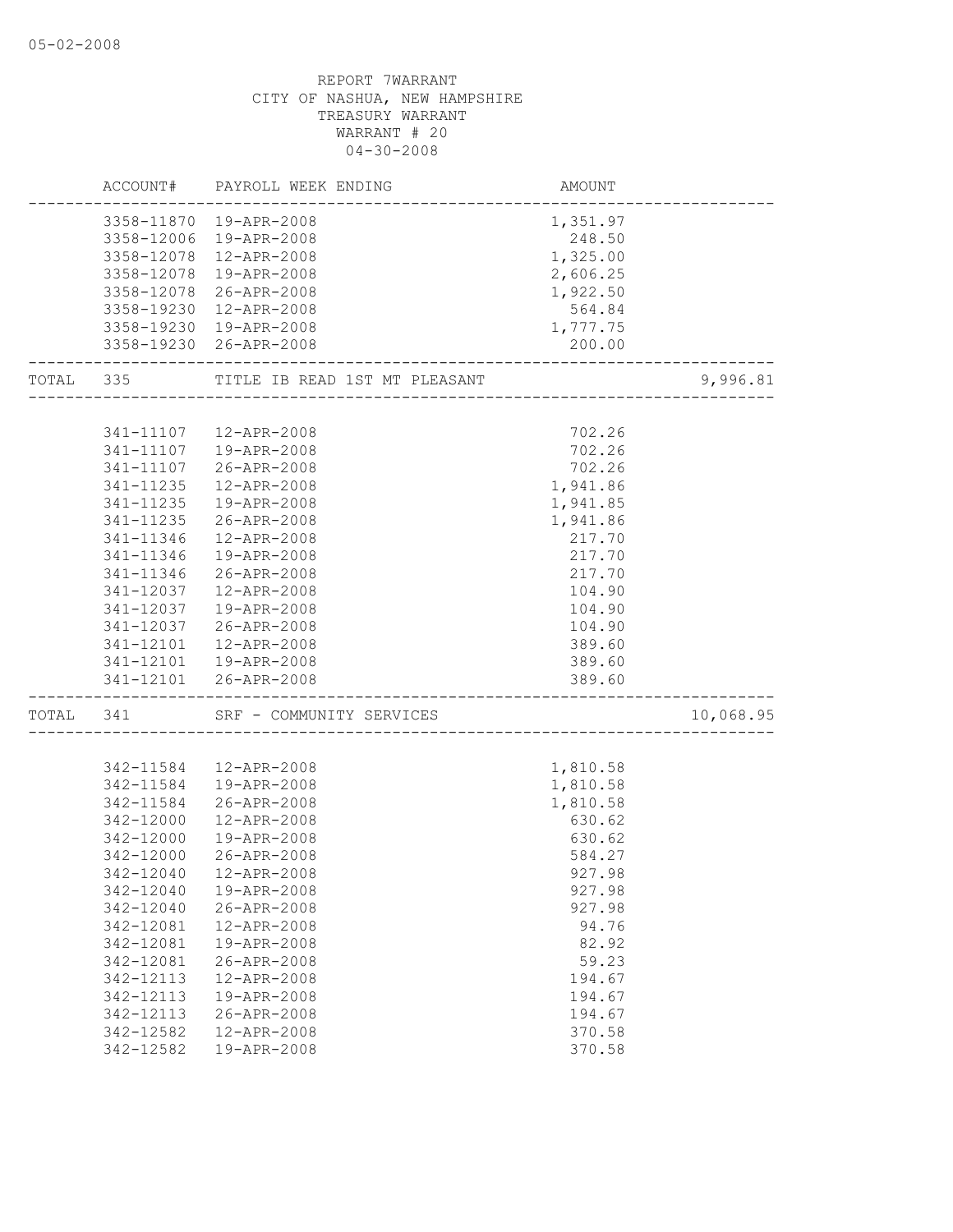REPORT 7WARRANT
CITY OF NASHUA, NEW HAMPSHIRE
TREASURY WARRANT
WARRANT # 20
04-30-2008

| | ACCOUNT# | PAYROLL WEEK ENDING | AMOUNT | |
|---|---|---|---|---|
| | 3358-11870 | 19-APR-2008 | 1,351.97 | |
| | 3358-12006 | 19-APR-2008 | 248.50 | |
| | 3358-12078 | 12-APR-2008 | 1,325.00 | |
| | 3358-12078 | 19-APR-2008 | 2,606.25 | |
| | 3358-12078 | 26-APR-2008 | 1,922.50 | |
| | 3358-19230 | 12-APR-2008 | 564.84 | |
| | 3358-19230 | 19-APR-2008 | 1,777.75 | |
| | 3358-19230 | 26-APR-2008 | 200.00 | |
| TOTAL | 335 | TITLE IB READ 1ST MT PLEASANT | | 9,996.81 |
| | 341-11107 | 12-APR-2008 | 702.26 | |
| | 341-11107 | 19-APR-2008 | 702.26 | |
| | 341-11107 | 26-APR-2008 | 702.26 | |
| | 341-11235 | 12-APR-2008 | 1,941.86 | |
| | 341-11235 | 19-APR-2008 | 1,941.85 | |
| | 341-11235 | 26-APR-2008 | 1,941.86 | |
| | 341-11346 | 12-APR-2008 | 217.70 | |
| | 341-11346 | 19-APR-2008 | 217.70 | |
| | 341-11346 | 26-APR-2008 | 217.70 | |
| | 341-12037 | 12-APR-2008 | 104.90 | |
| | 341-12037 | 19-APR-2008 | 104.90 | |
| | 341-12037 | 26-APR-2008 | 104.90 | |
| | 341-12101 | 12-APR-2008 | 389.60 | |
| | 341-12101 | 19-APR-2008 | 389.60 | |
| | 341-12101 | 26-APR-2008 | 389.60 | |
| TOTAL | 341 | SRF - COMMUNITY SERVICES | | 10,068.95 |
| | 342-11584 | 12-APR-2008 | 1,810.58 | |
| | 342-11584 | 19-APR-2008 | 1,810.58 | |
| | 342-11584 | 26-APR-2008 | 1,810.58 | |
| | 342-12000 | 12-APR-2008 | 630.62 | |
| | 342-12000 | 19-APR-2008 | 630.62 | |
| | 342-12000 | 26-APR-2008 | 584.27 | |
| | 342-12040 | 12-APR-2008 | 927.98 | |
| | 342-12040 | 19-APR-2008 | 927.98 | |
| | 342-12040 | 26-APR-2008 | 927.98 | |
| | 342-12081 | 12-APR-2008 | 94.76 | |
| | 342-12081 | 19-APR-2008 | 82.92 | |
| | 342-12081 | 26-APR-2008 | 59.23 | |
| | 342-12113 | 12-APR-2008 | 194.67 | |
| | 342-12113 | 19-APR-2008 | 194.67 | |
| | 342-12113 | 26-APR-2008 | 194.67 | |
| | 342-12582 | 12-APR-2008 | 370.58 | |
| | 342-12582 | 19-APR-2008 | 370.58 | |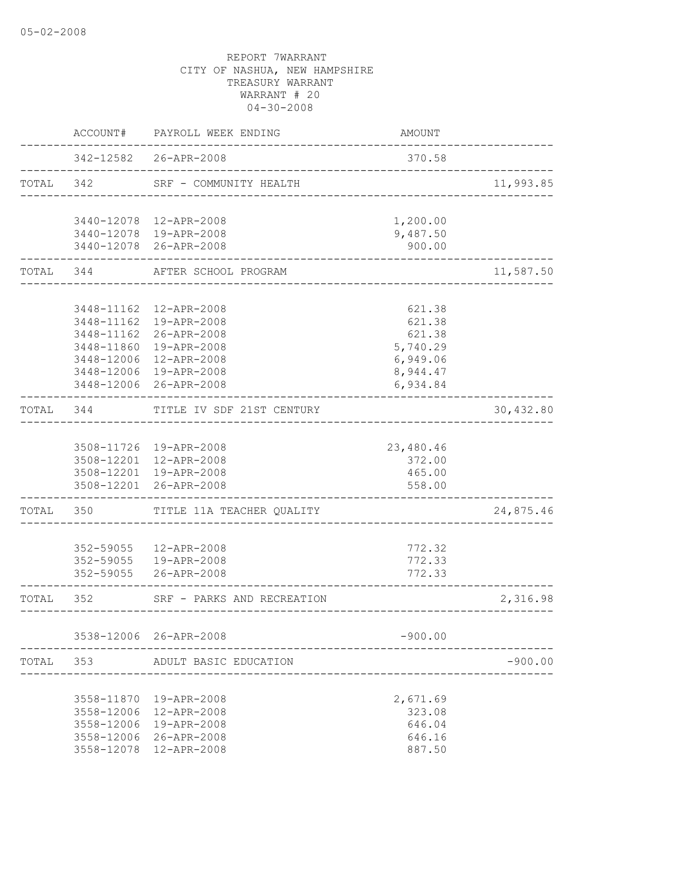05-02-2008

REPORT 7WARRANT
CITY OF NASHUA, NEW HAMPSHIRE
TREASURY WARRANT
WARRANT # 20
04-30-2008

| | ACCOUNT# | PAYROLL WEEK ENDING | AMOUNT | |
|---|---|---|---|---|
| | 342-12582 | 26-APR-2008 | 370.58 | |
| TOTAL | 342 | SRF - COMMUNITY HEALTH | | 11,993.85 |
| | 3440-12078 | 12-APR-2008 | 1,200.00 | |
| | 3440-12078 | 19-APR-2008 | 9,487.50 | |
| | 3440-12078 | 26-APR-2008 | 900.00 | |
| TOTAL | 344 | AFTER SCHOOL PROGRAM | | 11,587.50 |
| | 3448-11162 | 12-APR-2008 | 621.38 | |
| | 3448-11162 | 19-APR-2008 | 621.38 | |
| | 3448-11162 | 26-APR-2008 | 621.38 | |
| | 3448-11860 | 19-APR-2008 | 5,740.29 | |
| | 3448-12006 | 12-APR-2008 | 6,949.06 | |
| | 3448-12006 | 19-APR-2008 | 8,944.47 | |
| | 3448-12006 | 26-APR-2008 | 6,934.84 | |
| TOTAL | 344 | TITLE IV SDF 21ST CENTURY | | 30,432.80 |
| | 3508-11726 | 19-APR-2008 | 23,480.46 | |
| | 3508-12201 | 12-APR-2008 | 372.00 | |
| | 3508-12201 | 19-APR-2008 | 465.00 | |
| | 3508-12201 | 26-APR-2008 | 558.00 | |
| TOTAL | 350 | TITLE 11A TEACHER QUALITY | | 24,875.46 |
| | 352-59055 | 12-APR-2008 | 772.32 | |
| | 352-59055 | 19-APR-2008 | 772.33 | |
| | 352-59055 | 26-APR-2008 | 772.33 | |
| TOTAL | 352 | SRF - PARKS AND RECREATION | | 2,316.98 |
| | 3538-12006 | 26-APR-2008 | -900.00 | |
| TOTAL | 353 | ADULT BASIC EDUCATION | | -900.00 |
| | 3558-11870 | 19-APR-2008 | 2,671.69 | |
| | 3558-12006 | 12-APR-2008 | 323.08 | |
| | 3558-12006 | 19-APR-2008 | 646.04 | |
| | 3558-12006 | 26-APR-2008 | 646.16 | |
| | 3558-12078 | 12-APR-2008 | 887.50 | |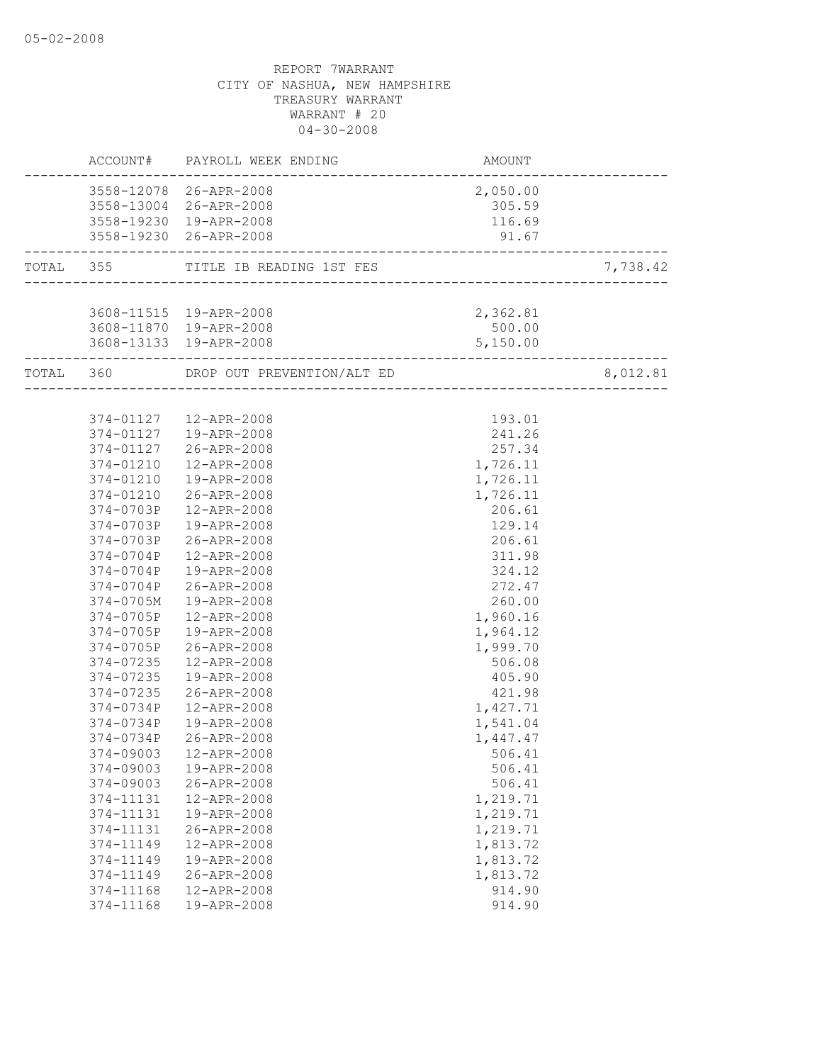05-02-2008

REPORT 7WARRANT
CITY OF NASHUA, NEW HAMPSHIRE
TREASURY WARRANT
WARRANT # 20
04-30-2008

| | ACCOUNT# | PAYROLL WEEK ENDING | AMOUNT | |
|---|---|---|---|---|
| | 3558-12078 | 26-APR-2008 | 2,050.00 | |
| | 3558-13004 | 26-APR-2008 | 305.59 | |
| | 3558-19230 | 19-APR-2008 | 116.69 | |
| | 3558-19230 | 26-APR-2008 | 91.67 | |
| TOTAL | 355 | TITLE IB READING 1ST FES | | 7,738.42 |
| | 3608-11515 | 19-APR-2008 | 2,362.81 | |
| | 3608-11870 | 19-APR-2008 | 500.00 | |
| | 3608-13133 | 19-APR-2008 | 5,150.00 | |
| TOTAL | 360 | DROP OUT PREVENTION/ALT ED | | 8,012.81 |
| | 374-01127 | 12-APR-2008 | 193.01 | |
| | 374-01127 | 19-APR-2008 | 241.26 | |
| | 374-01127 | 26-APR-2008 | 257.34 | |
| | 374-01210 | 12-APR-2008 | 1,726.11 | |
| | 374-01210 | 19-APR-2008 | 1,726.11 | |
| | 374-01210 | 26-APR-2008 | 1,726.11 | |
| | 374-0703P | 12-APR-2008 | 206.61 | |
| | 374-0703P | 19-APR-2008 | 129.14 | |
| | 374-0703P | 26-APR-2008 | 206.61 | |
| | 374-0704P | 12-APR-2008 | 311.98 | |
| | 374-0704P | 19-APR-2008 | 324.12 | |
| | 374-0704P | 26-APR-2008 | 272.47 | |
| | 374-0705M | 19-APR-2008 | 260.00 | |
| | 374-0705P | 12-APR-2008 | 1,960.16 | |
| | 374-0705P | 19-APR-2008 | 1,964.12 | |
| | 374-0705P | 26-APR-2008 | 1,999.70 | |
| | 374-07235 | 12-APR-2008 | 506.08 | |
| | 374-07235 | 19-APR-2008 | 405.90 | |
| | 374-07235 | 26-APR-2008 | 421.98 | |
| | 374-0734P | 12-APR-2008 | 1,427.71 | |
| | 374-0734P | 19-APR-2008 | 1,541.04 | |
| | 374-0734P | 26-APR-2008 | 1,447.47 | |
| | 374-09003 | 12-APR-2008 | 506.41 | |
| | 374-09003 | 19-APR-2008 | 506.41 | |
| | 374-09003 | 26-APR-2008 | 506.41 | |
| | 374-11131 | 12-APR-2008 | 1,219.71 | |
| | 374-11131 | 19-APR-2008 | 1,219.71 | |
| | 374-11131 | 26-APR-2008 | 1,219.71 | |
| | 374-11149 | 12-APR-2008 | 1,813.72 | |
| | 374-11149 | 19-APR-2008 | 1,813.72 | |
| | 374-11149 | 26-APR-2008 | 1,813.72 | |
| | 374-11168 | 12-APR-2008 | 914.90 | |
| | 374-11168 | 19-APR-2008 | 914.90 | |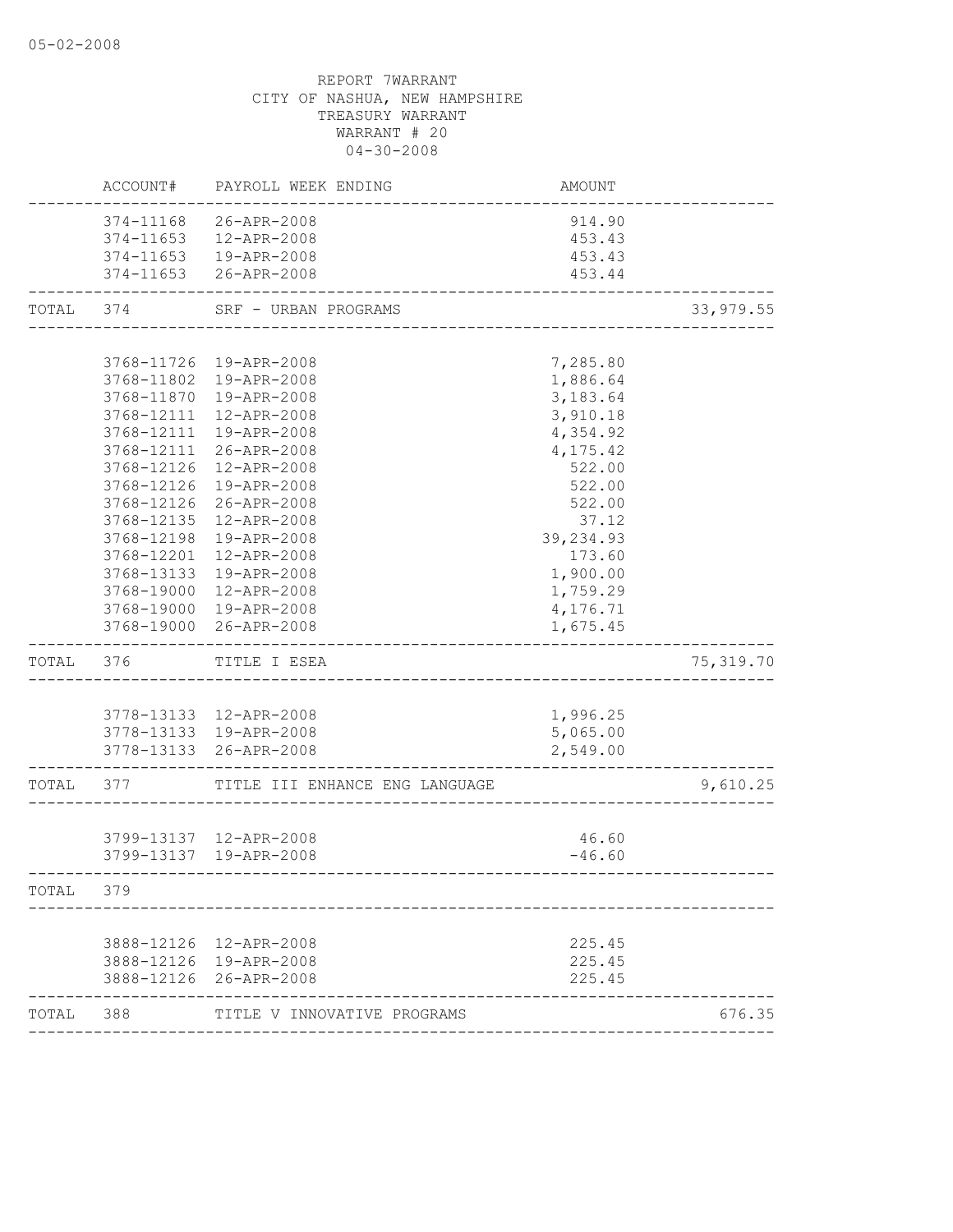REPORT 7WARRANT
CITY OF NASHUA, NEW HAMPSHIRE
TREASURY WARRANT
WARRANT # 20
04-30-2008

| | ACCOUNT# | PAYROLL WEEK ENDING | AMOUNT | |
|---|---|---|---|---|
| | 374-11168 | 26-APR-2008 | 914.90 | |
| | 374-11653 | 12-APR-2008 | 453.43 | |
| | 374-11653 | 19-APR-2008 | 453.43 | |
| | 374-11653 | 26-APR-2008 | 453.44 | |
| TOTAL | 374 | SRF - URBAN PROGRAMS | | 33,979.55 |
| | 3768-11726 | 19-APR-2008 | 7,285.80 | |
| | 3768-11802 | 19-APR-2008 | 1,886.64 | |
| | 3768-11870 | 19-APR-2008 | 3,183.64 | |
| | 3768-12111 | 12-APR-2008 | 3,910.18 | |
| | 3768-12111 | 19-APR-2008 | 4,354.92 | |
| | 3768-12111 | 26-APR-2008 | 4,175.42 | |
| | 3768-12126 | 12-APR-2008 | 522.00 | |
| | 3768-12126 | 19-APR-2008 | 522.00 | |
| | 3768-12126 | 26-APR-2008 | 522.00 | |
| | 3768-12135 | 12-APR-2008 | 37.12 | |
| | 3768-12198 | 19-APR-2008 | 39,234.93 | |
| | 3768-12201 | 12-APR-2008 | 173.60 | |
| | 3768-13133 | 19-APR-2008 | 1,900.00 | |
| | 3768-19000 | 12-APR-2008 | 1,759.29 | |
| | 3768-19000 | 19-APR-2008 | 4,176.71 | |
| | 3768-19000 | 26-APR-2008 | 1,675.45 | |
| TOTAL | 376 | TITLE I ESEA | | 75,319.70 |
| | 3778-13133 | 12-APR-2008 | 1,996.25 | |
| | 3778-13133 | 19-APR-2008 | 5,065.00 | |
| | 3778-13133 | 26-APR-2008 | 2,549.00 | |
| TOTAL | 377 | TITLE III ENHANCE ENG LANGUAGE | | 9,610.25 |
| | 3799-13137 | 12-APR-2008 | 46.60 | |
| | 3799-13137 | 19-APR-2008 | -46.60 | |
| TOTAL | 379 | | | |
| | 3888-12126 | 12-APR-2008 | 225.45 | |
| | 3888-12126 | 19-APR-2008 | 225.45 | |
| | 3888-12126 | 26-APR-2008 | 225.45 | |
| TOTAL | 388 | TITLE V INNOVATIVE PROGRAMS | | 676.35 |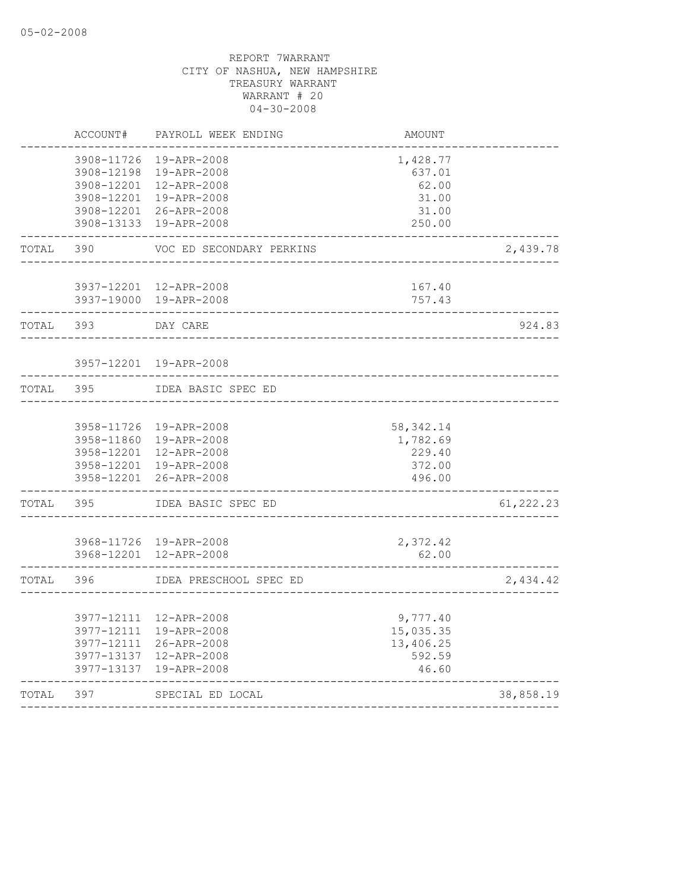05-02-2008

REPORT 7WARRANT
CITY OF NASHUA, NEW HAMPSHIRE
TREASURY WARRANT
WARRANT # 20
04-30-2008

| | ACCOUNT# | PAYROLL WEEK ENDING | AMOUNT | |
|---|---|---|---|---|
| | 3908-11726 | 19-APR-2008 | 1,428.77 | |
| | 3908-12198 | 19-APR-2008 | 637.01 | |
| | 3908-12201 | 12-APR-2008 | 62.00 | |
| | 3908-12201 | 19-APR-2008 | 31.00 | |
| | 3908-12201 | 26-APR-2008 | 31.00 | |
| | 3908-13133 | 19-APR-2008 | 250.00 | |
| TOTAL | 390 | VOC ED SECONDARY PERKINS | | 2,439.78 |
| | 3937-12201 | 12-APR-2008 | 167.40 | |
| | 3937-19000 | 19-APR-2008 | 757.43 | |
| TOTAL | 393 | DAY CARE | | 924.83 |
| | 3957-12201 | 19-APR-2008 | | |
| TOTAL | 395 | IDEA BASIC SPEC ED | | |
| | 3958-11726 | 19-APR-2008 | 58,342.14 | |
| | 3958-11860 | 19-APR-2008 | 1,782.69 | |
| | 3958-12201 | 12-APR-2008 | 229.40 | |
| | 3958-12201 | 19-APR-2008 | 372.00 | |
| | 3958-12201 | 26-APR-2008 | 496.00 | |
| TOTAL | 395 | IDEA BASIC SPEC ED | | 61,222.23 |
| | 3968-11726 | 19-APR-2008 | 2,372.42 | |
| | 3968-12201 | 12-APR-2008 | 62.00 | |
| TOTAL | 396 | IDEA PRESCHOOL SPEC ED | | 2,434.42 |
| | 3977-12111 | 12-APR-2008 | 9,777.40 | |
| | 3977-12111 | 19-APR-2008 | 15,035.35 | |
| | 3977-12111 | 26-APR-2008 | 13,406.25 | |
| | 3977-13137 | 12-APR-2008 | 592.59 | |
| | 3977-13137 | 19-APR-2008 | 46.60 | |
| TOTAL | 397 | SPECIAL ED LOCAL | | 38,858.19 |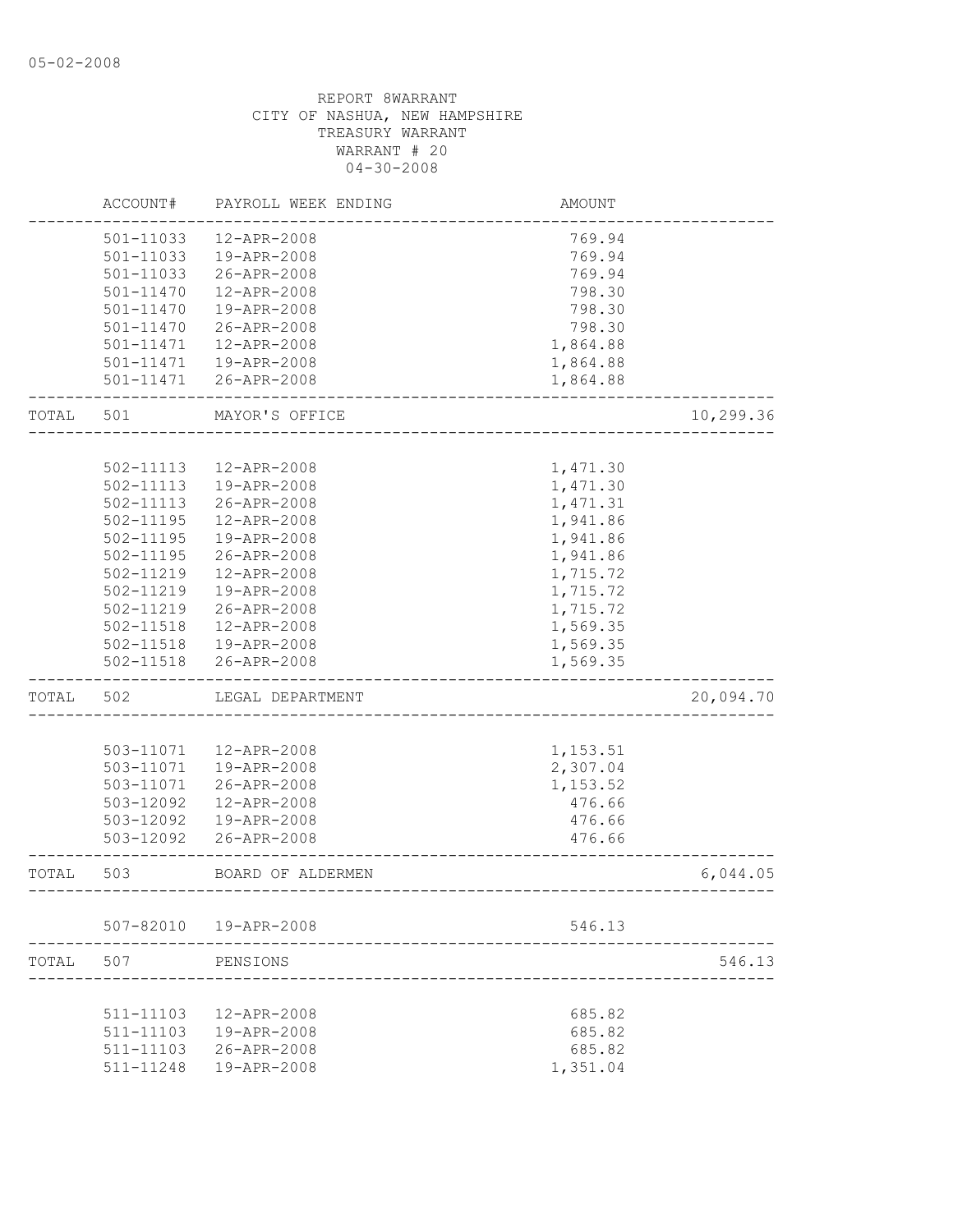05-02-2008

REPORT 8WARRANT
CITY OF NASHUA, NEW HAMPSHIRE
TREASURY WARRANT
WARRANT # 20
04-30-2008

| | ACCOUNT# | PAYROLL WEEK ENDING | AMOUNT | |
|---|---|---|---|---|
| | 501-11033 | 12-APR-2008 | 769.94 | |
| | 501-11033 | 19-APR-2008 | 769.94 | |
| | 501-11033 | 26-APR-2008 | 769.94 | |
| | 501-11470 | 12-APR-2008 | 798.30 | |
| | 501-11470 | 19-APR-2008 | 798.30 | |
| | 501-11470 | 26-APR-2008 | 798.30 | |
| | 501-11471 | 12-APR-2008 | 1,864.88 | |
| | 501-11471 | 19-APR-2008 | 1,864.88 | |
| | 501-11471 | 26-APR-2008 | 1,864.88 | |
| TOTAL | 501 | MAYOR'S OFFICE | | 10,299.36 |
| | 502-11113 | 12-APR-2008 | 1,471.30 | |
| | 502-11113 | 19-APR-2008 | 1,471.30 | |
| | 502-11113 | 26-APR-2008 | 1,471.31 | |
| | 502-11195 | 12-APR-2008 | 1,941.86 | |
| | 502-11195 | 19-APR-2008 | 1,941.86 | |
| | 502-11195 | 26-APR-2008 | 1,941.86 | |
| | 502-11219 | 12-APR-2008 | 1,715.72 | |
| | 502-11219 | 19-APR-2008 | 1,715.72 | |
| | 502-11219 | 26-APR-2008 | 1,715.72 | |
| | 502-11518 | 12-APR-2008 | 1,569.35 | |
| | 502-11518 | 19-APR-2008 | 1,569.35 | |
| | 502-11518 | 26-APR-2008 | 1,569.35 | |
| TOTAL | 502 | LEGAL DEPARTMENT | | 20,094.70 |
| | 503-11071 | 12-APR-2008 | 1,153.51 | |
| | 503-11071 | 19-APR-2008 | 2,307.04 | |
| | 503-11071 | 26-APR-2008 | 1,153.52 | |
| | 503-12092 | 12-APR-2008 | 476.66 | |
| | 503-12092 | 19-APR-2008 | 476.66 | |
| | 503-12092 | 26-APR-2008 | 476.66 | |
| TOTAL | 503 | BOARD OF ALDERMEN | | 6,044.05 |
| | 507-82010 | 19-APR-2008 | 546.13 | |
| TOTAL | 507 | PENSIONS | | 546.13 |
| | 511-11103 | 12-APR-2008 | 685.82 | |
| | 511-11103 | 19-APR-2008 | 685.82 | |
| | 511-11103 | 26-APR-2008 | 685.82 | |
| | 511-11248 | 19-APR-2008 | 1,351.04 | |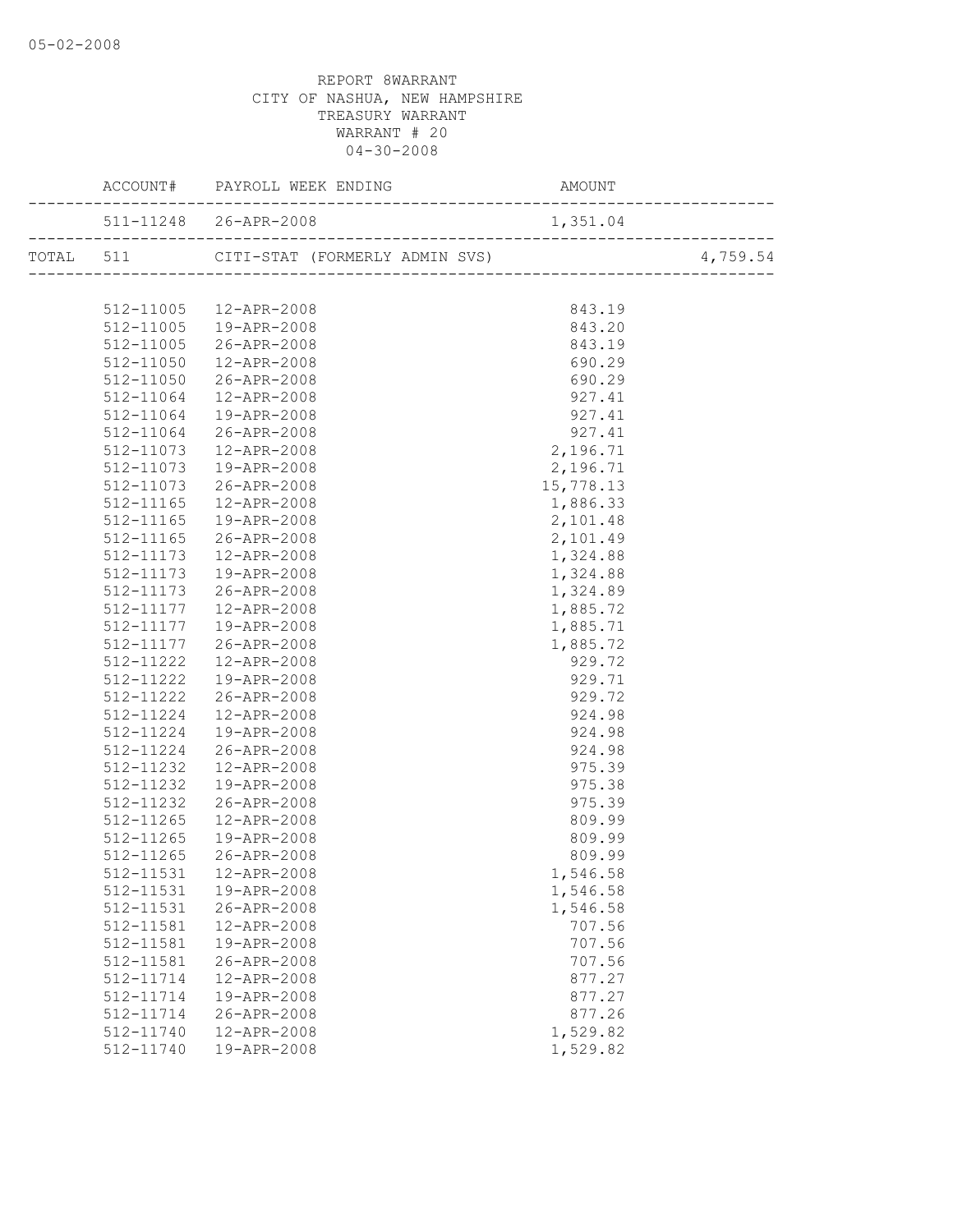REPORT 8WARRANT
CITY OF NASHUA, NEW HAMPSHIRE
TREASURY WARRANT
WARRANT # 20
04-30-2008

| | ACCOUNT# | PAYROLL WEEK ENDING | AMOUNT | |
|---|---|---|---|---|
| | 511-11248 | 26-APR-2008 | 1,351.04 | |
| TOTAL | 511 | CITI-STAT (FORMERLY ADMIN SVS) | | 4,759.54 |
| | 512-11005 | 12-APR-2008 | 843.19 | |
| | 512-11005 | 19-APR-2008 | 843.20 | |
| | 512-11005 | 26-APR-2008 | 843.19 | |
| | 512-11050 | 12-APR-2008 | 690.29 | |
| | 512-11050 | 26-APR-2008 | 690.29 | |
| | 512-11064 | 12-APR-2008 | 927.41 | |
| | 512-11064 | 19-APR-2008 | 927.41 | |
| | 512-11064 | 26-APR-2008 | 927.41 | |
| | 512-11073 | 12-APR-2008 | 2,196.71 | |
| | 512-11073 | 19-APR-2008 | 2,196.71 | |
| | 512-11073 | 26-APR-2008 | 15,778.13 | |
| | 512-11165 | 12-APR-2008 | 1,886.33 | |
| | 512-11165 | 19-APR-2008 | 2,101.48 | |
| | 512-11165 | 26-APR-2008 | 2,101.49 | |
| | 512-11173 | 12-APR-2008 | 1,324.88 | |
| | 512-11173 | 19-APR-2008 | 1,324.88 | |
| | 512-11173 | 26-APR-2008 | 1,324.89 | |
| | 512-11177 | 12-APR-2008 | 1,885.72 | |
| | 512-11177 | 19-APR-2008 | 1,885.71 | |
| | 512-11177 | 26-APR-2008 | 1,885.72 | |
| | 512-11222 | 12-APR-2008 | 929.72 | |
| | 512-11222 | 19-APR-2008 | 929.71 | |
| | 512-11222 | 26-APR-2008 | 929.72 | |
| | 512-11224 | 12-APR-2008 | 924.98 | |
| | 512-11224 | 19-APR-2008 | 924.98 | |
| | 512-11224 | 26-APR-2008 | 924.98 | |
| | 512-11232 | 12-APR-2008 | 975.39 | |
| | 512-11232 | 19-APR-2008 | 975.38 | |
| | 512-11232 | 26-APR-2008 | 975.39 | |
| | 512-11265 | 12-APR-2008 | 809.99 | |
| | 512-11265 | 19-APR-2008 | 809.99 | |
| | 512-11265 | 26-APR-2008 | 809.99 | |
| | 512-11531 | 12-APR-2008 | 1,546.58 | |
| | 512-11531 | 19-APR-2008 | 1,546.58 | |
| | 512-11531 | 26-APR-2008 | 1,546.58 | |
| | 512-11581 | 12-APR-2008 | 707.56 | |
| | 512-11581 | 19-APR-2008 | 707.56 | |
| | 512-11581 | 26-APR-2008 | 707.56 | |
| | 512-11714 | 12-APR-2008 | 877.27 | |
| | 512-11714 | 19-APR-2008 | 877.27 | |
| | 512-11714 | 26-APR-2008 | 877.26 | |
| | 512-11740 | 12-APR-2008 | 1,529.82 | |
| | 512-11740 | 19-APR-2008 | 1,529.82 | |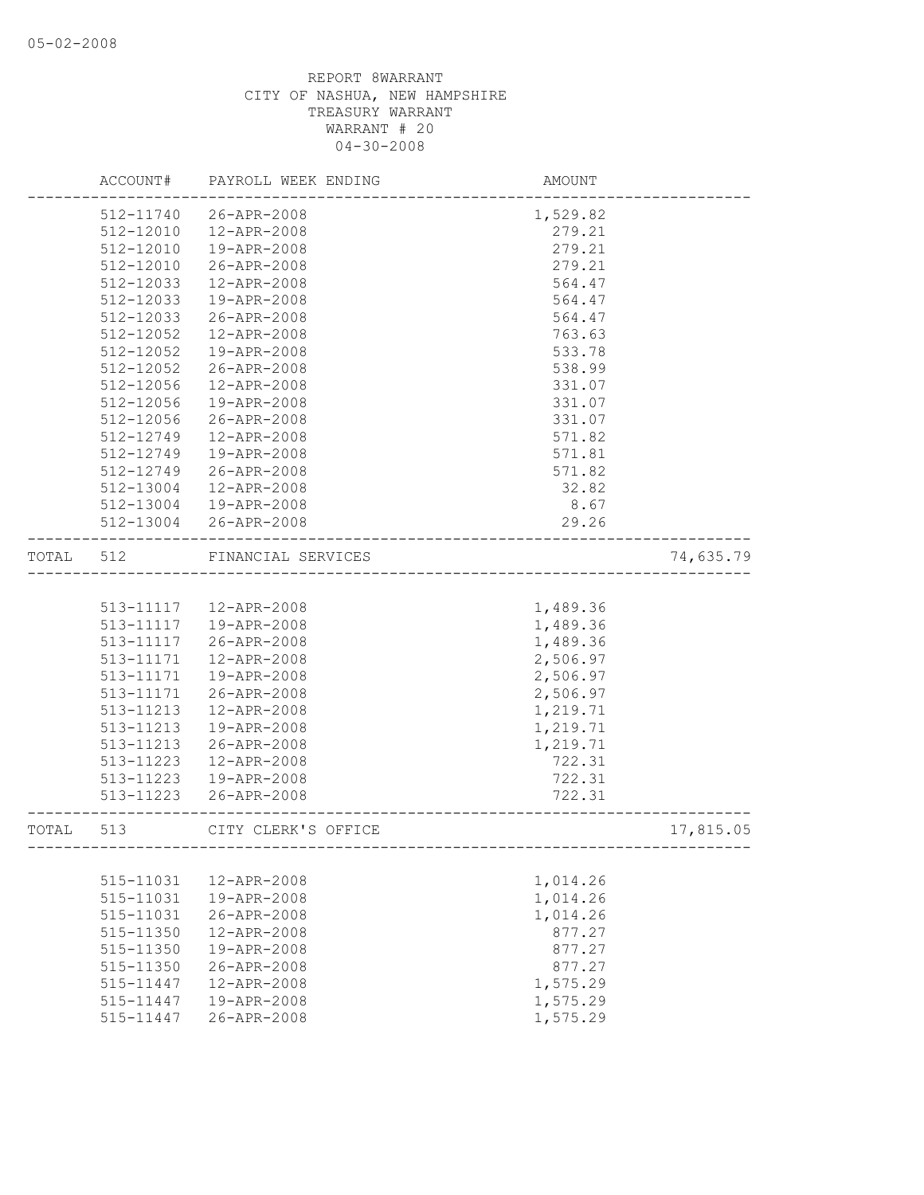REPORT 8WARRANT
CITY OF NASHUA, NEW HAMPSHIRE
TREASURY WARRANT
WARRANT # 20
04-30-2008

| | ACCOUNT# | PAYROLL WEEK ENDING | AMOUNT | |
|---|---|---|---|---|
| | 512-11740 | 26-APR-2008 | 1,529.82 | |
| | 512-12010 | 12-APR-2008 | 279.21 | |
| | 512-12010 | 19-APR-2008 | 279.21 | |
| | 512-12010 | 26-APR-2008 | 279.21 | |
| | 512-12033 | 12-APR-2008 | 564.47 | |
| | 512-12033 | 19-APR-2008 | 564.47 | |
| | 512-12033 | 26-APR-2008 | 564.47 | |
| | 512-12052 | 12-APR-2008 | 763.63 | |
| | 512-12052 | 19-APR-2008 | 533.78 | |
| | 512-12052 | 26-APR-2008 | 538.99 | |
| | 512-12056 | 12-APR-2008 | 331.07 | |
| | 512-12056 | 19-APR-2008 | 331.07 | |
| | 512-12056 | 26-APR-2008 | 331.07 | |
| | 512-12749 | 12-APR-2008 | 571.82 | |
| | 512-12749 | 19-APR-2008 | 571.81 | |
| | 512-12749 | 26-APR-2008 | 571.82 | |
| | 512-13004 | 12-APR-2008 | 32.82 | |
| | 512-13004 | 19-APR-2008 | 8.67 | |
| | 512-13004 | 26-APR-2008 | 29.26 | |
| TOTAL | 512 | FINANCIAL SERVICES | | 74,635.79 |
| | 513-11117 | 12-APR-2008 | 1,489.36 | |
| | 513-11117 | 19-APR-2008 | 1,489.36 | |
| | 513-11117 | 26-APR-2008 | 1,489.36 | |
| | 513-11171 | 12-APR-2008 | 2,506.97 | |
| | 513-11171 | 19-APR-2008 | 2,506.97 | |
| | 513-11171 | 26-APR-2008 | 2,506.97 | |
| | 513-11213 | 12-APR-2008 | 1,219.71 | |
| | 513-11213 | 19-APR-2008 | 1,219.71 | |
| | 513-11213 | 26-APR-2008 | 1,219.71 | |
| | 513-11223 | 12-APR-2008 | 722.31 | |
| | 513-11223 | 19-APR-2008 | 722.31 | |
| | 513-11223 | 26-APR-2008 | 722.31 | |
| TOTAL | 513 | CITY CLERK'S OFFICE | | 17,815.05 |
| | 515-11031 | 12-APR-2008 | 1,014.26 | |
| | 515-11031 | 19-APR-2008 | 1,014.26 | |
| | 515-11031 | 26-APR-2008 | 1,014.26 | |
| | 515-11350 | 12-APR-2008 | 877.27 | |
| | 515-11350 | 19-APR-2008 | 877.27 | |
| | 515-11350 | 26-APR-2008 | 877.27 | |
| | 515-11447 | 12-APR-2008 | 1,575.29 | |
| | 515-11447 | 19-APR-2008 | 1,575.29 | |
| | 515-11447 | 26-APR-2008 | 1,575.29 | |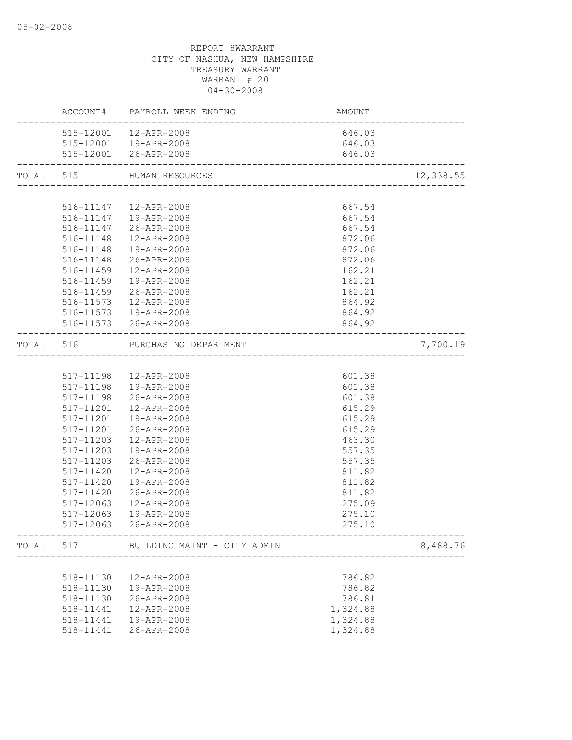05-02-2008

REPORT 8WARRANT
CITY OF NASHUA, NEW HAMPSHIRE
TREASURY WARRANT
WARRANT # 20
04-30-2008

| | ACCOUNT# | PAYROLL WEEK ENDING | AMOUNT | |
|---|---|---|---|---|
| | 515-12001 | 12-APR-2008 | 646.03 | |
| | 515-12001 | 19-APR-2008 | 646.03 | |
| | 515-12001 | 26-APR-2008 | 646.03 | |
| TOTAL | 515 | HUMAN RESOURCES | | 12,338.55 |
| | 516-11147 | 12-APR-2008 | 667.54 | |
| | 516-11147 | 19-APR-2008 | 667.54 | |
| | 516-11147 | 26-APR-2008 | 667.54 | |
| | 516-11148 | 12-APR-2008 | 872.06 | |
| | 516-11148 | 19-APR-2008 | 872.06 | |
| | 516-11148 | 26-APR-2008 | 872.06 | |
| | 516-11459 | 12-APR-2008 | 162.21 | |
| | 516-11459 | 19-APR-2008 | 162.21 | |
| | 516-11459 | 26-APR-2008 | 162.21 | |
| | 516-11573 | 12-APR-2008 | 864.92 | |
| | 516-11573 | 19-APR-2008 | 864.92 | |
| | 516-11573 | 26-APR-2008 | 864.92 | |
| TOTAL | 516 | PURCHASING DEPARTMENT | | 7,700.19 |
| | 517-11198 | 12-APR-2008 | 601.38 | |
| | 517-11198 | 19-APR-2008 | 601.38 | |
| | 517-11198 | 26-APR-2008 | 601.38 | |
| | 517-11201 | 12-APR-2008 | 615.29 | |
| | 517-11201 | 19-APR-2008 | 615.29 | |
| | 517-11201 | 26-APR-2008 | 615.29 | |
| | 517-11203 | 12-APR-2008 | 463.30 | |
| | 517-11203 | 19-APR-2008 | 557.35 | |
| | 517-11203 | 26-APR-2008 | 557.35 | |
| | 517-11420 | 12-APR-2008 | 811.82 | |
| | 517-11420 | 19-APR-2008 | 811.82 | |
| | 517-11420 | 26-APR-2008 | 811.82 | |
| | 517-12063 | 12-APR-2008 | 275.09 | |
| | 517-12063 | 19-APR-2008 | 275.10 | |
| | 517-12063 | 26-APR-2008 | 275.10 | |
| TOTAL | 517 | BUILDING MAINT - CITY ADMIN | | 8,488.76 |
| | 518-11130 | 12-APR-2008 | 786.82 | |
| | 518-11130 | 19-APR-2008 | 786.82 | |
| | 518-11130 | 26-APR-2008 | 786.81 | |
| | 518-11441 | 12-APR-2008 | 1,324.88 | |
| | 518-11441 | 19-APR-2008 | 1,324.88 | |
| | 518-11441 | 26-APR-2008 | 1,324.88 | |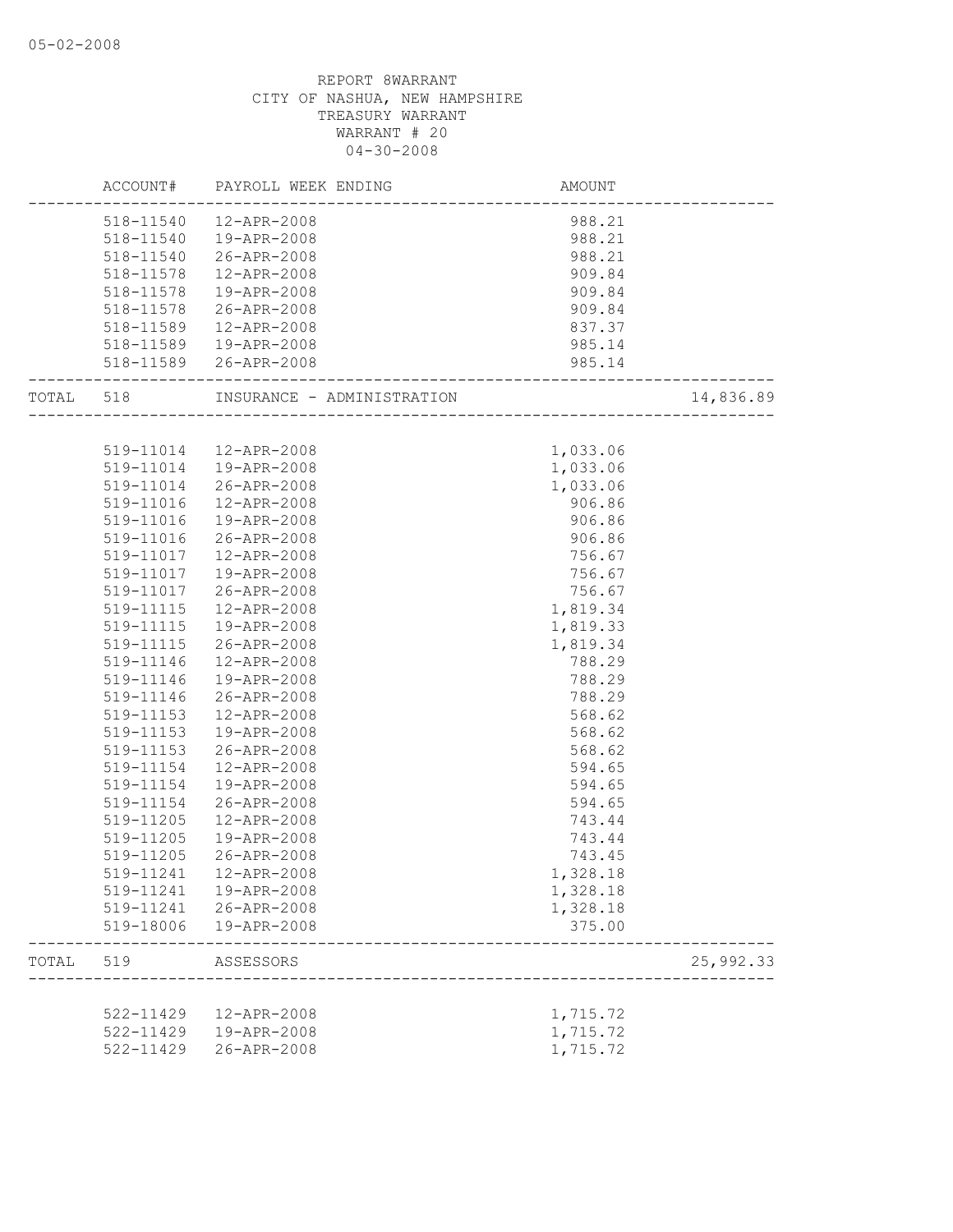REPORT 8WARRANT
CITY OF NASHUA, NEW HAMPSHIRE
TREASURY WARRANT
WARRANT # 20
04-30-2008

| ACCOUNT# | PAYROLL WEEK ENDING | AMOUNT | |
|---|---|---|---|
| 518-11540 | 12-APR-2008 | 988.21 | |
| 518-11540 | 19-APR-2008 | 988.21 | |
| 518-11540 | 26-APR-2008 | 988.21 | |
| 518-11578 | 12-APR-2008 | 909.84 | |
| 518-11578 | 19-APR-2008 | 909.84 | |
| 518-11578 | 26-APR-2008 | 909.84 | |
| 518-11589 | 12-APR-2008 | 837.37 | |
| 518-11589 | 19-APR-2008 | 985.14 | |
| 518-11589 | 26-APR-2008 | 985.14 | |
| TOTAL 518 | INSURANCE - ADMINISTRATION | | 14,836.89 |
| 519-11014 | 12-APR-2008 | 1,033.06 | |
| 519-11014 | 19-APR-2008 | 1,033.06 | |
| 519-11014 | 26-APR-2008 | 1,033.06 | |
| 519-11016 | 12-APR-2008 | 906.86 | |
| 519-11016 | 19-APR-2008 | 906.86 | |
| 519-11016 | 26-APR-2008 | 906.86 | |
| 519-11017 | 12-APR-2008 | 756.67 | |
| 519-11017 | 19-APR-2008 | 756.67 | |
| 519-11017 | 26-APR-2008 | 756.67 | |
| 519-11115 | 12-APR-2008 | 1,819.34 | |
| 519-11115 | 19-APR-2008 | 1,819.33 | |
| 519-11115 | 26-APR-2008 | 1,819.34 | |
| 519-11146 | 12-APR-2008 | 788.29 | |
| 519-11146 | 19-APR-2008 | 788.29 | |
| 519-11146 | 26-APR-2008 | 788.29 | |
| 519-11153 | 12-APR-2008 | 568.62 | |
| 519-11153 | 19-APR-2008 | 568.62 | |
| 519-11153 | 26-APR-2008 | 568.62 | |
| 519-11154 | 12-APR-2008 | 594.65 | |
| 519-11154 | 19-APR-2008 | 594.65 | |
| 519-11154 | 26-APR-2008 | 594.65 | |
| 519-11205 | 12-APR-2008 | 743.44 | |
| 519-11205 | 19-APR-2008 | 743.44 | |
| 519-11205 | 26-APR-2008 | 743.45 | |
| 519-11241 | 12-APR-2008 | 1,328.18 | |
| 519-11241 | 19-APR-2008 | 1,328.18 | |
| 519-11241 | 26-APR-2008 | 1,328.18 | |
| 519-18006 | 19-APR-2008 | 375.00 | |
| TOTAL 519 | ASSESSORS | | 25,992.33 |
| 522-11429 | 12-APR-2008 | 1,715.72 | |
| 522-11429 | 19-APR-2008 | 1,715.72 | |
| 522-11429 | 26-APR-2008 | 1,715.72 | |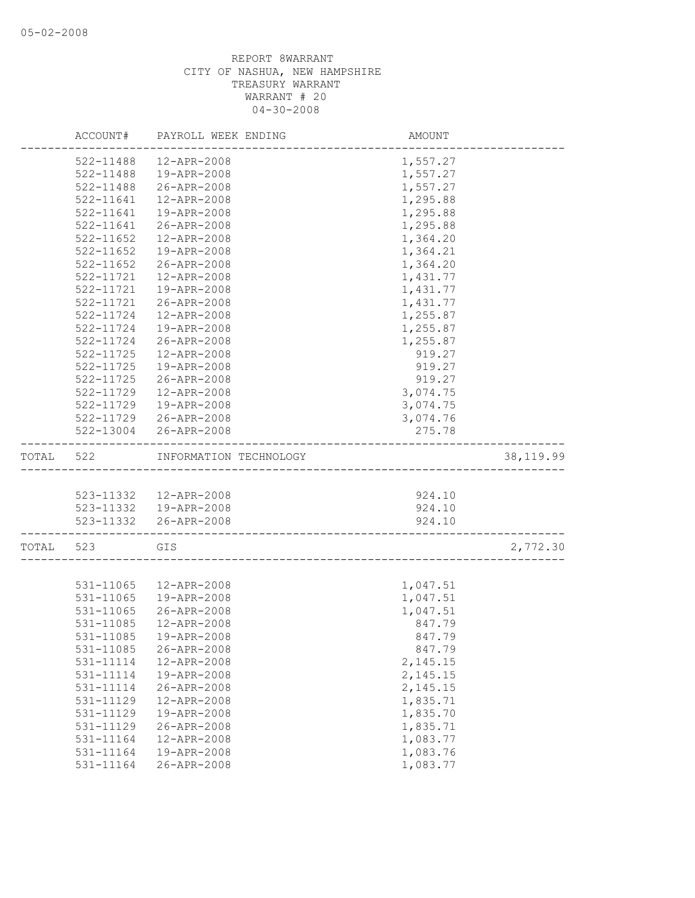REPORT 8WARRANT
CITY OF NASHUA, NEW HAMPSHIRE
TREASURY WARRANT
WARRANT # 20
04-30-2008

| | ACCOUNT# | PAYROLL WEEK ENDING | AMOUNT | |
|---|---|---|---|---|
| | 522-11488 | 12-APR-2008 | 1,557.27 | |
| | 522-11488 | 19-APR-2008 | 1,557.27 | |
| | 522-11488 | 26-APR-2008 | 1,557.27 | |
| | 522-11641 | 12-APR-2008 | 1,295.88 | |
| | 522-11641 | 19-APR-2008 | 1,295.88 | |
| | 522-11641 | 26-APR-2008 | 1,295.88 | |
| | 522-11652 | 12-APR-2008 | 1,364.20 | |
| | 522-11652 | 19-APR-2008 | 1,364.21 | |
| | 522-11652 | 26-APR-2008 | 1,364.20 | |
| | 522-11721 | 12-APR-2008 | 1,431.77 | |
| | 522-11721 | 19-APR-2008 | 1,431.77 | |
| | 522-11721 | 26-APR-2008 | 1,431.77 | |
| | 522-11724 | 12-APR-2008 | 1,255.87 | |
| | 522-11724 | 19-APR-2008 | 1,255.87 | |
| | 522-11724 | 26-APR-2008 | 1,255.87 | |
| | 522-11725 | 12-APR-2008 | 919.27 | |
| | 522-11725 | 19-APR-2008 | 919.27 | |
| | 522-11725 | 26-APR-2008 | 919.27 | |
| | 522-11729 | 12-APR-2008 | 3,074.75 | |
| | 522-11729 | 19-APR-2008 | 3,074.75 | |
| | 522-11729 | 26-APR-2008 | 3,074.76 | |
| | 522-13004 | 26-APR-2008 | 275.78 | |
| TOTAL | 522 | INFORMATION TECHNOLOGY | | 38,119.99 |
| | 523-11332 | 12-APR-2008 | 924.10 | |
| | 523-11332 | 19-APR-2008 | 924.10 | |
| | 523-11332 | 26-APR-2008 | 924.10 | |
| TOTAL | 523 | GIS | | 2,772.30 |
| | 531-11065 | 12-APR-2008 | 1,047.51 | |
| | 531-11065 | 19-APR-2008 | 1,047.51 | |
| | 531-11065 | 26-APR-2008 | 1,047.51 | |
| | 531-11085 | 12-APR-2008 | 847.79 | |
| | 531-11085 | 19-APR-2008 | 847.79 | |
| | 531-11085 | 26-APR-2008 | 847.79 | |
| | 531-11114 | 12-APR-2008 | 2,145.15 | |
| | 531-11114 | 19-APR-2008 | 2,145.15 | |
| | 531-11114 | 26-APR-2008 | 2,145.15 | |
| | 531-11129 | 12-APR-2008 | 1,835.71 | |
| | 531-11129 | 19-APR-2008 | 1,835.70 | |
| | 531-11129 | 26-APR-2008 | 1,835.71 | |
| | 531-11164 | 12-APR-2008 | 1,083.77 | |
| | 531-11164 | 19-APR-2008 | 1,083.76 | |
| | 531-11164 | 26-APR-2008 | 1,083.77 | |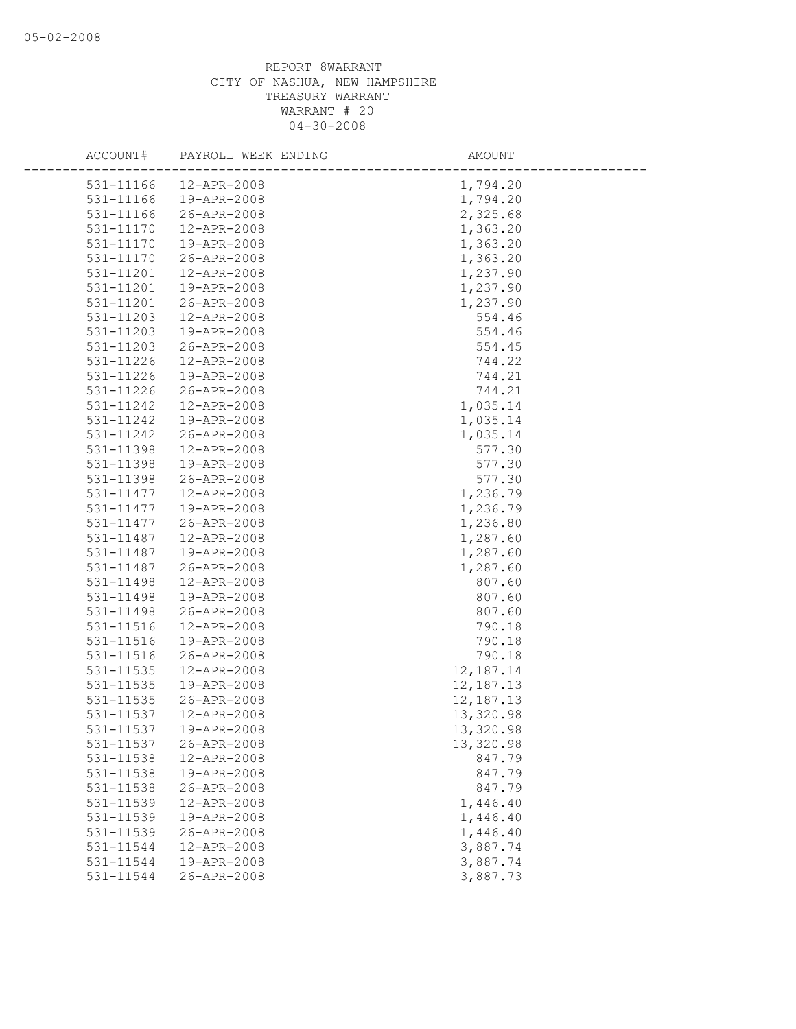REPORT 8WARRANT
CITY OF NASHUA, NEW HAMPSHIRE
TREASURY WARRANT
WARRANT # 20
04-30-2008

| ACCOUNT# | PAYROLL WEEK ENDING | AMOUNT |
|---|---|---|
| 531-11166 | 12-APR-2008 | 1,794.20 |
| 531-11166 | 19-APR-2008 | 1,794.20 |
| 531-11166 | 26-APR-2008 | 2,325.68 |
| 531-11170 | 12-APR-2008 | 1,363.20 |
| 531-11170 | 19-APR-2008 | 1,363.20 |
| 531-11170 | 26-APR-2008 | 1,363.20 |
| 531-11201 | 12-APR-2008 | 1,237.90 |
| 531-11201 | 19-APR-2008 | 1,237.90 |
| 531-11201 | 26-APR-2008 | 1,237.90 |
| 531-11203 | 12-APR-2008 | 554.46 |
| 531-11203 | 19-APR-2008 | 554.46 |
| 531-11203 | 26-APR-2008 | 554.45 |
| 531-11226 | 12-APR-2008 | 744.22 |
| 531-11226 | 19-APR-2008 | 744.21 |
| 531-11226 | 26-APR-2008 | 744.21 |
| 531-11242 | 12-APR-2008 | 1,035.14 |
| 531-11242 | 19-APR-2008 | 1,035.14 |
| 531-11242 | 26-APR-2008 | 1,035.14 |
| 531-11398 | 12-APR-2008 | 577.30 |
| 531-11398 | 19-APR-2008 | 577.30 |
| 531-11398 | 26-APR-2008 | 577.30 |
| 531-11477 | 12-APR-2008 | 1,236.79 |
| 531-11477 | 19-APR-2008 | 1,236.79 |
| 531-11477 | 26-APR-2008 | 1,236.80 |
| 531-11487 | 12-APR-2008 | 1,287.60 |
| 531-11487 | 19-APR-2008 | 1,287.60 |
| 531-11487 | 26-APR-2008 | 1,287.60 |
| 531-11498 | 12-APR-2008 | 807.60 |
| 531-11498 | 19-APR-2008 | 807.60 |
| 531-11498 | 26-APR-2008 | 807.60 |
| 531-11516 | 12-APR-2008 | 790.18 |
| 531-11516 | 19-APR-2008 | 790.18 |
| 531-11516 | 26-APR-2008 | 790.18 |
| 531-11535 | 12-APR-2008 | 12,187.14 |
| 531-11535 | 19-APR-2008 | 12,187.13 |
| 531-11535 | 26-APR-2008 | 12,187.13 |
| 531-11537 | 12-APR-2008 | 13,320.98 |
| 531-11537 | 19-APR-2008 | 13,320.98 |
| 531-11537 | 26-APR-2008 | 13,320.98 |
| 531-11538 | 12-APR-2008 | 847.79 |
| 531-11538 | 19-APR-2008 | 847.79 |
| 531-11538 | 26-APR-2008 | 847.79 |
| 531-11539 | 12-APR-2008 | 1,446.40 |
| 531-11539 | 19-APR-2008 | 1,446.40 |
| 531-11539 | 26-APR-2008 | 1,446.40 |
| 531-11544 | 12-APR-2008 | 3,887.74 |
| 531-11544 | 19-APR-2008 | 3,887.74 |
| 531-11544 | 26-APR-2008 | 3,887.73 |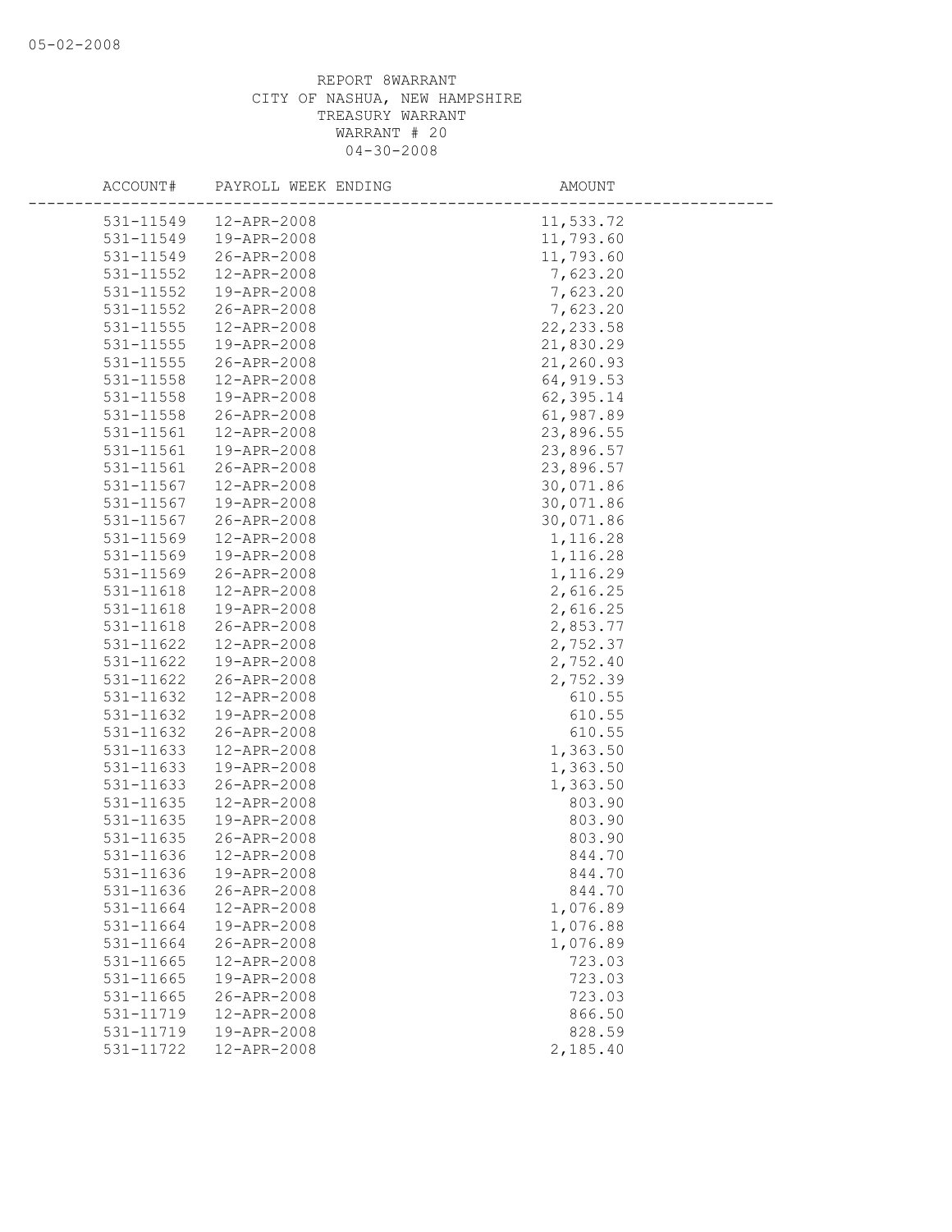REPORT 8WARRANT
CITY OF NASHUA, NEW HAMPSHIRE
TREASURY WARRANT
WARRANT # 20
04-30-2008

| ACCOUNT# | PAYROLL WEEK ENDING | AMOUNT |
|---|---|---|
| 531-11549 | 12-APR-2008 | 11,533.72 |
| 531-11549 | 19-APR-2008 | 11,793.60 |
| 531-11549 | 26-APR-2008 | 11,793.60 |
| 531-11552 | 12-APR-2008 | 7,623.20 |
| 531-11552 | 19-APR-2008 | 7,623.20 |
| 531-11552 | 26-APR-2008 | 7,623.20 |
| 531-11555 | 12-APR-2008 | 22,233.58 |
| 531-11555 | 19-APR-2008 | 21,830.29 |
| 531-11555 | 26-APR-2008 | 21,260.93 |
| 531-11558 | 12-APR-2008 | 64,919.53 |
| 531-11558 | 19-APR-2008 | 62,395.14 |
| 531-11558 | 26-APR-2008 | 61,987.89 |
| 531-11561 | 12-APR-2008 | 23,896.55 |
| 531-11561 | 19-APR-2008 | 23,896.57 |
| 531-11561 | 26-APR-2008 | 23,896.57 |
| 531-11567 | 12-APR-2008 | 30,071.86 |
| 531-11567 | 19-APR-2008 | 30,071.86 |
| 531-11567 | 26-APR-2008 | 30,071.86 |
| 531-11569 | 12-APR-2008 | 1,116.28 |
| 531-11569 | 19-APR-2008 | 1,116.28 |
| 531-11569 | 26-APR-2008 | 1,116.29 |
| 531-11618 | 12-APR-2008 | 2,616.25 |
| 531-11618 | 19-APR-2008 | 2,616.25 |
| 531-11618 | 26-APR-2008 | 2,853.77 |
| 531-11622 | 12-APR-2008 | 2,752.37 |
| 531-11622 | 19-APR-2008 | 2,752.40 |
| 531-11622 | 26-APR-2008 | 2,752.39 |
| 531-11632 | 12-APR-2008 | 610.55 |
| 531-11632 | 19-APR-2008 | 610.55 |
| 531-11632 | 26-APR-2008 | 610.55 |
| 531-11633 | 12-APR-2008 | 1,363.50 |
| 531-11633 | 19-APR-2008 | 1,363.50 |
| 531-11633 | 26-APR-2008 | 1,363.50 |
| 531-11635 | 12-APR-2008 | 803.90 |
| 531-11635 | 19-APR-2008 | 803.90 |
| 531-11635 | 26-APR-2008 | 803.90 |
| 531-11636 | 12-APR-2008 | 844.70 |
| 531-11636 | 19-APR-2008 | 844.70 |
| 531-11636 | 26-APR-2008 | 844.70 |
| 531-11664 | 12-APR-2008 | 1,076.89 |
| 531-11664 | 19-APR-2008 | 1,076.88 |
| 531-11664 | 26-APR-2008 | 1,076.89 |
| 531-11665 | 12-APR-2008 | 723.03 |
| 531-11665 | 19-APR-2008 | 723.03 |
| 531-11665 | 26-APR-2008 | 723.03 |
| 531-11719 | 12-APR-2008 | 866.50 |
| 531-11719 | 19-APR-2008 | 828.59 |
| 531-11722 | 12-APR-2008 | 2,185.40 |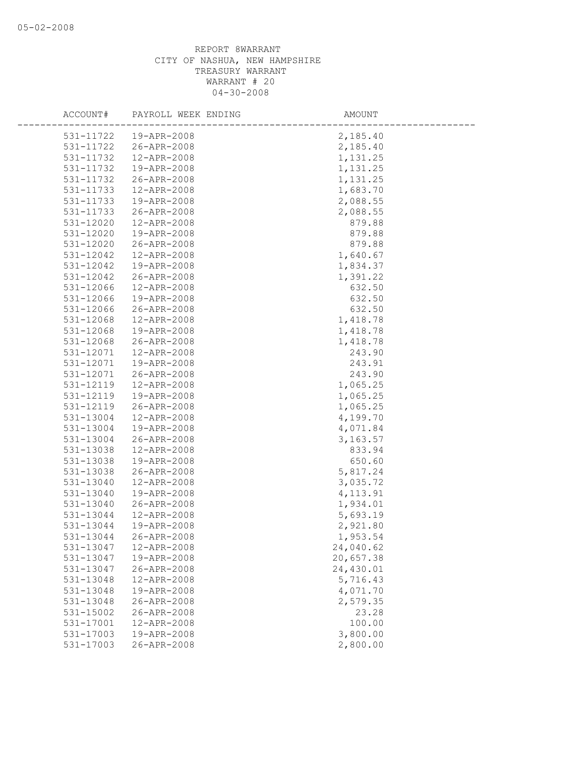REPORT 8WARRANT
CITY OF NASHUA, NEW HAMPSHIRE
TREASURY WARRANT
WARRANT # 20
04-30-2008

| ACCOUNT# | PAYROLL WEEK ENDING | AMOUNT |
|---|---|---|
| 531-11722 | 19-APR-2008 | 2,185.40 |
| 531-11722 | 26-APR-2008 | 2,185.40 |
| 531-11732 | 12-APR-2008 | 1,131.25 |
| 531-11732 | 19-APR-2008 | 1,131.25 |
| 531-11732 | 26-APR-2008 | 1,131.25 |
| 531-11733 | 12-APR-2008 | 1,683.70 |
| 531-11733 | 19-APR-2008 | 2,088.55 |
| 531-11733 | 26-APR-2008 | 2,088.55 |
| 531-12020 | 12-APR-2008 | 879.88 |
| 531-12020 | 19-APR-2008 | 879.88 |
| 531-12020 | 26-APR-2008 | 879.88 |
| 531-12042 | 12-APR-2008 | 1,640.67 |
| 531-12042 | 19-APR-2008 | 1,834.37 |
| 531-12042 | 26-APR-2008 | 1,391.22 |
| 531-12066 | 12-APR-2008 | 632.50 |
| 531-12066 | 19-APR-2008 | 632.50 |
| 531-12066 | 26-APR-2008 | 632.50 |
| 531-12068 | 12-APR-2008 | 1,418.78 |
| 531-12068 | 19-APR-2008 | 1,418.78 |
| 531-12068 | 26-APR-2008 | 1,418.78 |
| 531-12071 | 12-APR-2008 | 243.90 |
| 531-12071 | 19-APR-2008 | 243.91 |
| 531-12071 | 26-APR-2008 | 243.90 |
| 531-12119 | 12-APR-2008 | 1,065.25 |
| 531-12119 | 19-APR-2008 | 1,065.25 |
| 531-12119 | 26-APR-2008 | 1,065.25 |
| 531-13004 | 12-APR-2008 | 4,199.70 |
| 531-13004 | 19-APR-2008 | 4,071.84 |
| 531-13004 | 26-APR-2008 | 3,163.57 |
| 531-13038 | 12-APR-2008 | 833.94 |
| 531-13038 | 19-APR-2008 | 650.60 |
| 531-13038 | 26-APR-2008 | 5,817.24 |
| 531-13040 | 12-APR-2008 | 3,035.72 |
| 531-13040 | 19-APR-2008 | 4,113.91 |
| 531-13040 | 26-APR-2008 | 1,934.01 |
| 531-13044 | 12-APR-2008 | 5,693.19 |
| 531-13044 | 19-APR-2008 | 2,921.80 |
| 531-13044 | 26-APR-2008 | 1,953.54 |
| 531-13047 | 12-APR-2008 | 24,040.62 |
| 531-13047 | 19-APR-2008 | 20,657.38 |
| 531-13047 | 26-APR-2008 | 24,430.01 |
| 531-13048 | 12-APR-2008 | 5,716.43 |
| 531-13048 | 19-APR-2008 | 4,071.70 |
| 531-13048 | 26-APR-2008 | 2,579.35 |
| 531-15002 | 26-APR-2008 | 23.28 |
| 531-17001 | 12-APR-2008 | 100.00 |
| 531-17003 | 19-APR-2008 | 3,800.00 |
| 531-17003 | 26-APR-2008 | 2,800.00 |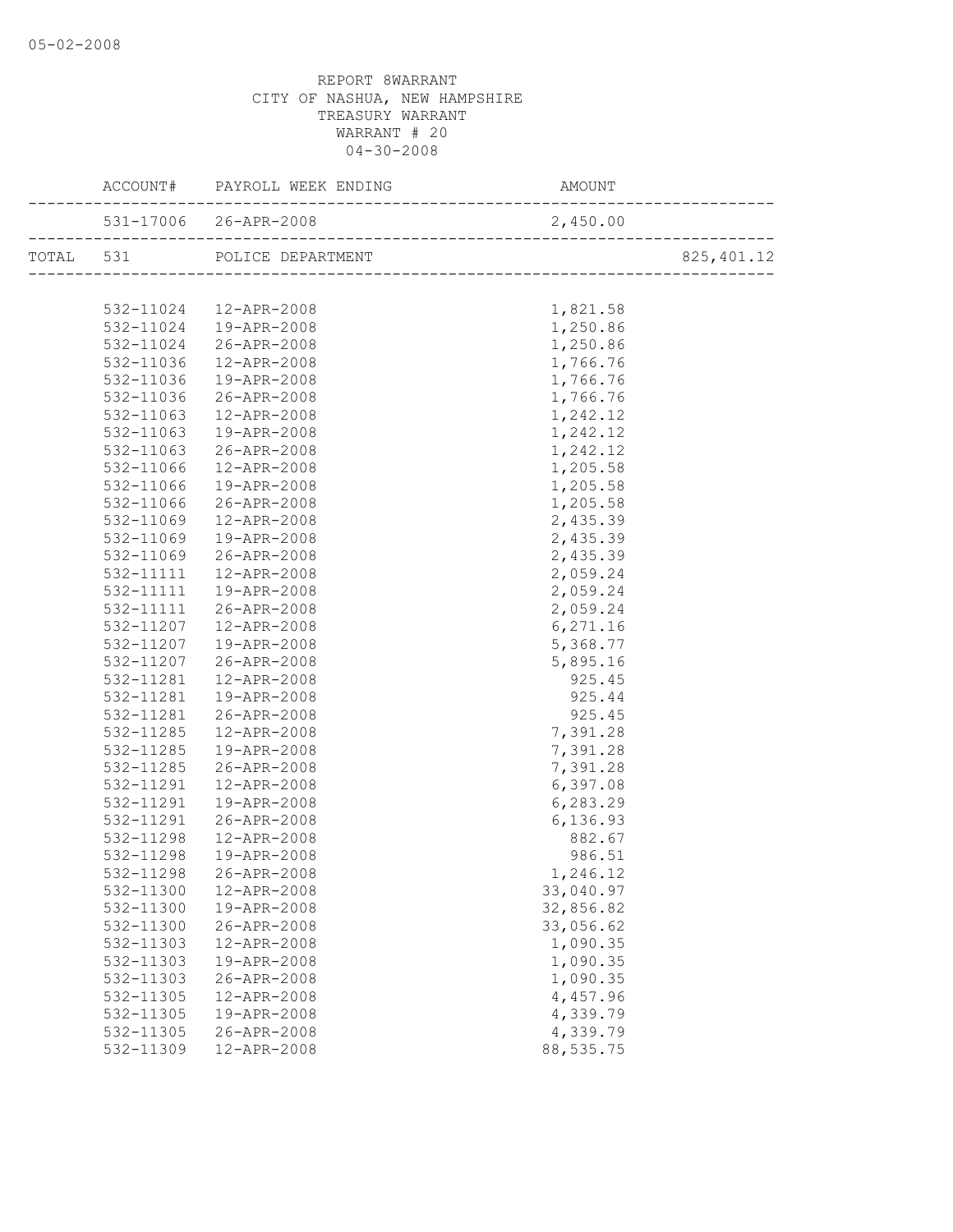REPORT 8WARRANT
CITY OF NASHUA, NEW HAMPSHIRE
TREASURY WARRANT
WARRANT # 20
04-30-2008

| | ACCOUNT# | PAYROLL WEEK ENDING | AMOUNT | |
|---|---|---|---|---|
| | 531-17006 | 26-APR-2008 | 2,450.00 | |
| TOTAL | 531 | POLICE DEPARTMENT | | 825,401.12 |
| | 532-11024 | 12-APR-2008 | 1,821.58 | |
| | 532-11024 | 19-APR-2008 | 1,250.86 | |
| | 532-11024 | 26-APR-2008 | 1,250.86 | |
| | 532-11036 | 12-APR-2008 | 1,766.76 | |
| | 532-11036 | 19-APR-2008 | 1,766.76 | |
| | 532-11036 | 26-APR-2008 | 1,766.76 | |
| | 532-11063 | 12-APR-2008 | 1,242.12 | |
| | 532-11063 | 19-APR-2008 | 1,242.12 | |
| | 532-11063 | 26-APR-2008 | 1,242.12 | |
| | 532-11066 | 12-APR-2008 | 1,205.58 | |
| | 532-11066 | 19-APR-2008 | 1,205.58 | |
| | 532-11066 | 26-APR-2008 | 1,205.58 | |
| | 532-11069 | 12-APR-2008 | 2,435.39 | |
| | 532-11069 | 19-APR-2008 | 2,435.39 | |
| | 532-11069 | 26-APR-2008 | 2,435.39 | |
| | 532-11111 | 12-APR-2008 | 2,059.24 | |
| | 532-11111 | 19-APR-2008 | 2,059.24 | |
| | 532-11111 | 26-APR-2008 | 2,059.24 | |
| | 532-11207 | 12-APR-2008 | 6,271.16 | |
| | 532-11207 | 19-APR-2008 | 5,368.77 | |
| | 532-11207 | 26-APR-2008 | 5,895.16 | |
| | 532-11281 | 12-APR-2008 | 925.45 | |
| | 532-11281 | 19-APR-2008 | 925.44 | |
| | 532-11281 | 26-APR-2008 | 925.45 | |
| | 532-11285 | 12-APR-2008 | 7,391.28 | |
| | 532-11285 | 19-APR-2008 | 7,391.28 | |
| | 532-11285 | 26-APR-2008 | 7,391.28 | |
| | 532-11291 | 12-APR-2008 | 6,397.08 | |
| | 532-11291 | 19-APR-2008 | 6,283.29 | |
| | 532-11291 | 26-APR-2008 | 6,136.93 | |
| | 532-11298 | 12-APR-2008 | 882.67 | |
| | 532-11298 | 19-APR-2008 | 986.51 | |
| | 532-11298 | 26-APR-2008 | 1,246.12 | |
| | 532-11300 | 12-APR-2008 | 33,040.97 | |
| | 532-11300 | 19-APR-2008 | 32,856.82 | |
| | 532-11300 | 26-APR-2008 | 33,056.62 | |
| | 532-11303 | 12-APR-2008 | 1,090.35 | |
| | 532-11303 | 19-APR-2008 | 1,090.35 | |
| | 532-11303 | 26-APR-2008 | 1,090.35 | |
| | 532-11305 | 12-APR-2008 | 4,457.96 | |
| | 532-11305 | 19-APR-2008 | 4,339.79 | |
| | 532-11305 | 26-APR-2008 | 4,339.79 | |
| | 532-11309 | 12-APR-2008 | 88,535.75 | |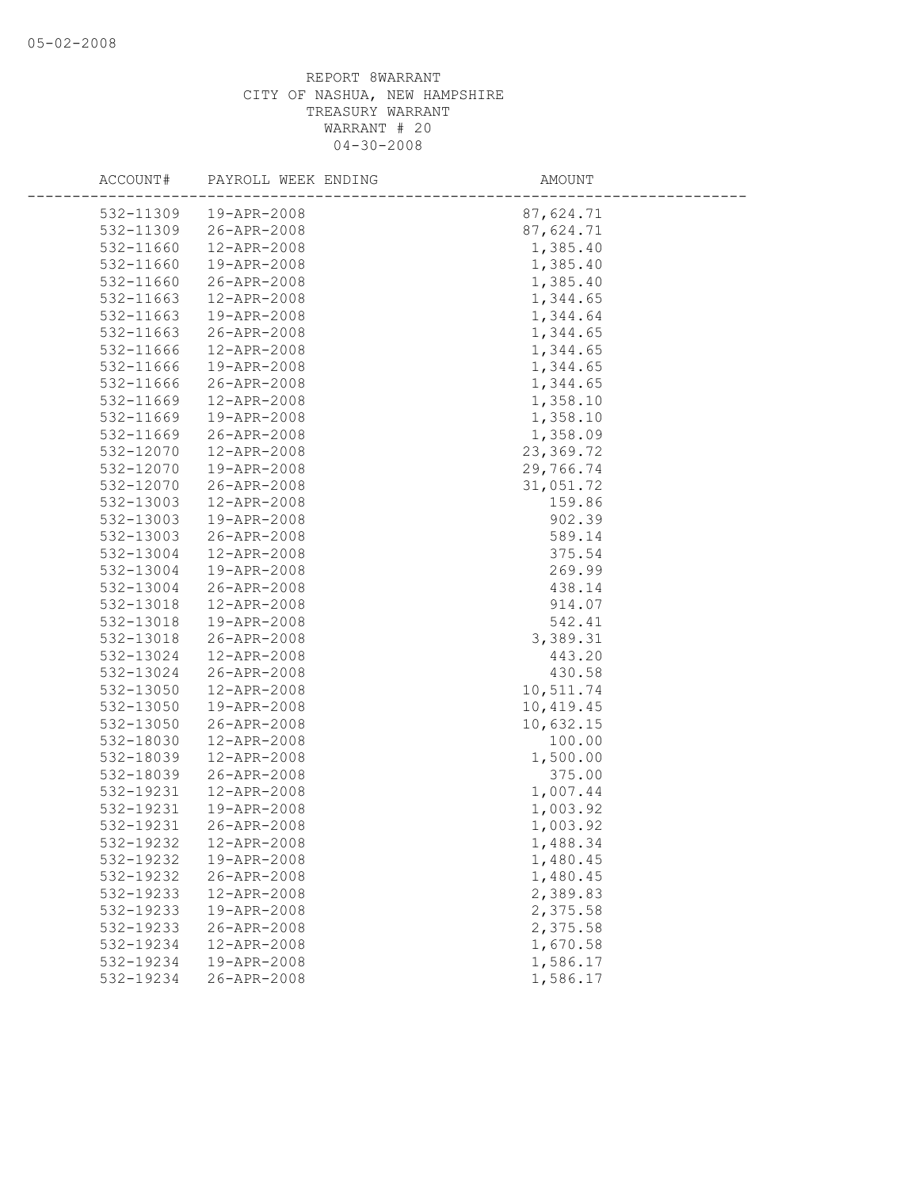REPORT 8WARRANT
CITY OF NASHUA, NEW HAMPSHIRE
TREASURY WARRANT
WARRANT # 20
04-30-2008

| ACCOUNT# | PAYROLL WEEK ENDING | AMOUNT |
|---|---|---|
| 532-11309 | 19-APR-2008 | 87,624.71 |
| 532-11309 | 26-APR-2008 | 87,624.71 |
| 532-11660 | 12-APR-2008 | 1,385.40 |
| 532-11660 | 19-APR-2008 | 1,385.40 |
| 532-11660 | 26-APR-2008 | 1,385.40 |
| 532-11663 | 12-APR-2008 | 1,344.65 |
| 532-11663 | 19-APR-2008 | 1,344.64 |
| 532-11663 | 26-APR-2008 | 1,344.65 |
| 532-11666 | 12-APR-2008 | 1,344.65 |
| 532-11666 | 19-APR-2008 | 1,344.65 |
| 532-11666 | 26-APR-2008 | 1,344.65 |
| 532-11669 | 12-APR-2008 | 1,358.10 |
| 532-11669 | 19-APR-2008 | 1,358.10 |
| 532-11669 | 26-APR-2008 | 1,358.09 |
| 532-12070 | 12-APR-2008 | 23,369.72 |
| 532-12070 | 19-APR-2008 | 29,766.74 |
| 532-12070 | 26-APR-2008 | 31,051.72 |
| 532-13003 | 12-APR-2008 | 159.86 |
| 532-13003 | 19-APR-2008 | 902.39 |
| 532-13003 | 26-APR-2008 | 589.14 |
| 532-13004 | 12-APR-2008 | 375.54 |
| 532-13004 | 19-APR-2008 | 269.99 |
| 532-13004 | 26-APR-2008 | 438.14 |
| 532-13018 | 12-APR-2008 | 914.07 |
| 532-13018 | 19-APR-2008 | 542.41 |
| 532-13018 | 26-APR-2008 | 3,389.31 |
| 532-13024 | 12-APR-2008 | 443.20 |
| 532-13024 | 26-APR-2008 | 430.58 |
| 532-13050 | 12-APR-2008 | 10,511.74 |
| 532-13050 | 19-APR-2008 | 10,419.45 |
| 532-13050 | 26-APR-2008 | 10,632.15 |
| 532-18030 | 12-APR-2008 | 100.00 |
| 532-18039 | 12-APR-2008 | 1,500.00 |
| 532-18039 | 26-APR-2008 | 375.00 |
| 532-19231 | 12-APR-2008 | 1,007.44 |
| 532-19231 | 19-APR-2008 | 1,003.92 |
| 532-19231 | 26-APR-2008 | 1,003.92 |
| 532-19232 | 12-APR-2008 | 1,488.34 |
| 532-19232 | 19-APR-2008 | 1,480.45 |
| 532-19232 | 26-APR-2008 | 1,480.45 |
| 532-19233 | 12-APR-2008 | 2,389.83 |
| 532-19233 | 19-APR-2008 | 2,375.58 |
| 532-19233 | 26-APR-2008 | 2,375.58 |
| 532-19234 | 12-APR-2008 | 1,670.58 |
| 532-19234 | 19-APR-2008 | 1,586.17 |
| 532-19234 | 26-APR-2008 | 1,586.17 |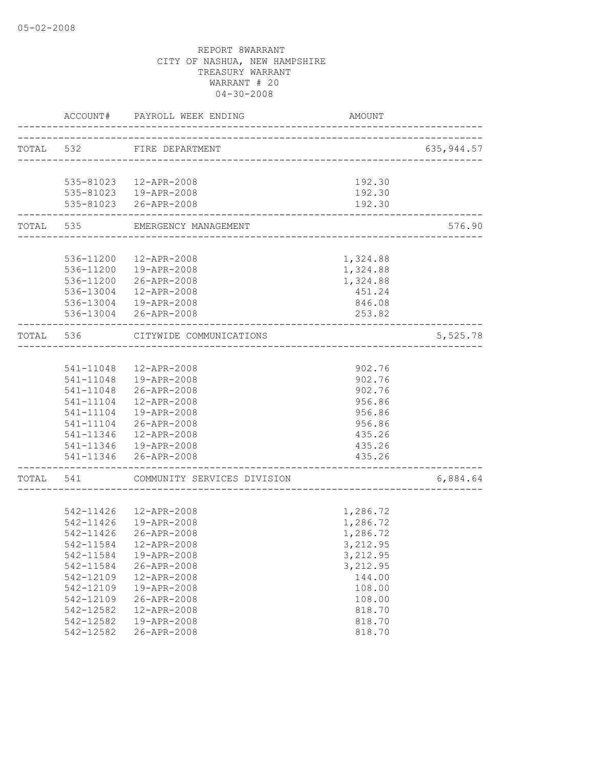REPORT 8WARRANT
CITY OF NASHUA, NEW HAMPSHIRE
TREASURY WARRANT
WARRANT # 20
04-30-2008

| | ACCOUNT# | PAYROLL WEEK ENDING | AMOUNT | |
|---|---|---|---|---|
| TOTAL | 532 | FIRE DEPARTMENT | | 635,944.57 |
| | 535-81023 | 12-APR-2008 | 192.30 | |
| | 535-81023 | 19-APR-2008 | 192.30 | |
| | 535-81023 | 26-APR-2008 | 192.30 | |
| TOTAL | 535 | EMERGENCY MANAGEMENT | | 576.90 |
| | 536-11200 | 12-APR-2008 | 1,324.88 | |
| | 536-11200 | 19-APR-2008 | 1,324.88 | |
| | 536-11200 | 26-APR-2008 | 1,324.88 | |
| | 536-13004 | 12-APR-2008 | 451.24 | |
| | 536-13004 | 19-APR-2008 | 846.08 | |
| | 536-13004 | 26-APR-2008 | 253.82 | |
| TOTAL | 536 | CITYWIDE COMMUNICATIONS | | 5,525.78 |
| | 541-11048 | 12-APR-2008 | 902.76 | |
| | 541-11048 | 19-APR-2008 | 902.76 | |
| | 541-11048 | 26-APR-2008 | 902.76 | |
| | 541-11104 | 12-APR-2008 | 956.86 | |
| | 541-11104 | 19-APR-2008 | 956.86 | |
| | 541-11104 | 26-APR-2008 | 956.86 | |
| | 541-11346 | 12-APR-2008 | 435.26 | |
| | 541-11346 | 19-APR-2008 | 435.26 | |
| | 541-11346 | 26-APR-2008 | 435.26 | |
| TOTAL | 541 | COMMUNITY SERVICES DIVISION | | 6,884.64 |
| | 542-11426 | 12-APR-2008 | 1,286.72 | |
| | 542-11426 | 19-APR-2008 | 1,286.72 | |
| | 542-11426 | 26-APR-2008 | 1,286.72 | |
| | 542-11584 | 12-APR-2008 | 3,212.95 | |
| | 542-11584 | 19-APR-2008 | 3,212.95 | |
| | 542-11584 | 26-APR-2008 | 3,212.95 | |
| | 542-12109 | 12-APR-2008 | 144.00 | |
| | 542-12109 | 19-APR-2008 | 108.00 | |
| | 542-12109 | 26-APR-2008 | 108.00 | |
| | 542-12582 | 12-APR-2008 | 818.70 | |
| | 542-12582 | 19-APR-2008 | 818.70 | |
| | 542-12582 | 26-APR-2008 | 818.70 | |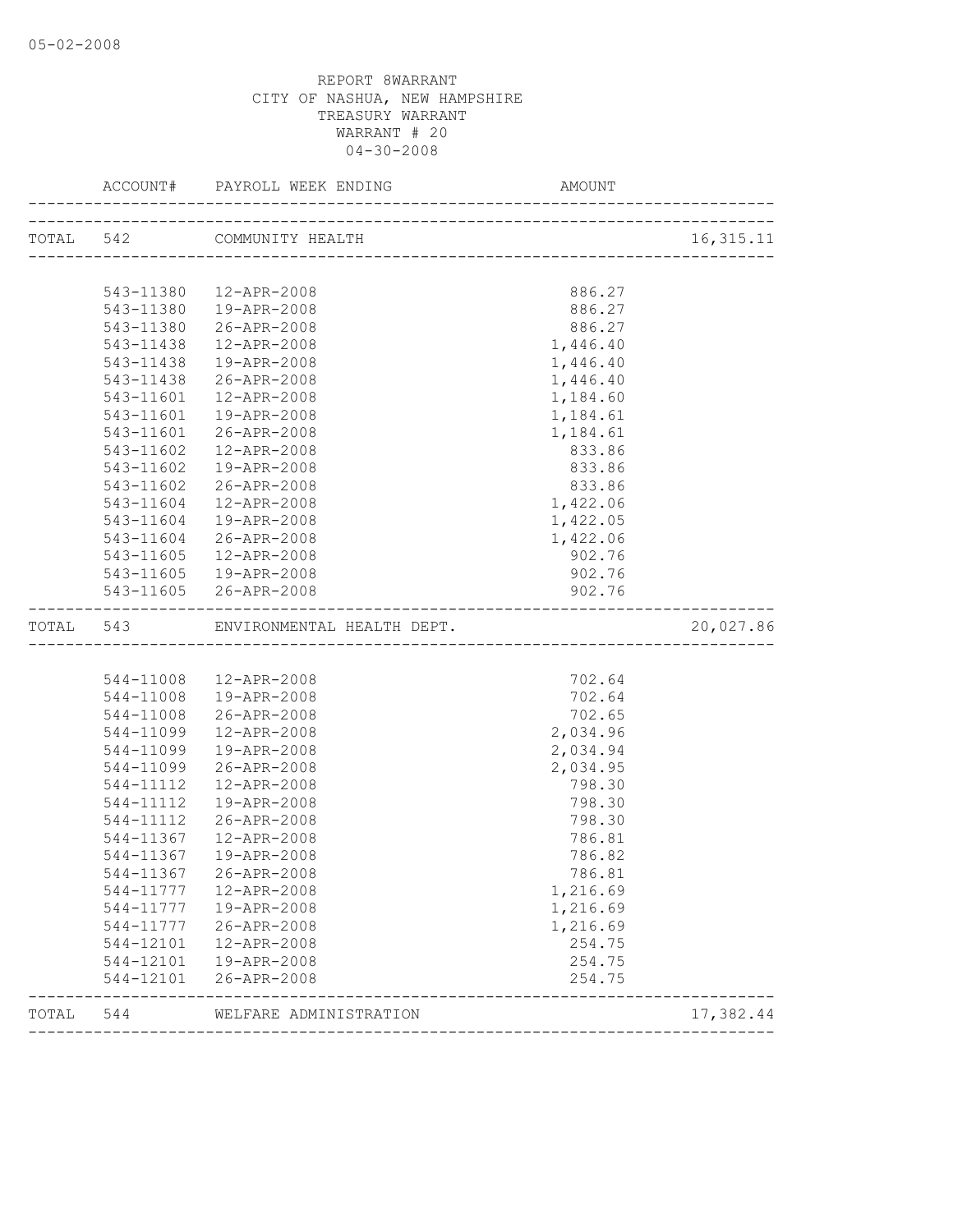05-02-2008

REPORT 8WARRANT
CITY OF NASHUA, NEW HAMPSHIRE
TREASURY WARRANT
WARRANT # 20
04-30-2008

| ACCOUNT# | PAYROLL WEEK ENDING | AMOUNT | |
|---|---|---|---|
| TOTAL 542 | COMMUNITY HEALTH | | 16,315.11 |
| 543-11380 | 12-APR-2008 | 886.27 | |
| 543-11380 | 19-APR-2008 | 886.27 | |
| 543-11380 | 26-APR-2008 | 886.27 | |
| 543-11438 | 12-APR-2008 | 1,446.40 | |
| 543-11438 | 19-APR-2008 | 1,446.40 | |
| 543-11438 | 26-APR-2008 | 1,446.40 | |
| 543-11601 | 12-APR-2008 | 1,184.60 | |
| 543-11601 | 19-APR-2008 | 1,184.61 | |
| 543-11601 | 26-APR-2008 | 1,184.61 | |
| 543-11602 | 12-APR-2008 | 833.86 | |
| 543-11602 | 19-APR-2008 | 833.86 | |
| 543-11602 | 26-APR-2008 | 833.86 | |
| 543-11604 | 12-APR-2008 | 1,422.06 | |
| 543-11604 | 19-APR-2008 | 1,422.05 | |
| 543-11604 | 26-APR-2008 | 1,422.06 | |
| 543-11605 | 12-APR-2008 | 902.76 | |
| 543-11605 | 19-APR-2008 | 902.76 | |
| 543-11605 | 26-APR-2008 | 902.76 | |
| TOTAL 543 | ENVIRONMENTAL HEALTH DEPT. | | 20,027.86 |
| 544-11008 | 12-APR-2008 | 702.64 | |
| 544-11008 | 19-APR-2008 | 702.64 | |
| 544-11008 | 26-APR-2008 | 702.65 | |
| 544-11099 | 12-APR-2008 | 2,034.96 | |
| 544-11099 | 19-APR-2008 | 2,034.94 | |
| 544-11099 | 26-APR-2008 | 2,034.95 | |
| 544-11112 | 12-APR-2008 | 798.30 | |
| 544-11112 | 19-APR-2008 | 798.30 | |
| 544-11112 | 26-APR-2008 | 798.30 | |
| 544-11367 | 12-APR-2008 | 786.81 | |
| 544-11367 | 19-APR-2008 | 786.82 | |
| 544-11367 | 26-APR-2008 | 786.81 | |
| 544-11777 | 12-APR-2008 | 1,216.69 | |
| 544-11777 | 19-APR-2008 | 1,216.69 | |
| 544-11777 | 26-APR-2008 | 1,216.69 | |
| 544-12101 | 12-APR-2008 | 254.75 | |
| 544-12101 | 19-APR-2008 | 254.75 | |
| 544-12101 | 26-APR-2008 | 254.75 | |
| TOTAL 544 | WELFARE ADMINISTRATION | | 17,382.44 |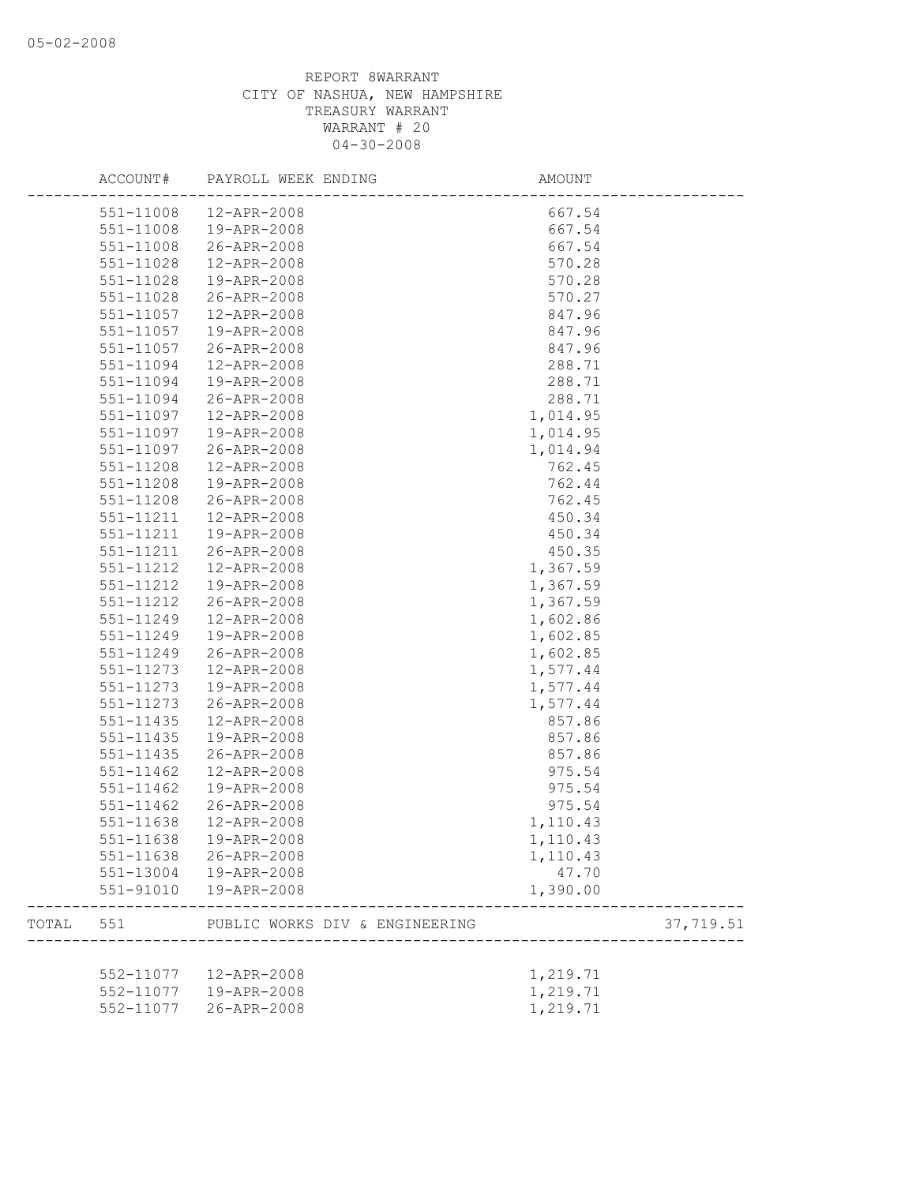05-02-2008

REPORT 8WARRANT
CITY OF NASHUA, NEW HAMPSHIRE
TREASURY WARRANT
WARRANT # 20
04-30-2008

| | ACCOUNT# | PAYROLL WEEK ENDING | AMOUNT | |
|---|---|---|---|---|
| | 551-11008 | 12-APR-2008 | 667.54 | |
| | 551-11008 | 19-APR-2008 | 667.54 | |
| | 551-11008 | 26-APR-2008 | 667.54 | |
| | 551-11028 | 12-APR-2008 | 570.28 | |
| | 551-11028 | 19-APR-2008 | 570.28 | |
| | 551-11028 | 26-APR-2008 | 570.27 | |
| | 551-11057 | 12-APR-2008 | 847.96 | |
| | 551-11057 | 19-APR-2008 | 847.96 | |
| | 551-11057 | 26-APR-2008 | 847.96 | |
| | 551-11094 | 12-APR-2008 | 288.71 | |
| | 551-11094 | 19-APR-2008 | 288.71 | |
| | 551-11094 | 26-APR-2008 | 288.71 | |
| | 551-11097 | 12-APR-2008 | 1,014.95 | |
| | 551-11097 | 19-APR-2008 | 1,014.95 | |
| | 551-11097 | 26-APR-2008 | 1,014.94 | |
| | 551-11208 | 12-APR-2008 | 762.45 | |
| | 551-11208 | 19-APR-2008 | 762.44 | |
| | 551-11208 | 26-APR-2008 | 762.45 | |
| | 551-11211 | 12-APR-2008 | 450.34 | |
| | 551-11211 | 19-APR-2008 | 450.34 | |
| | 551-11211 | 26-APR-2008 | 450.35 | |
| | 551-11212 | 12-APR-2008 | 1,367.59 | |
| | 551-11212 | 19-APR-2008 | 1,367.59 | |
| | 551-11212 | 26-APR-2008 | 1,367.59 | |
| | 551-11249 | 12-APR-2008 | 1,602.86 | |
| | 551-11249 | 19-APR-2008 | 1,602.85 | |
| | 551-11249 | 26-APR-2008 | 1,602.85 | |
| | 551-11273 | 12-APR-2008 | 1,577.44 | |
| | 551-11273 | 19-APR-2008 | 1,577.44 | |
| | 551-11273 | 26-APR-2008 | 1,577.44 | |
| | 551-11435 | 12-APR-2008 | 857.86 | |
| | 551-11435 | 19-APR-2008 | 857.86 | |
| | 551-11435 | 26-APR-2008 | 857.86 | |
| | 551-11462 | 12-APR-2008 | 975.54 | |
| | 551-11462 | 19-APR-2008 | 975.54 | |
| | 551-11462 | 26-APR-2008 | 975.54 | |
| | 551-11638 | 12-APR-2008 | 1,110.43 | |
| | 551-11638 | 19-APR-2008 | 1,110.43 | |
| | 551-11638 | 26-APR-2008 | 1,110.43 | |
| | 551-13004 | 19-APR-2008 | 47.70 | |
| | 551-91010 | 19-APR-2008 | 1,390.00 | |
| TOTAL | 551 | PUBLIC WORKS DIV & ENGINEERING | | 37,719.51 |
| | 552-11077 | 12-APR-2008 | 1,219.71 | |
| | 552-11077 | 19-APR-2008 | 1,219.71 | |
| | 552-11077 | 26-APR-2008 | 1,219.71 | |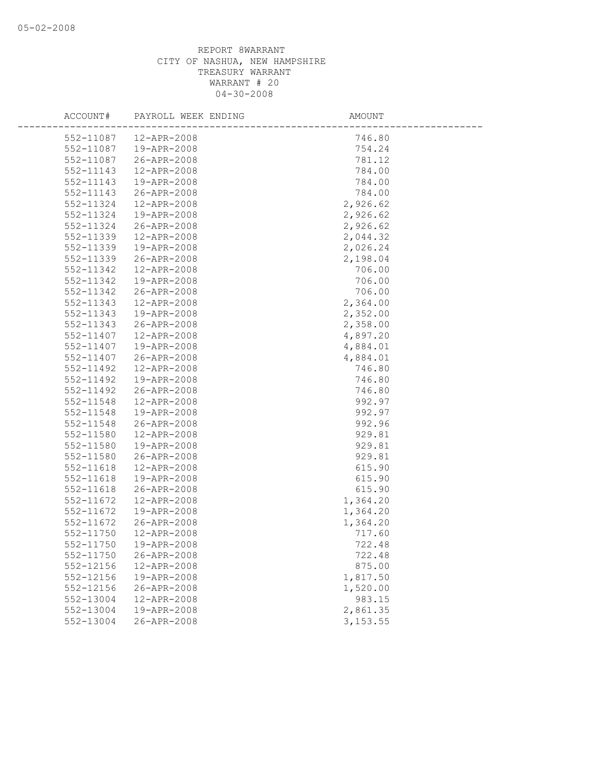REPORT 8WARRANT
CITY OF NASHUA, NEW HAMPSHIRE
TREASURY WARRANT
WARRANT # 20
04-30-2008

| ACCOUNT# | PAYROLL WEEK ENDING | AMOUNT |
|---|---|---|
| 552-11087 | 12-APR-2008 | 746.80 |
| 552-11087 | 19-APR-2008 | 754.24 |
| 552-11087 | 26-APR-2008 | 781.12 |
| 552-11143 | 12-APR-2008 | 784.00 |
| 552-11143 | 19-APR-2008 | 784.00 |
| 552-11143 | 26-APR-2008 | 784.00 |
| 552-11324 | 12-APR-2008 | 2,926.62 |
| 552-11324 | 19-APR-2008 | 2,926.62 |
| 552-11324 | 26-APR-2008 | 2,926.62 |
| 552-11339 | 12-APR-2008 | 2,044.32 |
| 552-11339 | 19-APR-2008 | 2,026.24 |
| 552-11339 | 26-APR-2008 | 2,198.04 |
| 552-11342 | 12-APR-2008 | 706.00 |
| 552-11342 | 19-APR-2008 | 706.00 |
| 552-11342 | 26-APR-2008 | 706.00 |
| 552-11343 | 12-APR-2008 | 2,364.00 |
| 552-11343 | 19-APR-2008 | 2,352.00 |
| 552-11343 | 26-APR-2008 | 2,358.00 |
| 552-11407 | 12-APR-2008 | 4,897.20 |
| 552-11407 | 19-APR-2008 | 4,884.01 |
| 552-11407 | 26-APR-2008 | 4,884.01 |
| 552-11492 | 12-APR-2008 | 746.80 |
| 552-11492 | 19-APR-2008 | 746.80 |
| 552-11492 | 26-APR-2008 | 746.80 |
| 552-11548 | 12-APR-2008 | 992.97 |
| 552-11548 | 19-APR-2008 | 992.97 |
| 552-11548 | 26-APR-2008 | 992.96 |
| 552-11580 | 12-APR-2008 | 929.81 |
| 552-11580 | 19-APR-2008 | 929.81 |
| 552-11580 | 26-APR-2008 | 929.81 |
| 552-11618 | 12-APR-2008 | 615.90 |
| 552-11618 | 19-APR-2008 | 615.90 |
| 552-11618 | 26-APR-2008 | 615.90 |
| 552-11672 | 12-APR-2008 | 1,364.20 |
| 552-11672 | 19-APR-2008 | 1,364.20 |
| 552-11672 | 26-APR-2008 | 1,364.20 |
| 552-11750 | 12-APR-2008 | 717.60 |
| 552-11750 | 19-APR-2008 | 722.48 |
| 552-11750 | 26-APR-2008 | 722.48 |
| 552-12156 | 12-APR-2008 | 875.00 |
| 552-12156 | 19-APR-2008 | 1,817.50 |
| 552-12156 | 26-APR-2008 | 1,520.00 |
| 552-13004 | 12-APR-2008 | 983.15 |
| 552-13004 | 19-APR-2008 | 2,861.35 |
| 552-13004 | 26-APR-2008 | 3,153.55 |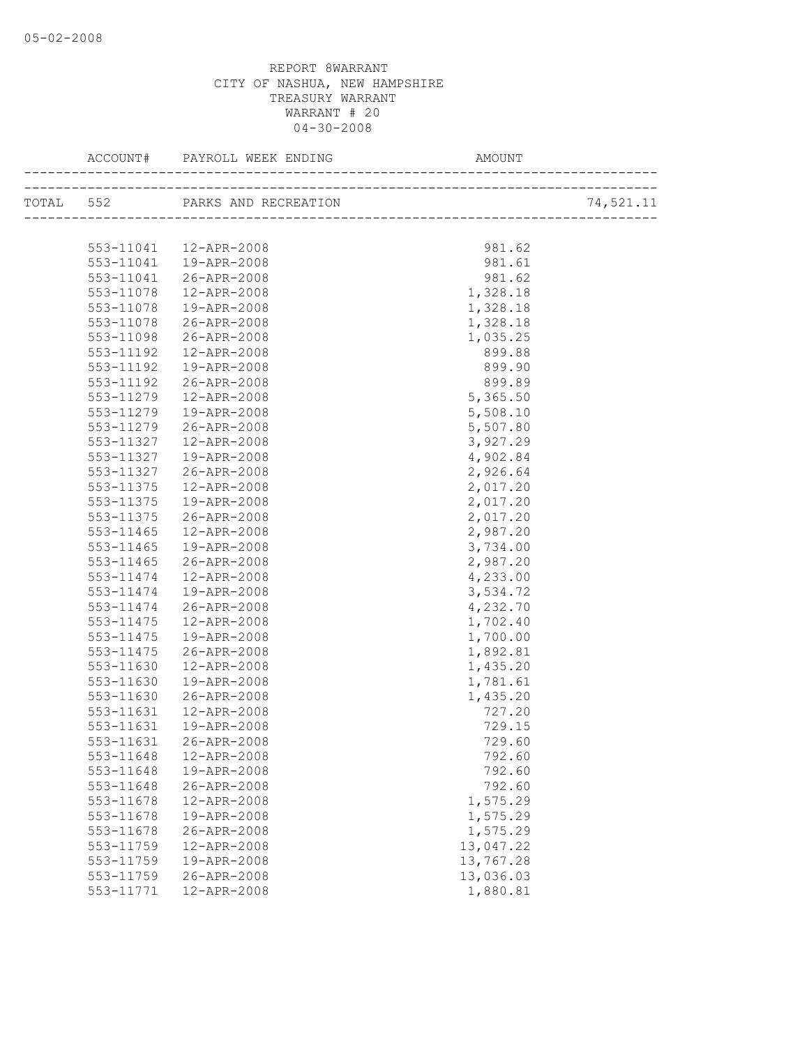REPORT 8WARRANT
CITY OF NASHUA, NEW HAMPSHIRE
TREASURY WARRANT
WARRANT # 20
04-30-2008

| ACCOUNT# | PAYROLL WEEK ENDING | AMOUNT | |
|---|---|---|---|
| TOTAL 552 | PARKS AND RECREATION | | 74,521.11 |
| 553-11041 | 12-APR-2008 | 981.62 | |
| 553-11041 | 19-APR-2008 | 981.61 | |
| 553-11041 | 26-APR-2008 | 981.62 | |
| 553-11078 | 12-APR-2008 | 1,328.18 | |
| 553-11078 | 19-APR-2008 | 1,328.18 | |
| 553-11078 | 26-APR-2008 | 1,328.18 | |
| 553-11098 | 26-APR-2008 | 1,035.25 | |
| 553-11192 | 12-APR-2008 | 899.88 | |
| 553-11192 | 19-APR-2008 | 899.90 | |
| 553-11192 | 26-APR-2008 | 899.89 | |
| 553-11279 | 12-APR-2008 | 5,365.50 | |
| 553-11279 | 19-APR-2008 | 5,508.10 | |
| 553-11279 | 26-APR-2008 | 5,507.80 | |
| 553-11327 | 12-APR-2008 | 3,927.29 | |
| 553-11327 | 19-APR-2008 | 4,902.84 | |
| 553-11327 | 26-APR-2008 | 2,926.64 | |
| 553-11375 | 12-APR-2008 | 2,017.20 | |
| 553-11375 | 19-APR-2008 | 2,017.20 | |
| 553-11375 | 26-APR-2008 | 2,017.20 | |
| 553-11465 | 12-APR-2008 | 2,987.20 | |
| 553-11465 | 19-APR-2008 | 3,734.00 | |
| 553-11465 | 26-APR-2008 | 2,987.20 | |
| 553-11474 | 12-APR-2008 | 4,233.00 | |
| 553-11474 | 19-APR-2008 | 3,534.72 | |
| 553-11474 | 26-APR-2008 | 4,232.70 | |
| 553-11475 | 12-APR-2008 | 1,702.40 | |
| 553-11475 | 19-APR-2008 | 1,700.00 | |
| 553-11475 | 26-APR-2008 | 1,892.81 | |
| 553-11630 | 12-APR-2008 | 1,435.20 | |
| 553-11630 | 19-APR-2008 | 1,781.61 | |
| 553-11630 | 26-APR-2008 | 1,435.20 | |
| 553-11631 | 12-APR-2008 | 727.20 | |
| 553-11631 | 19-APR-2008 | 729.15 | |
| 553-11631 | 26-APR-2008 | 729.60 | |
| 553-11648 | 12-APR-2008 | 792.60 | |
| 553-11648 | 19-APR-2008 | 792.60 | |
| 553-11648 | 26-APR-2008 | 792.60 | |
| 553-11678 | 12-APR-2008 | 1,575.29 | |
| 553-11678 | 19-APR-2008 | 1,575.29 | |
| 553-11678 | 26-APR-2008 | 1,575.29 | |
| 553-11759 | 12-APR-2008 | 13,047.22 | |
| 553-11759 | 19-APR-2008 | 13,767.28 | |
| 553-11759 | 26-APR-2008 | 13,036.03 | |
| 553-11771 | 12-APR-2008 | 1,880.81 | |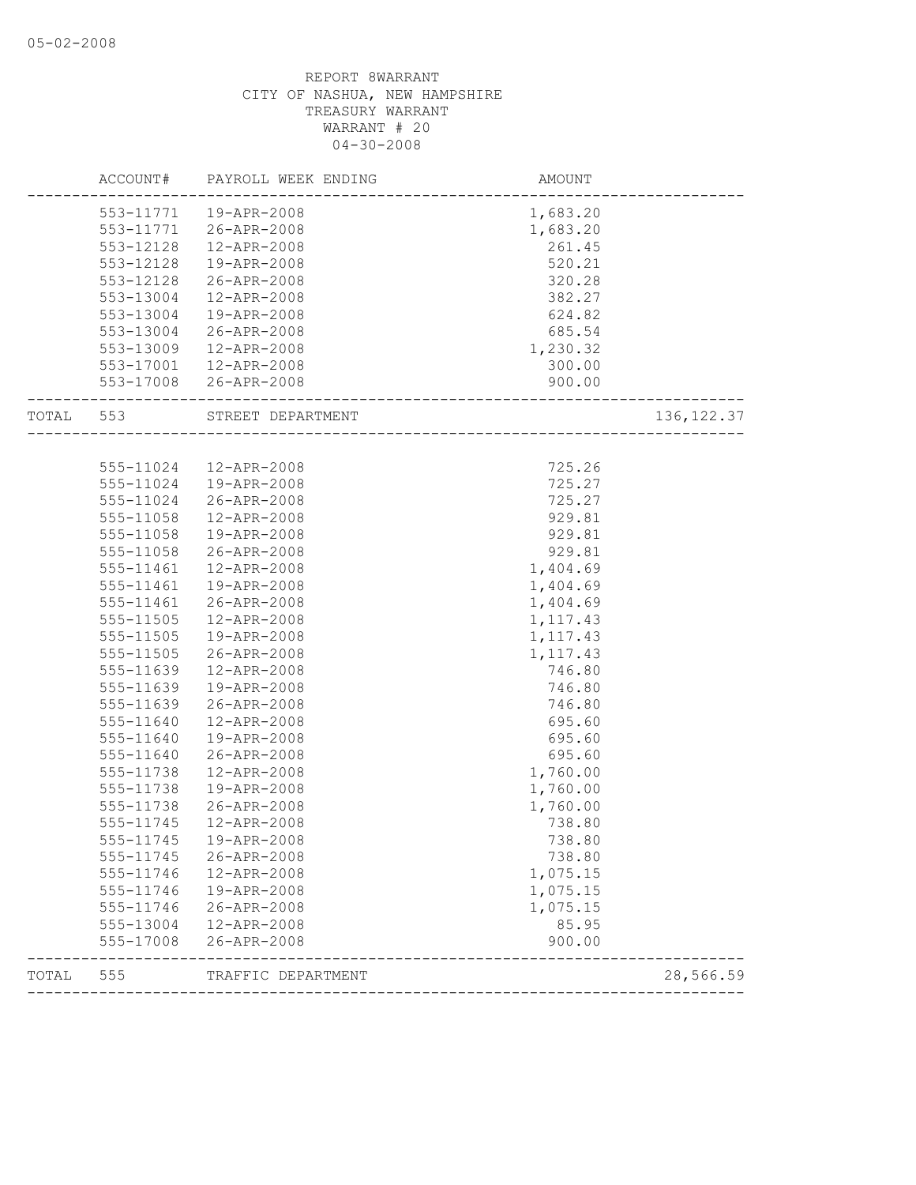05-02-2008

REPORT 8WARRANT
CITY OF NASHUA, NEW HAMPSHIRE
TREASURY WARRANT
WARRANT # 20
04-30-2008

| | ACCOUNT# | PAYROLL WEEK ENDING | AMOUNT | |
|---|---|---|---|---|
| | 553-11771 | 19-APR-2008 | 1,683.20 | |
| | 553-11771 | 26-APR-2008 | 1,683.20 | |
| | 553-12128 | 12-APR-2008 | 261.45 | |
| | 553-12128 | 19-APR-2008 | 520.21 | |
| | 553-12128 | 26-APR-2008 | 320.28 | |
| | 553-13004 | 12-APR-2008 | 382.27 | |
| | 553-13004 | 19-APR-2008 | 624.82 | |
| | 553-13004 | 26-APR-2008 | 685.54 | |
| | 553-13009 | 12-APR-2008 | 1,230.32 | |
| | 553-17001 | 12-APR-2008 | 300.00 | |
| | 553-17008 | 26-APR-2008 | 900.00 | |
| TOTAL | 553 | STREET DEPARTMENT | | 136,122.37 |
| | 555-11024 | 12-APR-2008 | 725.26 | |
| | 555-11024 | 19-APR-2008 | 725.27 | |
| | 555-11024 | 26-APR-2008 | 725.27 | |
| | 555-11058 | 12-APR-2008 | 929.81 | |
| | 555-11058 | 19-APR-2008 | 929.81 | |
| | 555-11058 | 26-APR-2008 | 929.81 | |
| | 555-11461 | 12-APR-2008 | 1,404.69 | |
| | 555-11461 | 19-APR-2008 | 1,404.69 | |
| | 555-11461 | 26-APR-2008 | 1,404.69 | |
| | 555-11505 | 12-APR-2008 | 1,117.43 | |
| | 555-11505 | 19-APR-2008 | 1,117.43 | |
| | 555-11505 | 26-APR-2008 | 1,117.43 | |
| | 555-11639 | 12-APR-2008 | 746.80 | |
| | 555-11639 | 19-APR-2008 | 746.80 | |
| | 555-11639 | 26-APR-2008 | 746.80 | |
| | 555-11640 | 12-APR-2008 | 695.60 | |
| | 555-11640 | 19-APR-2008 | 695.60 | |
| | 555-11640 | 26-APR-2008 | 695.60 | |
| | 555-11738 | 12-APR-2008 | 1,760.00 | |
| | 555-11738 | 19-APR-2008 | 1,760.00 | |
| | 555-11738 | 26-APR-2008 | 1,760.00 | |
| | 555-11745 | 12-APR-2008 | 738.80 | |
| | 555-11745 | 19-APR-2008 | 738.80 | |
| | 555-11745 | 26-APR-2008 | 738.80 | |
| | 555-11746 | 12-APR-2008 | 1,075.15 | |
| | 555-11746 | 19-APR-2008 | 1,075.15 | |
| | 555-11746 | 26-APR-2008 | 1,075.15 | |
| | 555-13004 | 12-APR-2008 | 85.95 | |
| | 555-17008 | 26-APR-2008 | 900.00 | |
| TOTAL | 555 | TRAFFIC DEPARTMENT | | 28,566.59 |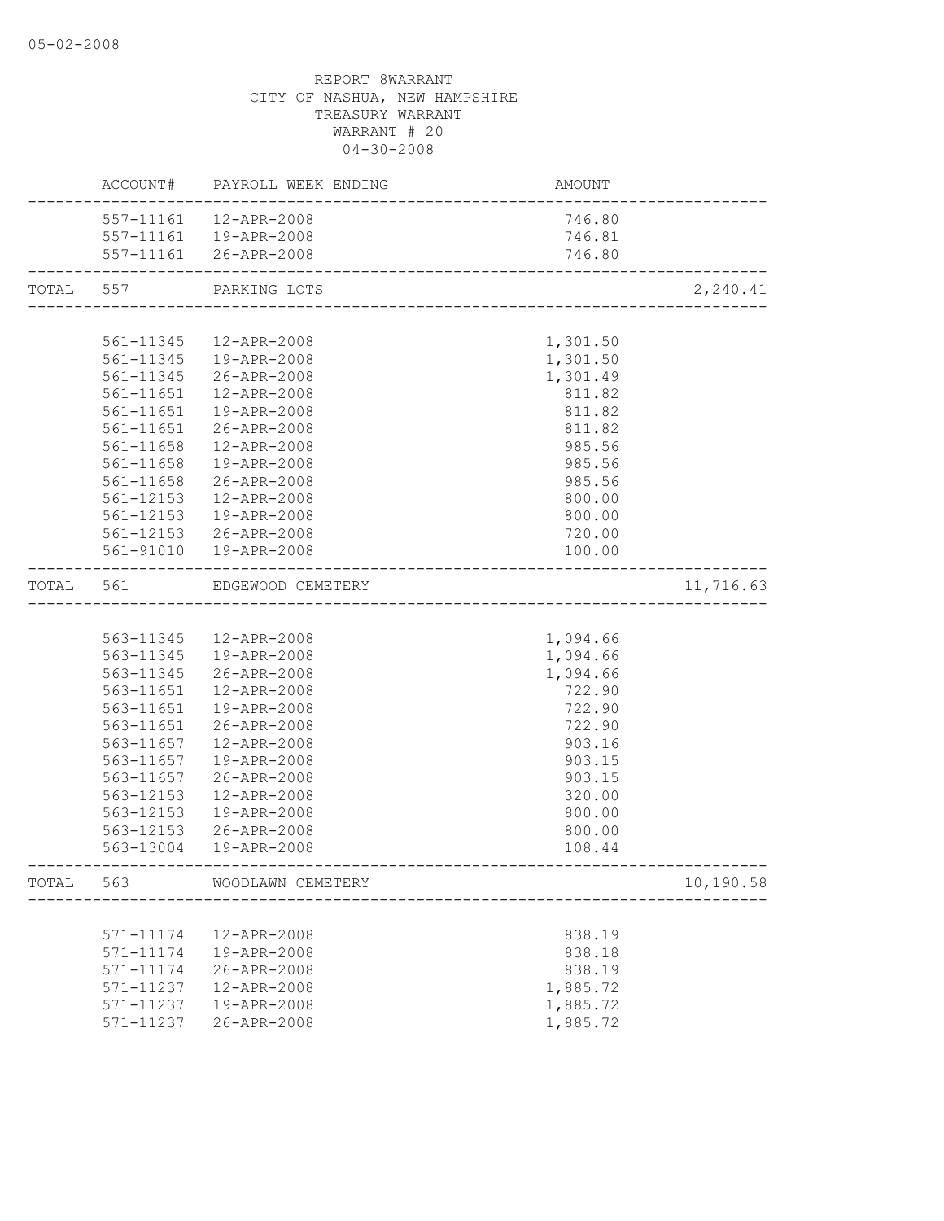05-02-2008

REPORT 8WARRANT
CITY OF NASHUA, NEW HAMPSHIRE
TREASURY WARRANT
WARRANT # 20
04-30-2008

| | ACCOUNT# | PAYROLL WEEK ENDING | AMOUNT | |
|---|---|---|---|---|
| | 557-11161 | 12-APR-2008 | 746.80 | |
| | 557-11161 | 19-APR-2008 | 746.81 | |
| | 557-11161 | 26-APR-2008 | 746.80 | |
| TOTAL | 557 | PARKING LOTS | | 2,240.41 |
| | 561-11345 | 12-APR-2008 | 1,301.50 | |
| | 561-11345 | 19-APR-2008 | 1,301.50 | |
| | 561-11345 | 26-APR-2008 | 1,301.49 | |
| | 561-11651 | 12-APR-2008 | 811.82 | |
| | 561-11651 | 19-APR-2008 | 811.82 | |
| | 561-11651 | 26-APR-2008 | 811.82 | |
| | 561-11658 | 12-APR-2008 | 985.56 | |
| | 561-11658 | 19-APR-2008 | 985.56 | |
| | 561-11658 | 26-APR-2008 | 985.56 | |
| | 561-12153 | 12-APR-2008 | 800.00 | |
| | 561-12153 | 19-APR-2008 | 800.00 | |
| | 561-12153 | 26-APR-2008 | 720.00 | |
| | 561-91010 | 19-APR-2008 | 100.00 | |
| TOTAL | 561 | EDGEWOOD CEMETERY | | 11,716.63 |
| | 563-11345 | 12-APR-2008 | 1,094.66 | |
| | 563-11345 | 19-APR-2008 | 1,094.66 | |
| | 563-11345 | 26-APR-2008 | 1,094.66 | |
| | 563-11651 | 12-APR-2008 | 722.90 | |
| | 563-11651 | 19-APR-2008 | 722.90 | |
| | 563-11651 | 26-APR-2008 | 722.90 | |
| | 563-11657 | 12-APR-2008 | 903.16 | |
| | 563-11657 | 19-APR-2008 | 903.15 | |
| | 563-11657 | 26-APR-2008 | 903.15 | |
| | 563-12153 | 12-APR-2008 | 320.00 | |
| | 563-12153 | 19-APR-2008 | 800.00 | |
| | 563-12153 | 26-APR-2008 | 800.00 | |
| | 563-13004 | 19-APR-2008 | 108.44 | |
| TOTAL | 563 | WOODLAWN CEMETERY | | 10,190.58 |
| | 571-11174 | 12-APR-2008 | 838.19 | |
| | 571-11174 | 19-APR-2008 | 838.18 | |
| | 571-11174 | 26-APR-2008 | 838.19 | |
| | 571-11237 | 12-APR-2008 | 1,885.72 | |
| | 571-11237 | 19-APR-2008 | 1,885.72 | |
| | 571-11237 | 26-APR-2008 | 1,885.72 | |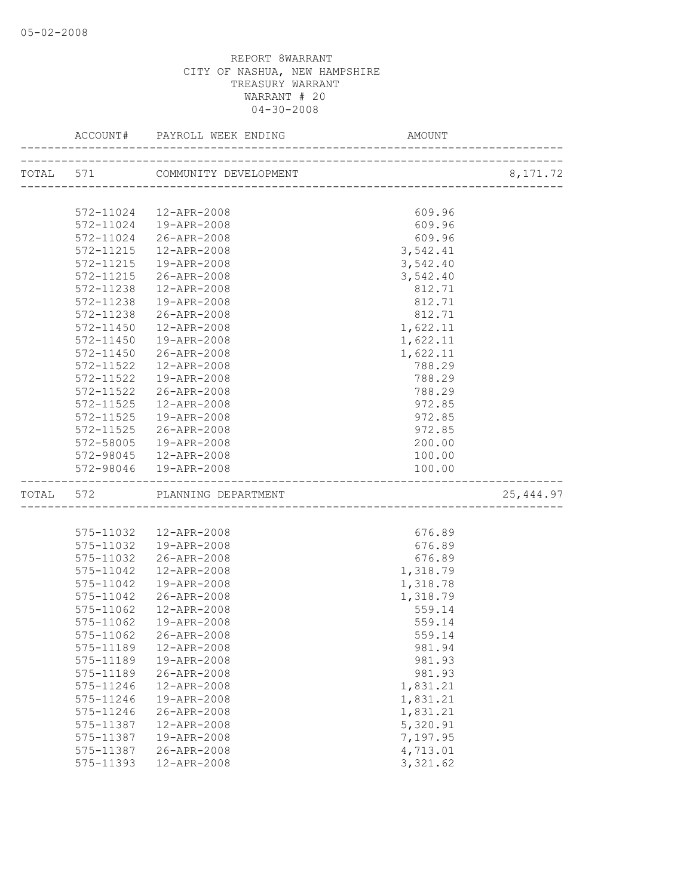05-02-2008

REPORT 8WARRANT
CITY OF NASHUA, NEW HAMPSHIRE
TREASURY WARRANT
WARRANT # 20
04-30-2008

| | ACCOUNT# | PAYROLL WEEK ENDING | AMOUNT | |
|---|---|---|---|---|
| TOTAL | 571 | COMMUNITY DEVELOPMENT | | 8,171.72 |
| | 572-11024 | 12-APR-2008 | 609.96 | |
| | 572-11024 | 19-APR-2008 | 609.96 | |
| | 572-11024 | 26-APR-2008 | 609.96 | |
| | 572-11215 | 12-APR-2008 | 3,542.41 | |
| | 572-11215 | 19-APR-2008 | 3,542.40 | |
| | 572-11215 | 26-APR-2008 | 3,542.40 | |
| | 572-11238 | 12-APR-2008 | 812.71 | |
| | 572-11238 | 19-APR-2008 | 812.71 | |
| | 572-11238 | 26-APR-2008 | 812.71 | |
| | 572-11450 | 12-APR-2008 | 1,622.11 | |
| | 572-11450 | 19-APR-2008 | 1,622.11 | |
| | 572-11450 | 26-APR-2008 | 1,622.11 | |
| | 572-11522 | 12-APR-2008 | 788.29 | |
| | 572-11522 | 19-APR-2008 | 788.29 | |
| | 572-11522 | 26-APR-2008 | 788.29 | |
| | 572-11525 | 12-APR-2008 | 972.85 | |
| | 572-11525 | 19-APR-2008 | 972.85 | |
| | 572-11525 | 26-APR-2008 | 972.85 | |
| | 572-58005 | 19-APR-2008 | 200.00 | |
| | 572-98045 | 12-APR-2008 | 100.00 | |
| | 572-98046 | 19-APR-2008 | 100.00 | |
| TOTAL | 572 | PLANNING DEPARTMENT | | 25,444.97 |
| | 575-11032 | 12-APR-2008 | 676.89 | |
| | 575-11032 | 19-APR-2008 | 676.89 | |
| | 575-11032 | 26-APR-2008 | 676.89 | |
| | 575-11042 | 12-APR-2008 | 1,318.79 | |
| | 575-11042 | 19-APR-2008 | 1,318.78 | |
| | 575-11042 | 26-APR-2008 | 1,318.79 | |
| | 575-11062 | 12-APR-2008 | 559.14 | |
| | 575-11062 | 19-APR-2008 | 559.14 | |
| | 575-11062 | 26-APR-2008 | 559.14 | |
| | 575-11189 | 12-APR-2008 | 981.94 | |
| | 575-11189 | 19-APR-2008 | 981.93 | |
| | 575-11189 | 26-APR-2008 | 981.93 | |
| | 575-11246 | 12-APR-2008 | 1,831.21 | |
| | 575-11246 | 19-APR-2008 | 1,831.21 | |
| | 575-11246 | 26-APR-2008 | 1,831.21 | |
| | 575-11387 | 12-APR-2008 | 5,320.91 | |
| | 575-11387 | 19-APR-2008 | 7,197.95 | |
| | 575-11387 | 26-APR-2008 | 4,713.01 | |
| | 575-11393 | 12-APR-2008 | 3,321.62 | |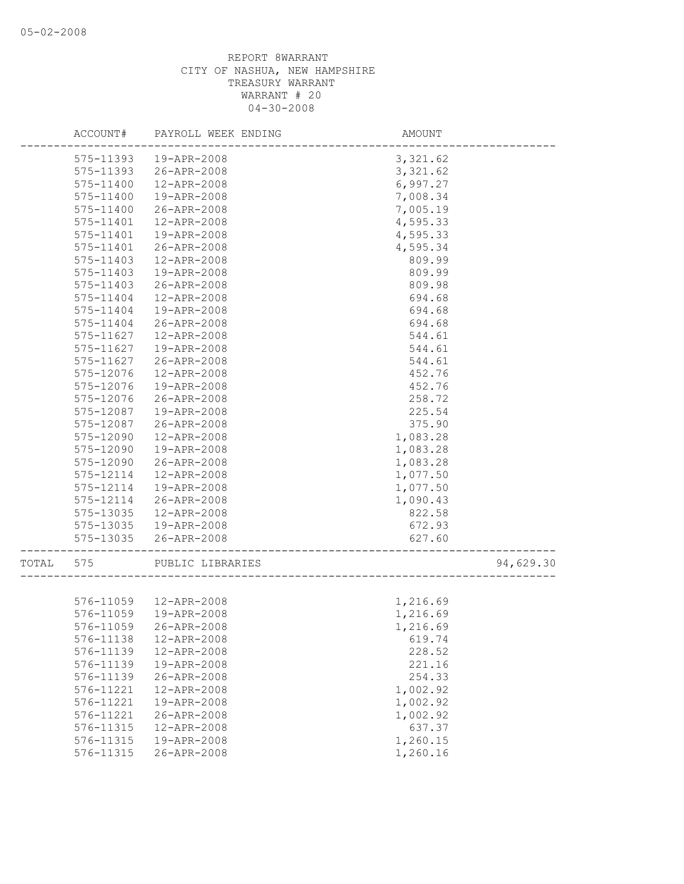REPORT 8WARRANT
CITY OF NASHUA, NEW HAMPSHIRE
TREASURY WARRANT
WARRANT # 20
04-30-2008

| ACCOUNT# | PAYROLL WEEK ENDING | AMOUNT | |
|---|---|---|---|
| 575-11393 | 19-APR-2008 | 3,321.62 | |
| 575-11393 | 26-APR-2008 | 3,321.62 | |
| 575-11400 | 12-APR-2008 | 6,997.27 | |
| 575-11400 | 19-APR-2008 | 7,008.34 | |
| 575-11400 | 26-APR-2008 | 7,005.19 | |
| 575-11401 | 12-APR-2008 | 4,595.33 | |
| 575-11401 | 19-APR-2008 | 4,595.33 | |
| 575-11401 | 26-APR-2008 | 4,595.34 | |
| 575-11403 | 12-APR-2008 | 809.99 | |
| 575-11403 | 19-APR-2008 | 809.99 | |
| 575-11403 | 26-APR-2008 | 809.98 | |
| 575-11404 | 12-APR-2008 | 694.68 | |
| 575-11404 | 19-APR-2008 | 694.68 | |
| 575-11404 | 26-APR-2008 | 694.68 | |
| 575-11627 | 12-APR-2008 | 544.61 | |
| 575-11627 | 19-APR-2008 | 544.61 | |
| 575-11627 | 26-APR-2008 | 544.61 | |
| 575-12076 | 12-APR-2008 | 452.76 | |
| 575-12076 | 19-APR-2008 | 452.76 | |
| 575-12076 | 26-APR-2008 | 258.72 | |
| 575-12087 | 19-APR-2008 | 225.54 | |
| 575-12087 | 26-APR-2008 | 375.90 | |
| 575-12090 | 12-APR-2008 | 1,083.28 | |
| 575-12090 | 19-APR-2008 | 1,083.28 | |
| 575-12090 | 26-APR-2008 | 1,083.28 | |
| 575-12114 | 12-APR-2008 | 1,077.50 | |
| 575-12114 | 19-APR-2008 | 1,077.50 | |
| 575-12114 | 26-APR-2008 | 1,090.43 | |
| 575-13035 | 12-APR-2008 | 822.58 | |
| 575-13035 | 19-APR-2008 | 672.93 | |
| 575-13035 | 26-APR-2008 | 627.60 | |
| TOTAL 575 | PUBLIC LIBRARIES | | 94,629.30 |
| 576-11059 | 12-APR-2008 | 1,216.69 | |
| 576-11059 | 19-APR-2008 | 1,216.69 | |
| 576-11059 | 26-APR-2008 | 1,216.69 | |
| 576-11138 | 12-APR-2008 | 619.74 | |
| 576-11139 | 12-APR-2008 | 228.52 | |
| 576-11139 | 19-APR-2008 | 221.16 | |
| 576-11139 | 26-APR-2008 | 254.33 | |
| 576-11221 | 12-APR-2008 | 1,002.92 | |
| 576-11221 | 19-APR-2008 | 1,002.92 | |
| 576-11221 | 26-APR-2008 | 1,002.92 | |
| 576-11315 | 12-APR-2008 | 637.37 | |
| 576-11315 | 19-APR-2008 | 1,260.15 | |
| 576-11315 | 26-APR-2008 | 1,260.16 | |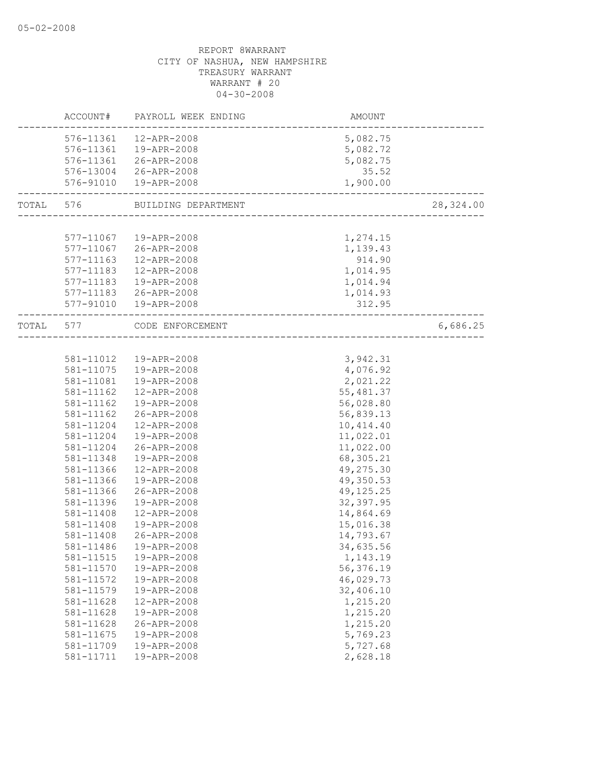REPORT 8WARRANT
CITY OF NASHUA, NEW HAMPSHIRE
TREASURY WARRANT
WARRANT # 20
04-30-2008

| | ACCOUNT# | PAYROLL WEEK ENDING | AMOUNT | |
|---|---|---|---|---|
| | 576-11361 | 12-APR-2008 | 5,082.75 | |
| | 576-11361 | 19-APR-2008 | 5,082.72 | |
| | 576-11361 | 26-APR-2008 | 5,082.75 | |
| | 576-13004 | 26-APR-2008 | 35.52 | |
| | 576-91010 | 19-APR-2008 | 1,900.00 | |
| TOTAL | 576 | BUILDING DEPARTMENT | | 28,324.00 |
| | 577-11067 | 19-APR-2008 | 1,274.15 | |
| | 577-11067 | 26-APR-2008 | 1,139.43 | |
| | 577-11163 | 12-APR-2008 | 914.90 | |
| | 577-11183 | 12-APR-2008 | 1,014.95 | |
| | 577-11183 | 19-APR-2008 | 1,014.94 | |
| | 577-11183 | 26-APR-2008 | 1,014.93 | |
| | 577-91010 | 19-APR-2008 | 312.95 | |
| TOTAL | 577 | CODE ENFORCEMENT | | 6,686.25 |
| | 581-11012 | 19-APR-2008 | 3,942.31 | |
| | 581-11075 | 19-APR-2008 | 4,076.92 | |
| | 581-11081 | 19-APR-2008 | 2,021.22 | |
| | 581-11162 | 12-APR-2008 | 55,481.37 | |
| | 581-11162 | 19-APR-2008 | 56,028.80 | |
| | 581-11162 | 26-APR-2008 | 56,839.13 | |
| | 581-11204 | 12-APR-2008 | 10,414.40 | |
| | 581-11204 | 19-APR-2008 | 11,022.01 | |
| | 581-11204 | 26-APR-2008 | 11,022.00 | |
| | 581-11348 | 19-APR-2008 | 68,305.21 | |
| | 581-11366 | 12-APR-2008 | 49,275.30 | |
| | 581-11366 | 19-APR-2008 | 49,350.53 | |
| | 581-11366 | 26-APR-2008 | 49,125.25 | |
| | 581-11396 | 19-APR-2008 | 32,397.95 | |
| | 581-11408 | 12-APR-2008 | 14,864.69 | |
| | 581-11408 | 19-APR-2008 | 15,016.38 | |
| | 581-11408 | 26-APR-2008 | 14,793.67 | |
| | 581-11486 | 19-APR-2008 | 34,635.56 | |
| | 581-11515 | 19-APR-2008 | 1,143.19 | |
| | 581-11570 | 19-APR-2008 | 56,376.19 | |
| | 581-11572 | 19-APR-2008 | 46,029.73 | |
| | 581-11579 | 19-APR-2008 | 32,406.10 | |
| | 581-11628 | 12-APR-2008 | 1,215.20 | |
| | 581-11628 | 19-APR-2008 | 1,215.20 | |
| | 581-11628 | 26-APR-2008 | 1,215.20 | |
| | 581-11675 | 19-APR-2008 | 5,769.23 | |
| | 581-11709 | 19-APR-2008 | 5,727.68 | |
| | 581-11711 | 19-APR-2008 | 2,628.18 | |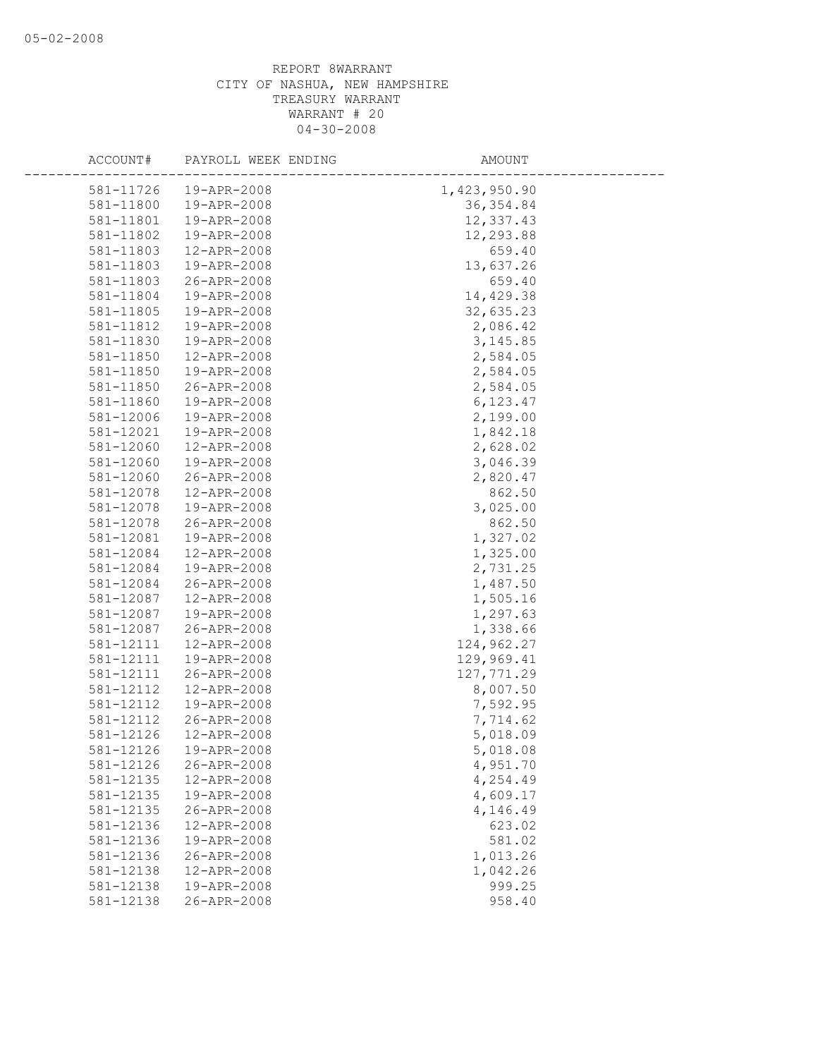05-02-2008

REPORT 8WARRANT
CITY OF NASHUA, NEW HAMPSHIRE
TREASURY WARRANT
WARRANT # 20
04-30-2008

| ACCOUNT# | PAYROLL WEEK ENDING | AMOUNT |
|---|---|---|
| 581-11726 | 19-APR-2008 | 1,423,950.90 |
| 581-11800 | 19-APR-2008 | 36,354.84 |
| 581-11801 | 19-APR-2008 | 12,337.43 |
| 581-11802 | 19-APR-2008 | 12,293.88 |
| 581-11803 | 12-APR-2008 | 659.40 |
| 581-11803 | 19-APR-2008 | 13,637.26 |
| 581-11803 | 26-APR-2008 | 659.40 |
| 581-11804 | 19-APR-2008 | 14,429.38 |
| 581-11805 | 19-APR-2008 | 32,635.23 |
| 581-11812 | 19-APR-2008 | 2,086.42 |
| 581-11830 | 19-APR-2008 | 3,145.85 |
| 581-11850 | 12-APR-2008 | 2,584.05 |
| 581-11850 | 19-APR-2008 | 2,584.05 |
| 581-11850 | 26-APR-2008 | 2,584.05 |
| 581-11860 | 19-APR-2008 | 6,123.47 |
| 581-12006 | 19-APR-2008 | 2,199.00 |
| 581-12021 | 19-APR-2008 | 1,842.18 |
| 581-12060 | 12-APR-2008 | 2,628.02 |
| 581-12060 | 19-APR-2008 | 3,046.39 |
| 581-12060 | 26-APR-2008 | 2,820.47 |
| 581-12078 | 12-APR-2008 | 862.50 |
| 581-12078 | 19-APR-2008 | 3,025.00 |
| 581-12078 | 26-APR-2008 | 862.50 |
| 581-12081 | 19-APR-2008 | 1,327.02 |
| 581-12084 | 12-APR-2008 | 1,325.00 |
| 581-12084 | 19-APR-2008 | 2,731.25 |
| 581-12084 | 26-APR-2008 | 1,487.50 |
| 581-12087 | 12-APR-2008 | 1,505.16 |
| 581-12087 | 19-APR-2008 | 1,297.63 |
| 581-12087 | 26-APR-2008 | 1,338.66 |
| 581-12111 | 12-APR-2008 | 124,962.27 |
| 581-12111 | 19-APR-2008 | 129,969.41 |
| 581-12111 | 26-APR-2008 | 127,771.29 |
| 581-12112 | 12-APR-2008 | 8,007.50 |
| 581-12112 | 19-APR-2008 | 7,592.95 |
| 581-12112 | 26-APR-2008 | 7,714.62 |
| 581-12126 | 12-APR-2008 | 5,018.09 |
| 581-12126 | 19-APR-2008 | 5,018.08 |
| 581-12126 | 26-APR-2008 | 4,951.70 |
| 581-12135 | 12-APR-2008 | 4,254.49 |
| 581-12135 | 19-APR-2008 | 4,609.17 |
| 581-12135 | 26-APR-2008 | 4,146.49 |
| 581-12136 | 12-APR-2008 | 623.02 |
| 581-12136 | 19-APR-2008 | 581.02 |
| 581-12136 | 26-APR-2008 | 1,013.26 |
| 581-12138 | 12-APR-2008 | 1,042.26 |
| 581-12138 | 19-APR-2008 | 999.25 |
| 581-12138 | 26-APR-2008 | 958.40 |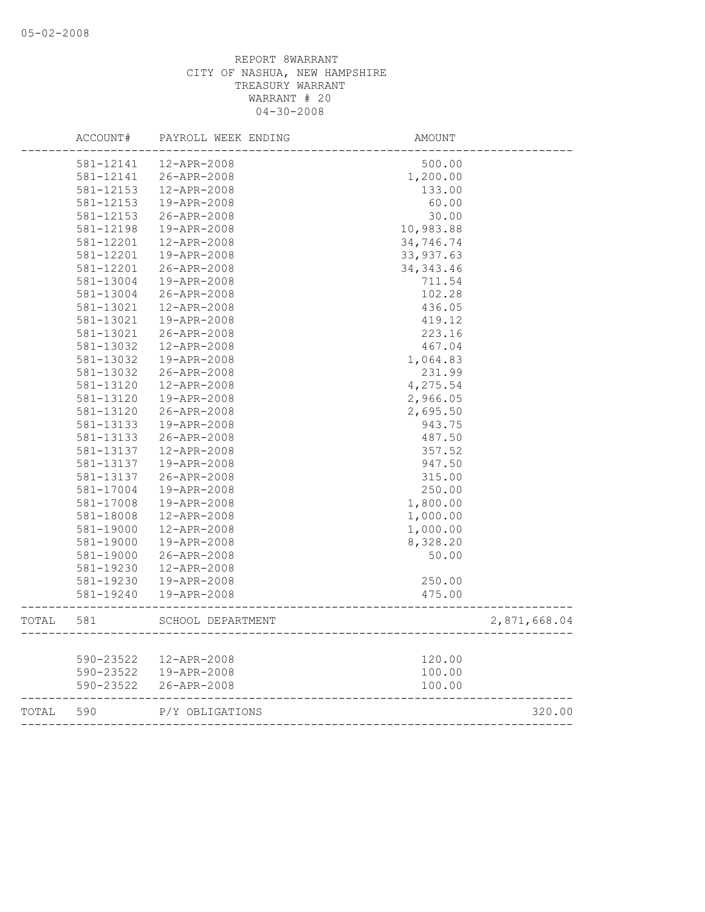05-02-2008

REPORT 8WARRANT
CITY OF NASHUA, NEW HAMPSHIRE
TREASURY WARRANT
WARRANT # 20
04-30-2008

| | ACCOUNT# | PAYROLL WEEK ENDING | AMOUNT | |
|---|---|---|---|---|
| | 581-12141 | 12-APR-2008 | 500.00 | |
| | 581-12141 | 26-APR-2008 | 1,200.00 | |
| | 581-12153 | 12-APR-2008 | 133.00 | |
| | 581-12153 | 19-APR-2008 | 60.00 | |
| | 581-12153 | 26-APR-2008 | 30.00 | |
| | 581-12198 | 19-APR-2008 | 10,983.88 | |
| | 581-12201 | 12-APR-2008 | 34,746.74 | |
| | 581-12201 | 19-APR-2008 | 33,937.63 | |
| | 581-12201 | 26-APR-2008 | 34,343.46 | |
| | 581-13004 | 19-APR-2008 | 711.54 | |
| | 581-13004 | 26-APR-2008 | 102.28 | |
| | 581-13021 | 12-APR-2008 | 436.05 | |
| | 581-13021 | 19-APR-2008 | 419.12 | |
| | 581-13021 | 26-APR-2008 | 223.16 | |
| | 581-13032 | 12-APR-2008 | 467.04 | |
| | 581-13032 | 19-APR-2008 | 1,064.83 | |
| | 581-13032 | 26-APR-2008 | 231.99 | |
| | 581-13120 | 12-APR-2008 | 4,275.54 | |
| | 581-13120 | 19-APR-2008 | 2,966.05 | |
| | 581-13120 | 26-APR-2008 | 2,695.50 | |
| | 581-13133 | 19-APR-2008 | 943.75 | |
| | 581-13133 | 26-APR-2008 | 487.50 | |
| | 581-13137 | 12-APR-2008 | 357.52 | |
| | 581-13137 | 19-APR-2008 | 947.50 | |
| | 581-13137 | 26-APR-2008 | 315.00 | |
| | 581-17004 | 19-APR-2008 | 250.00 | |
| | 581-17008 | 19-APR-2008 | 1,800.00 | |
| | 581-18008 | 12-APR-2008 | 1,000.00 | |
| | 581-19000 | 12-APR-2008 | 1,000.00 | |
| | 581-19000 | 19-APR-2008 | 8,328.20 | |
| | 581-19000 | 26-APR-2008 | 50.00 | |
| | 581-19230 | 12-APR-2008 | | |
| | 581-19230 | 19-APR-2008 | 250.00 | |
| | 581-19240 | 19-APR-2008 | 475.00 | |
| TOTAL | 581 | SCHOOL DEPARTMENT | | 2,871,668.04 |
| | 590-23522 | 12-APR-2008 | 120.00 | |
| | 590-23522 | 19-APR-2008 | 100.00 | |
| | 590-23522 | 26-APR-2008 | 100.00 | |
| TOTAL | 590 | P/Y OBLIGATIONS | | 320.00 |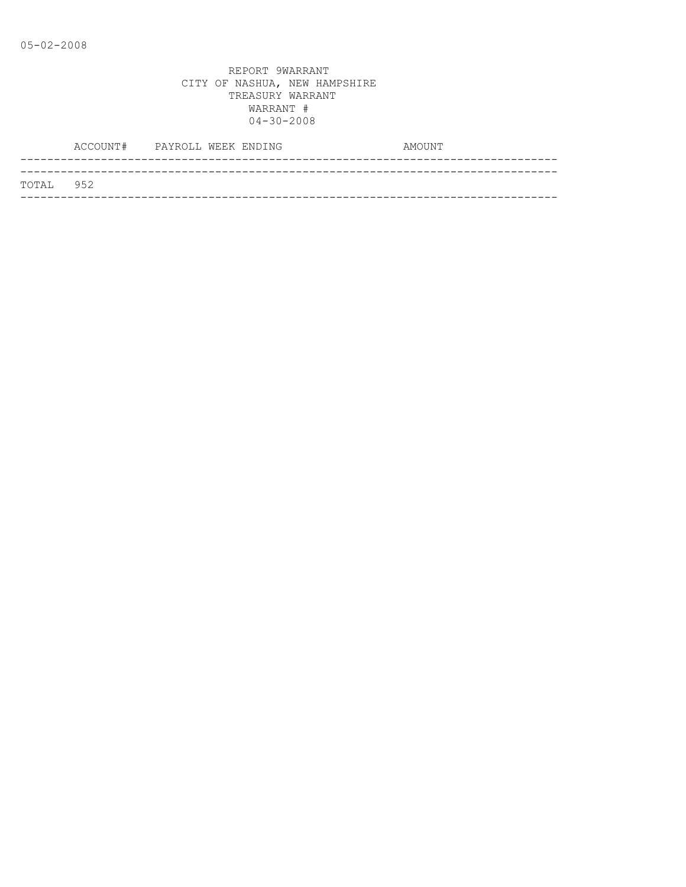05-02-2008

REPORT 9WARRANT
CITY OF NASHUA, NEW HAMPSHIRE
TREASURY WARRANT
WARRANT #
04-30-2008

| ACCOUNT# | PAYROLL WEEK ENDING | AMOUNT |
| --- | --- | --- |
| TOTAL 952 | | |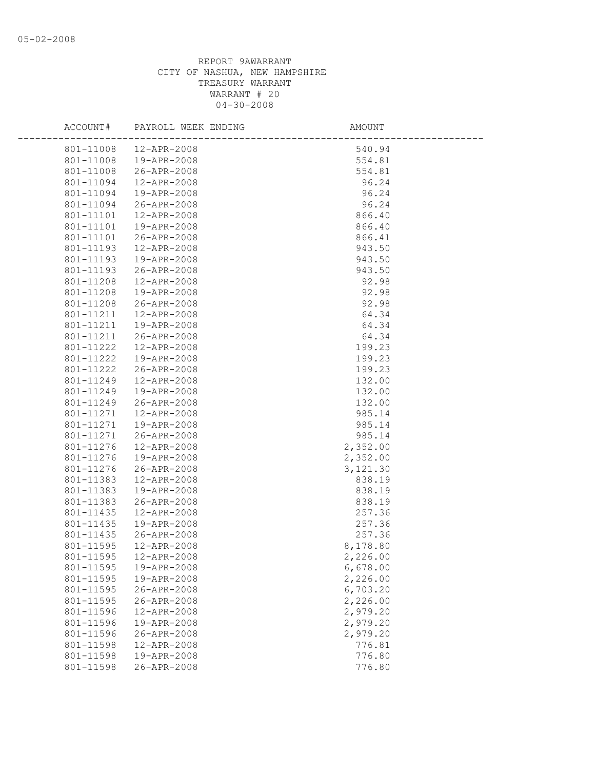REPORT 9AWARRANT
CITY OF NASHUA, NEW HAMPSHIRE
TREASURY WARRANT
WARRANT # 20
04-30-2008

| ACCOUNT# | PAYROLL WEEK ENDING | AMOUNT |
|---|---|---|
| 801-11008 | 12-APR-2008 | 540.94 |
| 801-11008 | 19-APR-2008 | 554.81 |
| 801-11008 | 26-APR-2008 | 554.81 |
| 801-11094 | 12-APR-2008 | 96.24 |
| 801-11094 | 19-APR-2008 | 96.24 |
| 801-11094 | 26-APR-2008 | 96.24 |
| 801-11101 | 12-APR-2008 | 866.40 |
| 801-11101 | 19-APR-2008 | 866.40 |
| 801-11101 | 26-APR-2008 | 866.41 |
| 801-11193 | 12-APR-2008 | 943.50 |
| 801-11193 | 19-APR-2008 | 943.50 |
| 801-11193 | 26-APR-2008 | 943.50 |
| 801-11208 | 12-APR-2008 | 92.98 |
| 801-11208 | 19-APR-2008 | 92.98 |
| 801-11208 | 26-APR-2008 | 92.98 |
| 801-11211 | 12-APR-2008 | 64.34 |
| 801-11211 | 19-APR-2008 | 64.34 |
| 801-11211 | 26-APR-2008 | 64.34 |
| 801-11222 | 12-APR-2008 | 199.23 |
| 801-11222 | 19-APR-2008 | 199.23 |
| 801-11222 | 26-APR-2008 | 199.23 |
| 801-11249 | 12-APR-2008 | 132.00 |
| 801-11249 | 19-APR-2008 | 132.00 |
| 801-11249 | 26-APR-2008 | 132.00 |
| 801-11271 | 12-APR-2008 | 985.14 |
| 801-11271 | 19-APR-2008 | 985.14 |
| 801-11271 | 26-APR-2008 | 985.14 |
| 801-11276 | 12-APR-2008 | 2,352.00 |
| 801-11276 | 19-APR-2008 | 2,352.00 |
| 801-11276 | 26-APR-2008 | 3,121.30 |
| 801-11383 | 12-APR-2008 | 838.19 |
| 801-11383 | 19-APR-2008 | 838.19 |
| 801-11383 | 26-APR-2008 | 838.19 |
| 801-11435 | 12-APR-2008 | 257.36 |
| 801-11435 | 19-APR-2008 | 257.36 |
| 801-11435 | 26-APR-2008 | 257.36 |
| 801-11595 | 12-APR-2008 | 8,178.80 |
| 801-11595 | 12-APR-2008 | 2,226.00 |
| 801-11595 | 19-APR-2008 | 6,678.00 |
| 801-11595 | 19-APR-2008 | 2,226.00 |
| 801-11595 | 26-APR-2008 | 6,703.20 |
| 801-11595 | 26-APR-2008 | 2,226.00 |
| 801-11596 | 12-APR-2008 | 2,979.20 |
| 801-11596 | 19-APR-2008 | 2,979.20 |
| 801-11596 | 26-APR-2008 | 2,979.20 |
| 801-11598 | 12-APR-2008 | 776.81 |
| 801-11598 | 19-APR-2008 | 776.80 |
| 801-11598 | 26-APR-2008 | 776.80 |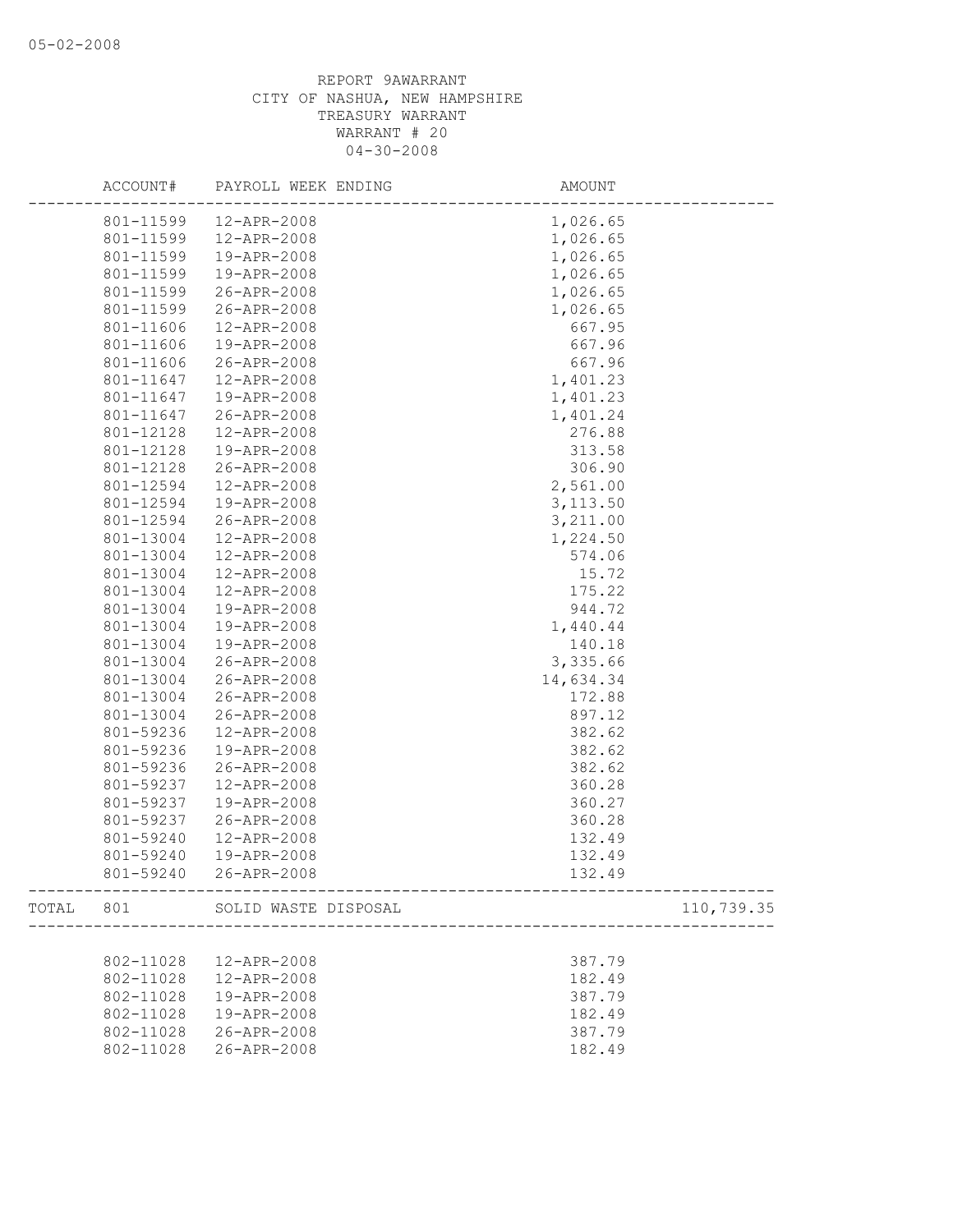REPORT 9AWARRANT
CITY OF NASHUA, NEW HAMPSHIRE
TREASURY WARRANT
WARRANT # 20
04-30-2008

| | ACCOUNT# | PAYROLL WEEK ENDING | AMOUNT | |
|---|---|---|---|---|
| | 801-11599 | 12-APR-2008 | 1,026.65 | |
| | 801-11599 | 12-APR-2008 | 1,026.65 | |
| | 801-11599 | 19-APR-2008 | 1,026.65 | |
| | 801-11599 | 19-APR-2008 | 1,026.65 | |
| | 801-11599 | 26-APR-2008 | 1,026.65 | |
| | 801-11599 | 26-APR-2008 | 1,026.65 | |
| | 801-11606 | 12-APR-2008 | 667.95 | |
| | 801-11606 | 19-APR-2008 | 667.96 | |
| | 801-11606 | 26-APR-2008 | 667.96 | |
| | 801-11647 | 12-APR-2008 | 1,401.23 | |
| | 801-11647 | 19-APR-2008 | 1,401.23 | |
| | 801-11647 | 26-APR-2008 | 1,401.24 | |
| | 801-12128 | 12-APR-2008 | 276.88 | |
| | 801-12128 | 19-APR-2008 | 313.58 | |
| | 801-12128 | 26-APR-2008 | 306.90 | |
| | 801-12594 | 12-APR-2008 | 2,561.00 | |
| | 801-12594 | 19-APR-2008 | 3,113.50 | |
| | 801-12594 | 26-APR-2008 | 3,211.00 | |
| | 801-13004 | 12-APR-2008 | 1,224.50 | |
| | 801-13004 | 12-APR-2008 | 574.06 | |
| | 801-13004 | 12-APR-2008 | 15.72 | |
| | 801-13004 | 12-APR-2008 | 175.22 | |
| | 801-13004 | 19-APR-2008 | 944.72 | |
| | 801-13004 | 19-APR-2008 | 1,440.44 | |
| | 801-13004 | 19-APR-2008 | 140.18 | |
| | 801-13004 | 26-APR-2008 | 3,335.66 | |
| | 801-13004 | 26-APR-2008 | 14,634.34 | |
| | 801-13004 | 26-APR-2008 | 172.88 | |
| | 801-13004 | 26-APR-2008 | 897.12 | |
| | 801-59236 | 12-APR-2008 | 382.62 | |
| | 801-59236 | 19-APR-2008 | 382.62 | |
| | 801-59236 | 26-APR-2008 | 382.62 | |
| | 801-59237 | 12-APR-2008 | 360.28 | |
| | 801-59237 | 19-APR-2008 | 360.27 | |
| | 801-59237 | 26-APR-2008 | 360.28 | |
| | 801-59240 | 12-APR-2008 | 132.49 | |
| | 801-59240 | 19-APR-2008 | 132.49 | |
| | 801-59240 | 26-APR-2008 | 132.49 | |
| TOTAL | 801 | SOLID WASTE DISPOSAL | | 110,739.35 |
| | 802-11028 | 12-APR-2008 | 387.79 | |
| | 802-11028 | 12-APR-2008 | 182.49 | |
| | 802-11028 | 19-APR-2008 | 387.79 | |
| | 802-11028 | 19-APR-2008 | 182.49 | |
| | 802-11028 | 26-APR-2008 | 387.79 | |
| | 802-11028 | 26-APR-2008 | 182.49 | |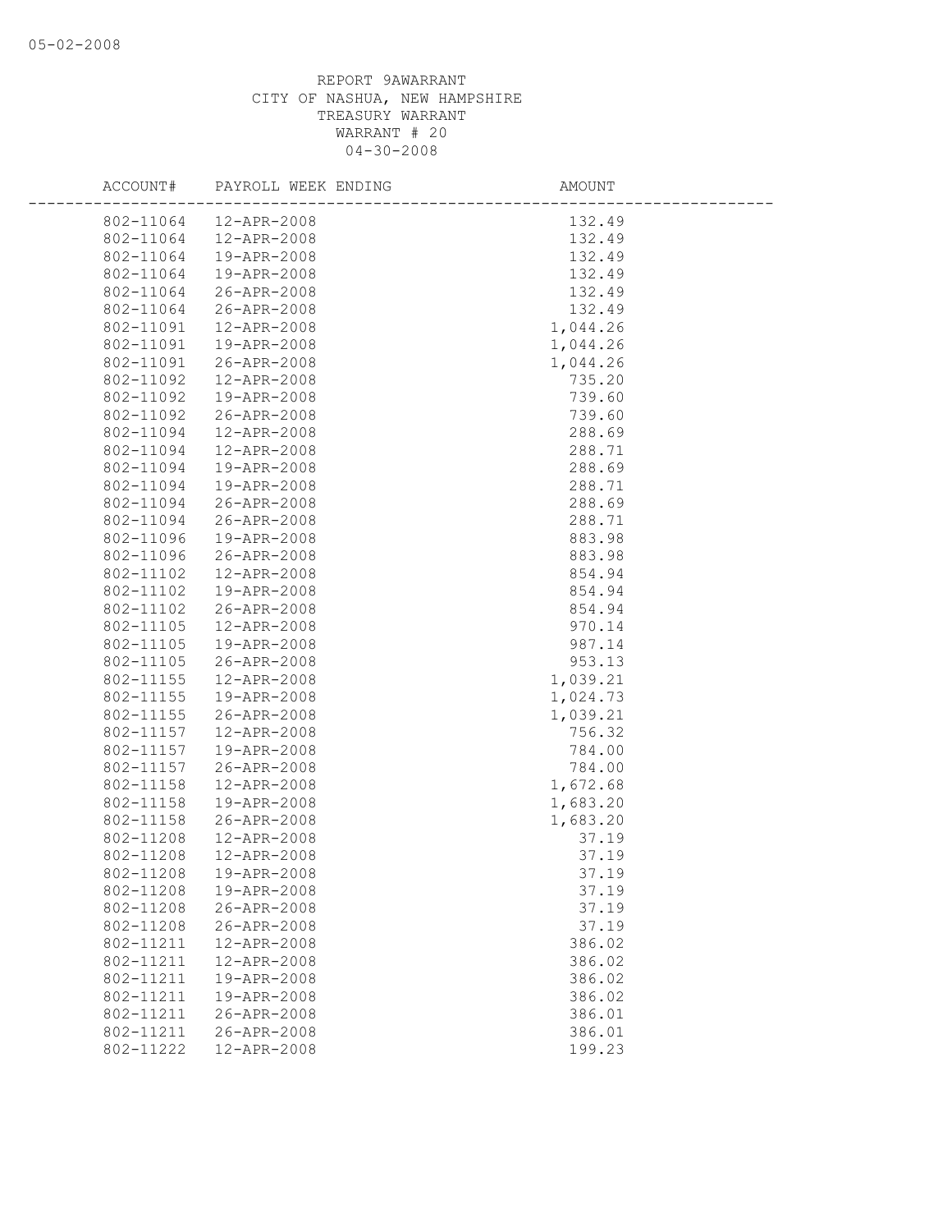REPORT 9AWARRANT
CITY OF NASHUA, NEW HAMPSHIRE
TREASURY WARRANT
WARRANT # 20
04-30-2008

| ACCOUNT# | PAYROLL WEEK ENDING | AMOUNT |
|---|---|---|
| 802-11064 | 12-APR-2008 | 132.49 |
| 802-11064 | 12-APR-2008 | 132.49 |
| 802-11064 | 19-APR-2008 | 132.49 |
| 802-11064 | 19-APR-2008 | 132.49 |
| 802-11064 | 26-APR-2008 | 132.49 |
| 802-11064 | 26-APR-2008 | 132.49 |
| 802-11091 | 12-APR-2008 | 1,044.26 |
| 802-11091 | 19-APR-2008 | 1,044.26 |
| 802-11091 | 26-APR-2008 | 1,044.26 |
| 802-11092 | 12-APR-2008 | 735.20 |
| 802-11092 | 19-APR-2008 | 739.60 |
| 802-11092 | 26-APR-2008 | 739.60 |
| 802-11094 | 12-APR-2008 | 288.69 |
| 802-11094 | 12-APR-2008 | 288.71 |
| 802-11094 | 19-APR-2008 | 288.69 |
| 802-11094 | 19-APR-2008 | 288.71 |
| 802-11094 | 26-APR-2008 | 288.69 |
| 802-11094 | 26-APR-2008 | 288.71 |
| 802-11096 | 19-APR-2008 | 883.98 |
| 802-11096 | 26-APR-2008 | 883.98 |
| 802-11102 | 12-APR-2008 | 854.94 |
| 802-11102 | 19-APR-2008 | 854.94 |
| 802-11102 | 26-APR-2008 | 854.94 |
| 802-11105 | 12-APR-2008 | 970.14 |
| 802-11105 | 19-APR-2008 | 987.14 |
| 802-11105 | 26-APR-2008 | 953.13 |
| 802-11155 | 12-APR-2008 | 1,039.21 |
| 802-11155 | 19-APR-2008 | 1,024.73 |
| 802-11155 | 26-APR-2008 | 1,039.21 |
| 802-11157 | 12-APR-2008 | 756.32 |
| 802-11157 | 19-APR-2008 | 784.00 |
| 802-11157 | 26-APR-2008 | 784.00 |
| 802-11158 | 12-APR-2008 | 1,672.68 |
| 802-11158 | 19-APR-2008 | 1,683.20 |
| 802-11158 | 26-APR-2008 | 1,683.20 |
| 802-11208 | 12-APR-2008 | 37.19 |
| 802-11208 | 12-APR-2008 | 37.19 |
| 802-11208 | 19-APR-2008 | 37.19 |
| 802-11208 | 19-APR-2008 | 37.19 |
| 802-11208 | 26-APR-2008 | 37.19 |
| 802-11208 | 26-APR-2008 | 37.19 |
| 802-11211 | 12-APR-2008 | 386.02 |
| 802-11211 | 12-APR-2008 | 386.02 |
| 802-11211 | 19-APR-2008 | 386.02 |
| 802-11211 | 19-APR-2008 | 386.02 |
| 802-11211 | 26-APR-2008 | 386.01 |
| 802-11211 | 26-APR-2008 | 386.01 |
| 802-11222 | 12-APR-2008 | 199.23 |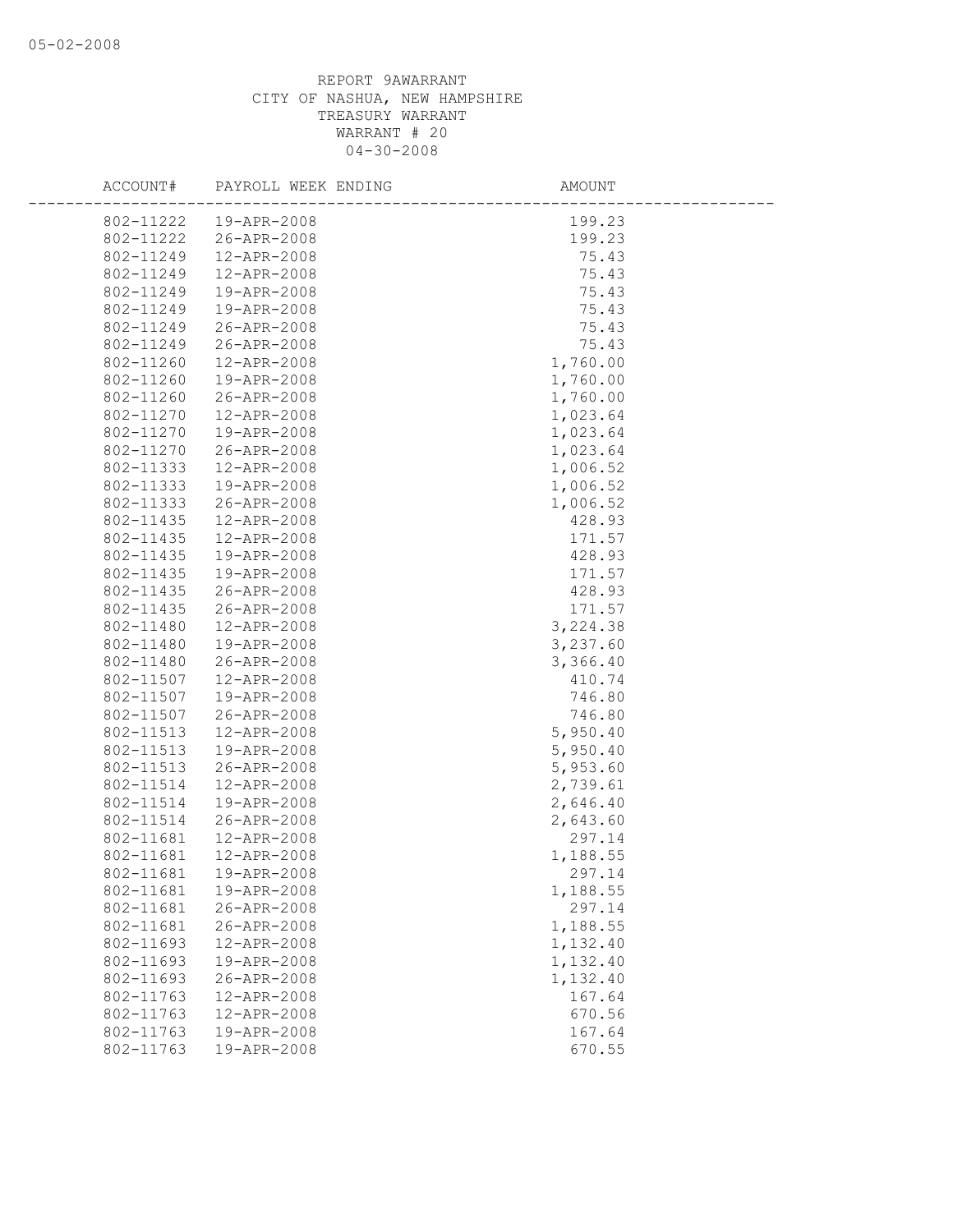REPORT 9AWARRANT
CITY OF NASHUA, NEW HAMPSHIRE
TREASURY WARRANT
WARRANT # 20
04-30-2008

| ACCOUNT# | PAYROLL WEEK ENDING | AMOUNT |
|---|---|---|
| 802-11222 | 19-APR-2008 | 199.23 |
| 802-11222 | 26-APR-2008 | 199.23 |
| 802-11249 | 12-APR-2008 | 75.43 |
| 802-11249 | 12-APR-2008 | 75.43 |
| 802-11249 | 19-APR-2008 | 75.43 |
| 802-11249 | 19-APR-2008 | 75.43 |
| 802-11249 | 26-APR-2008 | 75.43 |
| 802-11249 | 26-APR-2008 | 75.43 |
| 802-11260 | 12-APR-2008 | 1,760.00 |
| 802-11260 | 19-APR-2008 | 1,760.00 |
| 802-11260 | 26-APR-2008 | 1,760.00 |
| 802-11270 | 12-APR-2008 | 1,023.64 |
| 802-11270 | 19-APR-2008 | 1,023.64 |
| 802-11270 | 26-APR-2008 | 1,023.64 |
| 802-11333 | 12-APR-2008 | 1,006.52 |
| 802-11333 | 19-APR-2008 | 1,006.52 |
| 802-11333 | 26-APR-2008 | 1,006.52 |
| 802-11435 | 12-APR-2008 | 428.93 |
| 802-11435 | 12-APR-2008 | 171.57 |
| 802-11435 | 19-APR-2008 | 428.93 |
| 802-11435 | 19-APR-2008 | 171.57 |
| 802-11435 | 26-APR-2008 | 428.93 |
| 802-11435 | 26-APR-2008 | 171.57 |
| 802-11480 | 12-APR-2008 | 3,224.38 |
| 802-11480 | 19-APR-2008 | 3,237.60 |
| 802-11480 | 26-APR-2008 | 3,366.40 |
| 802-11507 | 12-APR-2008 | 410.74 |
| 802-11507 | 19-APR-2008 | 746.80 |
| 802-11507 | 26-APR-2008 | 746.80 |
| 802-11513 | 12-APR-2008 | 5,950.40 |
| 802-11513 | 19-APR-2008 | 5,950.40 |
| 802-11513 | 26-APR-2008 | 5,953.60 |
| 802-11514 | 12-APR-2008 | 2,739.61 |
| 802-11514 | 19-APR-2008 | 2,646.40 |
| 802-11514 | 26-APR-2008 | 2,643.60 |
| 802-11681 | 12-APR-2008 | 297.14 |
| 802-11681 | 12-APR-2008 | 1,188.55 |
| 802-11681 | 19-APR-2008 | 297.14 |
| 802-11681 | 19-APR-2008 | 1,188.55 |
| 802-11681 | 26-APR-2008 | 297.14 |
| 802-11681 | 26-APR-2008 | 1,188.55 |
| 802-11693 | 12-APR-2008 | 1,132.40 |
| 802-11693 | 19-APR-2008 | 1,132.40 |
| 802-11693 | 26-APR-2008 | 1,132.40 |
| 802-11763 | 12-APR-2008 | 167.64 |
| 802-11763 | 12-APR-2008 | 670.56 |
| 802-11763 | 19-APR-2008 | 167.64 |
| 802-11763 | 19-APR-2008 | 670.55 |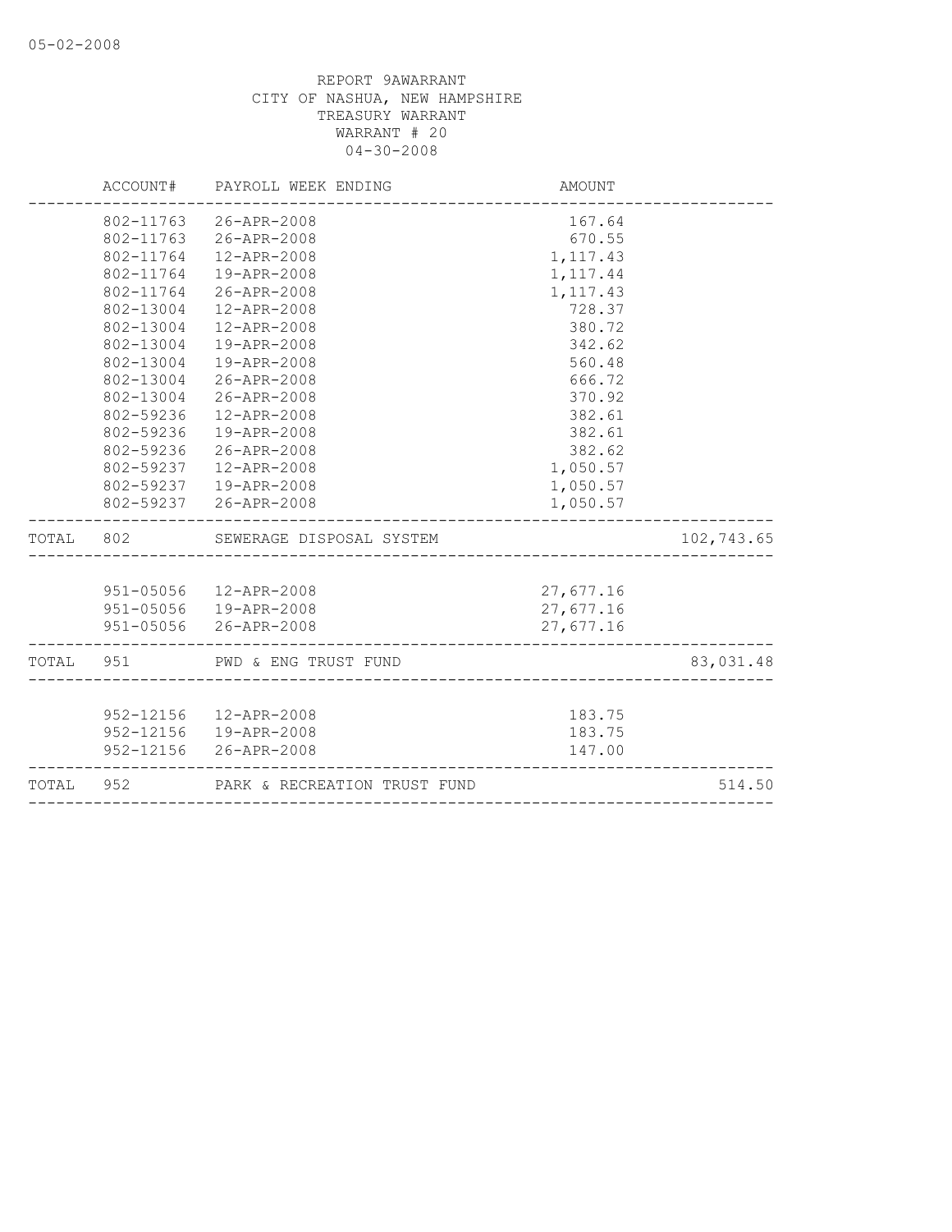REPORT 9AWARRANT
CITY OF NASHUA, NEW HAMPSHIRE
TREASURY WARRANT
WARRANT # 20
04-30-2008

| | ACCOUNT# | PAYROLL WEEK ENDING | AMOUNT | |
|---|---|---|---|---|
| | 802-11763 | 26-APR-2008 | 167.64 | |
| | 802-11763 | 26-APR-2008 | 670.55 | |
| | 802-11764 | 12-APR-2008 | 1,117.43 | |
| | 802-11764 | 19-APR-2008 | 1,117.44 | |
| | 802-11764 | 26-APR-2008 | 1,117.43 | |
| | 802-13004 | 12-APR-2008 | 728.37 | |
| | 802-13004 | 12-APR-2008 | 380.72 | |
| | 802-13004 | 19-APR-2008 | 342.62 | |
| | 802-13004 | 19-APR-2008 | 560.48 | |
| | 802-13004 | 26-APR-2008 | 666.72 | |
| | 802-13004 | 26-APR-2008 | 370.92 | |
| | 802-59236 | 12-APR-2008 | 382.61 | |
| | 802-59236 | 19-APR-2008 | 382.61 | |
| | 802-59236 | 26-APR-2008 | 382.62 | |
| | 802-59237 | 12-APR-2008 | 1,050.57 | |
| | 802-59237 | 19-APR-2008 | 1,050.57 | |
| | 802-59237 | 26-APR-2008 | 1,050.57 | |
| TOTAL | 802 | SEWERAGE DISPOSAL SYSTEM | | 102,743.65 |
| | 951-05056 | 12-APR-2008 | 27,677.16 | |
| | 951-05056 | 19-APR-2008 | 27,677.16 | |
| | 951-05056 | 26-APR-2008 | 27,677.16 | |
| TOTAL | 951 | PWD & ENG TRUST FUND | | 83,031.48 |
| | 952-12156 | 12-APR-2008 | 183.75 | |
| | 952-12156 | 19-APR-2008 | 183.75 | |
| | 952-12156 | 26-APR-2008 | 147.00 | |
| TOTAL | 952 | PARK & RECREATION TRUST FUND | | 514.50 |